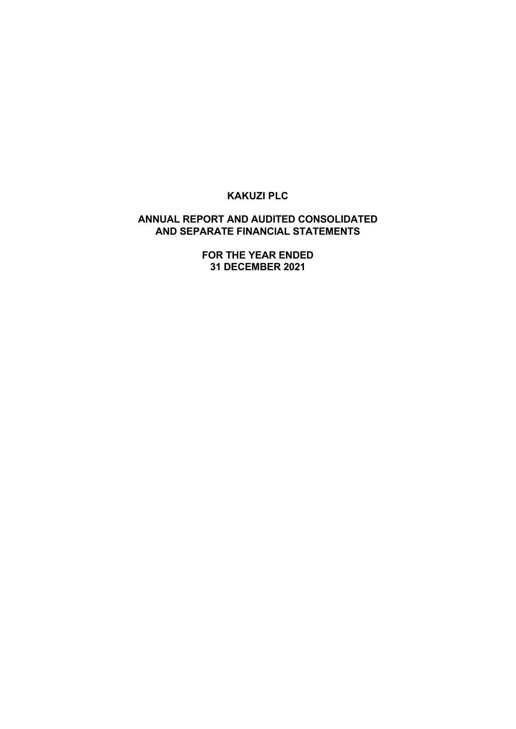# KAKUZI PLC

## ANNUAL REPORT AND AUDITED CONSOLIDATED AND SEPARATE FINANCIAL STATEMENTS

## FOR THE YEAR ENDED 31 DECEMBER 2021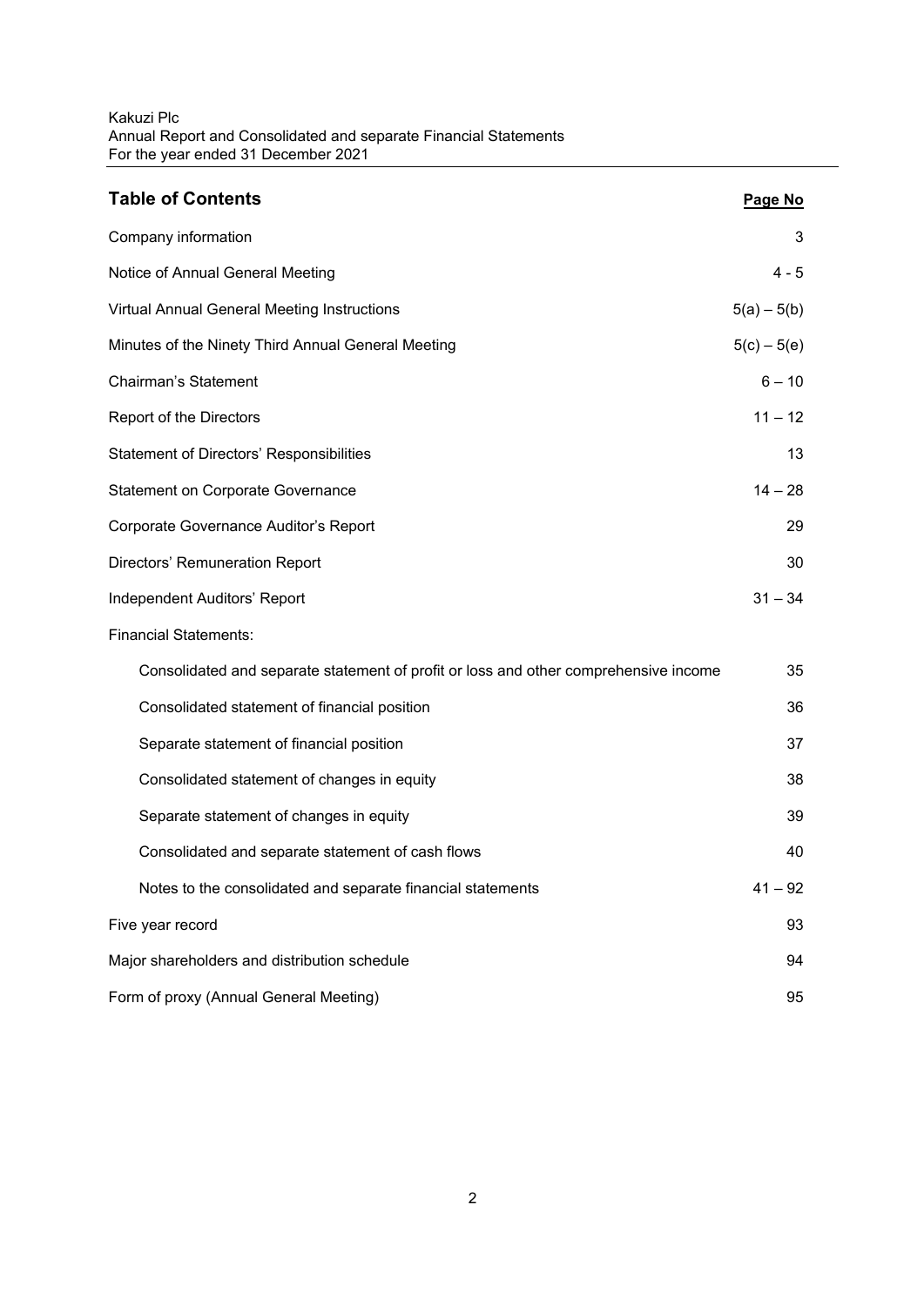## Table of Contents

| | Page No |
|---|---|
| Company information | 3 |
| Notice of Annual General Meeting | 4 - 5 |
| Virtual Annual General Meeting Instructions | 5(a) – 5(b) |
| Minutes of the Ninety Third Annual General Meeting | 5(c) – 5(e) |
| Chairman's Statement | 6 – 10 |
| Report of the Directors | 11 – 12 |
| Statement of Directors' Responsibilities | 13 |
| Statement on Corporate Governance | 14 – 28 |
| Corporate Governance Auditor's Report | 29 |
| Directors' Remuneration Report | 30 |
| Independent Auditors' Report | 31 – 34 |
| Financial Statements: | |
| Consolidated and separate statement of profit or loss and other comprehensive income | 35 |
| Consolidated statement of financial position | 36 |
| Separate statement of financial position | 37 |
| Consolidated statement of changes in equity | 38 |
| Separate statement of changes in equity | 39 |
| Consolidated and separate statement of cash flows | 40 |
| Notes to the consolidated and separate financial statements | 41 – 92 |
| Five year record | 93 |
| Major shareholders and distribution schedule | 94 |
| Form of proxy (Annual General Meeting) | 95 |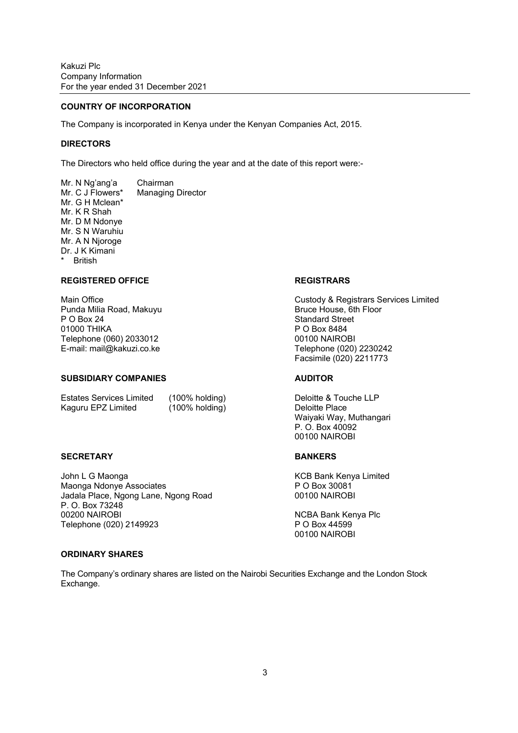Kakuzi Plc
Company Information
For the year ended 31 December 2021

## COUNTRY OF INCORPORATION

The Company is incorporated in Kenya under the Kenyan Companies Act, 2015.

## DIRECTORS

The Directors who held office during the year and at the date of this report were:-

| | |
|---|---|
| Mr. N Ng'ang'a | Chairman |
| Mr. C J Flowers* | Managing Director |
| Mr. G H Mclean* | |
| Mr. K R Shah | |
| Mr. D M Ndonye | |
| Mr. S N Waruhiu | |
| Mr. A N Njoroge | |
| Dr. J K Kimani | |

\* British

## REGISTERED OFFICE

Main Office
Punda Milia Road, Makuyu
P O Box 24
01000 THIKA
Telephone (060) 2033012
E-mail: mail@kakuzi.co.ke

## REGISTRARS

Custody & Registrars Services Limited
Bruce House, 6th Floor
Standard Street
P O Box 8484
00100 NAIROBI
Telephone (020) 2230242
Facsimile (020) 2211773

## SUBSIDIARY COMPANIES

| | |
|---|---|
| Estates Services Limited | (100% holding) |
| Kaguru EPZ Limited | (100% holding) |

## AUDITOR

Deloitte & Touche LLP
Deloitte Place
Waiyaki Way, Muthangari
P. O. Box 40092
00100 NAIROBI

## SECRETARY

John L G Maonga
Maonga Ndonye Associates
Jadala Place, Ngong Lane, Ngong Road
P. O. Box 73248
00200 NAIROBI
Telephone (020) 2149923

## BANKERS

KCB Bank Kenya Limited
P O Box 30081
00100 NAIROBI

NCBA Bank Kenya Plc
P O Box 44599
00100 NAIROBI

## ORDINARY SHARES

The Company's ordinary shares are listed on the Nairobi Securities Exchange and the London Stock Exchange.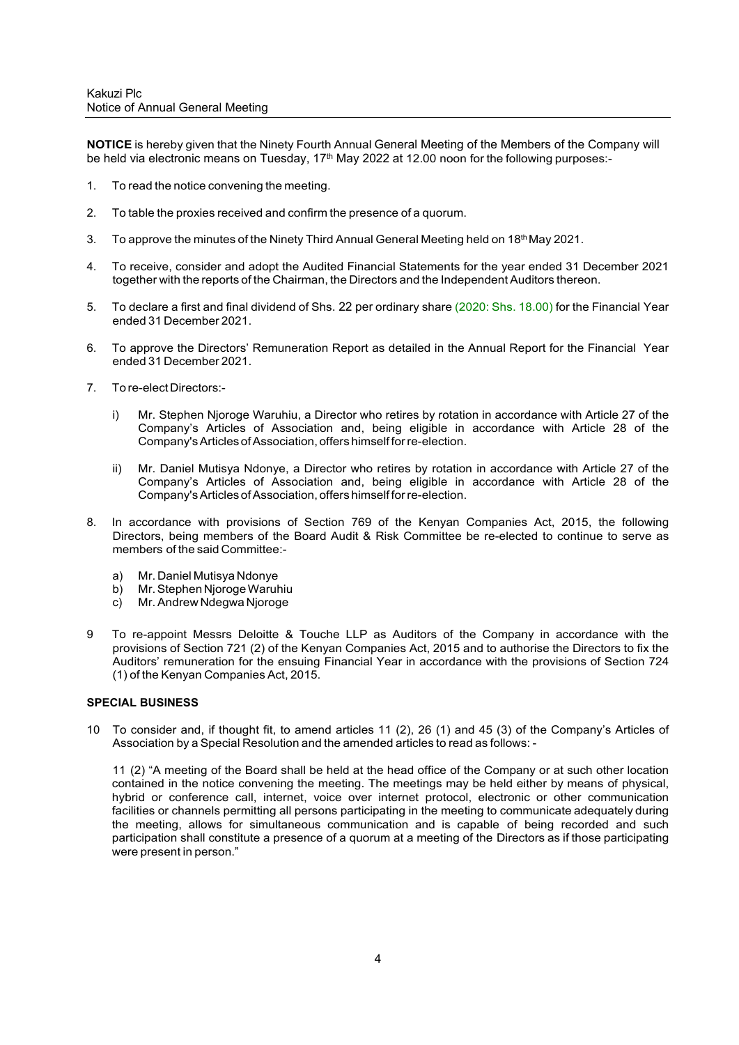Kakuzi Plc
Notice of Annual General Meeting

**NOTICE** is hereby given that the Ninety Fourth Annual General Meeting of the Members of the Company will be held via electronic means on Tuesday, 17th May 2022 at 12.00 noon for the following purposes:-

1. To read the notice convening the meeting.

2. To table the proxies received and confirm the presence of a quorum.

3. To approve the minutes of the Ninety Third Annual General Meeting held on 18th May 2021.

4. To receive, consider and adopt the Audited Financial Statements for the year ended 31 December 2021 together with the reports of the Chairman, the Directors and the Independent Auditors thereon.

5. To declare a first and final dividend of Shs. 22 per ordinary share (2020: Shs. 18.00) for the Financial Year ended 31 December 2021.

6. To approve the Directors' Remuneration Report as detailed in the Annual Report for the Financial Year ended 31 December 2021.

7. To re-elect Directors:-

   i) Mr. Stephen Njoroge Waruhiu, a Director who retires by rotation in accordance with Article 27 of the Company's Articles of Association and, being eligible in accordance with Article 28 of the Company's Articles of Association, offers himself for re-election.

   ii) Mr. Daniel Mutisya Ndonye, a Director who retires by rotation in accordance with Article 27 of the Company's Articles of Association and, being eligible in accordance with Article 28 of the Company's Articles of Association, offers himself for re-election.

8. In accordance with provisions of Section 769 of the Kenyan Companies Act, 2015, the following Directors, being members of the Board Audit & Risk Committee be re-elected to continue to serve as members of the said Committee:-

   a) Mr. Daniel Mutisya Ndonye
   b) Mr. Stephen Njoroge Waruhiu
   c) Mr. Andrew Ndegwa Njoroge

9. To re-appoint Messrs Deloitte & Touche LLP as Auditors of the Company in accordance with the provisions of Section 721 (2) of the Kenyan Companies Act, 2015 and to authorise the Directors to fix the Auditors' remuneration for the ensuing Financial Year in accordance with the provisions of Section 724 (1) of the Kenyan Companies Act, 2015.

**SPECIAL BUSINESS**

10. To consider and, if thought fit, to amend articles 11 (2), 26 (1) and 45 (3) of the Company's Articles of Association by a Special Resolution and the amended articles to read as follows: -

    11 (2) "A meeting of the Board shall be held at the head office of the Company or at such other location contained in the notice convening the meeting. The meetings may be held either by means of physical, hybrid or conference call, internet, voice over internet protocol, electronic or other communication facilities or channels permitting all persons participating in the meeting to communicate adequately during the meeting, allows for simultaneous communication and is capable of being recorded and such participation shall constitute a presence of a quorum at a meeting of the Directors as if those participating were present in person."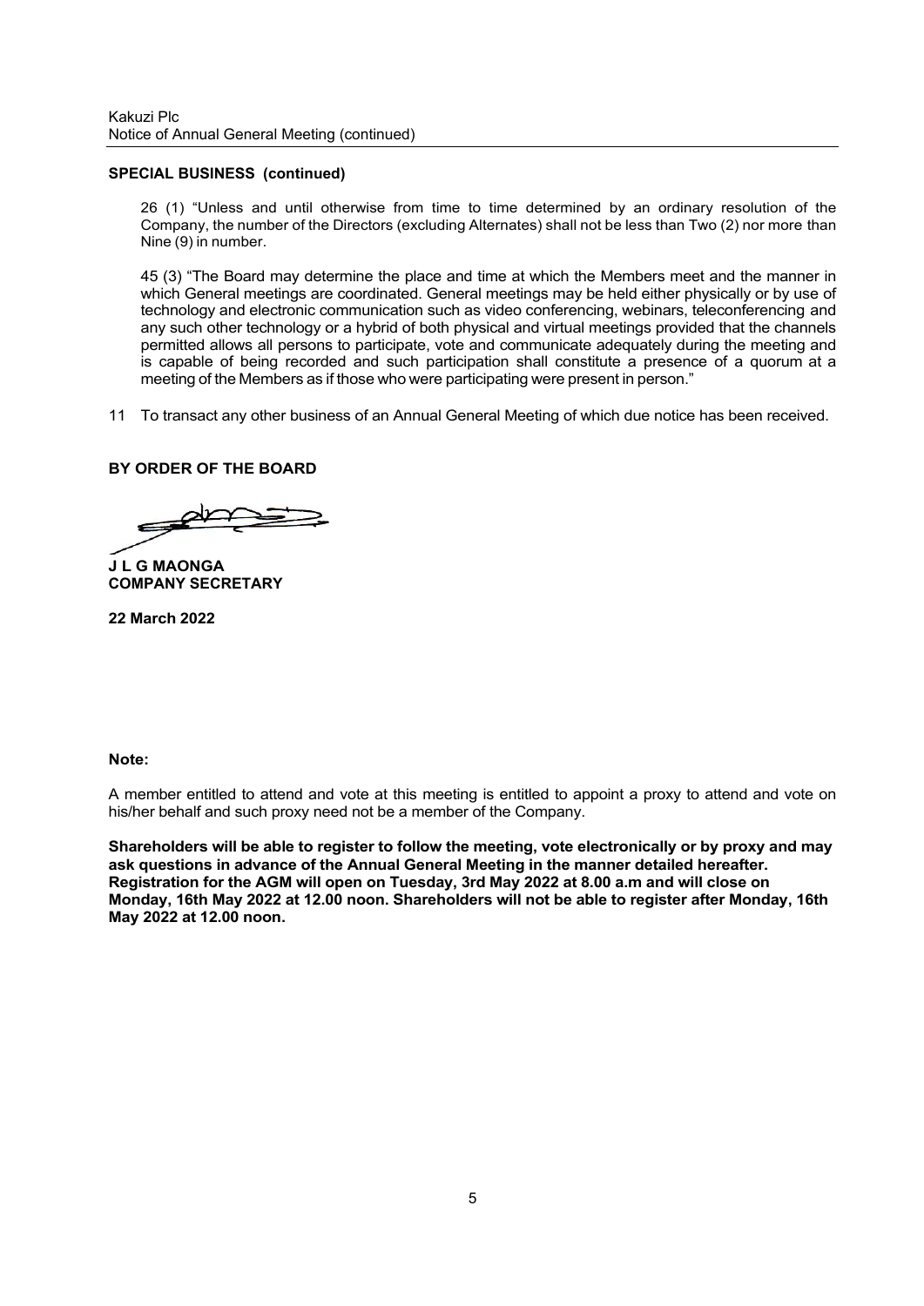**SPECIAL BUSINESS (continued)**

26 (1) "Unless and until otherwise from time to time determined by an ordinary resolution of the Company, the number of the Directors (excluding Alternates) shall not be less than Two (2) nor more than Nine (9) in number.

45 (3) "The Board may determine the place and time at which the Members meet and the manner in which General meetings are coordinated. General meetings may be held either physically or by use of technology and electronic communication such as video conferencing, webinars, teleconferencing and any such other technology or a hybrid of both physical and virtual meetings provided that the channels permitted allows all persons to participate, vote and communicate adequately during the meeting and is capable of being recorded and such participation shall constitute a presence of a quorum at a meeting of the Members as if those who were participating were present in person."

11 To transact any other business of an Annual General Meeting of which due notice has been received.

**BY ORDER OF THE BOARD**

**J L G MAONGA**
**COMPANY SECRETARY**

**22 March 2022**

**Note:**

A member entitled to attend and vote at this meeting is entitled to appoint a proxy to attend and vote on his/her behalf and such proxy need not be a member of the Company.

**Shareholders will be able to register to follow the meeting, vote electronically or by proxy and may ask questions in advance of the Annual General Meeting in the manner detailed hereafter. Registration for the AGM will open on Tuesday, 3rd May 2022 at 8.00 a.m and will close on Monday, 16th May 2022 at 12.00 noon. Shareholders will not be able to register after Monday, 16th May 2022 at 12.00 noon.**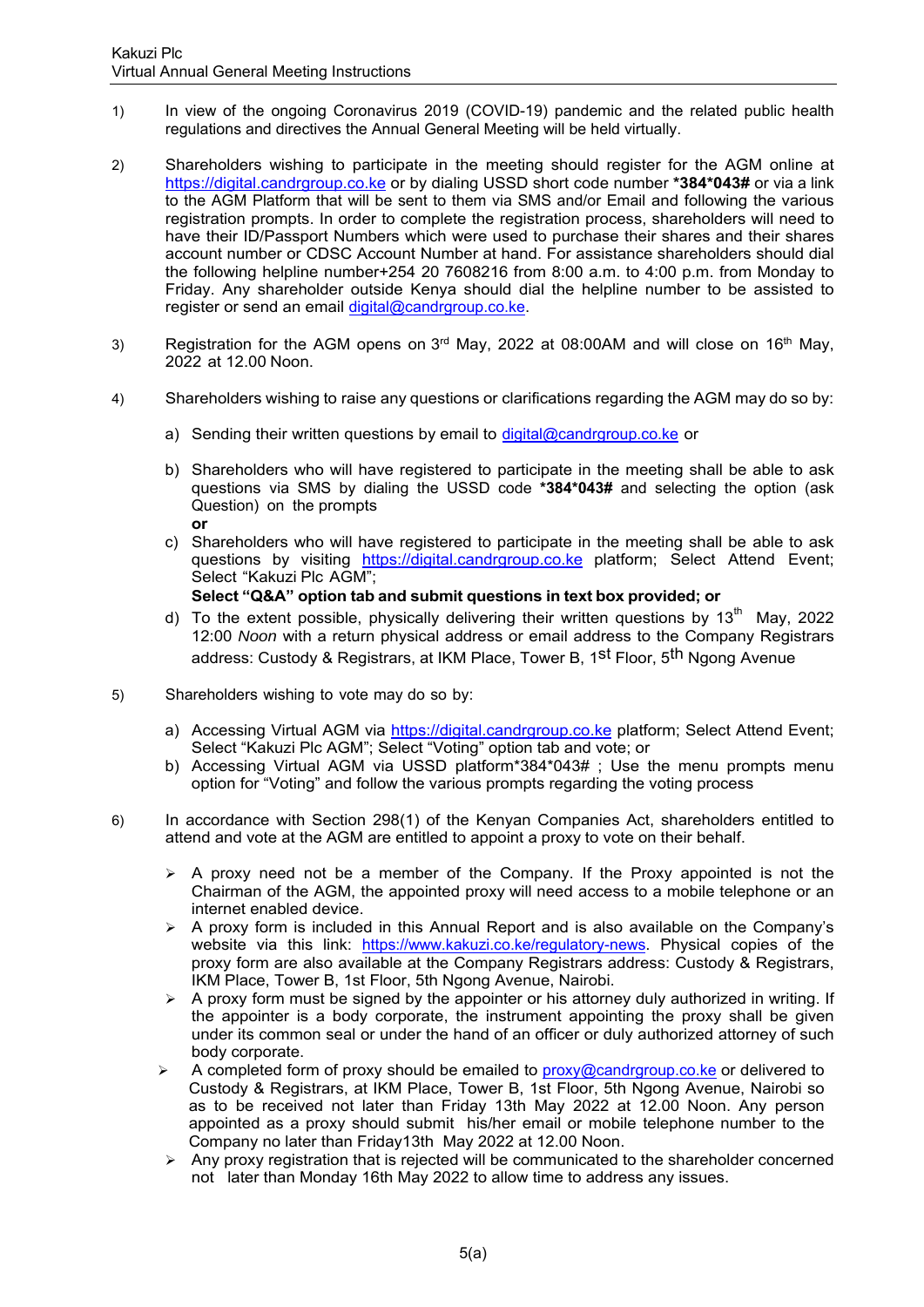Kakuzi Plc
Virtual Annual General Meeting Instructions

1) In view of the ongoing Coronavirus 2019 (COVID-19) pandemic and the related public health regulations and directives the Annual General Meeting will be held virtually.

2) Shareholders wishing to participate in the meeting should register for the AGM online at https://digital.candrgroup.co.ke or by dialing USSD short code number **\*384\*043#** or via a link to the AGM Platform that will be sent to them via SMS and/or Email and following the various registration prompts. In order to complete the registration process, shareholders will need to have their ID/Passport Numbers which were used to purchase their shares and their shares account number or CDSC Account Number at hand. For assistance shareholders should dial the following helpline number+254 20 7608216 from 8:00 a.m. to 4:00 p.m. from Monday to Friday. Any shareholder outside Kenya should dial the helpline number to be assisted to register or send an email digital@candrgroup.co.ke.

3) Registration for the AGM opens on 3rd May, 2022 at 08:00AM and will close on 16th May, 2022 at 12.00 Noon.

4) Shareholders wishing to raise any questions or clarifications regarding the AGM may do so by:

   a) Sending their written questions by email to digital@candrgroup.co.ke or

   b) Shareholders who will have registered to participate in the meeting shall be able to ask questions via SMS by dialing the USSD code **\*384\*043#** and selecting the option (ask Question) on the prompts
   **or**

   c) Shareholders who will have registered to participate in the meeting shall be able to ask questions by visiting https://digital.candrgroup.co.ke platform; Select Attend Event; Select "Kakuzi Plc AGM";
   **Select "Q&A" option tab and submit questions in text box provided; or**

   d) To the extent possible, physically delivering their written questions by 13th May, 2022 12:00 *Noon* with a return physical address or email address to the Company Registrars address: Custody & Registrars, at IKM Place, Tower B, 1st Floor, 5th Ngong Avenue

5) Shareholders wishing to vote may do so by:

   a) Accessing Virtual AGM via https://digital.candrgroup.co.ke platform; Select Attend Event; Select "Kakuzi Plc AGM"; Select "Voting" option tab and vote; or

   b) Accessing Virtual AGM via USSD platform\*384\*043# ; Use the menu prompts menu option for "Voting" and follow the various prompts regarding the voting process

6) In accordance with Section 298(1) of the Kenyan Companies Act, shareholders entitled to attend and vote at the AGM are entitled to appoint a proxy to vote on their behalf.

   - A proxy need not be a member of the Company. If the Proxy appointed is not the Chairman of the AGM, the appointed proxy will need access to a mobile telephone or an internet enabled device.
   - A proxy form is included in this Annual Report and is also available on the Company's website via this link: https://www.kakuzi.co.ke/regulatory-news. Physical copies of the proxy form are also available at the Company Registrars address: Custody & Registrars, IKM Place, Tower B, 1st Floor, 5th Ngong Avenue, Nairobi.
   - A proxy form must be signed by the appointer or his attorney duly authorized in writing. If the appointer is a body corporate, the instrument appointing the proxy shall be given under its common seal or under the hand of an officer or duly authorized attorney of such body corporate.
   - A completed form of proxy should be emailed to proxy@candrgroup.co.ke or delivered to Custody & Registrars, at IKM Place, Tower B, 1st Floor, 5th Ngong Avenue, Nairobi so as to be received not later than Friday 13th May 2022 at 12.00 Noon. Any person appointed as a proxy should submit his/her email or mobile telephone number to the Company no later than Friday13th May 2022 at 12.00 Noon.
   - Any proxy registration that is rejected will be communicated to the shareholder concerned not later than Monday 16th May 2022 to allow time to address any issues.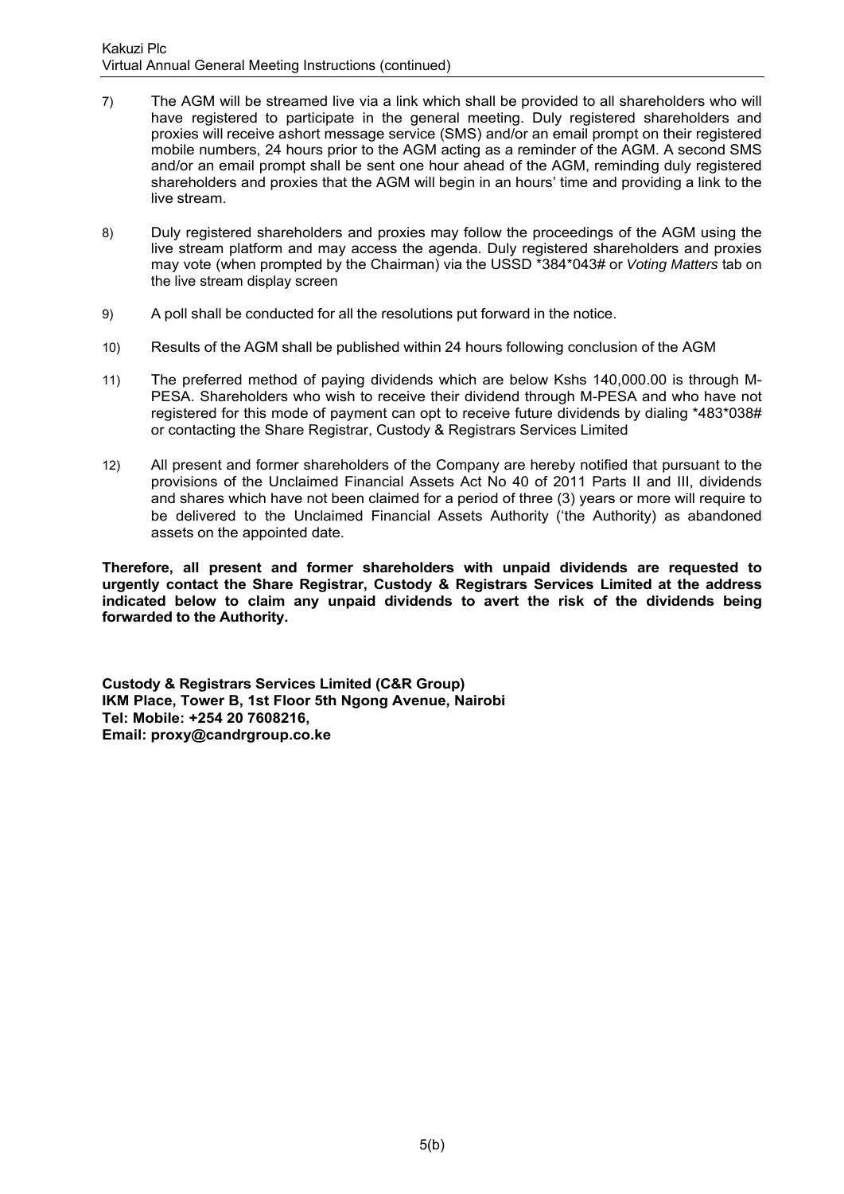7) The AGM will be streamed live via a link which shall be provided to all shareholders who will have registered to participate in the general meeting. Duly registered shareholders and proxies will receive ashort message service (SMS) and/or an email prompt on their registered mobile numbers, 24 hours prior to the AGM acting as a reminder of the AGM. A second SMS and/or an email prompt shall be sent one hour ahead of the AGM, reminding duly registered shareholders and proxies that the AGM will begin in an hours' time and providing a link to the live stream.

8) Duly registered shareholders and proxies may follow the proceedings of the AGM using the live stream platform and may access the agenda. Duly registered shareholders and proxies may vote (when prompted by the Chairman) via the USSD *384*043# or *Voting Matters* tab on the live stream display screen

9) A poll shall be conducted for all the resolutions put forward in the notice.

10) Results of the AGM shall be published within 24 hours following conclusion of the AGM

11) The preferred method of paying dividends which are below Kshs 140,000.00 is through M-PESA. Shareholders who wish to receive their dividend through M-PESA and who have not registered for this mode of payment can opt to receive future dividends by dialing *483*038# or contacting the Share Registrar, Custody & Registrars Services Limited

12) All present and former shareholders of the Company are hereby notified that pursuant to the provisions of the Unclaimed Financial Assets Act No 40 of 2011 Parts II and III, dividends and shares which have not been claimed for a period of three (3) years or more will require to be delivered to the Unclaimed Financial Assets Authority ('the Authority) as abandoned assets on the appointed date.

**Therefore, all present and former shareholders with unpaid dividends are requested to urgently contact the Share Registrar, Custody & Registrars Services Limited at the address indicated below to claim any unpaid dividends to avert the risk of the dividends being forwarded to the Authority.**

**Custody & Registrars Services Limited (C&R Group)**
**IKM Place, Tower B, 1st Floor 5th Ngong Avenue, Nairobi**
**Tel: Mobile: +254 20 7608216,**
**Email: proxy@candrgroup.co.ke**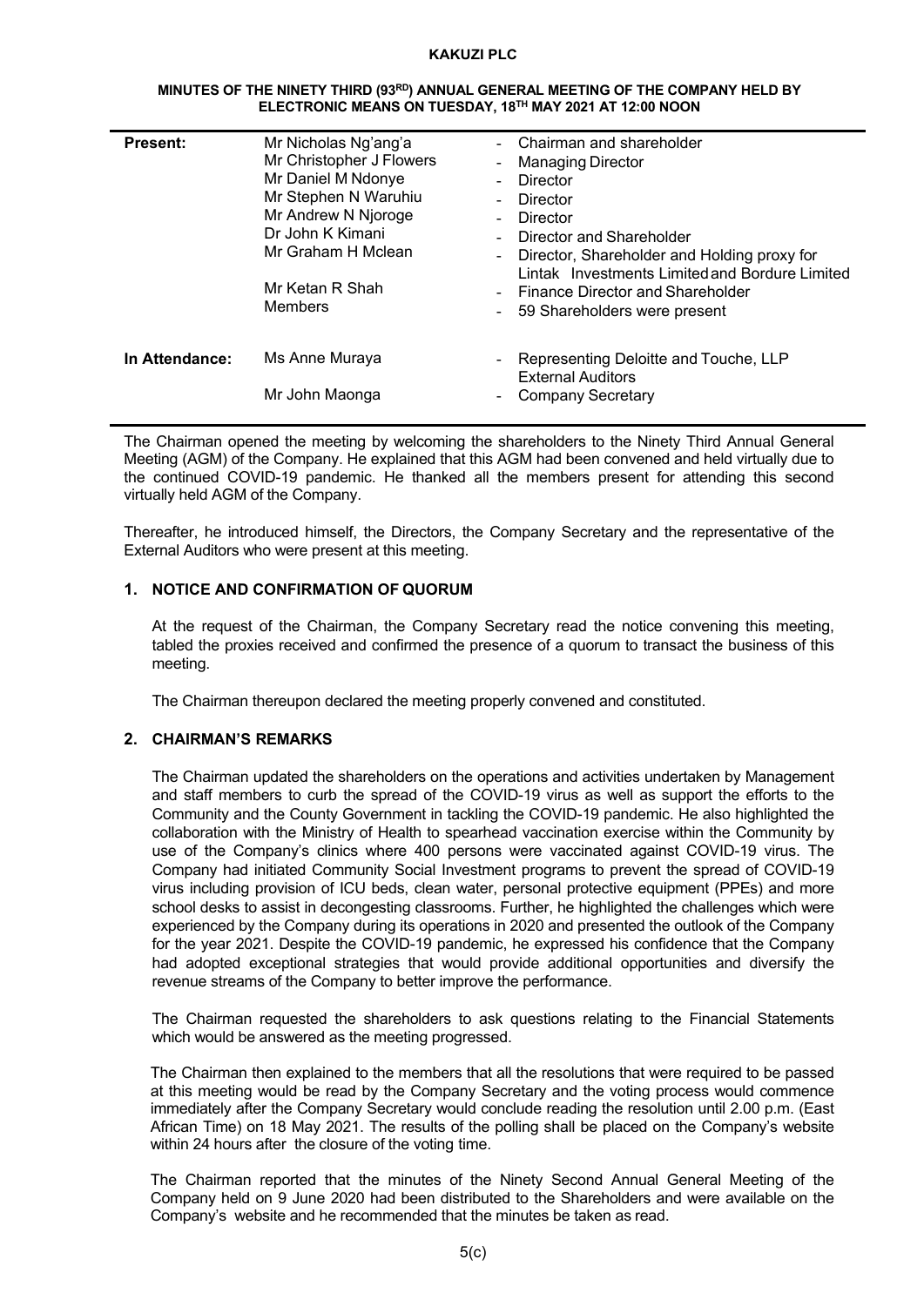**KAKUZI PLC**

**MINUTES OF THE NINETY THIRD (93RD) ANNUAL GENERAL MEETING OF THE COMPANY HELD BY ELECTRONIC MEANS ON TUESDAY, 18TH MAY 2021 AT 12:00 NOON**

| | | |
|---|---|---|
| **Present:** | Mr Nicholas Ng'ang'a | - Chairman and shareholder |
| | Mr Christopher J Flowers | - Managing Director |
| | Mr Daniel M Ndonye | - Director |
| | Mr Stephen N Waruhiu | - Director |
| | Mr Andrew N Njoroge | - Director |
| | Dr John K Kimani | - Director and Shareholder |
| | Mr Graham H Mclean | - Director, Shareholder and Holding proxy for Lintak Investments Limited and Bordure Limited |
| | Mr Ketan R Shah | - Finance Director and Shareholder |
| | Members | - 59 Shareholders were present |
| **In Attendance:** | Ms Anne Muraya | - Representing Deloitte and Touche, LLP External Auditors |
| | Mr John Maonga | - Company Secretary |

The Chairman opened the meeting by welcoming the shareholders to the Ninety Third Annual General Meeting (AGM) of the Company. He explained that this AGM had been convened and held virtually due to the continued COVID-19 pandemic. He thanked all the members present for attending this second virtually held AGM of the Company.

Thereafter, he introduced himself, the Directors, the Company Secretary and the representative of the External Auditors who were present at this meeting.

## 1. NOTICE AND CONFIRMATION OF QUORUM

At the request of the Chairman, the Company Secretary read the notice convening this meeting, tabled the proxies received and confirmed the presence of a quorum to transact the business of this meeting.

The Chairman thereupon declared the meeting properly convened and constituted.

## 2. CHAIRMAN'S REMARKS

The Chairman updated the shareholders on the operations and activities undertaken by Management and staff members to curb the spread of the COVID-19 virus as well as support the efforts to the Community and the County Government in tackling the COVID-19 pandemic. He also highlighted the collaboration with the Ministry of Health to spearhead vaccination exercise within the Community by use of the Company's clinics where 400 persons were vaccinated against COVID-19 virus. The Company had initiated Community Social Investment programs to prevent the spread of COVID-19 virus including provision of ICU beds, clean water, personal protective equipment (PPEs) and more school desks to assist in decongesting classrooms. Further, he highlighted the challenges which were experienced by the Company during its operations in 2020 and presented the outlook of the Company for the year 2021. Despite the COVID-19 pandemic, he expressed his confidence that the Company had adopted exceptional strategies that would provide additional opportunities and diversify the revenue streams of the Company to better improve the performance.

The Chairman requested the shareholders to ask questions relating to the Financial Statements which would be answered as the meeting progressed.

The Chairman then explained to the members that all the resolutions that were required to be passed at this meeting would be read by the Company Secretary and the voting process would commence immediately after the Company Secretary would conclude reading the resolution until 2.00 p.m. (East African Time) on 18 May 2021. The results of the polling shall be placed on the Company's website within 24 hours after the closure of the voting time.

The Chairman reported that the minutes of the Ninety Second Annual General Meeting of the Company held on 9 June 2020 had been distributed to the Shareholders and were available on the Company's website and he recommended that the minutes be taken as read.

5(c)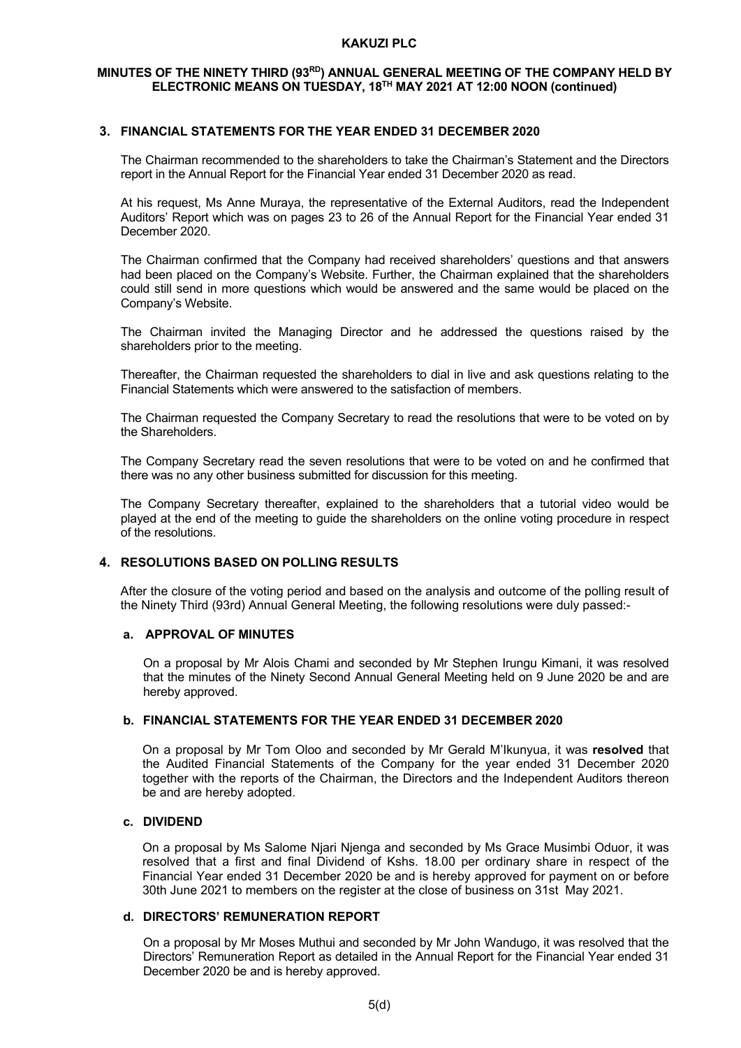## 3. FINANCIAL STATEMENTS FOR THE YEAR ENDED 31 DECEMBER 2020

The Chairman recommended to the shareholders to take the Chairman's Statement and the Directors report in the Annual Report for the Financial Year ended 31 December 2020 as read.

At his request, Ms Anne Muraya, the representative of the External Auditors, read the Independent Auditors' Report which was on pages 23 to 26 of the Annual Report for the Financial Year ended 31 December 2020.

The Chairman confirmed that the Company had received shareholders' questions and that answers had been placed on the Company's Website. Further, the Chairman explained that the shareholders could still send in more questions which would be answered and the same would be placed on the Company's Website.

The Chairman invited the Managing Director and he addressed the questions raised by the shareholders prior to the meeting.

Thereafter, the Chairman requested the shareholders to dial in live and ask questions relating to the Financial Statements which were answered to the satisfaction of members.

The Chairman requested the Company Secretary to read the resolutions that were to be voted on by the Shareholders.

The Company Secretary read the seven resolutions that were to be voted on and he confirmed that there was no any other business submitted for discussion for this meeting.

The Company Secretary thereafter, explained to the shareholders that a tutorial video would be played at the end of the meeting to guide the shareholders on the online voting procedure in respect of the resolutions.

## 4. RESOLUTIONS BASED ON POLLING RESULTS

After the closure of the voting period and based on the analysis and outcome of the polling result of the Ninety Third (93rd) Annual General Meeting, the following resolutions were duly passed:-

### a. APPROVAL OF MINUTES

On a proposal by Mr Alois Chami and seconded by Mr Stephen Irungu Kimani, it was resolved that the minutes of the Ninety Second Annual General Meeting held on 9 June 2020 be and are hereby approved.

### b. FINANCIAL STATEMENTS FOR THE YEAR ENDED 31 DECEMBER 2020

On a proposal by Mr Tom Oloo and seconded by Mr Gerald M'Ikunyua, it was **resolved** that the Audited Financial Statements of the Company for the year ended 31 December 2020 together with the reports of the Chairman, the Directors and the Independent Auditors thereon be and are hereby adopted.

### c. DIVIDEND

On a proposal by Ms Salome Njari Njenga and seconded by Ms Grace Musimbi Oduor, it was resolved that a first and final Dividend of Kshs. 18.00 per ordinary share in respect of the Financial Year ended 31 December 2020 be and is hereby approved for payment on or before 30th June 2021 to members on the register at the close of business on 31st May 2021.

### d. DIRECTORS' REMUNERATION REPORT

On a proposal by Mr Moses Muthui and seconded by Mr John Wandugo, it was resolved that the Directors' Remuneration Report as detailed in the Annual Report for the Financial Year ended 31 December 2020 be and is hereby approved.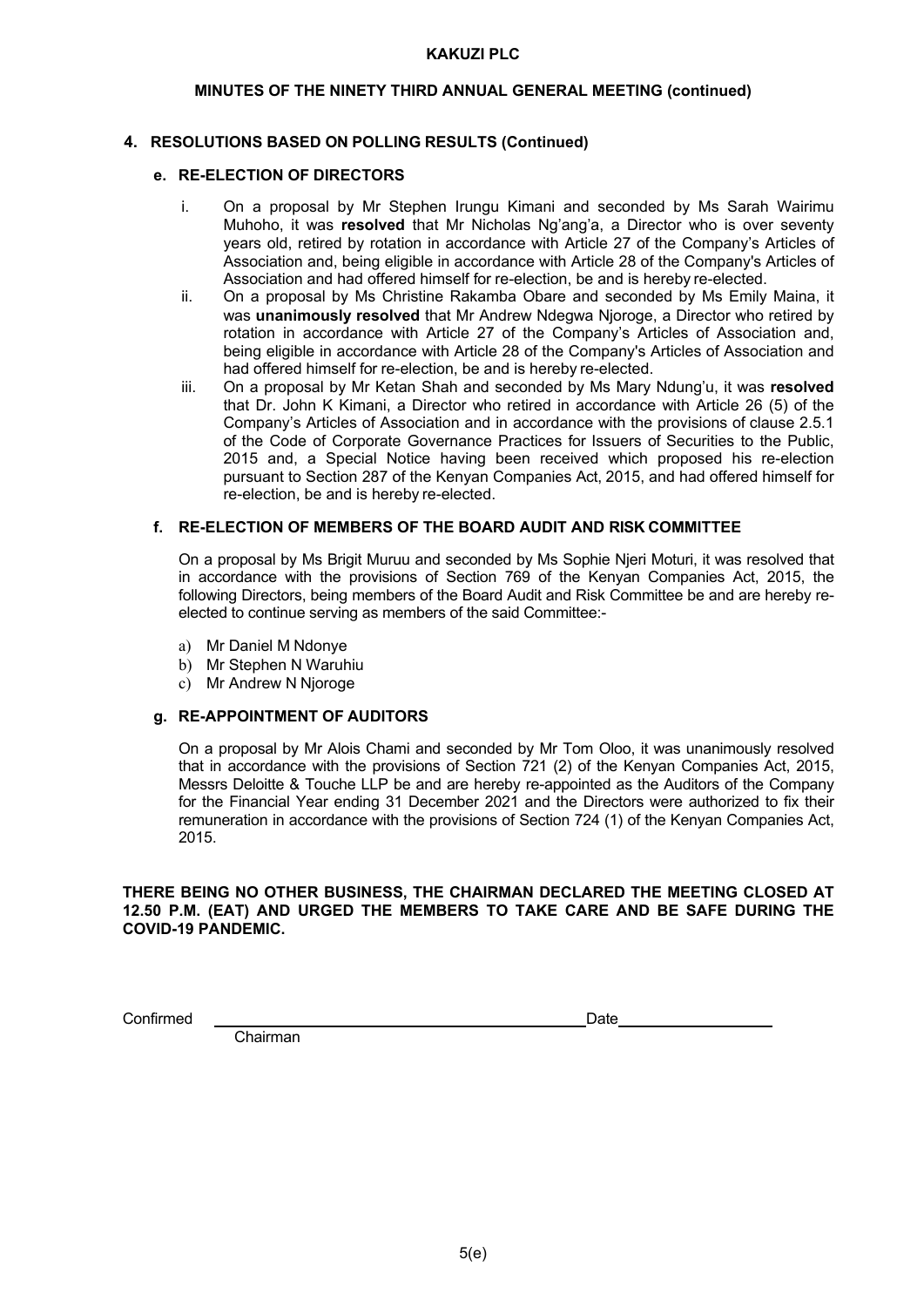**KAKUZI PLC**

**MINUTES OF THE NINETY THIRD ANNUAL GENERAL MEETING (continued)**

## 4. RESOLUTIONS BASED ON POLLING RESULTS (Continued)

### e. RE-ELECTION OF DIRECTORS

i. On a proposal by Mr Stephen Irungu Kimani and seconded by Ms Sarah Wairimu Muhoho, it was **resolved** that Mr Nicholas Ng'ang'a, a Director who is over seventy years old, retired by rotation in accordance with Article 27 of the Company's Articles of Association and, being eligible in accordance with Article 28 of the Company's Articles of Association and had offered himself for re-election, be and is hereby re-elected.

ii. On a proposal by Ms Christine Rakamba Obare and seconded by Ms Emily Maina, it was **unanimously resolved** that Mr Andrew Ndegwa Njoroge, a Director who retired by rotation in accordance with Article 27 of the Company's Articles of Association and, being eligible in accordance with Article 28 of the Company's Articles of Association and had offered himself for re-election, be and is hereby re-elected.

iii. On a proposal by Mr Ketan Shah and seconded by Ms Mary Ndung'u, it was **resolved** that Dr. John K Kimani, a Director who retired in accordance with Article 26 (5) of the Company's Articles of Association and in accordance with the provisions of clause 2.5.1 of the Code of Corporate Governance Practices for Issuers of Securities to the Public, 2015 and, a Special Notice having been received which proposed his re-election pursuant to Section 287 of the Kenyan Companies Act, 2015, and had offered himself for re-election, be and is hereby re-elected.

### f. RE-ELECTION OF MEMBERS OF THE BOARD AUDIT AND RISK COMMITTEE

On a proposal by Ms Brigit Muruu and seconded by Ms Sophie Njeri Moturi, it was resolved that in accordance with the provisions of Section 769 of the Kenyan Companies Act, 2015, the following Directors, being members of the Board Audit and Risk Committee be and are hereby re-elected to continue serving as members of the said Committee:-

a) Mr Daniel M Ndonye
b) Mr Stephen N Waruhiu
c) Mr Andrew N Njoroge

### g. RE-APPOINTMENT OF AUDITORS

On a proposal by Mr Alois Chami and seconded by Mr Tom Oloo, it was unanimously resolved that in accordance with the provisions of Section 721 (2) of the Kenyan Companies Act, 2015, Messrs Deloitte & Touche LLP be and are hereby re-appointed as the Auditors of the Company for the Financial Year ending 31 December 2021 and the Directors were authorized to fix their remuneration in accordance with the provisions of Section 724 (1) of the Kenyan Companies Act, 2015.

**THERE BEING NO OTHER BUSINESS, THE CHAIRMAN DECLARED THE MEETING CLOSED AT 12.50 P.M. (EAT) AND URGED THE MEMBERS TO TAKE CARE AND BE SAFE DURING THE COVID-19 PANDEMIC.**

Confirmed ______________________________ Date ____________
Chairman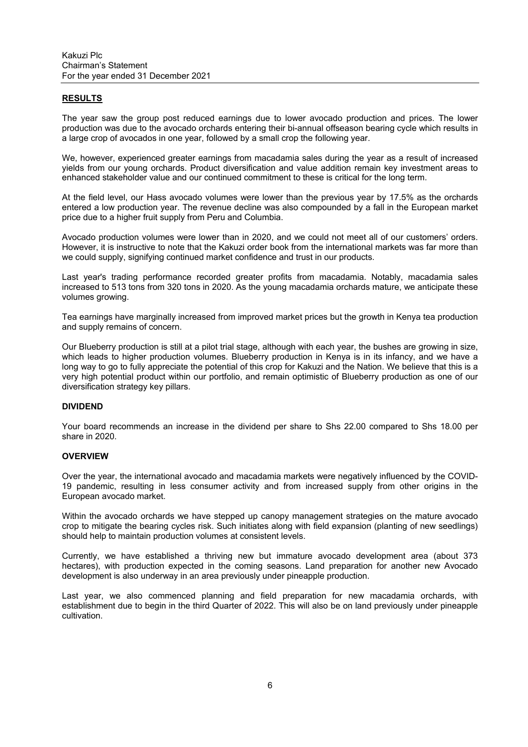Kakuzi Plc
Chairman's Statement
For the year ended 31 December 2021

## RESULTS

The year saw the group post reduced earnings due to lower avocado production and prices. The lower production was due to the avocado orchards entering their bi-annual offseason bearing cycle which results in a large crop of avocados in one year, followed by a small crop the following year.

We, however, experienced greater earnings from macadamia sales during the year as a result of increased yields from our young orchards. Product diversification and value addition remain key investment areas to enhanced stakeholder value and our continued commitment to these is critical for the long term.

At the field level, our Hass avocado volumes were lower than the previous year by 17.5% as the orchards entered a low production year. The revenue decline was also compounded by a fall in the European market price due to a higher fruit supply from Peru and Columbia.

Avocado production volumes were lower than in 2020, and we could not meet all of our customers' orders. However, it is instructive to note that the Kakuzi order book from the international markets was far more than we could supply, signifying continued market confidence and trust in our products.

Last year's trading performance recorded greater profits from macadamia. Notably, macadamia sales increased to 513 tons from 320 tons in 2020. As the young macadamia orchards mature, we anticipate these volumes growing.

Tea earnings have marginally increased from improved market prices but the growth in Kenya tea production and supply remains of concern.

Our Blueberry production is still at a pilot trial stage, although with each year, the bushes are growing in size, which leads to higher production volumes. Blueberry production in Kenya is in its infancy, and we have a long way to go to fully appreciate the potential of this crop for Kakuzi and the Nation. We believe that this is a very high potential product within our portfolio, and remain optimistic of Blueberry production as one of our diversification strategy key pillars.

## DIVIDEND

Your board recommends an increase in the dividend per share to Shs 22.00 compared to Shs 18.00 per share in 2020.

## OVERVIEW

Over the year, the international avocado and macadamia markets were negatively influenced by the COVID-19 pandemic, resulting in less consumer activity and from increased supply from other origins in the European avocado market.

Within the avocado orchards we have stepped up canopy management strategies on the mature avocado crop to mitigate the bearing cycles risk. Such initiates along with field expansion (planting of new seedlings) should help to maintain production volumes at consistent levels.

Currently, we have established a thriving new but immature avocado development area (about 373 hectares), with production expected in the coming seasons. Land preparation for another new Avocado development is also underway in an area previously under pineapple production.

Last year, we also commenced planning and field preparation for new macadamia orchards, with establishment due to begin in the third Quarter of 2022. This will also be on land previously under pineapple cultivation.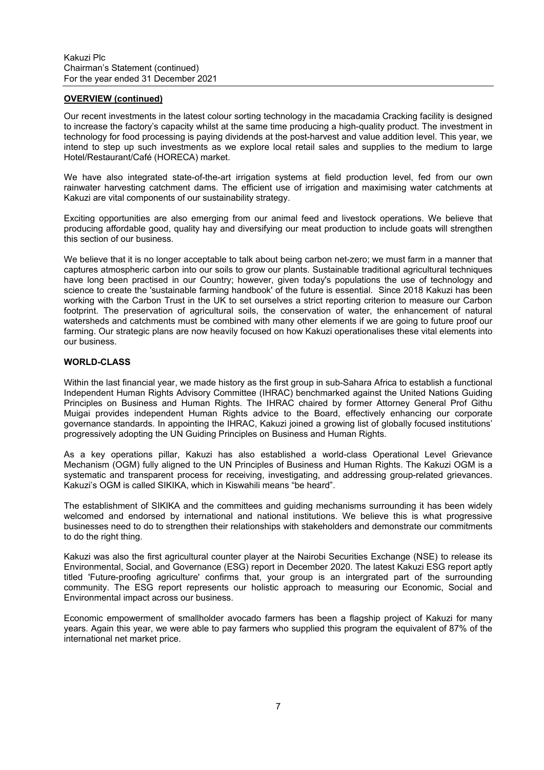**OVERVIEW (continued)**

Our recent investments in the latest colour sorting technology in the macadamia Cracking facility is designed to increase the factory's capacity whilst at the same time producing a high-quality product. The investment in technology for food processing is paying dividends at the post-harvest and value addition level. This year, we intend to step up such investments as we explore local retail sales and supplies to the medium to large Hotel/Restaurant/Café (HORECA) market.

We have also integrated state-of-the-art irrigation systems at field production level, fed from our own rainwater harvesting catchment dams. The efficient use of irrigation and maximising water catchments at Kakuzi are vital components of our sustainability strategy.

Exciting opportunities are also emerging from our animal feed and livestock operations. We believe that producing affordable good, quality hay and diversifying our meat production to include goats will strengthen this section of our business.

We believe that it is no longer acceptable to talk about being carbon net-zero; we must farm in a manner that captures atmospheric carbon into our soils to grow our plants. Sustainable traditional agricultural techniques have long been practised in our Country; however, given today's populations the use of technology and science to create the 'sustainable farming handbook' of the future is essential. Since 2018 Kakuzi has been working with the Carbon Trust in the UK to set ourselves a strict reporting criterion to measure our Carbon footprint. The preservation of agricultural soils, the conservation of water, the enhancement of natural watersheds and catchments must be combined with many other elements if we are going to future proof our farming. Our strategic plans are now heavily focused on how Kakuzi operationalises these vital elements into our business.

**WORLD-CLASS**

Within the last financial year, we made history as the first group in sub-Sahara Africa to establish a functional Independent Human Rights Advisory Committee (IHRAC) benchmarked against the United Nations Guiding Principles on Business and Human Rights. The IHRAC chaired by former Attorney General Prof Githu Muigai provides independent Human Rights advice to the Board, effectively enhancing our corporate governance standards. In appointing the IHRAC, Kakuzi joined a growing list of globally focused institutions' progressively adopting the UN Guiding Principles on Business and Human Rights.

As a key operations pillar, Kakuzi has also established a world-class Operational Level Grievance Mechanism (OGM) fully aligned to the UN Principles of Business and Human Rights. The Kakuzi OGM is a systematic and transparent process for receiving, investigating, and addressing group-related grievances. Kakuzi's OGM is called SIKIKA, which in Kiswahili means "be heard".

The establishment of SIKIKA and the committees and guiding mechanisms surrounding it has been widely welcomed and endorsed by international and national institutions. We believe this is what progressive businesses need to do to strengthen their relationships with stakeholders and demonstrate our commitments to do the right thing.

Kakuzi was also the first agricultural counter player at the Nairobi Securities Exchange (NSE) to release its Environmental, Social, and Governance (ESG) report in December 2020. The latest Kakuzi ESG report aptly titled 'Future-proofing agriculture' confirms that, your group is an intergrated part of the surrounding community. The ESG report represents our holistic approach to measuring our Economic, Social and Environmental impact across our business.

Economic empowerment of smallholder avocado farmers has been a flagship project of Kakuzi for many years. Again this year, we were able to pay farmers who supplied this program the equivalent of 87% of the international net market price.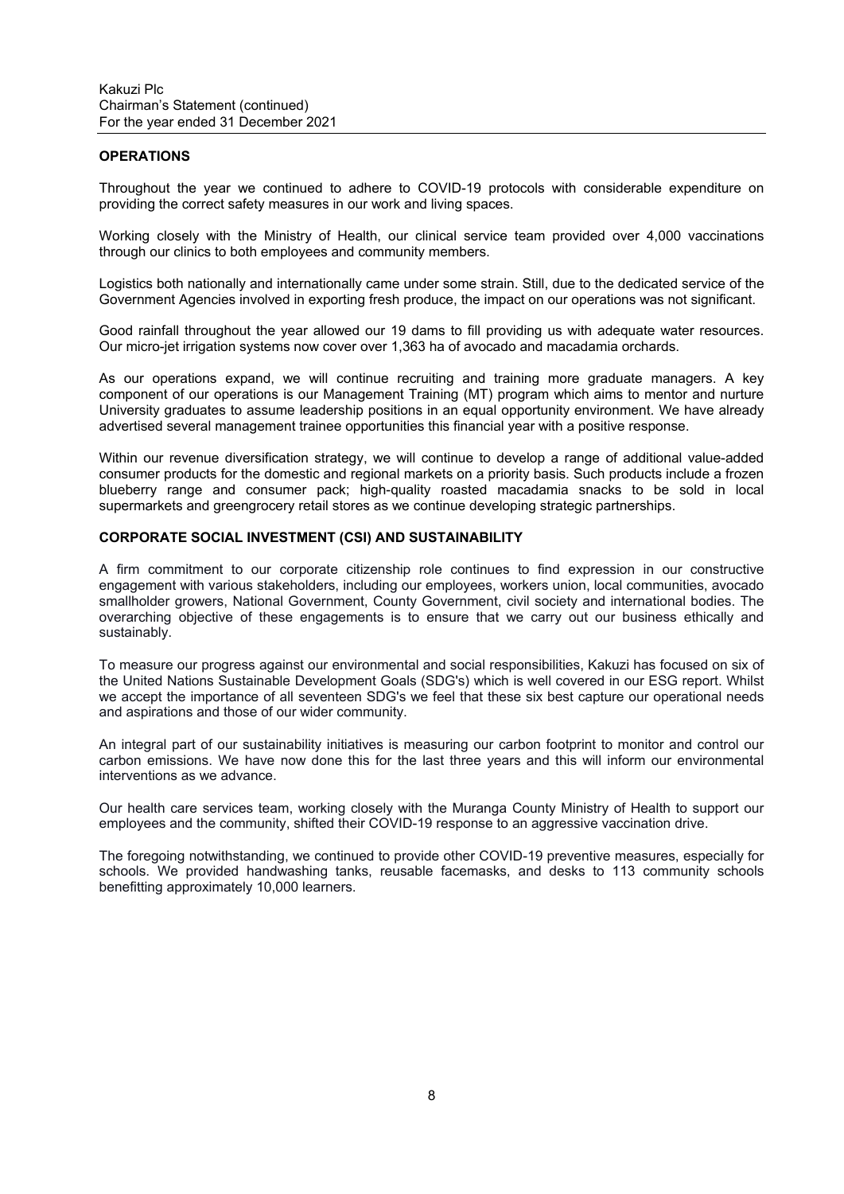## OPERATIONS

Throughout the year we continued to adhere to COVID-19 protocols with considerable expenditure on providing the correct safety measures in our work and living spaces.

Working closely with the Ministry of Health, our clinical service team provided over 4,000 vaccinations through our clinics to both employees and community members.

Logistics both nationally and internationally came under some strain. Still, due to the dedicated service of the Government Agencies involved in exporting fresh produce, the impact on our operations was not significant.

Good rainfall throughout the year allowed our 19 dams to fill providing us with adequate water resources. Our micro-jet irrigation systems now cover over 1,363 ha of avocado and macadamia orchards.

As our operations expand, we will continue recruiting and training more graduate managers. A key component of our operations is our Management Training (MT) program which aims to mentor and nurture University graduates to assume leadership positions in an equal opportunity environment. We have already advertised several management trainee opportunities this financial year with a positive response.

Within our revenue diversification strategy, we will continue to develop a range of additional value-added consumer products for the domestic and regional markets on a priority basis. Such products include a frozen blueberry range and consumer pack; high-quality roasted macadamia snacks to be sold in local supermarkets and greengrocery retail stores as we continue developing strategic partnerships.

## CORPORATE SOCIAL INVESTMENT (CSI) AND SUSTAINABILITY

A firm commitment to our corporate citizenship role continues to find expression in our constructive engagement with various stakeholders, including our employees, workers union, local communities, avocado smallholder growers, National Government, County Government, civil society and international bodies. The overarching objective of these engagements is to ensure that we carry out our business ethically and sustainably.

To measure our progress against our environmental and social responsibilities, Kakuzi has focused on six of the United Nations Sustainable Development Goals (SDG's) which is well covered in our ESG report. Whilst we accept the importance of all seventeen SDG's we feel that these six best capture our operational needs and aspirations and those of our wider community.

An integral part of our sustainability initiatives is measuring our carbon footprint to monitor and control our carbon emissions. We have now done this for the last three years and this will inform our environmental interventions as we advance.

Our health care services team, working closely with the Muranga County Ministry of Health to support our employees and the community, shifted their COVID-19 response to an aggressive vaccination drive.

The foregoing notwithstanding, we continued to provide other COVID-19 preventive measures, especially for schools. We provided handwashing tanks, reusable facemasks, and desks to 113 community schools benefitting approximately 10,000 learners.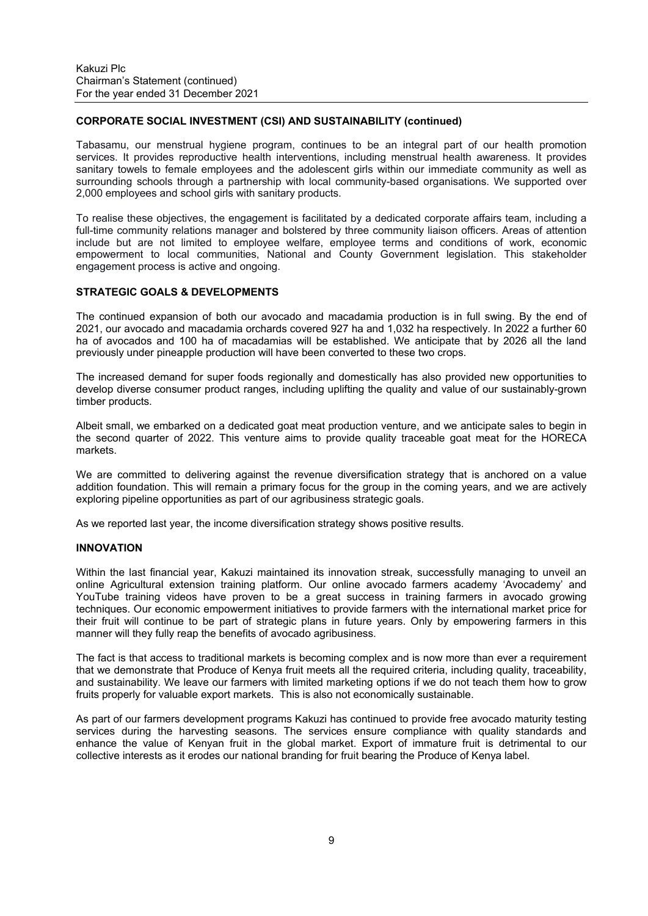## CORPORATE SOCIAL INVESTMENT (CSI) AND SUSTAINABILITY (continued)

Tabasamu, our menstrual hygiene program, continues to be an integral part of our health promotion services. It provides reproductive health interventions, including menstrual health awareness. It provides sanitary towels to female employees and the adolescent girls within our immediate community as well as surrounding schools through a partnership with local community-based organisations. We supported over 2,000 employees and school girls with sanitary products.

To realise these objectives, the engagement is facilitated by a dedicated corporate affairs team, including a full-time community relations manager and bolstered by three community liaison officers. Areas of attention include but are not limited to employee welfare, employee terms and conditions of work, economic empowerment to local communities, National and County Government legislation. This stakeholder engagement process is active and ongoing.

## STRATEGIC GOALS & DEVELOPMENTS

The continued expansion of both our avocado and macadamia production is in full swing. By the end of 2021, our avocado and macadamia orchards covered 927 ha and 1,032 ha respectively. In 2022 a further 60 ha of avocados and 100 ha of macadamias will be established. We anticipate that by 2026 all the land previously under pineapple production will have been converted to these two crops.

The increased demand for super foods regionally and domestically has also provided new opportunities to develop diverse consumer product ranges, including uplifting the quality and value of our sustainably-grown timber products.

Albeit small, we embarked on a dedicated goat meat production venture, and we anticipate sales to begin in the second quarter of 2022. This venture aims to provide quality traceable goat meat for the HORECA markets.

We are committed to delivering against the revenue diversification strategy that is anchored on a value addition foundation. This will remain a primary focus for the group in the coming years, and we are actively exploring pipeline opportunities as part of our agribusiness strategic goals.

As we reported last year, the income diversification strategy shows positive results.

## INNOVATION

Within the last financial year, Kakuzi maintained its innovation streak, successfully managing to unveil an online Agricultural extension training platform. Our online avocado farmers academy 'Avocademy' and YouTube training videos have proven to be a great success in training farmers in avocado growing techniques. Our economic empowerment initiatives to provide farmers with the international market price for their fruit will continue to be part of strategic plans in future years. Only by empowering farmers in this manner will they fully reap the benefits of avocado agribusiness.

The fact is that access to traditional markets is becoming complex and is now more than ever a requirement that we demonstrate that Produce of Kenya fruit meets all the required criteria, including quality, traceability, and sustainability. We leave our farmers with limited marketing options if we do not teach them how to grow fruits properly for valuable export markets. This is also not economically sustainable.

As part of our farmers development programs Kakuzi has continued to provide free avocado maturity testing services during the harvesting seasons. The services ensure compliance with quality standards and enhance the value of Kenyan fruit in the global market. Export of immature fruit is detrimental to our collective interests as it erodes our national branding for fruit bearing the Produce of Kenya label.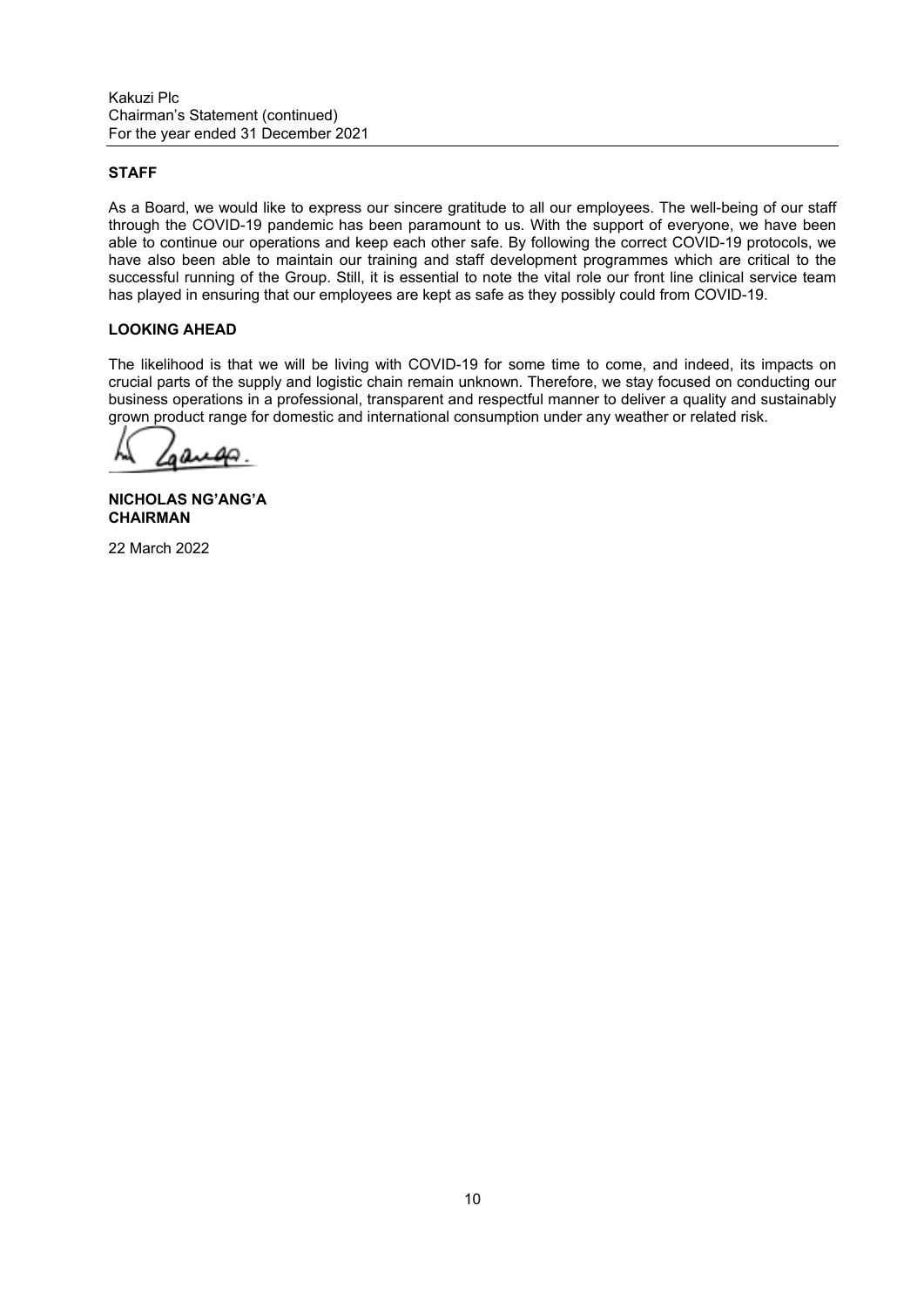**STAFF**

As a Board, we would like to express our sincere gratitude to all our employees. The well-being of our staff through the COVID-19 pandemic has been paramount to us. With the support of everyone, we have been able to continue our operations and keep each other safe. By following the correct COVID-19 protocols, we have also been able to maintain our training and staff development programmes which are critical to the successful running of the Group. Still, it is essential to note the vital role our front line clinical service team has played in ensuring that our employees are kept as safe as they possibly could from COVID-19.

**LOOKING AHEAD**

The likelihood is that we will be living with COVID-19 for some time to come, and indeed, its impacts on crucial parts of the supply and logistic chain remain unknown. Therefore, we stay focused on conducting our business operations in a professional, transparent and respectful manner to deliver a quality and sustainably grown product range for domestic and international consumption under any weather or related risk.

**NICHOLAS NG'ANG'A**
**CHAIRMAN**

22 March 2022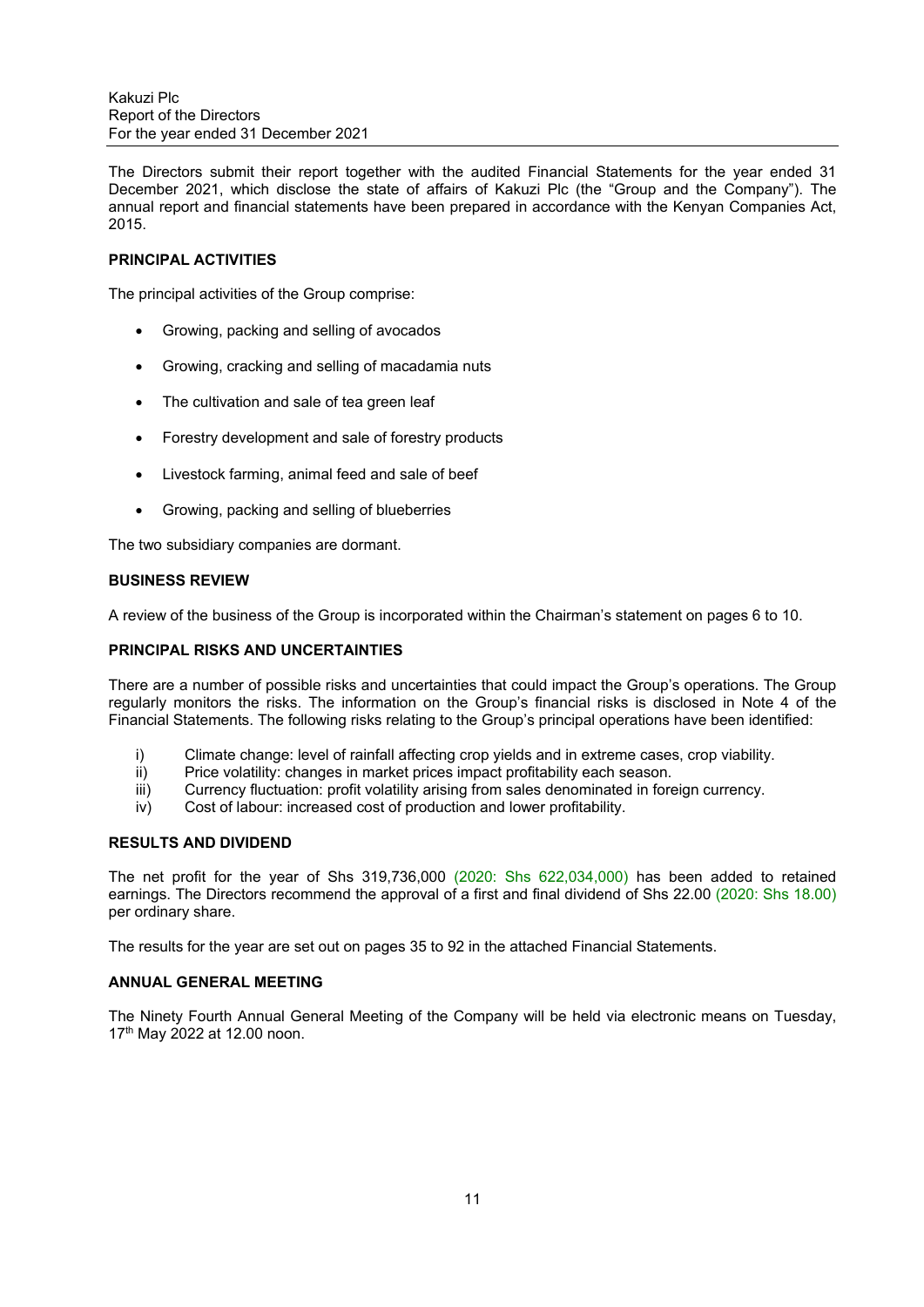The Directors submit their report together with the audited Financial Statements for the year ended 31 December 2021, which disclose the state of affairs of Kakuzi Plc (the "Group and the Company"). The annual report and financial statements have been prepared in accordance with the Kenyan Companies Act, 2015.

**PRINCIPAL ACTIVITIES**

The principal activities of the Group comprise:

- Growing, packing and selling of avocados
- Growing, cracking and selling of macadamia nuts
- The cultivation and sale of tea green leaf
- Forestry development and sale of forestry products
- Livestock farming, animal feed and sale of beef
- Growing, packing and selling of blueberries

The two subsidiary companies are dormant.

**BUSINESS REVIEW**

A review of the business of the Group is incorporated within the Chairman's statement on pages 6 to 10.

**PRINCIPAL RISKS AND UNCERTAINTIES**

There are a number of possible risks and uncertainties that could impact the Group's operations. The Group regularly monitors the risks. The information on the Group's financial risks is disclosed in Note 4 of the Financial Statements. The following risks relating to the Group's principal operations have been identified:

i) Climate change: level of rainfall affecting crop yields and in extreme cases, crop viability.
ii) Price volatility: changes in market prices impact profitability each season.
iii) Currency fluctuation: profit volatility arising from sales denominated in foreign currency.
iv) Cost of labour: increased cost of production and lower profitability.

**RESULTS AND DIVIDEND**

The net profit for the year of Shs 319,736,000 (2020: Shs 622,034,000) has been added to retained earnings. The Directors recommend the approval of a first and final dividend of Shs 22.00 (2020: Shs 18.00) per ordinary share.

The results for the year are set out on pages 35 to 92 in the attached Financial Statements.

**ANNUAL GENERAL MEETING**

The Ninety Fourth Annual General Meeting of the Company will be held via electronic means on Tuesday, 17th May 2022 at 12.00 noon.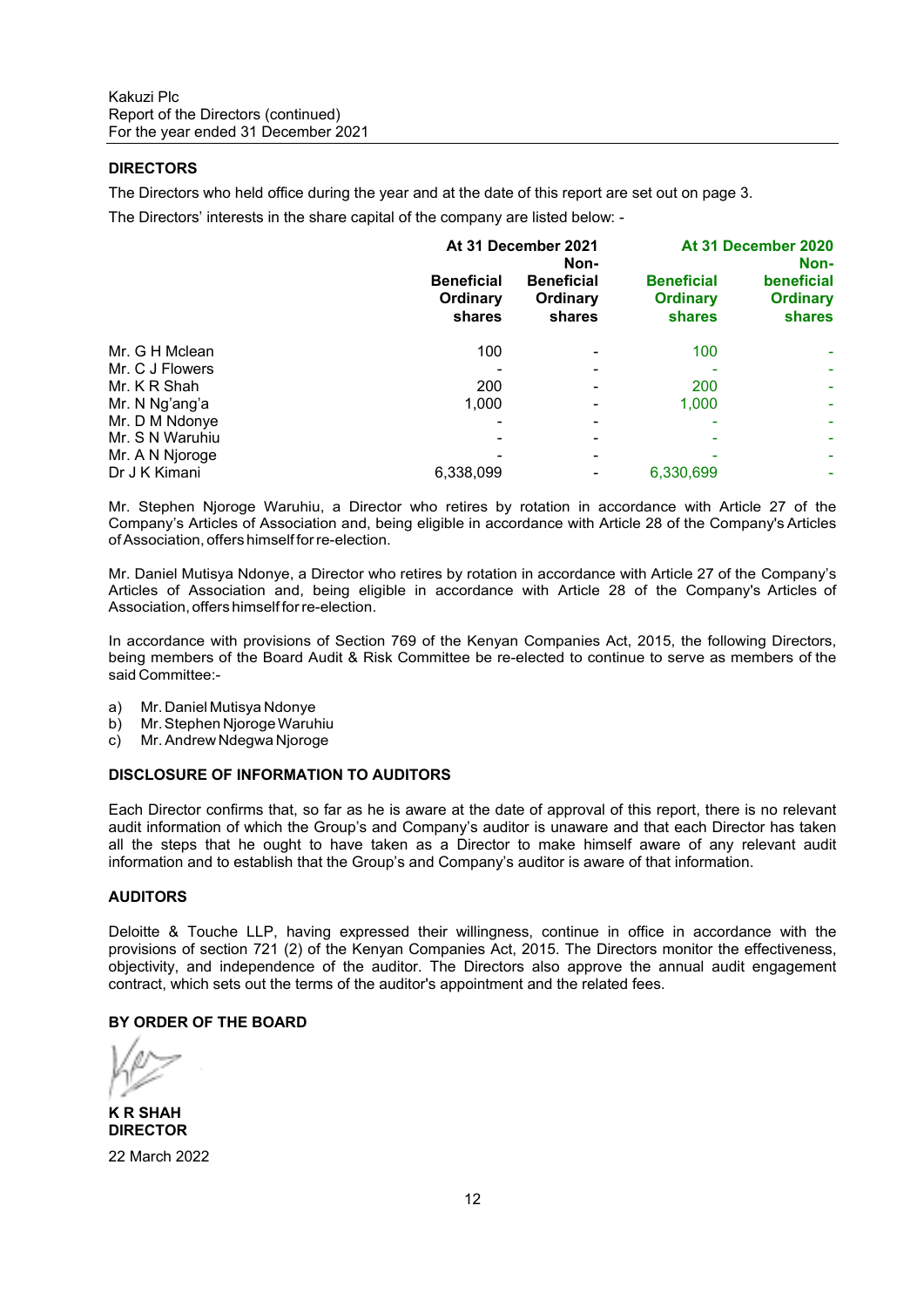## DIRECTORS

The Directors who held office during the year and at the date of this report are set out on page 3.

The Directors' interests in the share capital of the company are listed below: -

| | At 31 December 2021 | | At 31 December 2020 | |
|---|---|---|---|---|
| | Beneficial Ordinary shares | Non-Beneficial Ordinary shares | Beneficial Ordinary shares | Non-beneficial Ordinary shares |
| Mr. G H Mclean | 100 | - | 100 | - |
| Mr. C J Flowers | - | - | - | - |
| Mr. K R Shah | 200 | - | 200 | - |
| Mr. N Ng'ang'a | 1,000 | - | 1,000 | - |
| Mr. D M Ndonye | - | - | - | - |
| Mr. S N Waruhiu | - | - | - | - |
| Mr. A N Njoroge | - | - | - | - |
| Dr J K Kimani | 6,338,099 | - | 6,330,699 | - |

Mr. Stephen Njoroge Waruhiu, a Director who retires by rotation in accordance with Article 27 of the Company's Articles of Association and, being eligible in accordance with Article 28 of the Company's Articles of Association, offers himself for re-election.

Mr. Daniel Mutisya Ndonye, a Director who retires by rotation in accordance with Article 27 of the Company's Articles of Association and, being eligible in accordance with Article 28 of the Company's Articles of Association, offers himself for re-election.

In accordance with provisions of Section 769 of the Kenyan Companies Act, 2015, the following Directors, being members of the Board Audit & Risk Committee be re-elected to continue to serve as members of the said Committee:-

a) Mr. Daniel Mutisya Ndonye
b) Mr. Stephen Njoroge Waruhiu
c) Mr. Andrew Ndegwa Njoroge

## DISCLOSURE OF INFORMATION TO AUDITORS

Each Director confirms that, so far as he is aware at the date of approval of this report, there is no relevant audit information of which the Group's and Company's auditor is unaware and that each Director has taken all the steps that he ought to have taken as a Director to make himself aware of any relevant audit information and to establish that the Group's and Company's auditor is aware of that information.

## AUDITORS

Deloitte & Touche LLP, having expressed their willingness, continue in office in accordance with the provisions of section 721 (2) of the Kenyan Companies Act, 2015. The Directors monitor the effectiveness, objectivity, and independence of the auditor. The Directors also approve the annual audit engagement contract, which sets out the terms of the auditor's appointment and the related fees.

**BY ORDER OF THE BOARD**

**K R SHAH**
**DIRECTOR**

22 March 2022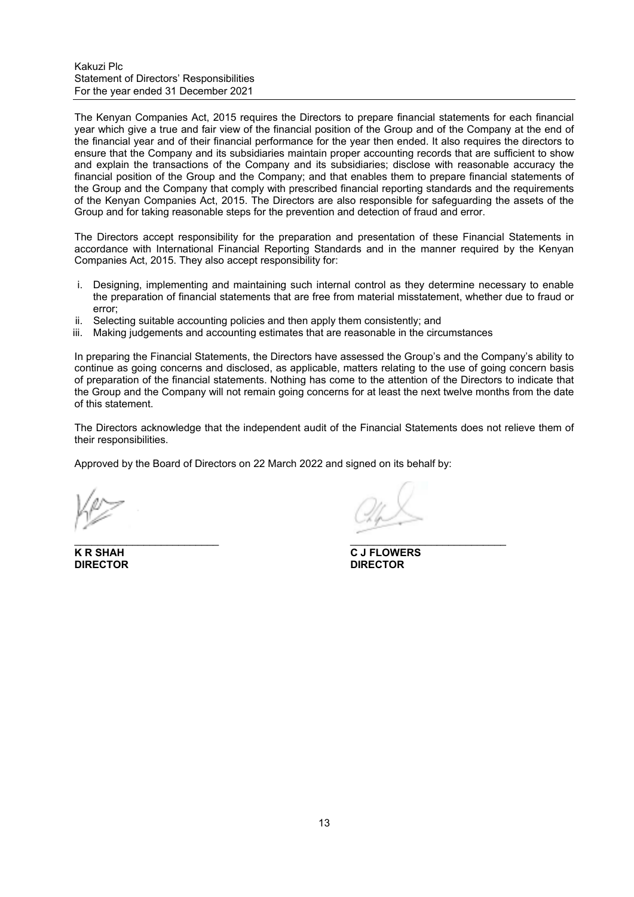Kakuzi Plc
Statement of Directors' Responsibilities
For the year ended 31 December 2021

The Kenyan Companies Act, 2015 requires the Directors to prepare financial statements for each financial year which give a true and fair view of the financial position of the Group and of the Company at the end of the financial year and of their financial performance for the year then ended. It also requires the directors to ensure that the Company and its subsidiaries maintain proper accounting records that are sufficient to show and explain the transactions of the Company and its subsidiaries; disclose with reasonable accuracy the financial position of the Group and the Company; and that enables them to prepare financial statements of the Group and the Company that comply with prescribed financial reporting standards and the requirements of the Kenyan Companies Act, 2015. The Directors are also responsible for safeguarding the assets of the Group and for taking reasonable steps for the prevention and detection of fraud and error.

The Directors accept responsibility for the preparation and presentation of these Financial Statements in accordance with International Financial Reporting Standards and in the manner required by the Kenyan Companies Act, 2015. They also accept responsibility for:

i. Designing, implementing and maintaining such internal control as they determine necessary to enable the preparation of financial statements that are free from material misstatement, whether due to fraud or error;
ii. Selecting suitable accounting policies and then apply them consistently; and
iii. Making judgements and accounting estimates that are reasonable in the circumstances

In preparing the Financial Statements, the Directors have assessed the Group's and the Company's ability to continue as going concerns and disclosed, as applicable, matters relating to the use of going concern basis of preparation of the financial statements. Nothing has come to the attention of the Directors to indicate that the Group and the Company will not remain going concerns for at least the next twelve months from the date of this statement.

The Directors acknowledge that the independent audit of the Financial Statements does not relieve them of their responsibilities.

Approved by the Board of Directors on 22 March 2022 and signed on its behalf by:

| | |
|---|---|
| **K R SHAH** | **C J FLOWERS** |
| **DIRECTOR** | **DIRECTOR** |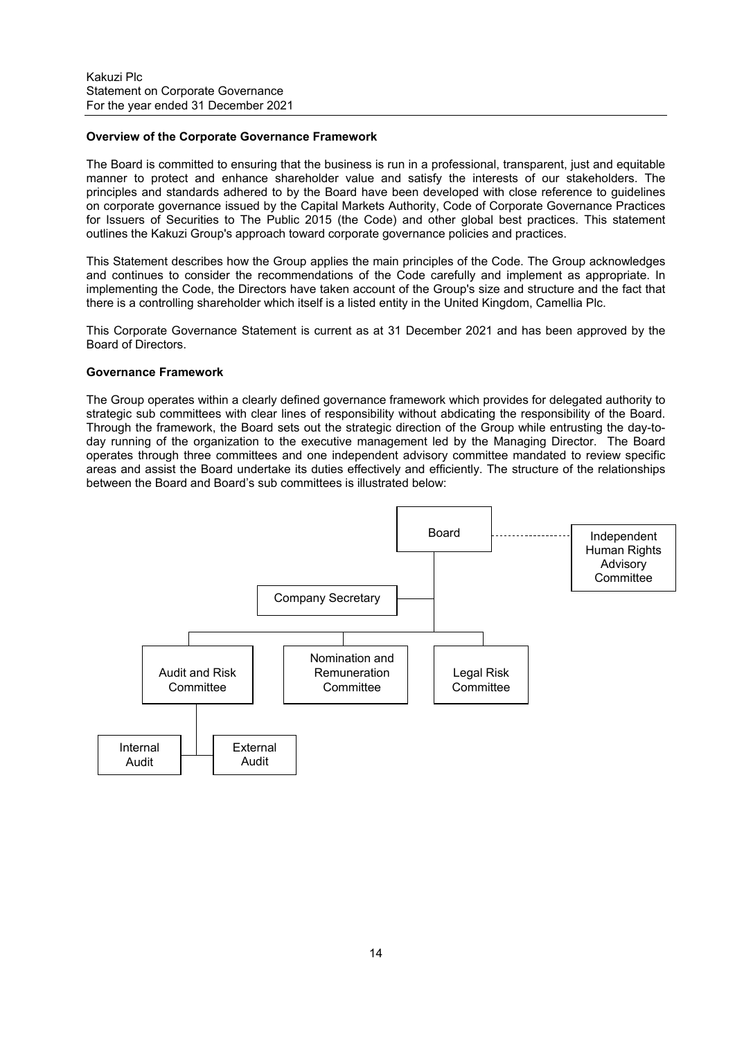**Overview of the Corporate Governance Framework**

The Board is committed to ensuring that the business is run in a professional, transparent, just and equitable manner to protect and enhance shareholder value and satisfy the interests of our stakeholders. The principles and standards adhered to by the Board have been developed with close reference to guidelines on corporate governance issued by the Capital Markets Authority, Code of Corporate Governance Practices for Issuers of Securities to The Public 2015 (the Code) and other global best practices. This statement outlines the Kakuzi Group's approach toward corporate governance policies and practices.

This Statement describes how the Group applies the main principles of the Code. The Group acknowledges and continues to consider the recommendations of the Code carefully and implement as appropriate. In implementing the Code, the Directors have taken account of the Group's size and structure and the fact that there is a controlling shareholder which itself is a listed entity in the United Kingdom, Camellia Plc.

This Corporate Governance Statement is current as at 31 December 2021 and has been approved by the Board of Directors.

**Governance Framework**

The Group operates within a clearly defined governance framework which provides for delegated authority to strategic sub committees with clear lines of responsibility without abdicating the responsibility of the Board. Through the framework, the Board sets out the strategic direction of the Group while entrusting the day-to-day running of the organization to the executive management led by the Managing Director. The Board operates through three committees and one independent advisory committee mandated to review specific areas and assist the Board undertake its duties effectively and efficiently. The structure of the relationships between the Board and Board's sub committees is illustrated below:

- Board
  - Independent Human Rights Advisory Committee
  - Company Secretary
  - Audit and Risk Committee
    - Internal Audit
    - External Audit
  - Nomination and Remuneration Committee
  - Legal Risk Committee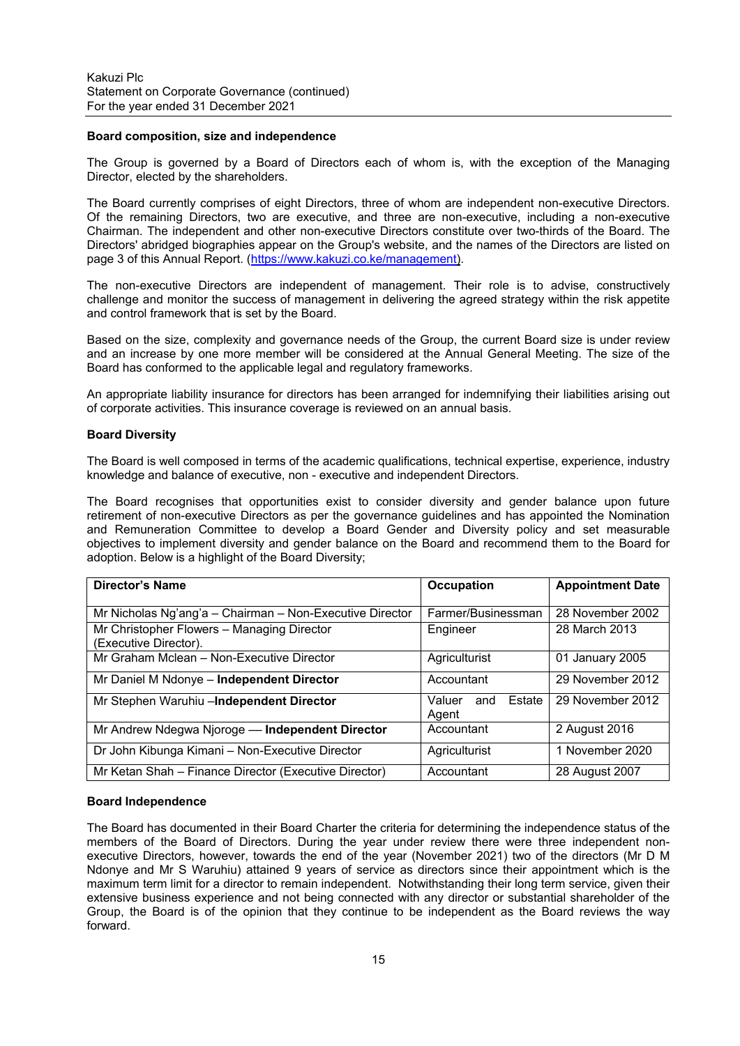**Board composition, size and independence**

The Group is governed by a Board of Directors each of whom is, with the exception of the Managing Director, elected by the shareholders.

The Board currently comprises of eight Directors, three of whom are independent non-executive Directors. Of the remaining Directors, two are executive, and three are non-executive, including a non-executive Chairman. The independent and other non-executive Directors constitute over two-thirds of the Board. The Directors' abridged biographies appear on the Group's website, and the names of the Directors are listed on page 3 of this Annual Report. (https://www.kakuzi.co.ke/management).

The non-executive Directors are independent of management. Their role is to advise, constructively challenge and monitor the success of management in delivering the agreed strategy within the risk appetite and control framework that is set by the Board.

Based on the size, complexity and governance needs of the Group, the current Board size is under review and an increase by one more member will be considered at the Annual General Meeting. The size of the Board has conformed to the applicable legal and regulatory frameworks.

An appropriate liability insurance for directors has been arranged for indemnifying their liabilities arising out of corporate activities. This insurance coverage is reviewed on an annual basis.

**Board Diversity**

The Board is well composed in terms of the academic qualifications, technical expertise, experience, industry knowledge and balance of executive, non - executive and independent Directors.

The Board recognises that opportunities exist to consider diversity and gender balance upon future retirement of non-executive Directors as per the governance guidelines and has appointed the Nomination and Remuneration Committee to develop a Board Gender and Diversity policy and set measurable objectives to implement diversity and gender balance on the Board and recommend them to the Board for adoption. Below is a highlight of the Board Diversity;

| Director's Name | Occupation | Appointment Date |
|---|---|---|
| Mr Nicholas Ng'ang'a – Chairman – Non-Executive Director | Farmer/Businessman | 28 November 2002 |
| Mr Christopher Flowers – Managing Director (Executive Director). | Engineer | 28 March 2013 |
| Mr Graham Mclean – Non-Executive Director | Agriculturist | 01 January 2005 |
| Mr Daniel M Ndonye – **Independent Director** | Accountant | 29 November 2012 |
| Mr Stephen Waruhiu –**Independent Director** | Valuer and Estate Agent | 29 November 2012 |
| Mr Andrew Ndegwa Njoroge — **Independent Director** | Accountant | 2 August 2016 |
| Dr John Kibunga Kimani – Non-Executive Director | Agriculturist | 1 November 2020 |
| Mr Ketan Shah – Finance Director (Executive Director) | Accountant | 28 August 2007 |

**Board Independence**

The Board has documented in their Board Charter the criteria for determining the independence status of the members of the Board of Directors. During the year under review there were three independent non-executive Directors, however, towards the end of the year (November 2021) two of the directors (Mr D M Ndonye and Mr S Waruhiu) attained 9 years of service as directors since their appointment which is the maximum term limit for a director to remain independent. Notwithstanding their long term service, given their extensive business experience and not being connected with any director or substantial shareholder of the Group, the Board is of the opinion that they continue to be independent as the Board reviews the way forward.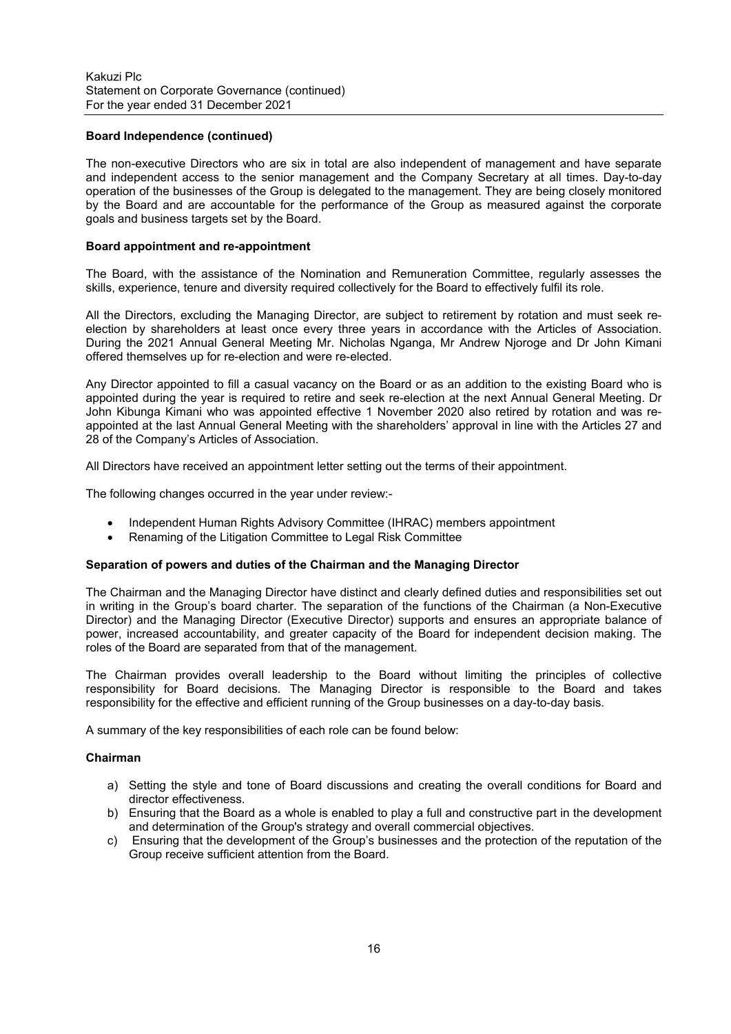### Board Independence (continued)

The non-executive Directors who are six in total are also independent of management and have separate and independent access to the senior management and the Company Secretary at all times. Day-to-day operation of the businesses of the Group is delegated to the management. They are being closely monitored by the Board and are accountable for the performance of the Group as measured against the corporate goals and business targets set by the Board.

### Board appointment and re-appointment

The Board, with the assistance of the Nomination and Remuneration Committee, regularly assesses the skills, experience, tenure and diversity required collectively for the Board to effectively fulfil its role.

All the Directors, excluding the Managing Director, are subject to retirement by rotation and must seek re-election by shareholders at least once every three years in accordance with the Articles of Association. During the 2021 Annual General Meeting Mr. Nicholas Nganga, Mr Andrew Njoroge and Dr John Kimani offered themselves up for re-election and were re-elected.

Any Director appointed to fill a casual vacancy on the Board or as an addition to the existing Board who is appointed during the year is required to retire and seek re-election at the next Annual General Meeting. Dr John Kibunga Kimani who was appointed effective 1 November 2020 also retired by rotation and was re-appointed at the last Annual General Meeting with the shareholders' approval in line with the Articles 27 and 28 of the Company's Articles of Association.

All Directors have received an appointment letter setting out the terms of their appointment.

The following changes occurred in the year under review:-

- Independent Human Rights Advisory Committee (IHRAC) members appointment
- Renaming of the Litigation Committee to Legal Risk Committee

### Separation of powers and duties of the Chairman and the Managing Director

The Chairman and the Managing Director have distinct and clearly defined duties and responsibilities set out in writing in the Group's board charter. The separation of the functions of the Chairman (a Non-Executive Director) and the Managing Director (Executive Director) supports and ensures an appropriate balance of power, increased accountability, and greater capacity of the Board for independent decision making. The roles of the Board are separated from that of the management.

The Chairman provides overall leadership to the Board without limiting the principles of collective responsibility for Board decisions. The Managing Director is responsible to the Board and takes responsibility for the effective and efficient running of the Group businesses on a day-to-day basis.

A summary of the key responsibilities of each role can be found below:

#### Chairman

a) Setting the style and tone of Board discussions and creating the overall conditions for Board and director effectiveness.
b) Ensuring that the Board as a whole is enabled to play a full and constructive part in the development and determination of the Group's strategy and overall commercial objectives.
c) Ensuring that the development of the Group's businesses and the protection of the reputation of the Group receive sufficient attention from the Board.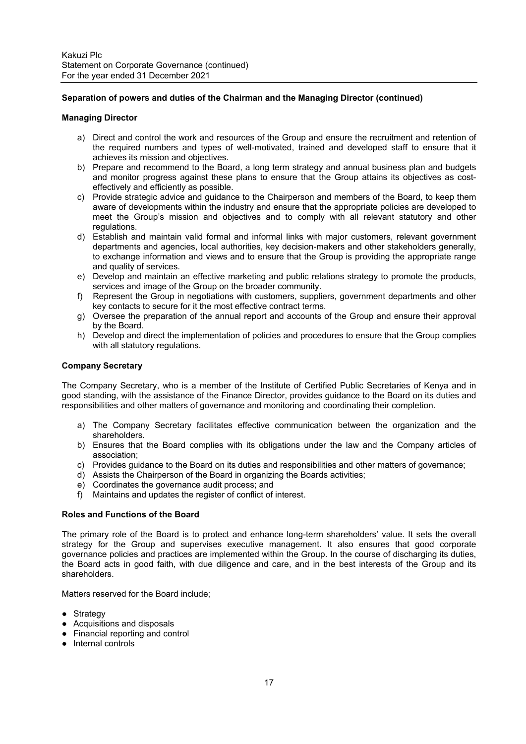**Separation of powers and duties of the Chairman and the Managing Director (continued)**

**Managing Director**

a) Direct and control the work and resources of the Group and ensure the recruitment and retention of the required numbers and types of well-motivated, trained and developed staff to ensure that it achieves its mission and objectives.
b) Prepare and recommend to the Board, a long term strategy and annual business plan and budgets and monitor progress against these plans to ensure that the Group attains its objectives as cost-effectively and efficiently as possible.
c) Provide strategic advice and guidance to the Chairperson and members of the Board, to keep them aware of developments within the industry and ensure that the appropriate policies are developed to meet the Group's mission and objectives and to comply with all relevant statutory and other regulations.
d) Establish and maintain valid formal and informal links with major customers, relevant government departments and agencies, local authorities, key decision-makers and other stakeholders generally, to exchange information and views and to ensure that the Group is providing the appropriate range and quality of services.
e) Develop and maintain an effective marketing and public relations strategy to promote the products, services and image of the Group on the broader community.
f) Represent the Group in negotiations with customers, suppliers, government departments and other key contacts to secure for it the most effective contract terms.
g) Oversee the preparation of the annual report and accounts of the Group and ensure their approval by the Board.
h) Develop and direct the implementation of policies and procedures to ensure that the Group complies with all statutory regulations.

**Company Secretary**

The Company Secretary, who is a member of the Institute of Certified Public Secretaries of Kenya and in good standing, with the assistance of the Finance Director, provides guidance to the Board on its duties and responsibilities and other matters of governance and monitoring and coordinating their completion.

a) The Company Secretary facilitates effective communication between the organization and the shareholders.
b) Ensures that the Board complies with its obligations under the law and the Company articles of association;
c) Provides guidance to the Board on its duties and responsibilities and other matters of governance;
d) Assists the Chairperson of the Board in organizing the Boards activities;
e) Coordinates the governance audit process; and
f) Maintains and updates the register of conflict of interest.

**Roles and Functions of the Board**

The primary role of the Board is to protect and enhance long-term shareholders' value. It sets the overall strategy for the Group and supervises executive management. It also ensures that good corporate governance policies and practices are implemented within the Group. In the course of discharging its duties, the Board acts in good faith, with due diligence and care, and in the best interests of the Group and its shareholders.

Matters reserved for the Board include;

- Strategy
- Acquisitions and disposals
- Financial reporting and control
- Internal controls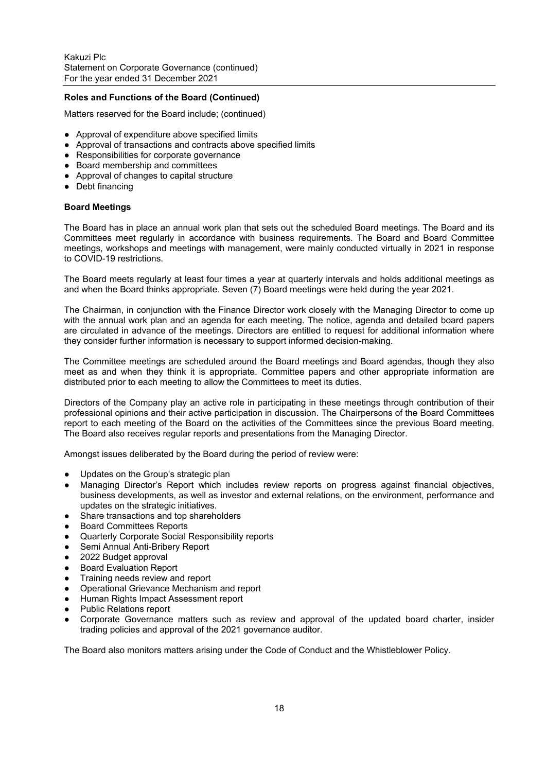## Roles and Functions of the Board (Continued)

Matters reserved for the Board include; (continued)

- Approval of expenditure above specified limits
- Approval of transactions and contracts above specified limits
- Responsibilities for corporate governance
- Board membership and committees
- Approval of changes to capital structure
- Debt financing

## Board Meetings

The Board has in place an annual work plan that sets out the scheduled Board meetings. The Board and its Committees meet regularly in accordance with business requirements. The Board and Board Committee meetings, workshops and meetings with management, were mainly conducted virtually in 2021 in response to COVID-19 restrictions.

The Board meets regularly at least four times a year at quarterly intervals and holds additional meetings as and when the Board thinks appropriate. Seven (7) Board meetings were held during the year 2021.

The Chairman, in conjunction with the Finance Director work closely with the Managing Director to come up with the annual work plan and an agenda for each meeting. The notice, agenda and detailed board papers are circulated in advance of the meetings. Directors are entitled to request for additional information where they consider further information is necessary to support informed decision-making.

The Committee meetings are scheduled around the Board meetings and Board agendas, though they also meet as and when they think it is appropriate. Committee papers and other appropriate information are distributed prior to each meeting to allow the Committees to meet its duties.

Directors of the Company play an active role in participating in these meetings through contribution of their professional opinions and their active participation in discussion. The Chairpersons of the Board Committees report to each meeting of the Board on the activities of the Committees since the previous Board meeting. The Board also receives regular reports and presentations from the Managing Director.

Amongst issues deliberated by the Board during the period of review were:

- Updates on the Group's strategic plan
- Managing Director's Report which includes review reports on progress against financial objectives, business developments, as well as investor and external relations, on the environment, performance and updates on the strategic initiatives.
- Share transactions and top shareholders
- Board Committees Reports
- Quarterly Corporate Social Responsibility reports
- Semi Annual Anti-Bribery Report
- 2022 Budget approval
- Board Evaluation Report
- Training needs review and report
- Operational Grievance Mechanism and report
- Human Rights Impact Assessment report
- Public Relations report
- Corporate Governance matters such as review and approval of the updated board charter, insider trading policies and approval of the 2021 governance auditor.

The Board also monitors matters arising under the Code of Conduct and the Whistleblower Policy.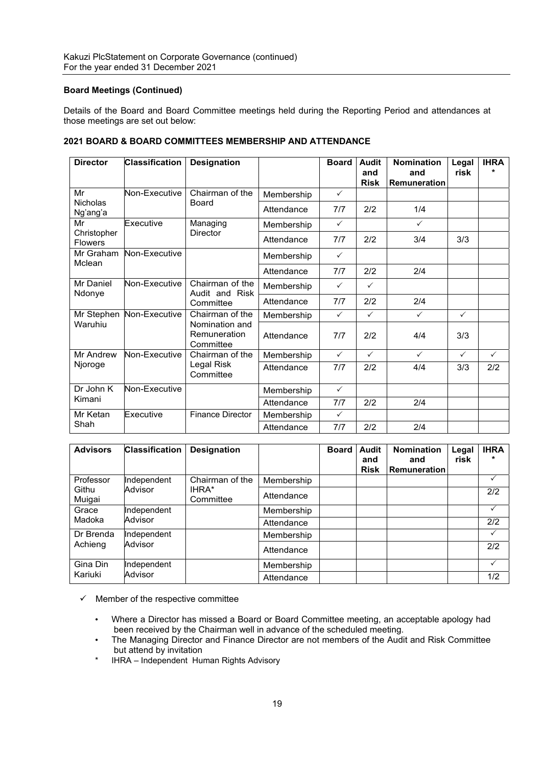### Board Meetings (Continued)

Details of the Board and Board Committee meetings held during the Reporting Period and attendances at those meetings are set out below:

### 2021 BOARD & BOARD COMMITTEES MEMBERSHIP AND ATTENDANCE

| Director | Classification | Designation | | Board | Audit and Risk | Nomination and Remuneration | Legal risk | IHRA * |
|---|---|---|---|---|---|---|---|---|
| Mr Nicholas Ng'ang'a | Non-Executive | Chairman of the Board | Membership | ✓ | | | | |
| | | | Attendance | 7/7 | 2/2 | 1/4 | | |
| Mr Christopher Flowers | Executive | Managing Director | Membership | ✓ | | ✓ | | |
| | | | Attendance | 7/7 | 2/2 | 3/4 | 3/3 | |
| Mr Graham Mclean | Non-Executive | | Membership | ✓ | | | | |
| | | | Attendance | 7/7 | 2/2 | 2/4 | | |
| Mr Daniel Ndonye | Non-Executive | Chairman of the Audit and Risk Committee | Membership | ✓ | ✓ | | | |
| | | | Attendance | 7/7 | 2/2 | 2/4 | | |
| Mr Stephen Waruhiu | Non-Executive | Chairman of the Nomination and Remuneration Committee | Membership | ✓ | ✓ | ✓ | ✓ | |
| | | | Attendance | 7/7 | 2/2 | 4/4 | 3/3 | |
| Mr Andrew Njoroge | Non-Executive | Chairman of the Legal Risk Committee | Membership | ✓ | ✓ | ✓ | ✓ | ✓ |
| | | | Attendance | 7/7 | 2/2 | 4/4 | 3/3 | 2/2 |
| Dr John K Kimani | Non-Executive | | Membership | ✓ | | | | |
| | | | Attendance | 7/7 | 2/2 | 2/4 | | |
| Mr Ketan Shah | Executive | Finance Director | Membership | ✓ | | | | |
| | | | Attendance | 7/7 | 2/2 | 2/4 | | |

| Advisors | Classification | Designation | | Board | Audit and Risk | Nomination and Remuneration | Legal risk | IHRA * |
|---|---|---|---|---|---|---|---|---|
| Professor Githu Muigai | Independent Advisor | Chairman of the IHRA* Committee | Membership | | | | | ✓ |
| | | | Attendance | | | | | 2/2 |
| Grace Madoka | Independent Advisor | | Membership | | | | | ✓ |
| | | | Attendance | | | | | 2/2 |
| Dr Brenda Achieng | Independent Advisor | | Membership | | | | | ✓ |
| | | | Attendance | | | | | 2/2 |
| Gina Din Kariuki | Independent Advisor | | Membership | | | | | ✓ |
| | | | Attendance | | | | | 1/2 |

✓ Member of the respective committee

- Where a Director has missed a Board or Board Committee meeting, an acceptable apology had been received by the Chairman well in advance of the scheduled meeting.
- The Managing Director and Finance Director are not members of the Audit and Risk Committee but attend by invitation

\* IHRA – Independent Human Rights Advisory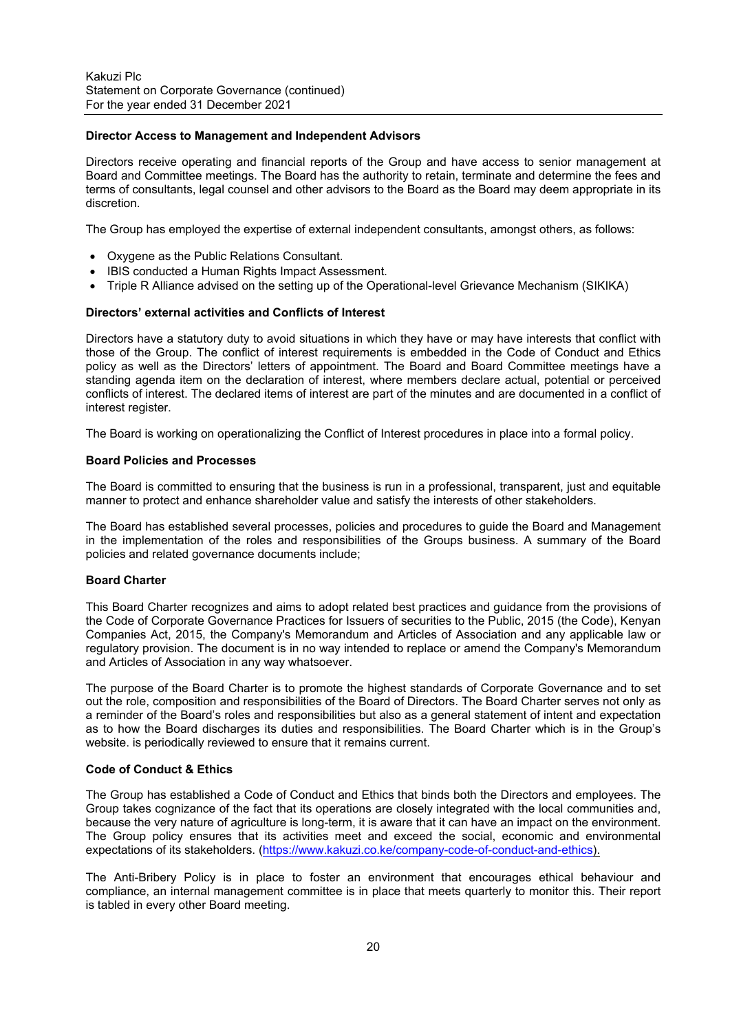**Director Access to Management and Independent Advisors**

Directors receive operating and financial reports of the Group and have access to senior management at Board and Committee meetings. The Board has the authority to retain, terminate and determine the fees and terms of consultants, legal counsel and other advisors to the Board as the Board may deem appropriate in its discretion.

The Group has employed the expertise of external independent consultants, amongst others, as follows:

- Oxygene as the Public Relations Consultant.
- IBIS conducted a Human Rights Impact Assessment.
- Triple R Alliance advised on the setting up of the Operational-level Grievance Mechanism (SIKIKA)

**Directors' external activities and Conflicts of Interest**

Directors have a statutory duty to avoid situations in which they have or may have interests that conflict with those of the Group. The conflict of interest requirements is embedded in the Code of Conduct and Ethics policy as well as the Directors' letters of appointment. The Board and Board Committee meetings have a standing agenda item on the declaration of interest, where members declare actual, potential or perceived conflicts of interest. The declared items of interest are part of the minutes and are documented in a conflict of interest register.

The Board is working on operationalizing the Conflict of Interest procedures in place into a formal policy.

**Board Policies and Processes**

The Board is committed to ensuring that the business is run in a professional, transparent, just and equitable manner to protect and enhance shareholder value and satisfy the interests of other stakeholders.

The Board has established several processes, policies and procedures to guide the Board and Management in the implementation of the roles and responsibilities of the Groups business. A summary of the Board policies and related governance documents include;

**Board Charter**

This Board Charter recognizes and aims to adopt related best practices and guidance from the provisions of the Code of Corporate Governance Practices for Issuers of securities to the Public, 2015 (the Code), Kenyan Companies Act, 2015, the Company's Memorandum and Articles of Association and any applicable law or regulatory provision. The document is in no way intended to replace or amend the Company's Memorandum and Articles of Association in any way whatsoever.

The purpose of the Board Charter is to promote the highest standards of Corporate Governance and to set out the role, composition and responsibilities of the Board of Directors. The Board Charter serves not only as a reminder of the Board's roles and responsibilities but also as a general statement of intent and expectation as to how the Board discharges its duties and responsibilities. The Board Charter which is in the Group's website. is periodically reviewed to ensure that it remains current.

**Code of Conduct & Ethics**

The Group has established a Code of Conduct and Ethics that binds both the Directors and employees. The Group takes cognizance of the fact that its operations are closely integrated with the local communities and, because the very nature of agriculture is long-term, it is aware that it can have an impact on the environment. The Group policy ensures that its activities meet and exceed the social, economic and environmental expectations of its stakeholders. (https://www.kakuzi.co.ke/company-code-of-conduct-and-ethics).

The Anti-Bribery Policy is in place to foster an environment that encourages ethical behaviour and compliance, an internal management committee is in place that meets quarterly to monitor this. Their report is tabled in every other Board meeting.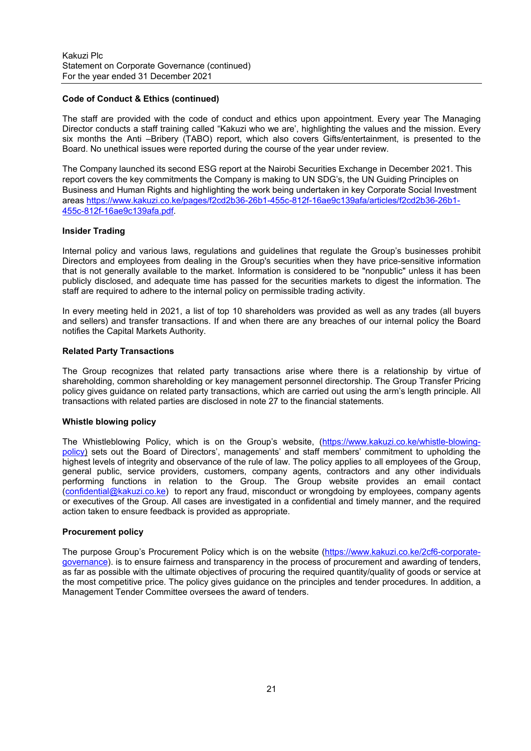### Code of Conduct & Ethics (continued)

The staff are provided with the code of conduct and ethics upon appointment. Every year The Managing Director conducts a staff training called "Kakuzi who we are', highlighting the values and the mission. Every six months the Anti –Bribery (TABO) report, which also covers Gifts/entertainment, is presented to the Board. No unethical issues were reported during the course of the year under review.

The Company launched its second ESG report at the Nairobi Securities Exchange in December 2021. This report covers the key commitments the Company is making to UN SDG's, the UN Guiding Principles on Business and Human Rights and highlighting the work being undertaken in key Corporate Social Investment areas https://www.kakuzi.co.ke/pages/f2cd2b36-26b1-455c-812f-16ae9c139afa/articles/f2cd2b36-26b1-455c-812f-16ae9c139afa.pdf.

### Insider Trading

Internal policy and various laws, regulations and guidelines that regulate the Group's businesses prohibit Directors and employees from dealing in the Group's securities when they have price-sensitive information that is not generally available to the market. Information is considered to be "nonpublic" unless it has been publicly disclosed, and adequate time has passed for the securities markets to digest the information. The staff are required to adhere to the internal policy on permissible trading activity.

In every meeting held in 2021, a list of top 10 shareholders was provided as well as any trades (all buyers and sellers) and transfer transactions. If and when there are any breaches of our internal policy the Board notifies the Capital Markets Authority.

### Related Party Transactions

The Group recognizes that related party transactions arise where there is a relationship by virtue of shareholding, common shareholding or key management personnel directorship. The Group Transfer Pricing policy gives guidance on related party transactions, which are carried out using the arm's length principle. All transactions with related parties are disclosed in note 27 to the financial statements.

### Whistle blowing policy

The Whistleblowing Policy, which is on the Group's website, (https://www.kakuzi.co.ke/whistle-blowing-policy) sets out the Board of Directors', managements' and staff members' commitment to upholding the highest levels of integrity and observance of the rule of law. The policy applies to all employees of the Group, general public, service providers, customers, company agents, contractors and any other individuals performing functions in relation to the Group. The Group website provides an email contact (confidential@kakuzi.co.ke) to report any fraud, misconduct or wrongdoing by employees, company agents or executives of the Group. All cases are investigated in a confidential and timely manner, and the required action taken to ensure feedback is provided as appropriate.

### Procurement policy

The purpose Group's Procurement Policy which is on the website (https://www.kakuzi.co.ke/2cf6-corporate-governance). is to ensure fairness and transparency in the process of procurement and awarding of tenders, as far as possible with the ultimate objectives of procuring the required quantity/quality of goods or service at the most competitive price. The policy gives guidance on the principles and tender procedures. In addition, a Management Tender Committee oversees the award of tenders.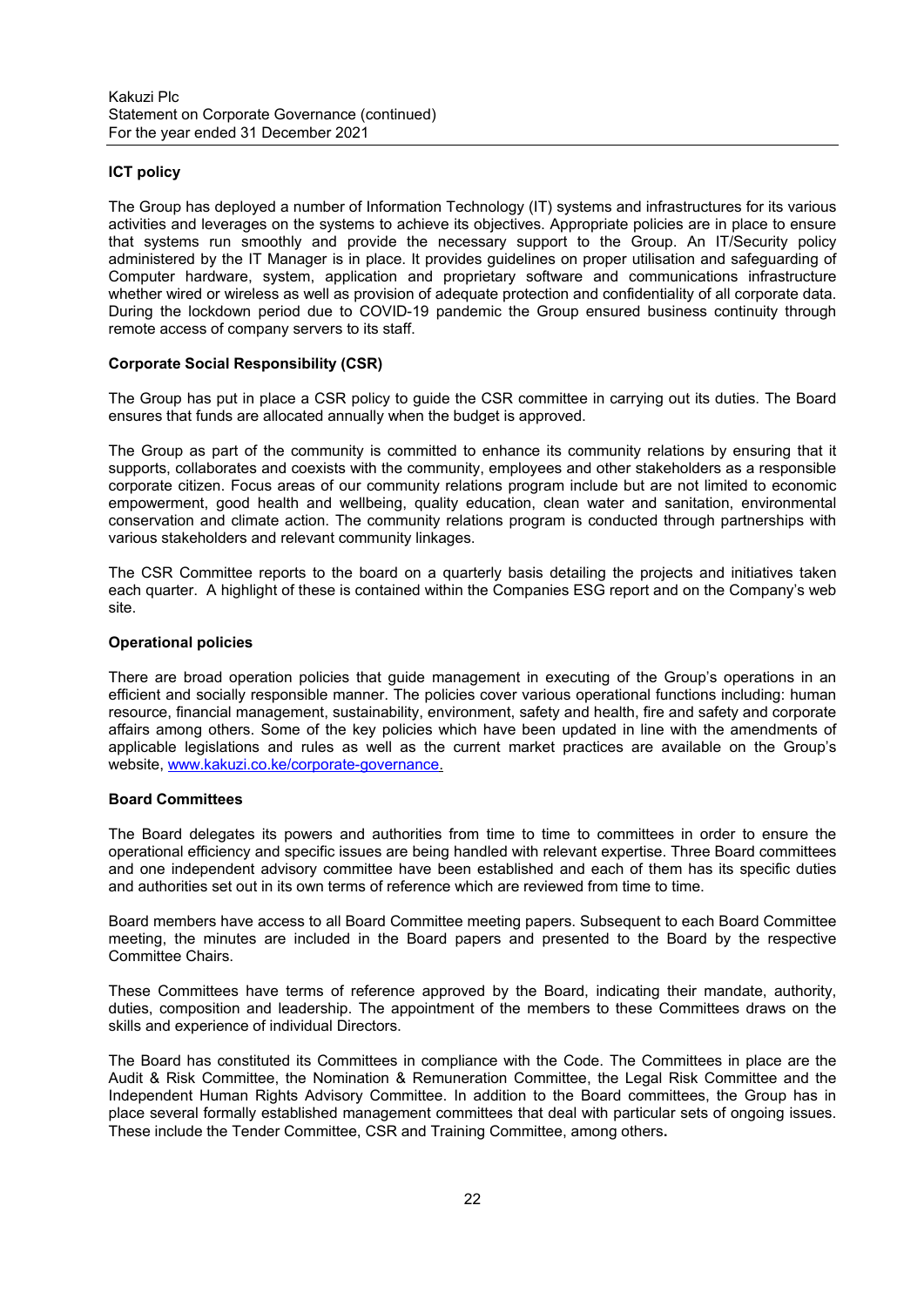### ICT policy

The Group has deployed a number of Information Technology (IT) systems and infrastructures for its various activities and leverages on the systems to achieve its objectives. Appropriate policies are in place to ensure that systems run smoothly and provide the necessary support to the Group. An IT/Security policy administered by the IT Manager is in place. It provides guidelines on proper utilisation and safeguarding of Computer hardware, system, application and proprietary software and communications infrastructure whether wired or wireless as well as provision of adequate protection and confidentiality of all corporate data. During the lockdown period due to COVID-19 pandemic the Group ensured business continuity through remote access of company servers to its staff.

### Corporate Social Responsibility (CSR)

The Group has put in place a CSR policy to guide the CSR committee in carrying out its duties. The Board ensures that funds are allocated annually when the budget is approved.

The Group as part of the community is committed to enhance its community relations by ensuring that it supports, collaborates and coexists with the community, employees and other stakeholders as a responsible corporate citizen. Focus areas of our community relations program include but are not limited to economic empowerment, good health and wellbeing, quality education, clean water and sanitation, environmental conservation and climate action. The community relations program is conducted through partnerships with various stakeholders and relevant community linkages.

The CSR Committee reports to the board on a quarterly basis detailing the projects and initiatives taken each quarter. A highlight of these is contained within the Companies ESG report and on the Company's web site.

### Operational policies

There are broad operation policies that guide management in executing of the Group's operations in an efficient and socially responsible manner. The policies cover various operational functions including: human resource, financial management, sustainability, environment, safety and health, fire and safety and corporate affairs among others. Some of the key policies which have been updated in line with the amendments of applicable legislations and rules as well as the current market practices are available on the Group's website, www.kakuzi.co.ke/corporate-governance.

### Board Committees

The Board delegates its powers and authorities from time to time to committees in order to ensure the operational efficiency and specific issues are being handled with relevant expertise. Three Board committees and one independent advisory committee have been established and each of them has its specific duties and authorities set out in its own terms of reference which are reviewed from time to time.

Board members have access to all Board Committee meeting papers. Subsequent to each Board Committee meeting, the minutes are included in the Board papers and presented to the Board by the respective Committee Chairs.

These Committees have terms of reference approved by the Board, indicating their mandate, authority, duties, composition and leadership. The appointment of the members to these Committees draws on the skills and experience of individual Directors.

The Board has constituted its Committees in compliance with the Code. The Committees in place are the Audit & Risk Committee, the Nomination & Remuneration Committee, the Legal Risk Committee and the Independent Human Rights Advisory Committee. In addition to the Board committees, the Group has in place several formally established management committees that deal with particular sets of ongoing issues. These include the Tender Committee, CSR and Training Committee, among others.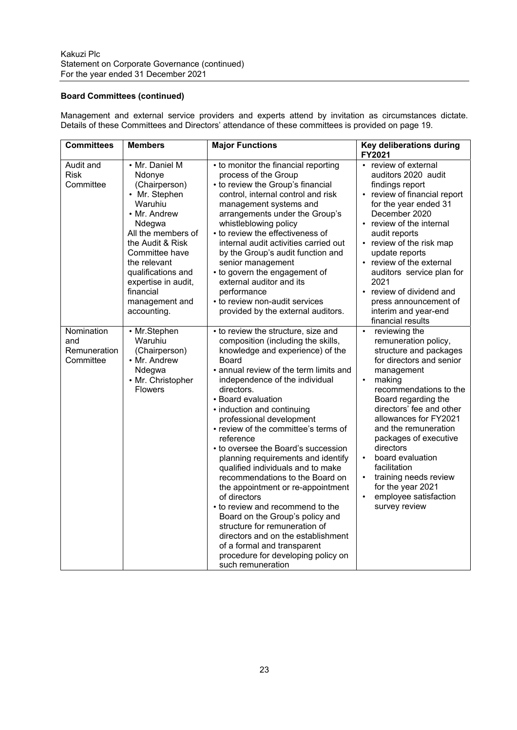**Board Committees (continued)**

Management and external service providers and experts attend by invitation as circumstances dictate. Details of these Committees and Directors' attendance of these committees is provided on page 19.

| Committees | Members | Major Functions | Key deliberations during FY2021 |
|---|---|---|---|
| Audit and Risk Committee | • Mr. Daniel M Ndonye (Chairperson)<br>• Mr. Stephen Waruhiu<br>• Mr. Andrew Ndegwa<br>All the members of the Audit & Risk Committee have the relevant qualifications and expertise in audit, financial management and accounting. | • to monitor the financial reporting process of the Group<br>• to review the Group's financial control, internal control and risk management systems and arrangements under the Group's whistleblowing policy<br>• to review the effectiveness of internal audit activities carried out by the Group's audit function and senior management<br>• to govern the engagement of external auditor and its performance<br>• to review non-audit services provided by the external auditors. | • review of external auditors 2020 audit findings report<br>• review of financial report for the year ended 31 December 2020<br>• review of the internal audit reports<br>• review of the risk map update reports<br>• review of the external auditors service plan for 2021<br>• review of dividend and press announcement of interim and year-end financial results |
| Nomination and Remuneration Committee | • Mr.Stephen Waruhiu (Chairperson)<br>• Mr. Andrew Ndegwa<br>• Mr. Christopher Flowers | • to review the structure, size and composition (including the skills, knowledge and experience) of the Board<br>• annual review of the term limits and independence of the individual directors.<br>• Board evaluation<br>• induction and continuing professional development<br>• review of the committee's terms of reference<br>• to oversee the Board's succession planning requirements and identify qualified individuals and to make recommendations to the Board on the appointment or re-appointment of directors<br>• to review and recommend to the Board on the Group's policy and structure for remuneration of directors and on the establishment of a formal and transparent procedure for developing policy on such remuneration | • reviewing the remuneration policy, structure and packages for directors and senior management<br>• making recommendations to the Board regarding the directors' fee and other allowances for FY2021 and the remuneration packages of executive directors<br>• board evaluation facilitation<br>• training needs review for the year 2021<br>• employee satisfaction survey review |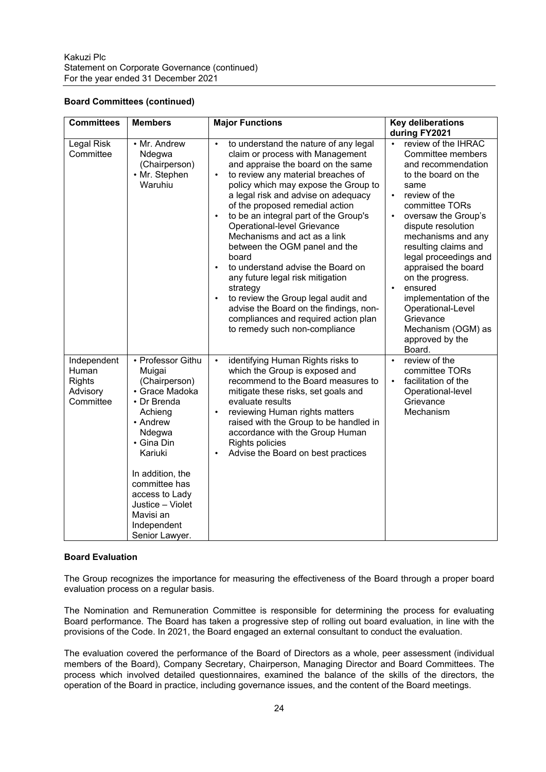## Board Committees (continued)

| Committees | Members | Major Functions | Key deliberations during FY2021 |
|---|---|---|---|
| Legal Risk Committee | • Mr. Andrew Ndegwa (Chairperson)<br>• Mr. Stephen Waruhiu | • to understand the nature of any legal claim or process with Management and appraise the board on the same<br>• to review any material breaches of policy which may expose the Group to a legal risk and advise on adequacy of the proposed remedial action<br>• to be an integral part of the Group's Operational-level Grievance Mechanisms and act as a link between the OGM panel and the board<br>• to understand advise the Board on any future legal risk mitigation strategy<br>• to review the Group legal audit and advise the Board on the findings, non-compliances and required action plan to remedy such non-compliance | • review of the IHRAC Committee members and recommendation to the board on the same<br>• review of the committee TORs<br>• oversaw the Group's dispute resolution mechanisms and any resulting claims and legal proceedings and appraised the board on the progress.<br>• ensured implementation of the Operational-Level Grievance Mechanism (OGM) as approved by the Board. |
| Independent Human Rights Advisory Committee | • Professor Githu Muigai (Chairperson)<br>• Grace Madoka<br>• Dr Brenda Achieng<br>• Andrew Ndegwa<br>• Gina Din Kariuki<br><br>In addition, the committee has access to Lady Justice – Violet Mavisi an Independent Senior Lawyer. | • identifying Human Rights risks to which the Group is exposed and recommend to the Board measures to mitigate these risks, set goals and evaluate results<br>• reviewing Human rights matters raised with the Group to be handled in accordance with the Group Human Rights policies<br>• Advise the Board on best practices | • review of the committee TORs<br>• facilitation of the Operational-level Grievance Mechanism |

## Board Evaluation

The Group recognizes the importance for measuring the effectiveness of the Board through a proper board evaluation process on a regular basis.

The Nomination and Remuneration Committee is responsible for determining the process for evaluating Board performance. The Board has taken a progressive step of rolling out board evaluation, in line with the provisions of the Code. In 2021, the Board engaged an external consultant to conduct the evaluation.

The evaluation covered the performance of the Board of Directors as a whole, peer assessment (individual members of the Board), Company Secretary, Chairperson, Managing Director and Board Committees. The process which involved detailed questionnaires, examined the balance of the skills of the directors, the operation of the Board in practice, including governance issues, and the content of the Board meetings.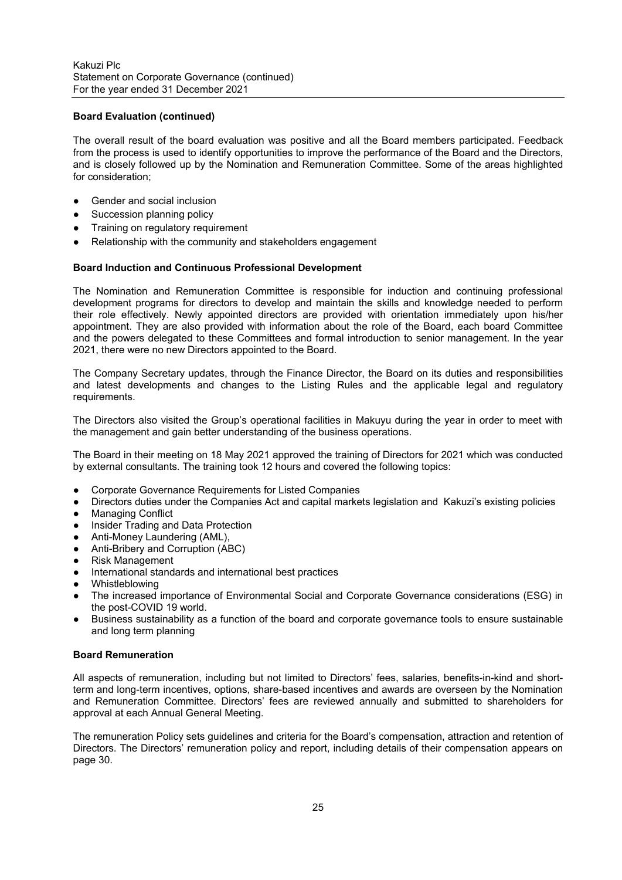### Board Evaluation (continued)

The overall result of the board evaluation was positive and all the Board members participated. Feedback from the process is used to identify opportunities to improve the performance of the Board and the Directors, and is closely followed up by the Nomination and Remuneration Committee. Some of the areas highlighted for consideration;

- Gender and social inclusion
- Succession planning policy
- Training on regulatory requirement
- Relationship with the community and stakeholders engagement

### Board Induction and Continuous Professional Development

The Nomination and Remuneration Committee is responsible for induction and continuing professional development programs for directors to develop and maintain the skills and knowledge needed to perform their role effectively. Newly appointed directors are provided with orientation immediately upon his/her appointment. They are also provided with information about the role of the Board, each board Committee and the powers delegated to these Committees and formal introduction to senior management. In the year 2021, there were no new Directors appointed to the Board.

The Company Secretary updates, through the Finance Director, the Board on its duties and responsibilities and latest developments and changes to the Listing Rules and the applicable legal and regulatory requirements.

The Directors also visited the Group's operational facilities in Makuyu during the year in order to meet with the management and gain better understanding of the business operations.

The Board in their meeting on 18 May 2021 approved the training of Directors for 2021 which was conducted by external consultants. The training took 12 hours and covered the following topics:

- Corporate Governance Requirements for Listed Companies
- Directors duties under the Companies Act and capital markets legislation and Kakuzi's existing policies
- Managing Conflict
- Insider Trading and Data Protection
- Anti-Money Laundering (AML),
- Anti-Bribery and Corruption (ABC)
- Risk Management
- International standards and international best practices
- Whistleblowing
- The increased importance of Environmental Social and Corporate Governance considerations (ESG) in the post-COVID 19 world.
- Business sustainability as a function of the board and corporate governance tools to ensure sustainable and long term planning

### Board Remuneration

All aspects of remuneration, including but not limited to Directors' fees, salaries, benefits-in-kind and short-term and long-term incentives, options, share-based incentives and awards are overseen by the Nomination and Remuneration Committee. Directors' fees are reviewed annually and submitted to shareholders for approval at each Annual General Meeting.

The remuneration Policy sets guidelines and criteria for the Board's compensation, attraction and retention of Directors. The Directors' remuneration policy and report, including details of their compensation appears on page 30.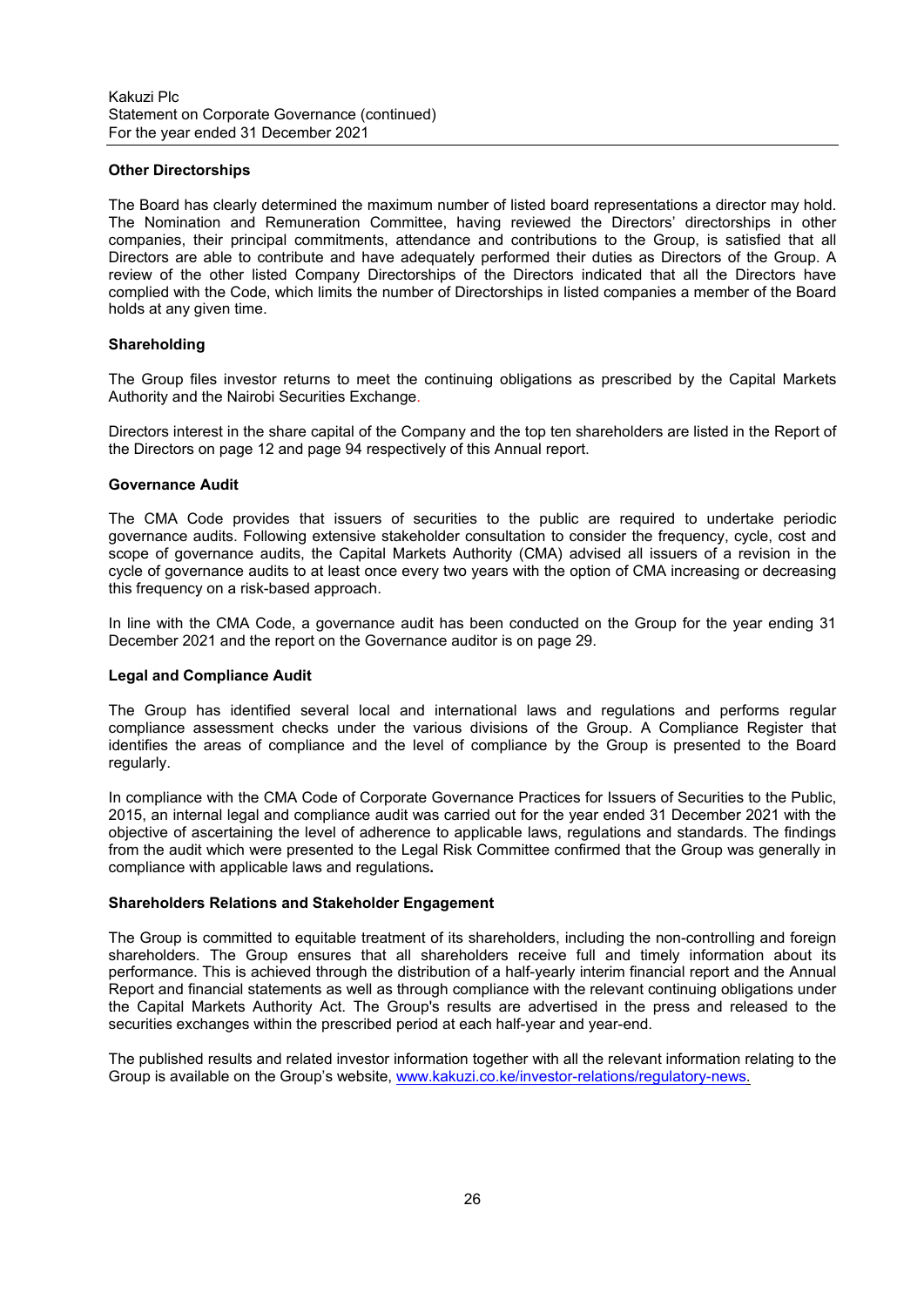### Other Directorships

The Board has clearly determined the maximum number of listed board representations a director may hold. The Nomination and Remuneration Committee, having reviewed the Directors' directorships in other companies, their principal commitments, attendance and contributions to the Group, is satisfied that all Directors are able to contribute and have adequately performed their duties as Directors of the Group. A review of the other listed Company Directorships of the Directors indicated that all the Directors have complied with the Code, which limits the number of Directorships in listed companies a member of the Board holds at any given time.

### Shareholding

The Group files investor returns to meet the continuing obligations as prescribed by the Capital Markets Authority and the Nairobi Securities Exchange.

Directors interest in the share capital of the Company and the top ten shareholders are listed in the Report of the Directors on page 12 and page 94 respectively of this Annual report.

### Governance Audit

The CMA Code provides that issuers of securities to the public are required to undertake periodic governance audits. Following extensive stakeholder consultation to consider the frequency, cycle, cost and scope of governance audits, the Capital Markets Authority (CMA) advised all issuers of a revision in the cycle of governance audits to at least once every two years with the option of CMA increasing or decreasing this frequency on a risk-based approach.

In line with the CMA Code, a governance audit has been conducted on the Group for the year ending 31 December 2021 and the report on the Governance auditor is on page 29.

### Legal and Compliance Audit

The Group has identified several local and international laws and regulations and performs regular compliance assessment checks under the various divisions of the Group. A Compliance Register that identifies the areas of compliance and the level of compliance by the Group is presented to the Board regularly.

In compliance with the CMA Code of Corporate Governance Practices for Issuers of Securities to the Public, 2015, an internal legal and compliance audit was carried out for the year ended 31 December 2021 with the objective of ascertaining the level of adherence to applicable laws, regulations and standards. The findings from the audit which were presented to the Legal Risk Committee confirmed that the Group was generally in compliance with applicable laws and regulations.

### Shareholders Relations and Stakeholder Engagement

The Group is committed to equitable treatment of its shareholders, including the non-controlling and foreign shareholders. The Group ensures that all shareholders receive full and timely information about its performance. This is achieved through the distribution of a half-yearly interim financial report and the Annual Report and financial statements as well as through compliance with the relevant continuing obligations under the Capital Markets Authority Act. The Group's results are advertised in the press and released to the securities exchanges within the prescribed period at each half-year and year-end.

The published results and related investor information together with all the relevant information relating to the Group is available on the Group's website, www.kakuzi.co.ke/investor-relations/regulatory-news.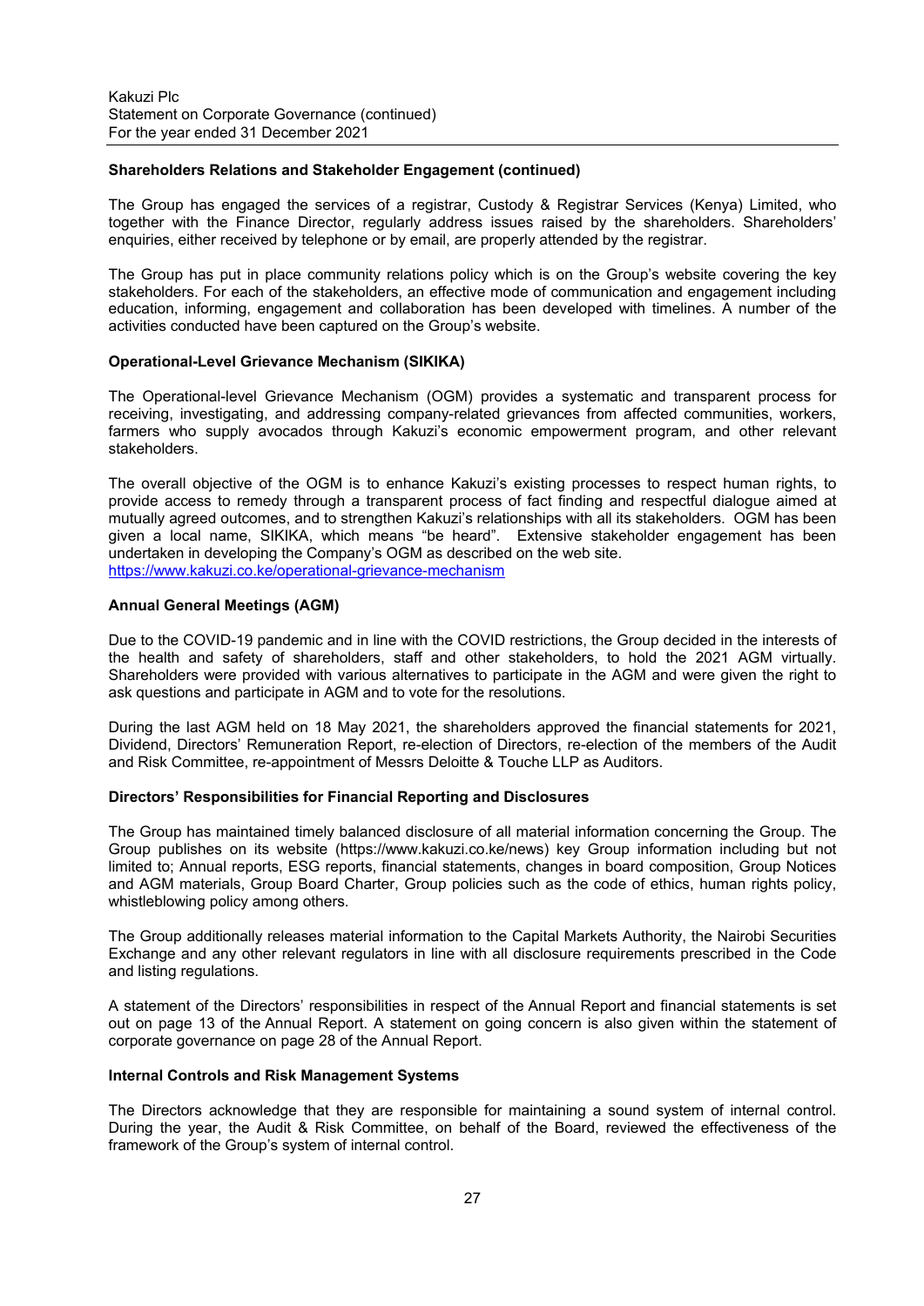**Shareholders Relations and Stakeholder Engagement (continued)**

The Group has engaged the services of a registrar, Custody & Registrar Services (Kenya) Limited, who together with the Finance Director, regularly address issues raised by the shareholders. Shareholders' enquiries, either received by telephone or by email, are properly attended by the registrar.

The Group has put in place community relations policy which is on the Group's website covering the key stakeholders. For each of the stakeholders, an effective mode of communication and engagement including education, informing, engagement and collaboration has been developed with timelines. A number of the activities conducted have been captured on the Group's website.

**Operational-Level Grievance Mechanism (SIKIKA)**

The Operational-level Grievance Mechanism (OGM) provides a systematic and transparent process for receiving, investigating, and addressing company-related grievances from affected communities, workers, farmers who supply avocados through Kakuzi's economic empowerment program, and other relevant stakeholders.

The overall objective of the OGM is to enhance Kakuzi's existing processes to respect human rights, to provide access to remedy through a transparent process of fact finding and respectful dialogue aimed at mutually agreed outcomes, and to strengthen Kakuzi's relationships with all its stakeholders. OGM has been given a local name, SIKIKA, which means "be heard". Extensive stakeholder engagement has been undertaken in developing the Company's OGM as described on the web site.
https://www.kakuzi.co.ke/operational-grievance-mechanism

**Annual General Meetings (AGM)**

Due to the COVID-19 pandemic and in line with the COVID restrictions, the Group decided in the interests of the health and safety of shareholders, staff and other stakeholders, to hold the 2021 AGM virtually. Shareholders were provided with various alternatives to participate in the AGM and were given the right to ask questions and participate in AGM and to vote for the resolutions.

During the last AGM held on 18 May 2021, the shareholders approved the financial statements for 2021, Dividend, Directors' Remuneration Report, re-election of Directors, re-election of the members of the Audit and Risk Committee, re-appointment of Messrs Deloitte & Touche LLP as Auditors.

**Directors' Responsibilities for Financial Reporting and Disclosures**

The Group has maintained timely balanced disclosure of all material information concerning the Group. The Group publishes on its website (https://www.kakuzi.co.ke/news) key Group information including but not limited to; Annual reports, ESG reports, financial statements, changes in board composition, Group Notices and AGM materials, Group Board Charter, Group policies such as the code of ethics, human rights policy, whistleblowing policy among others.

The Group additionally releases material information to the Capital Markets Authority, the Nairobi Securities Exchange and any other relevant regulators in line with all disclosure requirements prescribed in the Code and listing regulations.

A statement of the Directors' responsibilities in respect of the Annual Report and financial statements is set out on page 13 of the Annual Report. A statement on going concern is also given within the statement of corporate governance on page 28 of the Annual Report.

**Internal Controls and Risk Management Systems**

The Directors acknowledge that they are responsible for maintaining a sound system of internal control. During the year, the Audit & Risk Committee, on behalf of the Board, reviewed the effectiveness of the framework of the Group's system of internal control.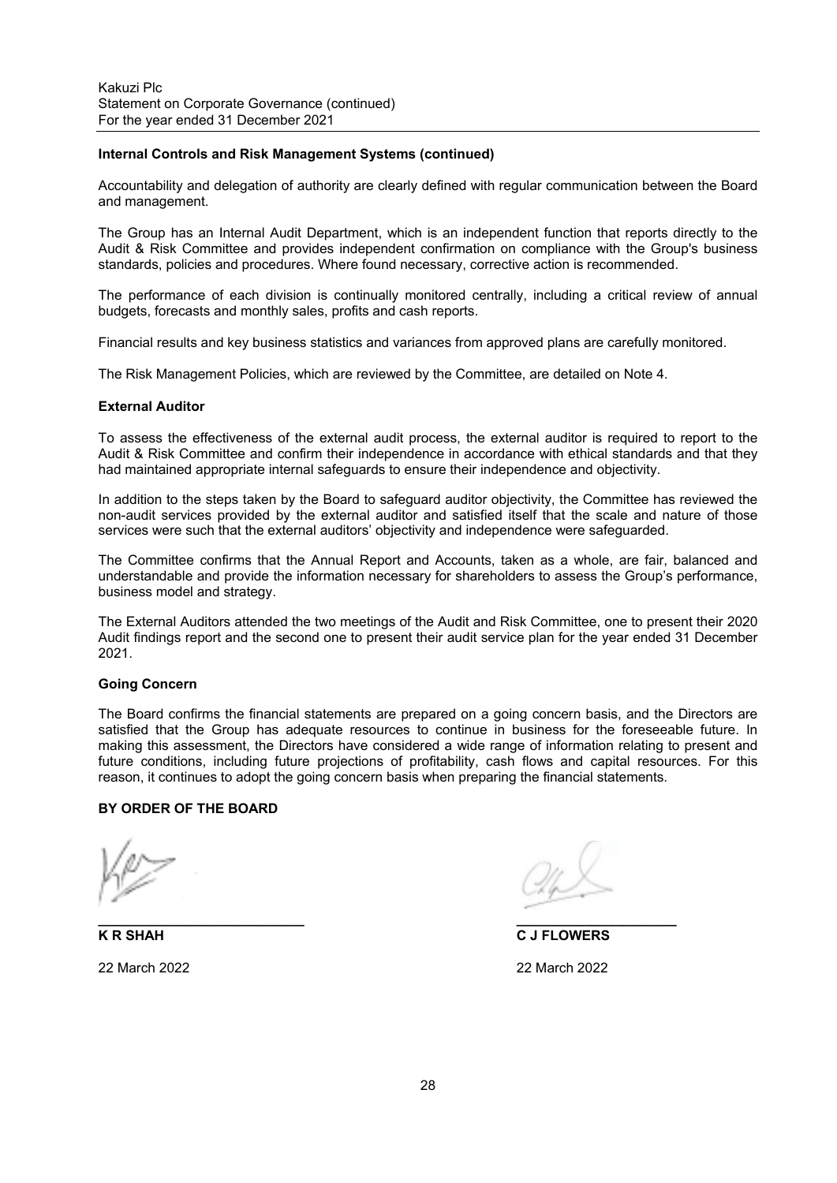**Internal Controls and Risk Management Systems (continued)**

Accountability and delegation of authority are clearly defined with regular communication between the Board and management.

The Group has an Internal Audit Department, which is an independent function that reports directly to the Audit & Risk Committee and provides independent confirmation on compliance with the Group's business standards, policies and procedures. Where found necessary, corrective action is recommended.

The performance of each division is continually monitored centrally, including a critical review of annual budgets, forecasts and monthly sales, profits and cash reports.

Financial results and key business statistics and variances from approved plans are carefully monitored.

The Risk Management Policies, which are reviewed by the Committee, are detailed on Note 4.

**External Auditor**

To assess the effectiveness of the external audit process, the external auditor is required to report to the Audit & Risk Committee and confirm their independence in accordance with ethical standards and that they had maintained appropriate internal safeguards to ensure their independence and objectivity.

In addition to the steps taken by the Board to safeguard auditor objectivity, the Committee has reviewed the non-audit services provided by the external auditor and satisfied itself that the scale and nature of those services were such that the external auditors' objectivity and independence were safeguarded.

The Committee confirms that the Annual Report and Accounts, taken as a whole, are fair, balanced and understandable and provide the information necessary for shareholders to assess the Group's performance, business model and strategy.

The External Auditors attended the two meetings of the Audit and Risk Committee, one to present their 2020 Audit findings report and the second one to present their audit service plan for the year ended 31 December 2021.

**Going Concern**

The Board confirms the financial statements are prepared on a going concern basis, and the Directors are satisfied that the Group has adequate resources to continue in business for the foreseeable future. In making this assessment, the Directors have considered a wide range of information relating to present and future conditions, including future projections of profitability, cash flows and capital resources. For this reason, it continues to adopt the going concern basis when preparing the financial statements.

**BY ORDER OF THE BOARD**

**K R SHAH**

22 March 2022

**C J FLOWERS**

22 March 2022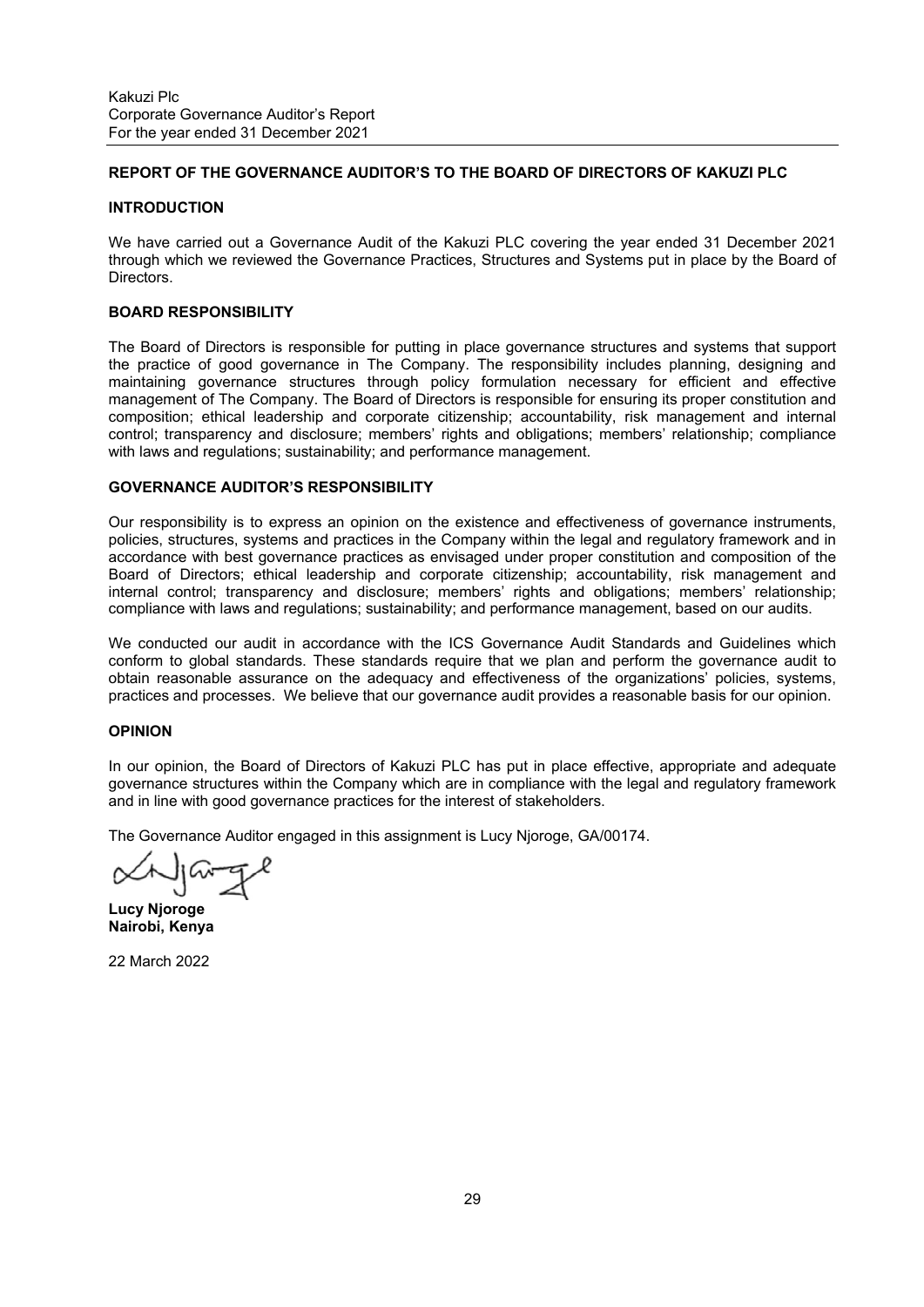Kakuzi Plc
Corporate Governance Auditor's Report
For the year ended 31 December 2021

## REPORT OF THE GOVERNANCE AUDITOR'S TO THE BOARD OF DIRECTORS OF KAKUZI PLC

### INTRODUCTION

We have carried out a Governance Audit of the Kakuzi PLC covering the year ended 31 December 2021 through which we reviewed the Governance Practices, Structures and Systems put in place by the Board of Directors.

### BOARD RESPONSIBILITY

The Board of Directors is responsible for putting in place governance structures and systems that support the practice of good governance in The Company. The responsibility includes planning, designing and maintaining governance structures through policy formulation necessary for efficient and effective management of The Company. The Board of Directors is responsible for ensuring its proper constitution and composition; ethical leadership and corporate citizenship; accountability, risk management and internal control; transparency and disclosure; members' rights and obligations; members' relationship; compliance with laws and regulations; sustainability; and performance management.

### GOVERNANCE AUDITOR'S RESPONSIBILITY

Our responsibility is to express an opinion on the existence and effectiveness of governance instruments, policies, structures, systems and practices in the Company within the legal and regulatory framework and in accordance with best governance practices as envisaged under proper constitution and composition of the Board of Directors; ethical leadership and corporate citizenship; accountability, risk management and internal control; transparency and disclosure; members' rights and obligations; members' relationship; compliance with laws and regulations; sustainability; and performance management, based on our audits.

We conducted our audit in accordance with the ICS Governance Audit Standards and Guidelines which conform to global standards. These standards require that we plan and perform the governance audit to obtain reasonable assurance on the adequacy and effectiveness of the organizations' policies, systems, practices and processes. We believe that our governance audit provides a reasonable basis for our opinion.

### OPINION

In our opinion, the Board of Directors of Kakuzi PLC has put in place effective, appropriate and adequate governance structures within the Company which are in compliance with the legal and regulatory framework and in line with good governance practices for the interest of stakeholders.

The Governance Auditor engaged in this assignment is Lucy Njoroge, GA/00174.

**Lucy Njoroge**
**Nairobi, Kenya**

22 March 2022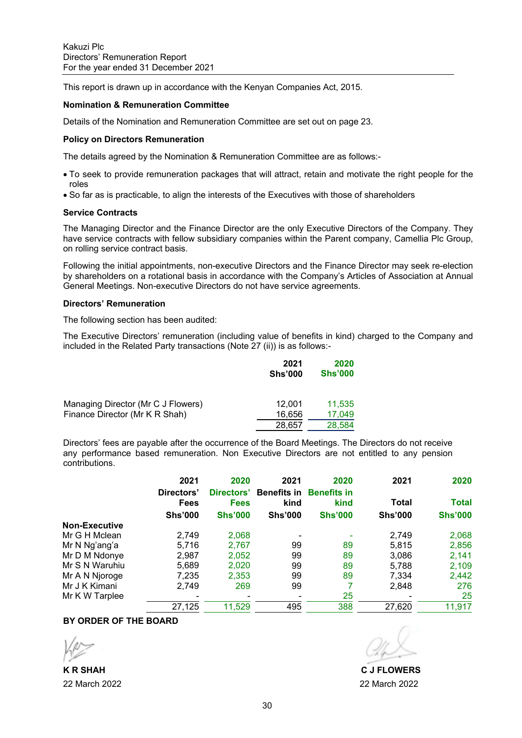Kakuzi Plc
Directors' Remuneration Report
For the year ended 31 December 2021

This report is drawn up in accordance with the Kenyan Companies Act, 2015.

**Nomination & Remuneration Committee**

Details of the Nomination and Remuneration Committee are set out on page 23.

**Policy on Directors Remuneration**

The details agreed by the Nomination & Remuneration Committee are as follows:-

- To seek to provide remuneration packages that will attract, retain and motivate the right people for the roles
- So far as is practicable, to align the interests of the Executives with those of shareholders

**Service Contracts**

The Managing Director and the Finance Director are the only Executive Directors of the Company. They have service contracts with fellow subsidiary companies within the Parent company, Camellia Plc Group, on rolling service contract basis.

Following the initial appointments, non-executive Directors and the Finance Director may seek re-election by shareholders on a rotational basis in accordance with the Company's Articles of Association at Annual General Meetings. Non-executive Directors do not have service agreements.

**Directors' Remuneration**

The following section has been audited:

The Executive Directors' remuneration (including value of benefits in kind) charged to the Company and included in the Related Party transactions (Note 27 (ii)) is as follows:-

| | 2021 Shs'000 | 2020 Shs'000 |
|---|---|---|
| Managing Director (Mr C J Flowers) | 12,001 | 11,535 |
| Finance Director (Mr K R Shah) | 16,656 | 17,049 |
| | 28,657 | 28,584 |

Directors' fees are payable after the occurrence of the Board Meetings. The Directors do not receive any performance based remuneration. Non Executive Directors are not entitled to any pension contributions.

| | 2021 Directors' Fees Shs'000 | 2020 Directors' Fees Shs'000 | 2021 Benefits in kind Shs'000 | 2020 Benefits in kind Shs'000 | 2021 Total Shs'000 | 2020 Total Shs'000 |
|---|---|---|---|---|---|---|
| **Non-Executive** | | | | | | |
| Mr G H Mclean | 2,749 | 2,068 | - | - | 2,749 | 2,068 |
| Mr N Ng'ang'a | 5,716 | 2,767 | 99 | 89 | 5,815 | 2,856 |
| Mr D M Ndonye | 2,987 | 2,052 | 99 | 89 | 3,086 | 2,141 |
| Mr S N Waruhiu | 5,689 | 2,020 | 99 | 89 | 5,788 | 2,109 |
| Mr A N Njoroge | 7,235 | 2,353 | 99 | 89 | 7,334 | 2,442 |
| Mr J K Kimani | 2,749 | 269 | 99 | 7 | 2,848 | 276 |
| Mr K W Tarplee | - | - | - | 25 | - | 25 |
| | 27,125 | 11,529 | 495 | 388 | 27,620 | 11,917 |

**BY ORDER OF THE BOARD**

**K R SHAH**
22 March 2022

**C J FLOWERS**
22 March 2022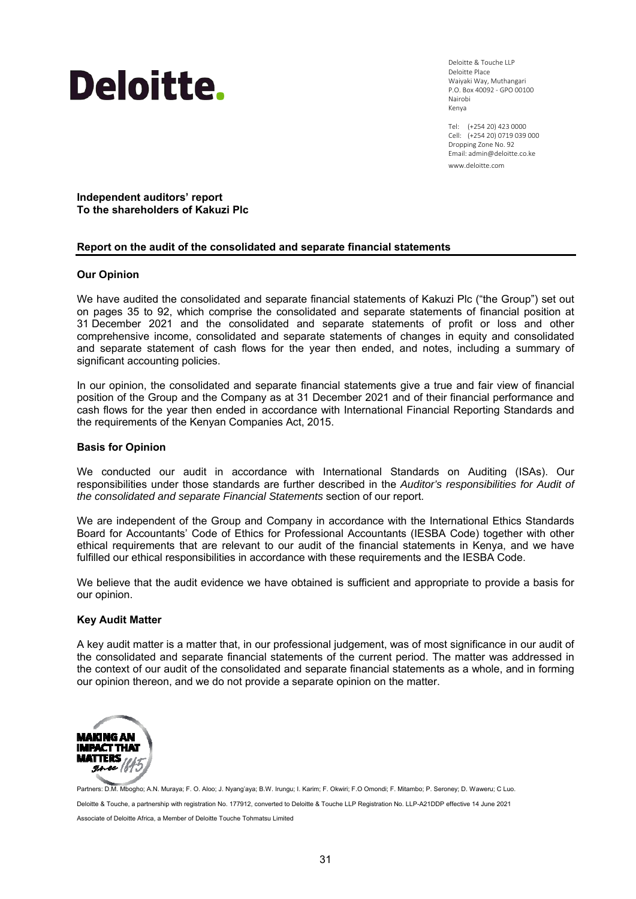Deloitte & Touche LLP
Deloitte Place
Waiyaki Way, Muthangari
P.O. Box 40092 - GPO 00100
Nairobi
Kenya

Tel: (+254 20) 423 0000
Cell: (+254 20) 0719 039 000
Dropping Zone No. 92
Email: admin@deloitte.co.ke
www.deloitte.com

**Independent auditors' report**
**To the shareholders of Kakuzi Plc**

## Report on the audit of the consolidated and separate financial statements

### Our Opinion

We have audited the consolidated and separate financial statements of Kakuzi Plc ("the Group") set out on pages 35 to 92, which comprise the consolidated and separate statements of financial position at 31 December 2021 and the consolidated and separate statements of profit or loss and other comprehensive income, consolidated and separate statements of changes in equity and consolidated and separate statement of cash flows for the year then ended, and notes, including a summary of significant accounting policies.

In our opinion, the consolidated and separate financial statements give a true and fair view of financial position of the Group and the Company as at 31 December 2021 and of their financial performance and cash flows for the year then ended in accordance with International Financial Reporting Standards and the requirements of the Kenyan Companies Act, 2015.

### Basis for Opinion

We conducted our audit in accordance with International Standards on Auditing (ISAs). Our responsibilities under those standards are further described in the *Auditor's responsibilities for Audit of the consolidated and separate Financial Statements* section of our report.

We are independent of the Group and Company in accordance with the International Ethics Standards Board for Accountants' Code of Ethics for Professional Accountants (IESBA Code) together with other ethical requirements that are relevant to our audit of the financial statements in Kenya, and we have fulfilled our ethical responsibilities in accordance with these requirements and the IESBA Code.

We believe that the audit evidence we have obtained is sufficient and appropriate to provide a basis for our opinion.

### Key Audit Matter

A key audit matter is a matter that, in our professional judgement, was of most significance in our audit of the consolidated and separate financial statements of the current period. The matter was addressed in the context of our audit of the consolidated and separate financial statements as a whole, and in forming our opinion thereon, and we do not provide a separate opinion on the matter.

Partners: D.M. Mbogho; A.N. Muraya; F. O. Aloo; J. Nyang'aya; B.W. Irungu; I. Karim; F. Okwiri; F.O Omondi; F. Mitambo; P. Seroney; D. Waweru; C Luo.

Deloitte & Touche, a partnership with registration No. 177912, converted to Deloitte & Touche LLP Registration No. LLP-A21DDP effective 14 June 2021

Associate of Deloitte Africa, a Member of Deloitte Touche Tohmatsu Limited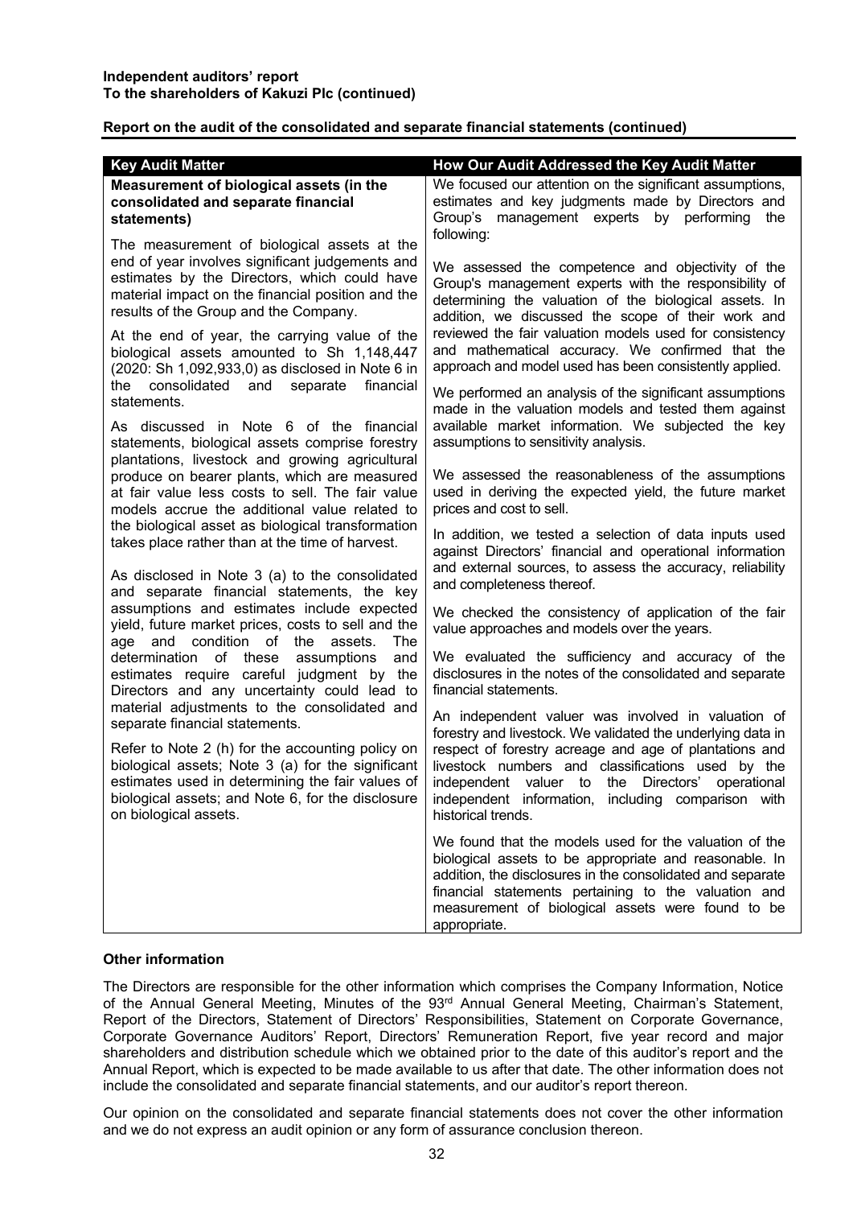**Independent auditors' report**
**To the shareholders of Kakuzi Plc (continued)**

**Report on the audit of the consolidated and separate financial statements (continued)**

| Key Audit Matter | How Our Audit Addressed the Key Audit Matter |
|---|---|
| **Measurement of biological assets (in the consolidated and separate financial statements)**<br><br>The measurement of biological assets at the end of year involves significant judgements and estimates by the Directors, which could have material impact on the financial position and the results of the Group and the Company.<br><br>At the end of year, the carrying value of the biological assets amounted to Sh 1,148,447 (2020: Sh 1,092,933,0) as disclosed in Note 6 in the consolidated and separate financial statements.<br><br>As discussed in Note 6 of the financial statements, biological assets comprise forestry plantations, livestock and growing agricultural produce on bearer plants, which are measured at fair value less costs to sell. The fair value models accrue the additional value related to the biological asset as biological transformation takes place rather than at the time of harvest.<br><br>As disclosed in Note 3 (a) to the consolidated and separate financial statements, the key assumptions and estimates include expected yield, future market prices, costs to sell and the age and condition of the assets. The determination of these assumptions and estimates require careful judgment by the Directors and any uncertainty could lead to material adjustments to the consolidated and separate financial statements.<br><br>Refer to Note 2 (h) for the accounting policy on biological assets; Note 3 (a) for the significant estimates used in determining the fair values of biological assets; and Note 6, for the disclosure on biological assets. | We focused our attention on the significant assumptions, estimates and key judgments made by Directors and Group's management experts by performing the following:<br><br>We assessed the competence and objectivity of the Group's management experts with the responsibility of determining the valuation of the biological assets. In addition, we discussed the scope of their work and reviewed the fair valuation models used for consistency and mathematical accuracy. We confirmed that the approach and model used has been consistently applied.<br><br>We performed an analysis of the significant assumptions made in the valuation models and tested them against available market information. We subjected the key assumptions to sensitivity analysis.<br><br>We assessed the reasonableness of the assumptions used in deriving the expected yield, the future market prices and cost to sell.<br><br>In addition, we tested a selection of data inputs used against Directors' financial and operational information and external sources, to assess the accuracy, reliability and completeness thereof.<br><br>We checked the consistency of application of the fair value approaches and models over the years.<br><br>We evaluated the sufficiency and accuracy of the disclosures in the notes of the consolidated and separate financial statements.<br><br>An independent valuer was involved in valuation of forestry and livestock. We validated the underlying data in respect of forestry acreage and age of plantations and livestock numbers and classifications used by the independent valuer to the Directors' operational independent information, including comparison with historical trends.<br><br>We found that the models used for the valuation of the biological assets to be appropriate and reasonable. In addition, the disclosures in the consolidated and separate financial statements pertaining to the valuation and measurement of biological assets were found to be appropriate. |

**Other information**

The Directors are responsible for the other information which comprises the Company Information, Notice of the Annual General Meeting, Minutes of the 93rd Annual General Meeting, Chairman's Statement, Report of the Directors, Statement of Directors' Responsibilities, Statement on Corporate Governance, Corporate Governance Auditors' Report, Directors' Remuneration Report, five year record and major shareholders and distribution schedule which we obtained prior to the date of this auditor's report and the Annual Report, which is expected to be made available to us after that date. The other information does not include the consolidated and separate financial statements, and our auditor's report thereon.

Our opinion on the consolidated and separate financial statements does not cover the other information and we do not express an audit opinion or any form of assurance conclusion thereon.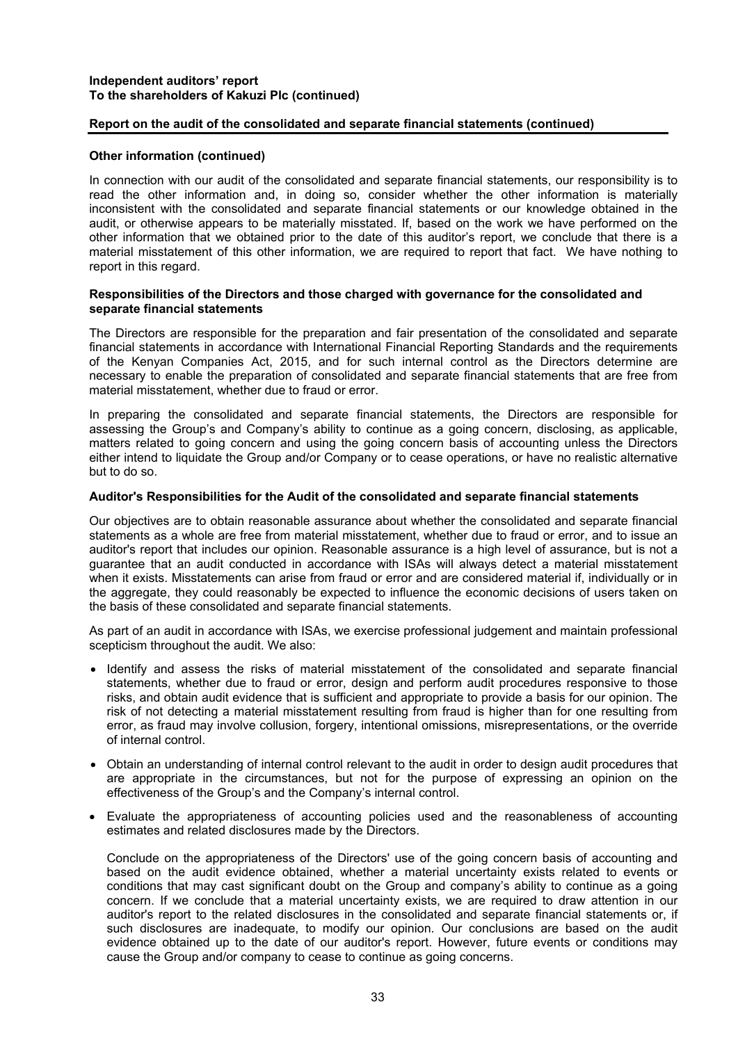**Independent auditors' report**
**To the shareholders of Kakuzi Plc (continued)**

**Report on the audit of the consolidated and separate financial statements (continued)**

**Other information (continued)**

In connection with our audit of the consolidated and separate financial statements, our responsibility is to read the other information and, in doing so, consider whether the other information is materially inconsistent with the consolidated and separate financial statements or our knowledge obtained in the audit, or otherwise appears to be materially misstated. If, based on the work we have performed on the other information that we obtained prior to the date of this auditor's report, we conclude that there is a material misstatement of this other information, we are required to report that fact. We have nothing to report in this regard.

**Responsibilities of the Directors and those charged with governance for the consolidated and separate financial statements**

The Directors are responsible for the preparation and fair presentation of the consolidated and separate financial statements in accordance with International Financial Reporting Standards and the requirements of the Kenyan Companies Act, 2015, and for such internal control as the Directors determine are necessary to enable the preparation of consolidated and separate financial statements that are free from material misstatement, whether due to fraud or error.

In preparing the consolidated and separate financial statements, the Directors are responsible for assessing the Group's and Company's ability to continue as a going concern, disclosing, as applicable, matters related to going concern and using the going concern basis of accounting unless the Directors either intend to liquidate the Group and/or Company or to cease operations, or have no realistic alternative but to do so.

**Auditor's Responsibilities for the Audit of the consolidated and separate financial statements**

Our objectives are to obtain reasonable assurance about whether the consolidated and separate financial statements as a whole are free from material misstatement, whether due to fraud or error, and to issue an auditor's report that includes our opinion. Reasonable assurance is a high level of assurance, but is not a guarantee that an audit conducted in accordance with ISAs will always detect a material misstatement when it exists. Misstatements can arise from fraud or error and are considered material if, individually or in the aggregate, they could reasonably be expected to influence the economic decisions of users taken on the basis of these consolidated and separate financial statements.

As part of an audit in accordance with ISAs, we exercise professional judgement and maintain professional scepticism throughout the audit. We also:

- Identify and assess the risks of material misstatement of the consolidated and separate financial statements, whether due to fraud or error, design and perform audit procedures responsive to those risks, and obtain audit evidence that is sufficient and appropriate to provide a basis for our opinion. The risk of not detecting a material misstatement resulting from fraud is higher than for one resulting from error, as fraud may involve collusion, forgery, intentional omissions, misrepresentations, or the override of internal control.
- Obtain an understanding of internal control relevant to the audit in order to design audit procedures that are appropriate in the circumstances, but not for the purpose of expressing an opinion on the effectiveness of the Group's and the Company's internal control.
- Evaluate the appropriateness of accounting policies used and the reasonableness of accounting estimates and related disclosures made by the Directors.

  Conclude on the appropriateness of the Directors' use of the going concern basis of accounting and based on the audit evidence obtained, whether a material uncertainty exists related to events or conditions that may cast significant doubt on the Group and company's ability to continue as a going concern. If we conclude that a material uncertainty exists, we are required to draw attention in our auditor's report to the related disclosures in the consolidated and separate financial statements or, if such disclosures are inadequate, to modify our opinion. Our conclusions are based on the audit evidence obtained up to the date of our auditor's report. However, future events or conditions may cause the Group and/or company to cease to continue as going concerns.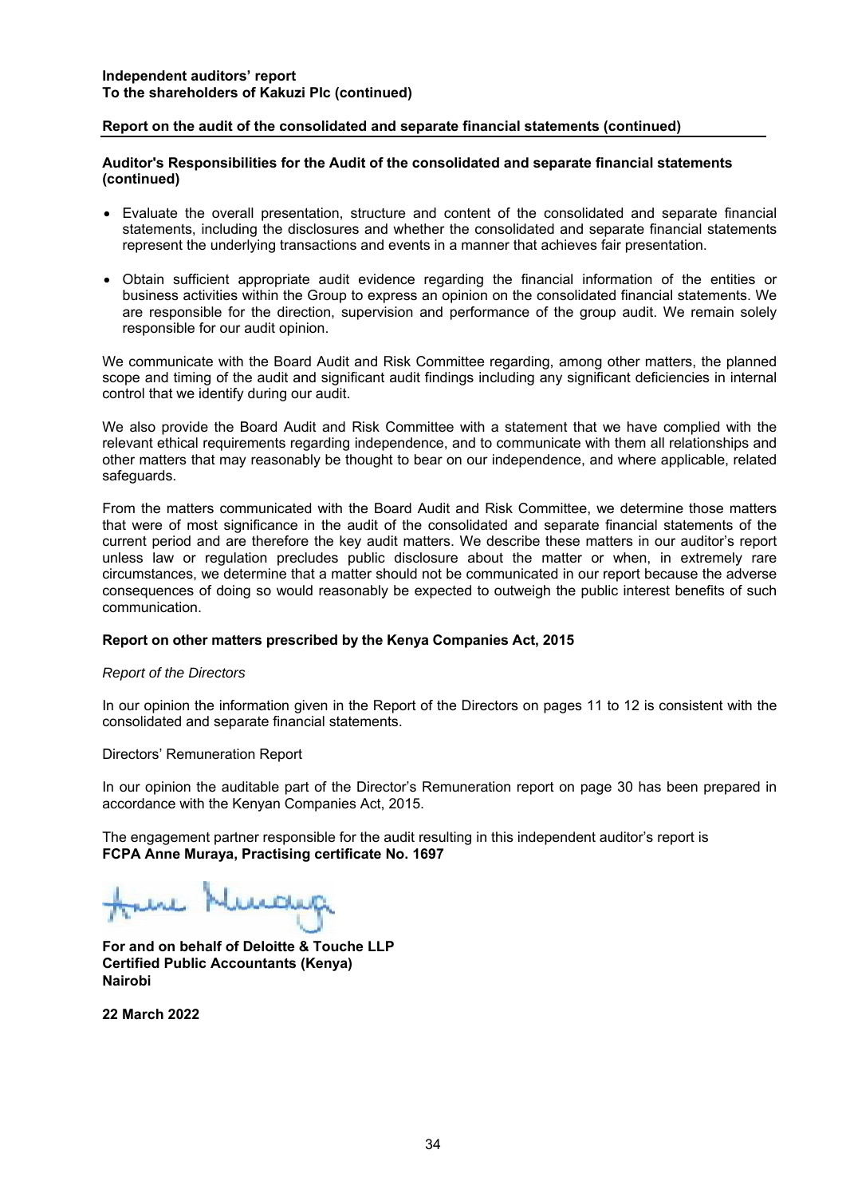**Independent auditors' report**
**To the shareholders of Kakuzi Plc (continued)**

**Report on the audit of the consolidated and separate financial statements (continued)**

**Auditor's Responsibilities for the Audit of the consolidated and separate financial statements (continued)**

- Evaluate the overall presentation, structure and content of the consolidated and separate financial statements, including the disclosures and whether the consolidated and separate financial statements represent the underlying transactions and events in a manner that achieves fair presentation.
- Obtain sufficient appropriate audit evidence regarding the financial information of the entities or business activities within the Group to express an opinion on the consolidated financial statements. We are responsible for the direction, supervision and performance of the group audit. We remain solely responsible for our audit opinion.

We communicate with the Board Audit and Risk Committee regarding, among other matters, the planned scope and timing of the audit and significant audit findings including any significant deficiencies in internal control that we identify during our audit.

We also provide the Board Audit and Risk Committee with a statement that we have complied with the relevant ethical requirements regarding independence, and to communicate with them all relationships and other matters that may reasonably be thought to bear on our independence, and where applicable, related safeguards.

From the matters communicated with the Board Audit and Risk Committee, we determine those matters that were of most significance in the audit of the consolidated and separate financial statements of the current period and are therefore the key audit matters. We describe these matters in our auditor's report unless law or regulation precludes public disclosure about the matter or when, in extremely rare circumstances, we determine that a matter should not be communicated in our report because the adverse consequences of doing so would reasonably be expected to outweigh the public interest benefits of such communication.

**Report on other matters prescribed by the Kenya Companies Act, 2015**

*Report of the Directors*

In our opinion the information given in the Report of the Directors on pages 11 to 12 is consistent with the consolidated and separate financial statements.

Directors' Remuneration Report

In our opinion the auditable part of the Director's Remuneration report on page 30 has been prepared in accordance with the Kenyan Companies Act, 2015.

The engagement partner responsible for the audit resulting in this independent auditor's report is
**FCPA Anne Muraya, Practising certificate No. 1697**

**For and on behalf of Deloitte & Touche LLP**
**Certified Public Accountants (Kenya)**
**Nairobi**

**22 March 2022**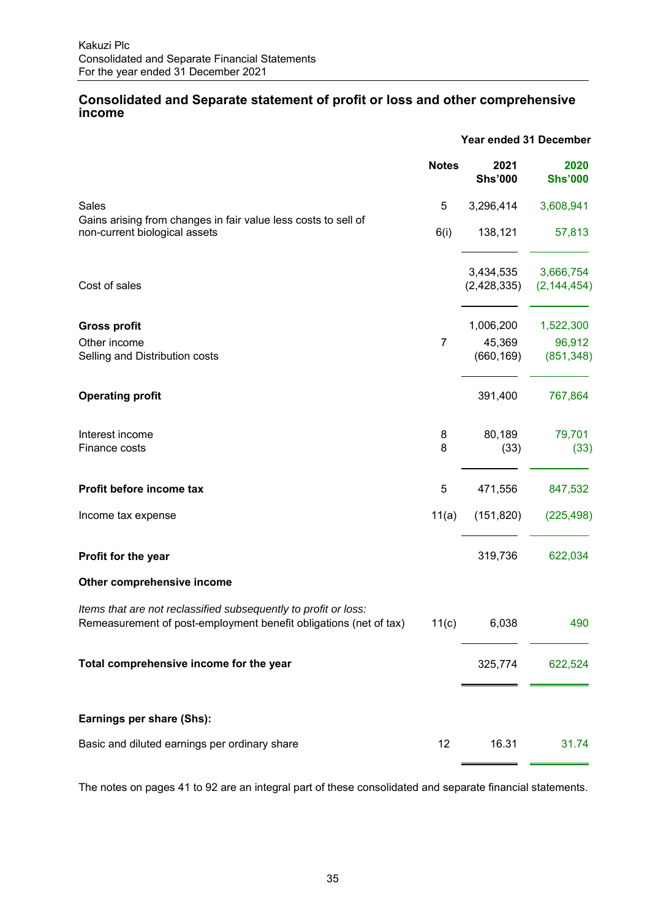Kakuzi Plc
Consolidated and Separate Financial Statements
For the year ended 31 December 2021

## Consolidated and Separate statement of profit or loss and other comprehensive income

| | Notes | 2021 Shs'000 | 2020 Shs'000 |
|---|---|---|---|
| | | **Year ended 31 December** | |
| Sales | 5 | 3,296,414 | 3,608,941 |
| Gains arising from changes in fair value less costs to sell of non-current biological assets | 6(i) | 138,121 | 57,813 |
| | | 3,434,535 | 3,666,754 |
| Cost of sales | | (2,428,335) | (2,144,454) |
| **Gross profit** | | 1,006,200 | 1,522,300 |
| Other income | 7 | 45,369 | 96,912 |
| Selling and Distribution costs | | (660,169) | (851,348) |
| **Operating profit** | | 391,400 | 767,864 |
| Interest income | 8 | 80,189 | 79,701 |
| Finance costs | 8 | (33) | (33) |
| **Profit before income tax** | 5 | 471,556 | 847,532 |
| Income tax expense | 11(a) | (151,820) | (225,498) |
| **Profit for the year** | | 319,736 | 622,034 |
| **Other comprehensive income** | | | |
| *Items that are not reclassified subsequently to profit or loss:* | | | |
| Remeasurement of post-employment benefit obligations (net of tax) | 11(c) | 6,038 | 490 |
| **Total comprehensive income for the year** | | 325,774 | 622,524 |
| **Earnings per share (Shs):** | | | |
| Basic and diluted earnings per ordinary share | 12 | 16.31 | 31.74 |

The notes on pages 41 to 92 are an integral part of these consolidated and separate financial statements.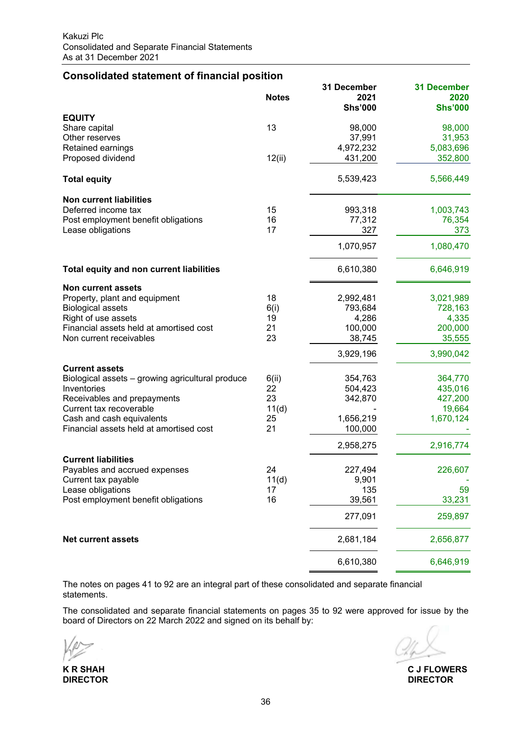Kakuzi Plc
Consolidated and Separate Financial Statements
As at 31 December 2021

## Consolidated statement of financial position

| | Notes | 31 December 2021 Shs'000 | 31 December 2020 Shs'000 |
|---|---|---|---|
| **EQUITY** | | | |
| Share capital | 13 | 98,000 | 98,000 |
| Other reserves | | 37,991 | 31,953 |
| Retained earnings | | 4,972,232 | 5,083,696 |
| Proposed dividend | 12(ii) | 431,200 | 352,800 |
| **Total equity** | | 5,539,423 | 5,566,449 |
| **Non current liabilities** | | | |
| Deferred income tax | 15 | 993,318 | 1,003,743 |
| Post employment benefit obligations | 16 | 77,312 | 76,354 |
| Lease obligations | 17 | 327 | 373 |
| | | 1,070,957 | 1,080,470 |
| **Total equity and non current liabilities** | | 6,610,380 | 6,646,919 |
| **Non current assets** | | | |
| Property, plant and equipment | 18 | 2,992,481 | 3,021,989 |
| Biological assets | 6(i) | 793,684 | 728,163 |
| Right of use assets | 19 | 4,286 | 4,335 |
| Financial assets held at amortised cost | 21 | 100,000 | 200,000 |
| Non current receivables | 23 | 38,745 | 35,555 |
| | | 3,929,196 | 3,990,042 |
| **Current assets** | | | |
| Biological assets – growing agricultural produce | 6(ii) | 354,763 | 364,770 |
| Inventories | 22 | 504,423 | 435,016 |
| Receivables and prepayments | 23 | 342,870 | 427,200 |
| Current tax recoverable | 11(d) | - | 19,664 |
| Cash and cash equivalents | 25 | 1,656,219 | 1,670,124 |
| Financial assets held at amortised cost | 21 | 100,000 | - |
| | | 2,958,275 | 2,916,774 |
| **Current liabilities** | | | |
| Payables and accrued expenses | 24 | 227,494 | 226,607 |
| Current tax payable | 11(d) | 9,901 | - |
| Lease obligations | 17 | 135 | 59 |
| Post employment benefit obligations | 16 | 39,561 | 33,231 |
| | | 277,091 | 259,897 |
| **Net current assets** | | 2,681,184 | 2,656,877 |
| | | 6,610,380 | 6,646,919 |

The notes on pages 41 to 92 are an integral part of these consolidated and separate financial statements.

The consolidated and separate financial statements on pages 35 to 92 were approved for issue by the board of Directors on 22 March 2022 and signed on its behalf by:

**K R SHAH**
**DIRECTOR**

**C J FLOWERS**
**DIRECTOR**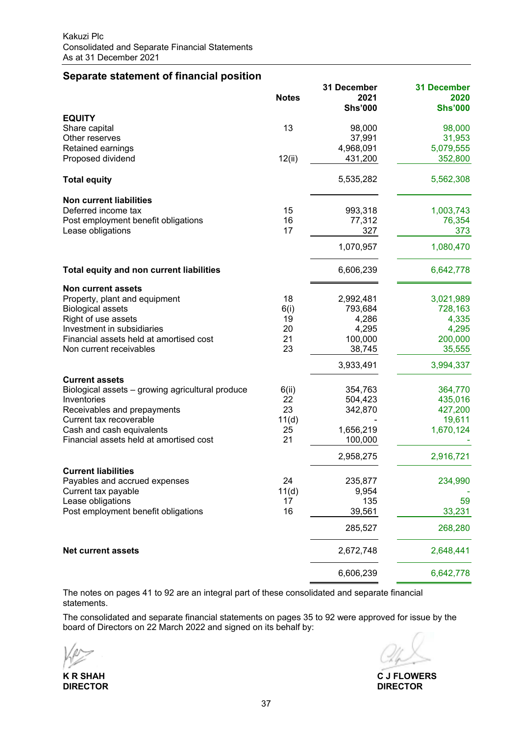Kakuzi Plc
Consolidated and Separate Financial Statements
As at 31 December 2021

## Separate statement of financial position

| | Notes | 31 December 2021 Shs'000 | 31 December 2020 Shs'000 |
|---|---|---|---|
| **EQUITY** | | | |
| Share capital | 13 | 98,000 | 98,000 |
| Other reserves | | 37,991 | 31,953 |
| Retained earnings | | 4,968,091 | 5,079,555 |
| Proposed dividend | 12(ii) | 431,200 | 352,800 |
| **Total equity** | | 5,535,282 | 5,562,308 |
| **Non current liabilities** | | | |
| Deferred income tax | 15 | 993,318 | 1,003,743 |
| Post employment benefit obligations | 16 | 77,312 | 76,354 |
| Lease obligations | 17 | 327 | 373 |
| | | 1,070,957 | 1,080,470 |
| **Total equity and non current liabilities** | | 6,606,239 | 6,642,778 |
| **Non current assets** | | | |
| Property, plant and equipment | 18 | 2,992,481 | 3,021,989 |
| Biological assets | 6(i) | 793,684 | 728,163 |
| Right of use assets | 19 | 4,286 | 4,335 |
| Investment in subsidiaries | 20 | 4,295 | 4,295 |
| Financial assets held at amortised cost | 21 | 100,000 | 200,000 |
| Non current receivables | 23 | 38,745 | 35,555 |
| | | 3,933,491 | 3,994,337 |
| **Current assets** | | | |
| Biological assets – growing agricultural produce | 6(ii) | 354,763 | 364,770 |
| Inventories | 22 | 504,423 | 435,016 |
| Receivables and prepayments | 23 | 342,870 | 427,200 |
| Current tax recoverable | 11(d) | - | 19,611 |
| Cash and cash equivalents | 25 | 1,656,219 | 1,670,124 |
| Financial assets held at amortised cost | 21 | 100,000 | - |
| | | 2,958,275 | 2,916,721 |
| **Current liabilities** | | | |
| Payables and accrued expenses | 24 | 235,877 | 234,990 |
| Current tax payable | 11(d) | 9,954 | - |
| Lease obligations | 17 | 135 | 59 |
| Post employment benefit obligations | 16 | 39,561 | 33,231 |
| | | 285,527 | 268,280 |
| **Net current assets** | | 2,672,748 | 2,648,441 |
| | | 6,606,239 | 6,642,778 |

The notes on pages 41 to 92 are an integral part of these consolidated and separate financial statements.

The consolidated and separate financial statements on pages 35 to 92 were approved for issue by the board of Directors on 22 March 2022 and signed on its behalf by:

**K R SHAH**
**DIRECTOR**

**C J FLOWERS**
**DIRECTOR**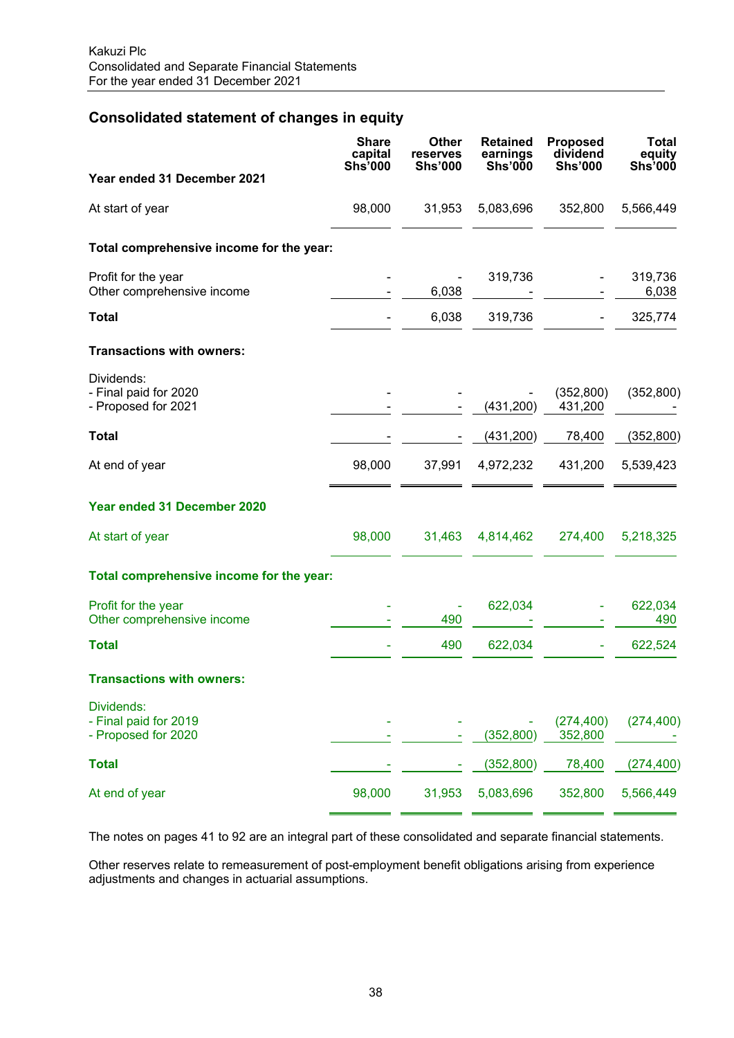## Consolidated statement of changes in equity

| Year ended 31 December 2021 | Share capital Shs'000 | Other reserves Shs'000 | Retained earnings Shs'000 | Proposed dividend Shs'000 | Total equity Shs'000 |
|---|---|---|---|---|---|
| At start of year | 98,000 | 31,953 | 5,083,696 | 352,800 | 5,566,449 |
| **Total comprehensive income for the year:** | | | | | |
| Profit for the year | - | - | 319,736 | - | 319,736 |
| Other comprehensive income | - | 6,038 | - | - | 6,038 |
| **Total** | - | 6,038 | 319,736 | - | 325,774 |
| **Transactions with owners:** | | | | | |
| Dividends: | | | | | |
| - Final paid for 2020 | - | - | - | (352,800) | (352,800) |
| - Proposed for 2021 | - | - | (431,200) | 431,200 | - |
| **Total** | - | - | (431,200) | 78,400 | (352,800) |
| At end of year | 98,000 | 37,991 | 4,972,232 | 431,200 | 5,539,423 |
| **Year ended 31 December 2020** | | | | | |
| At start of year | 98,000 | 31,463 | 4,814,462 | 274,400 | 5,218,325 |
| **Total comprehensive income for the year:** | | | | | |
| Profit for the year | - | - | 622,034 | - | 622,034 |
| Other comprehensive income | - | 490 | - | - | 490 |
| **Total** | - | 490 | 622,034 | - | 622,524 |
| **Transactions with owners:** | | | | | |
| Dividends: | | | | | |
| - Final paid for 2019 | - | - | - | (274,400) | (274,400) |
| - Proposed for 2020 | - | - | (352,800) | 352,800 | - |
| **Total** | - | - | (352,800) | 78,400 | (274,400) |
| At end of year | 98,000 | 31,953 | 5,083,696 | 352,800 | 5,566,449 |

The notes on pages 41 to 92 are an integral part of these consolidated and separate financial statements.

Other reserves relate to remeasurement of post-employment benefit obligations arising from experience adjustments and changes in actuarial assumptions.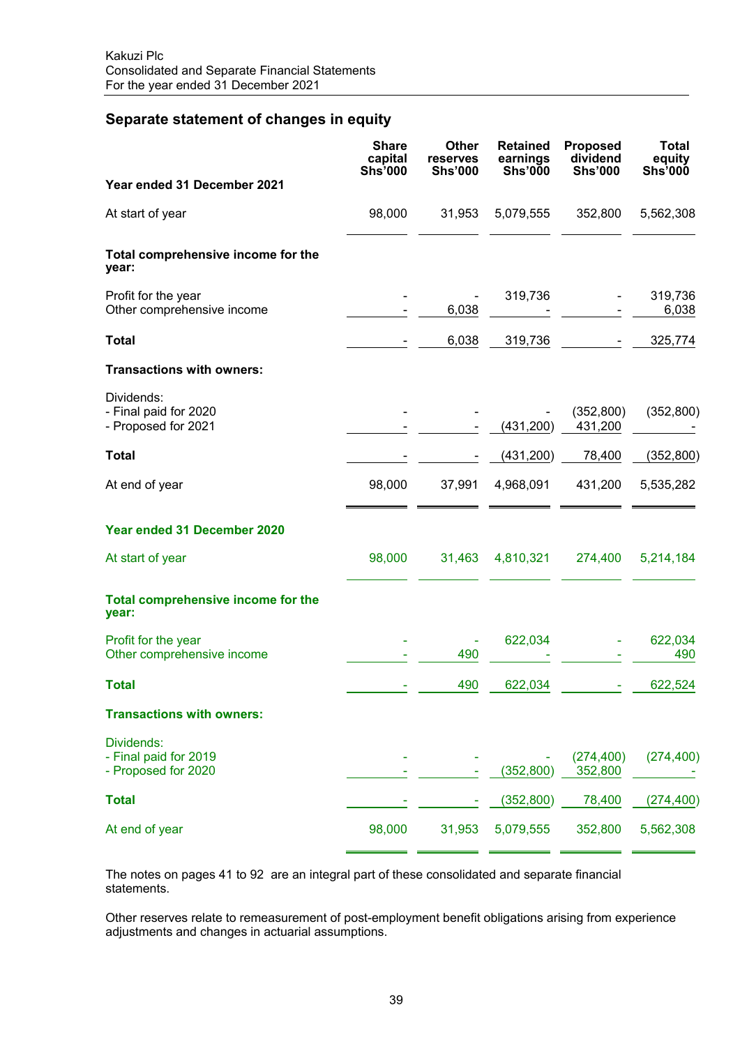## Separate statement of changes in equity

| Year ended 31 December 2021 | Share capital Shs'000 | Other reserves Shs'000 | Retained earnings Shs'000 | Proposed dividend Shs'000 | Total equity Shs'000 |
|---|---|---|---|---|---|
| At start of year | 98,000 | 31,953 | 5,079,555 | 352,800 | 5,562,308 |
| **Total comprehensive income for the year:** | | | | | |
| Profit for the year | - | - | 319,736 | - | 319,736 |
| Other comprehensive income | - | 6,038 | - | - | 6,038 |
| **Total** | - | 6,038 | 319,736 | - | 325,774 |
| **Transactions with owners:** | | | | | |
| Dividends: | | | | | |
| - Final paid for 2020 | - | - | - | (352,800) | (352,800) |
| - Proposed for 2021 | - | - | (431,200) | 431,200 | - |
| **Total** | - | - | (431,200) | 78,400 | (352,800) |
| At end of year | 98,000 | 37,991 | 4,968,091 | 431,200 | 5,535,282 |
| **Year ended 31 December 2020** | | | | | |
| At start of year | 98,000 | 31,463 | 4,810,321 | 274,400 | 5,214,184 |
| **Total comprehensive income for the year:** | | | | | |
| Profit for the year | - | - | 622,034 | - | 622,034 |
| Other comprehensive income | - | 490 | - | - | 490 |
| **Total** | - | 490 | 622,034 | - | 622,524 |
| **Transactions with owners:** | | | | | |
| Dividends: | | | | | |
| - Final paid for 2019 | - | - | - | (274,400) | (274,400) |
| - Proposed for 2020 | - | - | (352,800) | 352,800 | - |
| **Total** | - | - | (352,800) | 78,400 | (274,400) |
| At end of year | 98,000 | 31,953 | 5,079,555 | 352,800 | 5,562,308 |

The notes on pages 41 to 92 are an integral part of these consolidated and separate financial statements.

Other reserves relate to remeasurement of post-employment benefit obligations arising from experience adjustments and changes in actuarial assumptions.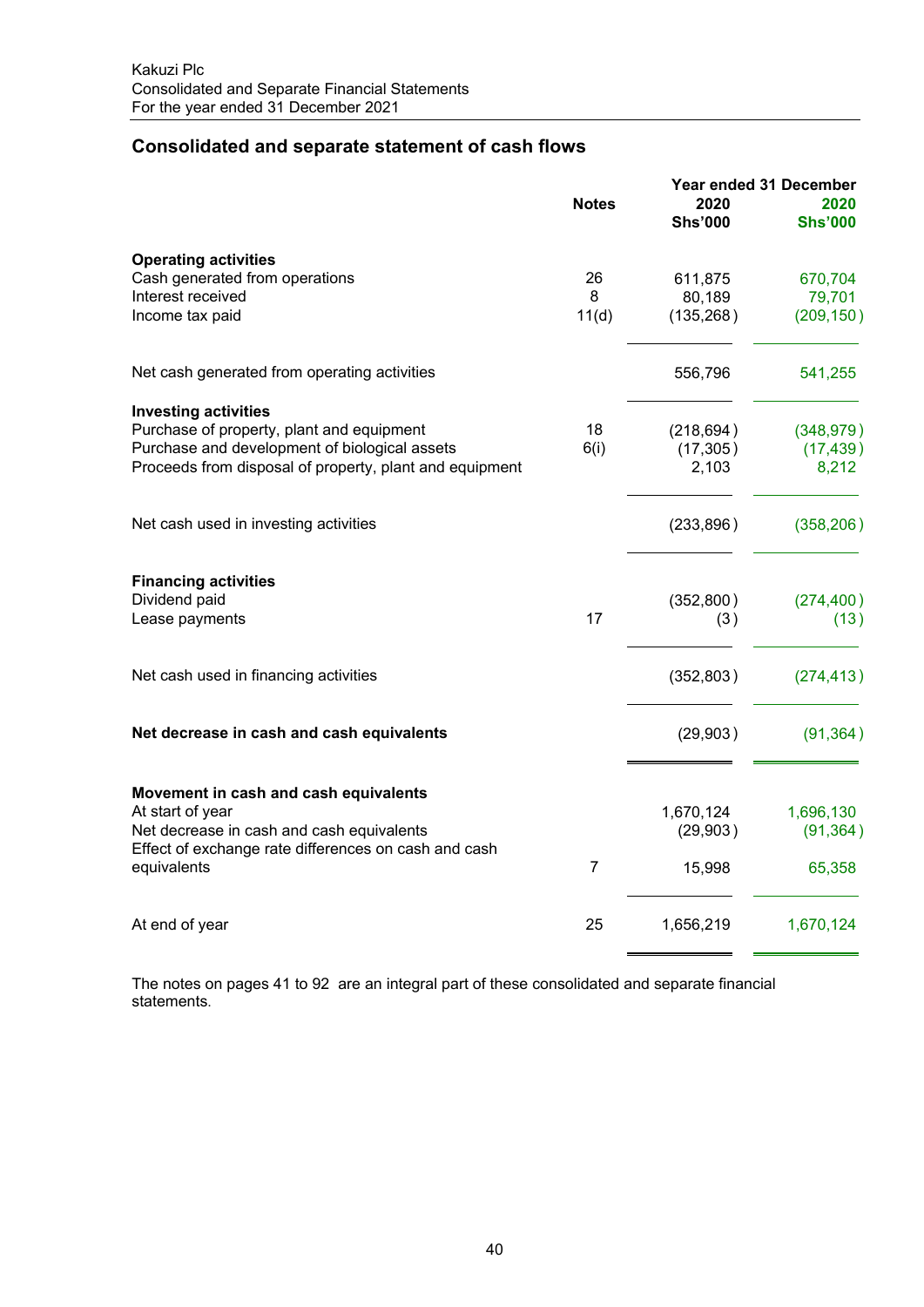Kakuzi Plc
Consolidated and Separate Financial Statements
For the year ended 31 December 2021

## Consolidated and separate statement of cash flows

| | Notes | Year ended 31 December 2020 Shs'000 | 2020 Shs'000 |
|---|---|---|---|
| **Operating activities** | | | |
| Cash generated from operations | 26 | 611,875 | 670,704 |
| Interest received | 8 | 80,189 | 79,701 |
| Income tax paid | 11(d) | (135,268) | (209,150) |
| Net cash generated from operating activities | | 556,796 | 541,255 |
| **Investing activities** | | | |
| Purchase of property, plant and equipment | 18 | (218,694) | (348,979) |
| Purchase and development of biological assets | 6(i) | (17,305) | (17,439) |
| Proceeds from disposal of property, plant and equipment | | 2,103 | 8,212 |
| Net cash used in investing activities | | (233,896) | (358,206) |
| **Financing activities** | | | |
| Dividend paid | | (352,800) | (274,400) |
| Lease payments | 17 | (3) | (13) |
| Net cash used in financing activities | | (352,803) | (274,413) |
| **Net decrease in cash and cash equivalents** | | (29,903) | (91,364) |
| **Movement in cash and cash equivalents** | | | |
| At start of year | | 1,670,124 | 1,696,130 |
| Net decrease in cash and cash equivalents | | (29,903) | (91,364) |
| Effect of exchange rate differences on cash and cash equivalents | 7 | 15,998 | 65,358 |
| At end of year | 25 | 1,656,219 | 1,670,124 |

The notes on pages 41 to 92 are an integral part of these consolidated and separate financial statements.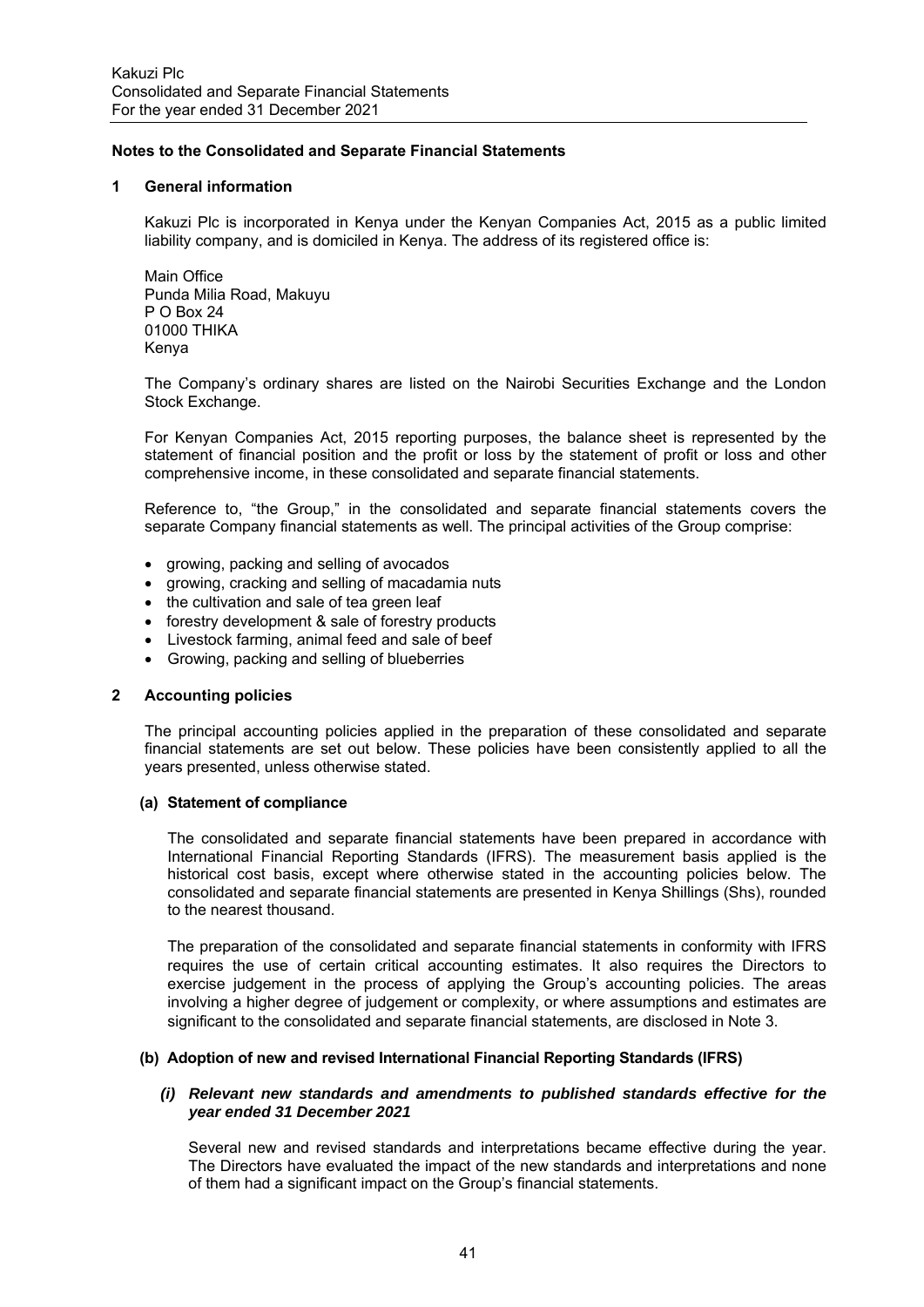## Notes to the Consolidated and Separate Financial Statements

### 1 General information

Kakuzi Plc is incorporated in Kenya under the Kenyan Companies Act, 2015 as a public limited liability company, and is domiciled in Kenya. The address of its registered office is:

Main Office
Punda Milia Road, Makuyu
P O Box 24
01000 THIKA
Kenya

The Company's ordinary shares are listed on the Nairobi Securities Exchange and the London Stock Exchange.

For Kenyan Companies Act, 2015 reporting purposes, the balance sheet is represented by the statement of financial position and the profit or loss by the statement of profit or loss and other comprehensive income, in these consolidated and separate financial statements.

Reference to, "the Group," in the consolidated and separate financial statements covers the separate Company financial statements as well. The principal activities of the Group comprise:

- growing, packing and selling of avocados
- growing, cracking and selling of macadamia nuts
- the cultivation and sale of tea green leaf
- forestry development & sale of forestry products
- Livestock farming, animal feed and sale of beef
- Growing, packing and selling of blueberries

### 2 Accounting policies

The principal accounting policies applied in the preparation of these consolidated and separate financial statements are set out below. These policies have been consistently applied to all the years presented, unless otherwise stated.

#### (a) Statement of compliance

The consolidated and separate financial statements have been prepared in accordance with International Financial Reporting Standards (IFRS). The measurement basis applied is the historical cost basis, except where otherwise stated in the accounting policies below. The consolidated and separate financial statements are presented in Kenya Shillings (Shs), rounded to the nearest thousand.

The preparation of the consolidated and separate financial statements in conformity with IFRS requires the use of certain critical accounting estimates. It also requires the Directors to exercise judgement in the process of applying the Group's accounting policies. The areas involving a higher degree of judgement or complexity, or where assumptions and estimates are significant to the consolidated and separate financial statements, are disclosed in Note 3.

#### (b) Adoption of new and revised International Financial Reporting Standards (IFRS)

***(i) Relevant new standards and amendments to published standards effective for the year ended 31 December 2021***

Several new and revised standards and interpretations became effective during the year. The Directors have evaluated the impact of the new standards and interpretations and none of them had a significant impact on the Group's financial statements.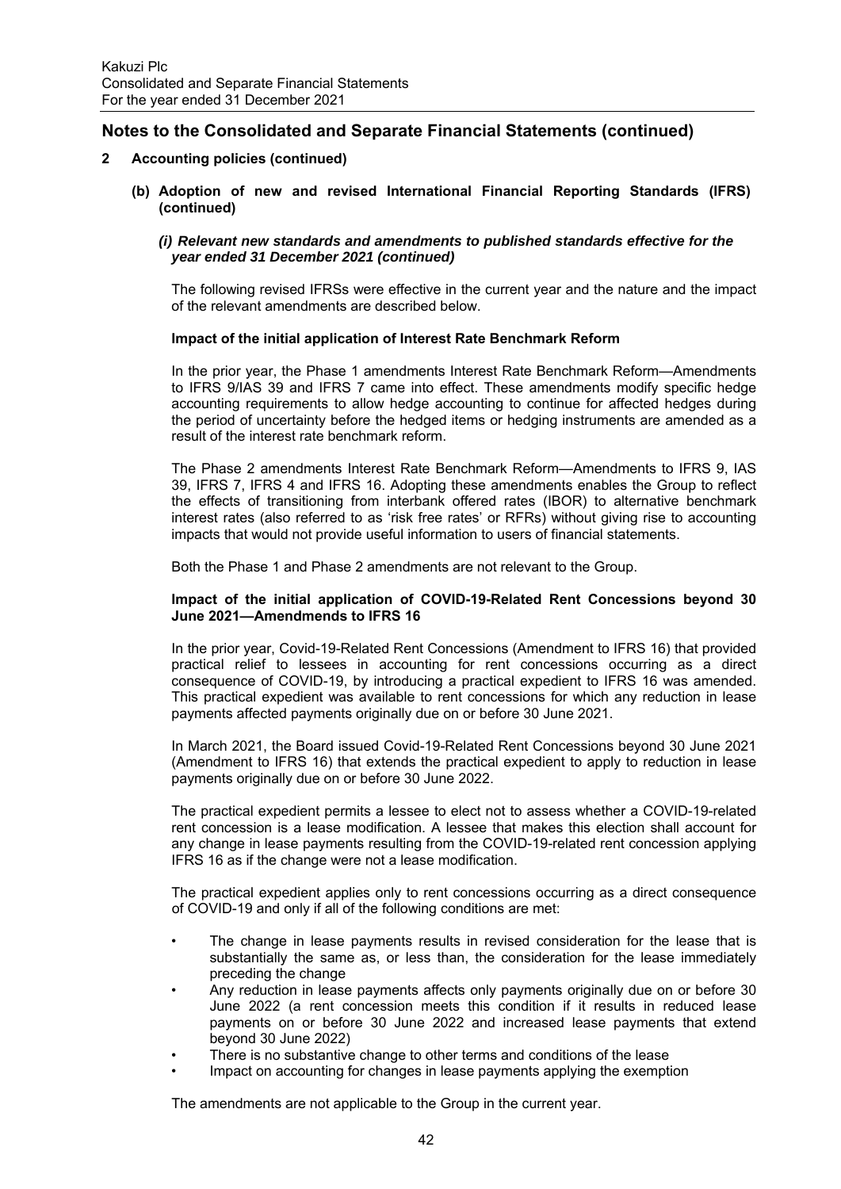## Notes to the Consolidated and Separate Financial Statements (continued)

**2 Accounting policies (continued)**

**(b) Adoption of new and revised International Financial Reporting Standards (IFRS) (continued)**

***(i) Relevant new standards and amendments to published standards effective for the year ended 31 December 2021 (continued)***

The following revised IFRSs were effective in the current year and the nature and the impact of the relevant amendments are described below.

**Impact of the initial application of Interest Rate Benchmark Reform**

In the prior year, the Phase 1 amendments Interest Rate Benchmark Reform—Amendments to IFRS 9/IAS 39 and IFRS 7 came into effect. These amendments modify specific hedge accounting requirements to allow hedge accounting to continue for affected hedges during the period of uncertainty before the hedged items or hedging instruments are amended as a result of the interest rate benchmark reform.

The Phase 2 amendments Interest Rate Benchmark Reform—Amendments to IFRS 9, IAS 39, IFRS 7, IFRS 4 and IFRS 16. Adopting these amendments enables the Group to reflect the effects of transitioning from interbank offered rates (IBOR) to alternative benchmark interest rates (also referred to as 'risk free rates' or RFRs) without giving rise to accounting impacts that would not provide useful information to users of financial statements.

Both the Phase 1 and Phase 2 amendments are not relevant to the Group.

**Impact of the initial application of COVID-19-Related Rent Concessions beyond 30 June 2021—Amendmends to IFRS 16**

In the prior year, Covid-19-Related Rent Concessions (Amendment to IFRS 16) that provided practical relief to lessees in accounting for rent concessions occurring as a direct consequence of COVID-19, by introducing a practical expedient to IFRS 16 was amended. This practical expedient was available to rent concessions for which any reduction in lease payments affected payments originally due on or before 30 June 2021.

In March 2021, the Board issued Covid-19-Related Rent Concessions beyond 30 June 2021 (Amendment to IFRS 16) that extends the practical expedient to apply to reduction in lease payments originally due on or before 30 June 2022.

The practical expedient permits a lessee to elect not to assess whether a COVID-19-related rent concession is a lease modification. A lessee that makes this election shall account for any change in lease payments resulting from the COVID-19-related rent concession applying IFRS 16 as if the change were not a lease modification.

The practical expedient applies only to rent concessions occurring as a direct consequence of COVID-19 and only if all of the following conditions are met:

- The change in lease payments results in revised consideration for the lease that is substantially the same as, or less than, the consideration for the lease immediately preceding the change
- Any reduction in lease payments affects only payments originally due on or before 30 June 2022 (a rent concession meets this condition if it results in reduced lease payments on or before 30 June 2022 and increased lease payments that extend beyond 30 June 2022)
- There is no substantive change to other terms and conditions of the lease
- Impact on accounting for changes in lease payments applying the exemption

The amendments are not applicable to the Group in the current year.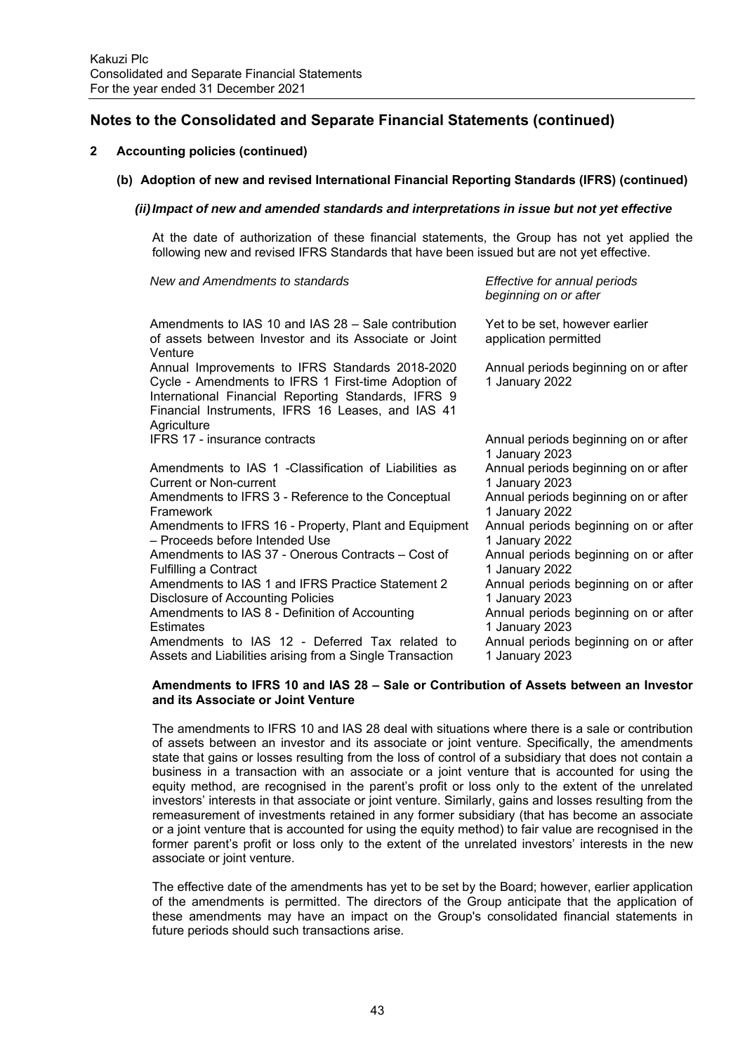## Notes to the Consolidated and Separate Financial Statements (continued)

### 2 Accounting policies (continued)

#### (b) Adoption of new and revised International Financial Reporting Standards (IFRS) (continued)

##### *(ii) Impact of new and amended standards and interpretations in issue but not yet effective*

At the date of authorization of these financial statements, the Group has not yet applied the following new and revised IFRS Standards that have been issued but are not yet effective.

| *New and Amendments to standards* | *Effective for annual periods beginning on or after* |
|---|---|
| Amendments to IAS 10 and IAS 28 – Sale contribution of assets between Investor and its Associate or Joint Venture | Yet to be set, however earlier application permitted |
| Annual Improvements to IFRS Standards 2018-2020 Cycle - Amendments to IFRS 1 First-time Adoption of International Financial Reporting Standards, IFRS 9 Financial Instruments, IFRS 16 Leases, and IAS 41 Agriculture | Annual periods beginning on or after 1 January 2022 |
| IFRS 17 - insurance contracts | Annual periods beginning on or after 1 January 2023 |
| Amendments to IAS 1 -Classification of Liabilities as Current or Non-current | Annual periods beginning on or after 1 January 2023 |
| Amendments to IFRS 3 - Reference to the Conceptual Framework | Annual periods beginning on or after 1 January 2022 |
| Amendments to IFRS 16 - Property, Plant and Equipment – Proceeds before Intended Use | Annual periods beginning on or after 1 January 2022 |
| Amendments to IAS 37 - Onerous Contracts – Cost of Fulfilling a Contract | Annual periods beginning on or after 1 January 2022 |
| Amendments to IAS 1 and IFRS Practice Statement 2 Disclosure of Accounting Policies | Annual periods beginning on or after 1 January 2023 |
| Amendments to IAS 8 - Definition of Accounting Estimates | Annual periods beginning on or after 1 January 2023 |
| Amendments to IAS 12 - Deferred Tax related to Assets and Liabilities arising from a Single Transaction | Annual periods beginning on or after 1 January 2023 |

**Amendments to IFRS 10 and IAS 28 – Sale or Contribution of Assets between an Investor and its Associate or Joint Venture**

The amendments to IFRS 10 and IAS 28 deal with situations where there is a sale or contribution of assets between an investor and its associate or joint venture. Specifically, the amendments state that gains or losses resulting from the loss of control of a subsidiary that does not contain a business in a transaction with an associate or a joint venture that is accounted for using the equity method, are recognised in the parent's profit or loss only to the extent of the unrelated investors' interests in that associate or joint venture. Similarly, gains and losses resulting from the remeasurement of investments retained in any former subsidiary (that has become an associate or a joint venture that is accounted for using the equity method) to fair value are recognised in the former parent's profit or loss only to the extent of the unrelated investors' interests in the new associate or joint venture.

The effective date of the amendments has yet to be set by the Board; however, earlier application of the amendments is permitted. The directors of the Group anticipate that the application of these amendments may have an impact on the Group's consolidated financial statements in future periods should such transactions arise.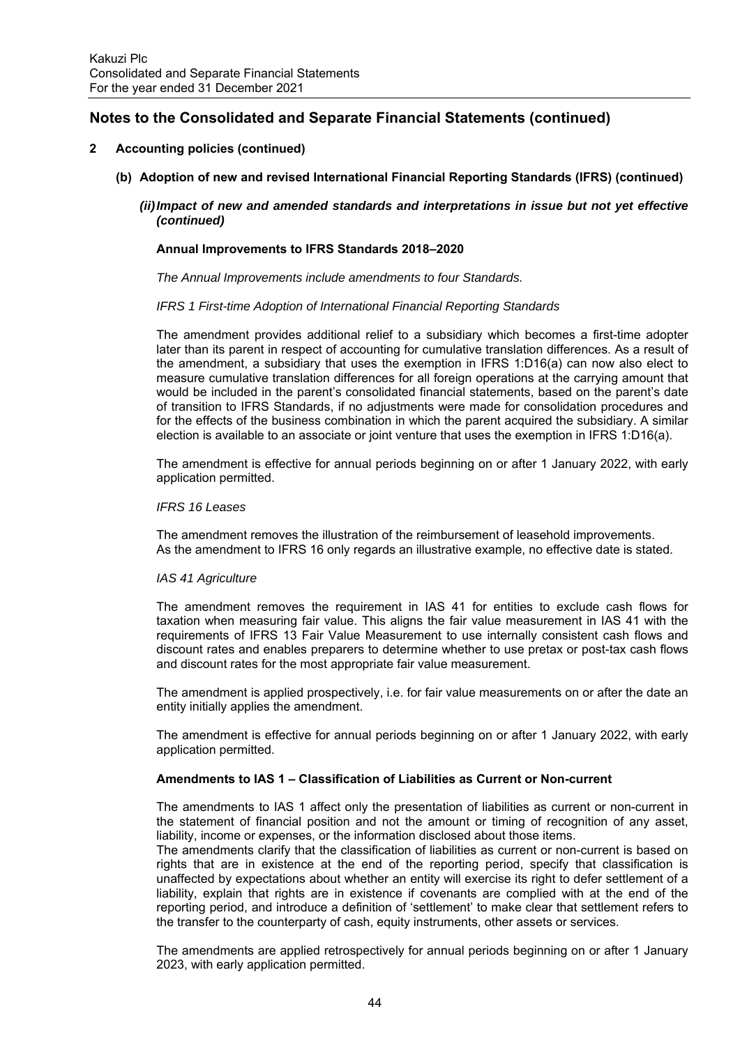## 2 Accounting policies (continued)

### (b) Adoption of new and revised International Financial Reporting Standards (IFRS) (continued)

#### *(ii) Impact of new and amended standards and interpretations in issue but not yet effective (continued)*

**Annual Improvements to IFRS Standards 2018–2020**

*The Annual Improvements include amendments to four Standards.*

*IFRS 1 First-time Adoption of International Financial Reporting Standards*

The amendment provides additional relief to a subsidiary which becomes a first-time adopter later than its parent in respect of accounting for cumulative translation differences. As a result of the amendment, a subsidiary that uses the exemption in IFRS 1:D16(a) can now also elect to measure cumulative translation differences for all foreign operations at the carrying amount that would be included in the parent's consolidated financial statements, based on the parent's date of transition to IFRS Standards, if no adjustments were made for consolidation procedures and for the effects of the business combination in which the parent acquired the subsidiary. A similar election is available to an associate or joint venture that uses the exemption in IFRS 1:D16(a).

The amendment is effective for annual periods beginning on or after 1 January 2022, with early application permitted.

*IFRS 16 Leases*

The amendment removes the illustration of the reimbursement of leasehold improvements. As the amendment to IFRS 16 only regards an illustrative example, no effective date is stated.

*IAS 41 Agriculture*

The amendment removes the requirement in IAS 41 for entities to exclude cash flows for taxation when measuring fair value. This aligns the fair value measurement in IAS 41 with the requirements of IFRS 13 Fair Value Measurement to use internally consistent cash flows and discount rates and enables preparers to determine whether to use pretax or post-tax cash flows and discount rates for the most appropriate fair value measurement.

The amendment is applied prospectively, i.e. for fair value measurements on or after the date an entity initially applies the amendment.

The amendment is effective for annual periods beginning on or after 1 January 2022, with early application permitted.

**Amendments to IAS 1 – Classification of Liabilities as Current or Non-current**

The amendments to IAS 1 affect only the presentation of liabilities as current or non-current in the statement of financial position and not the amount or timing of recognition of any asset, liability, income or expenses, or the information disclosed about those items.
The amendments clarify that the classification of liabilities as current or non-current is based on rights that are in existence at the end of the reporting period, specify that classification is unaffected by expectations about whether an entity will exercise its right to defer settlement of a liability, explain that rights are in existence if covenants are complied with at the end of the reporting period, and introduce a definition of 'settlement' to make clear that settlement refers to the transfer to the counterparty of cash, equity instruments, other assets or services.

The amendments are applied retrospectively for annual periods beginning on or after 1 January 2023, with early application permitted.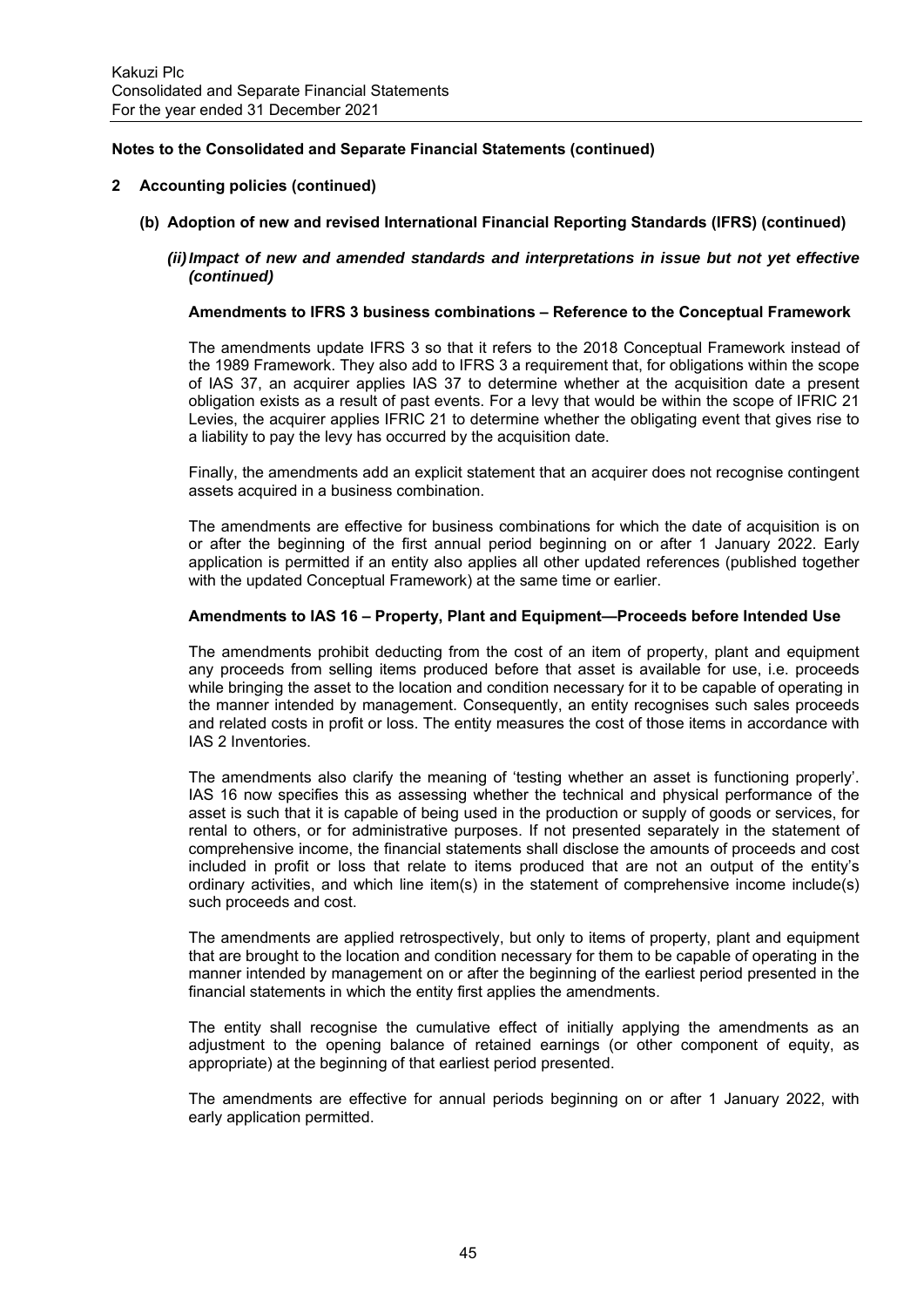**Notes to the Consolidated and Separate Financial Statements (continued)**

## 2 Accounting policies (continued)

### (b) Adoption of new and revised International Financial Reporting Standards (IFRS) (continued)

#### *(ii) Impact of new and amended standards and interpretations in issue but not yet effective (continued)*

**Amendments to IFRS 3 business combinations – Reference to the Conceptual Framework**

The amendments update IFRS 3 so that it refers to the 2018 Conceptual Framework instead of the 1989 Framework. They also add to IFRS 3 a requirement that, for obligations within the scope of IAS 37, an acquirer applies IAS 37 to determine whether at the acquisition date a present obligation exists as a result of past events. For a levy that would be within the scope of IFRIC 21 Levies, the acquirer applies IFRIC 21 to determine whether the obligating event that gives rise to a liability to pay the levy has occurred by the acquisition date.

Finally, the amendments add an explicit statement that an acquirer does not recognise contingent assets acquired in a business combination.

The amendments are effective for business combinations for which the date of acquisition is on or after the beginning of the first annual period beginning on or after 1 January 2022. Early application is permitted if an entity also applies all other updated references (published together with the updated Conceptual Framework) at the same time or earlier.

**Amendments to IAS 16 – Property, Plant and Equipment—Proceeds before Intended Use**

The amendments prohibit deducting from the cost of an item of property, plant and equipment any proceeds from selling items produced before that asset is available for use, i.e. proceeds while bringing the asset to the location and condition necessary for it to be capable of operating in the manner intended by management. Consequently, an entity recognises such sales proceeds and related costs in profit or loss. The entity measures the cost of those items in accordance with IAS 2 Inventories.

The amendments also clarify the meaning of 'testing whether an asset is functioning properly'. IAS 16 now specifies this as assessing whether the technical and physical performance of the asset is such that it is capable of being used in the production or supply of goods or services, for rental to others, or for administrative purposes. If not presented separately in the statement of comprehensive income, the financial statements shall disclose the amounts of proceeds and cost included in profit or loss that relate to items produced that are not an output of the entity's ordinary activities, and which line item(s) in the statement of comprehensive income include(s) such proceeds and cost.

The amendments are applied retrospectively, but only to items of property, plant and equipment that are brought to the location and condition necessary for them to be capable of operating in the manner intended by management on or after the beginning of the earliest period presented in the financial statements in which the entity first applies the amendments.

The entity shall recognise the cumulative effect of initially applying the amendments as an adjustment to the opening balance of retained earnings (or other component of equity, as appropriate) at the beginning of that earliest period presented.

The amendments are effective for annual periods beginning on or after 1 January 2022, with early application permitted.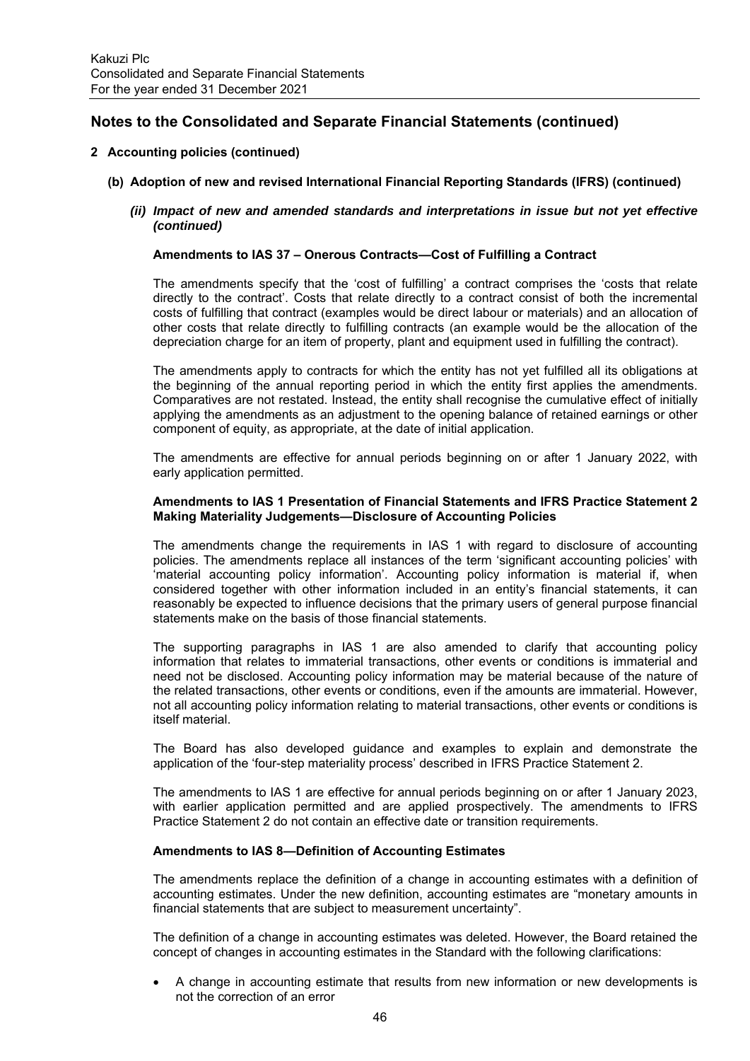# Notes to the Consolidated and Separate Financial Statements (continued)

## 2 Accounting policies (continued)

### (b) Adoption of new and revised International Financial Reporting Standards (IFRS) (continued)

#### *(ii) Impact of new and amended standards and interpretations in issue but not yet effective (continued)*

**Amendments to IAS 37 – Onerous Contracts—Cost of Fulfilling a Contract**

The amendments specify that the 'cost of fulfilling' a contract comprises the 'costs that relate directly to the contract'. Costs that relate directly to a contract consist of both the incremental costs of fulfilling that contract (examples would be direct labour or materials) and an allocation of other costs that relate directly to fulfilling contracts (an example would be the allocation of the depreciation charge for an item of property, plant and equipment used in fulfilling the contract).

The amendments apply to contracts for which the entity has not yet fulfilled all its obligations at the beginning of the annual reporting period in which the entity first applies the amendments. Comparatives are not restated. Instead, the entity shall recognise the cumulative effect of initially applying the amendments as an adjustment to the opening balance of retained earnings or other component of equity, as appropriate, at the date of initial application.

The amendments are effective for annual periods beginning on or after 1 January 2022, with early application permitted.

**Amendments to IAS 1 Presentation of Financial Statements and IFRS Practice Statement 2 Making Materiality Judgements—Disclosure of Accounting Policies**

The amendments change the requirements in IAS 1 with regard to disclosure of accounting policies. The amendments replace all instances of the term 'significant accounting policies' with 'material accounting policy information'. Accounting policy information is material if, when considered together with other information included in an entity's financial statements, it can reasonably be expected to influence decisions that the primary users of general purpose financial statements make on the basis of those financial statements.

The supporting paragraphs in IAS 1 are also amended to clarify that accounting policy information that relates to immaterial transactions, other events or conditions is immaterial and need not be disclosed. Accounting policy information may be material because of the nature of the related transactions, other events or conditions, even if the amounts are immaterial. However, not all accounting policy information relating to material transactions, other events or conditions is itself material.

The Board has also developed guidance and examples to explain and demonstrate the application of the 'four-step materiality process' described in IFRS Practice Statement 2.

The amendments to IAS 1 are effective for annual periods beginning on or after 1 January 2023, with earlier application permitted and are applied prospectively. The amendments to IFRS Practice Statement 2 do not contain an effective date or transition requirements.

**Amendments to IAS 8—Definition of Accounting Estimates**

The amendments replace the definition of a change in accounting estimates with a definition of accounting estimates. Under the new definition, accounting estimates are "monetary amounts in financial statements that are subject to measurement uncertainty".

The definition of a change in accounting estimates was deleted. However, the Board retained the concept of changes in accounting estimates in the Standard with the following clarifications:

- A change in accounting estimate that results from new information or new developments is not the correction of an error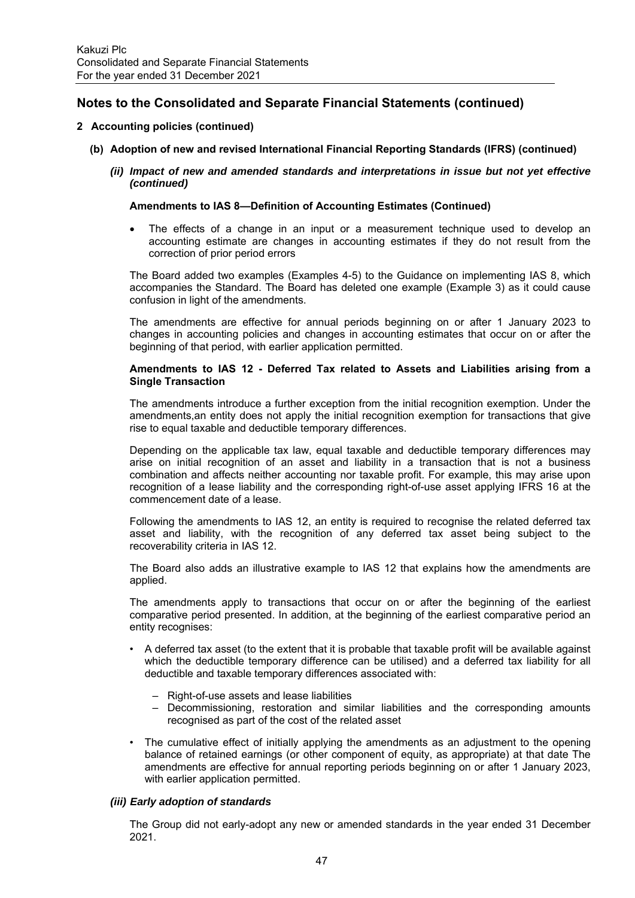## Notes to the Consolidated and Separate Financial Statements (continued)

### 2 Accounting policies (continued)

#### (b) Adoption of new and revised International Financial Reporting Standards (IFRS) (continued)

##### *(ii) Impact of new and amended standards and interpretations in issue but not yet effective (continued)*

**Amendments to IAS 8—Definition of Accounting Estimates (Continued)**

- The effects of a change in an input or a measurement technique used to develop an accounting estimate are changes in accounting estimates if they do not result from the correction of prior period errors

The Board added two examples (Examples 4-5) to the Guidance on implementing IAS 8, which accompanies the Standard. The Board has deleted one example (Example 3) as it could cause confusion in light of the amendments.

The amendments are effective for annual periods beginning on or after 1 January 2023 to changes in accounting policies and changes in accounting estimates that occur on or after the beginning of that period, with earlier application permitted.

**Amendments to IAS 12 - Deferred Tax related to Assets and Liabilities arising from a Single Transaction**

The amendments introduce a further exception from the initial recognition exemption. Under the amendments,an entity does not apply the initial recognition exemption for transactions that give rise to equal taxable and deductible temporary differences.

Depending on the applicable tax law, equal taxable and deductible temporary differences may arise on initial recognition of an asset and liability in a transaction that is not a business combination and affects neither accounting nor taxable profit. For example, this may arise upon recognition of a lease liability and the corresponding right-of-use asset applying IFRS 16 at the commencement date of a lease.

Following the amendments to IAS 12, an entity is required to recognise the related deferred tax asset and liability, with the recognition of any deferred tax asset being subject to the recoverability criteria in IAS 12.

The Board also adds an illustrative example to IAS 12 that explains how the amendments are applied.

The amendments apply to transactions that occur on or after the beginning of the earliest comparative period presented. In addition, at the beginning of the earliest comparative period an entity recognises:

- A deferred tax asset (to the extent that it is probable that taxable profit will be available against which the deductible temporary difference can be utilised) and a deferred tax liability for all deductible and taxable temporary differences associated with:
  - Right-of-use assets and lease liabilities
  - Decommissioning, restoration and similar liabilities and the corresponding amounts recognised as part of the cost of the related asset
- The cumulative effect of initially applying the amendments as an adjustment to the opening balance of retained earnings (or other component of equity, as appropriate) at that date The amendments are effective for annual reporting periods beginning on or after 1 January 2023, with earlier application permitted.

##### *(iii) Early adoption of standards*

The Group did not early-adopt any new or amended standards in the year ended 31 December 2021.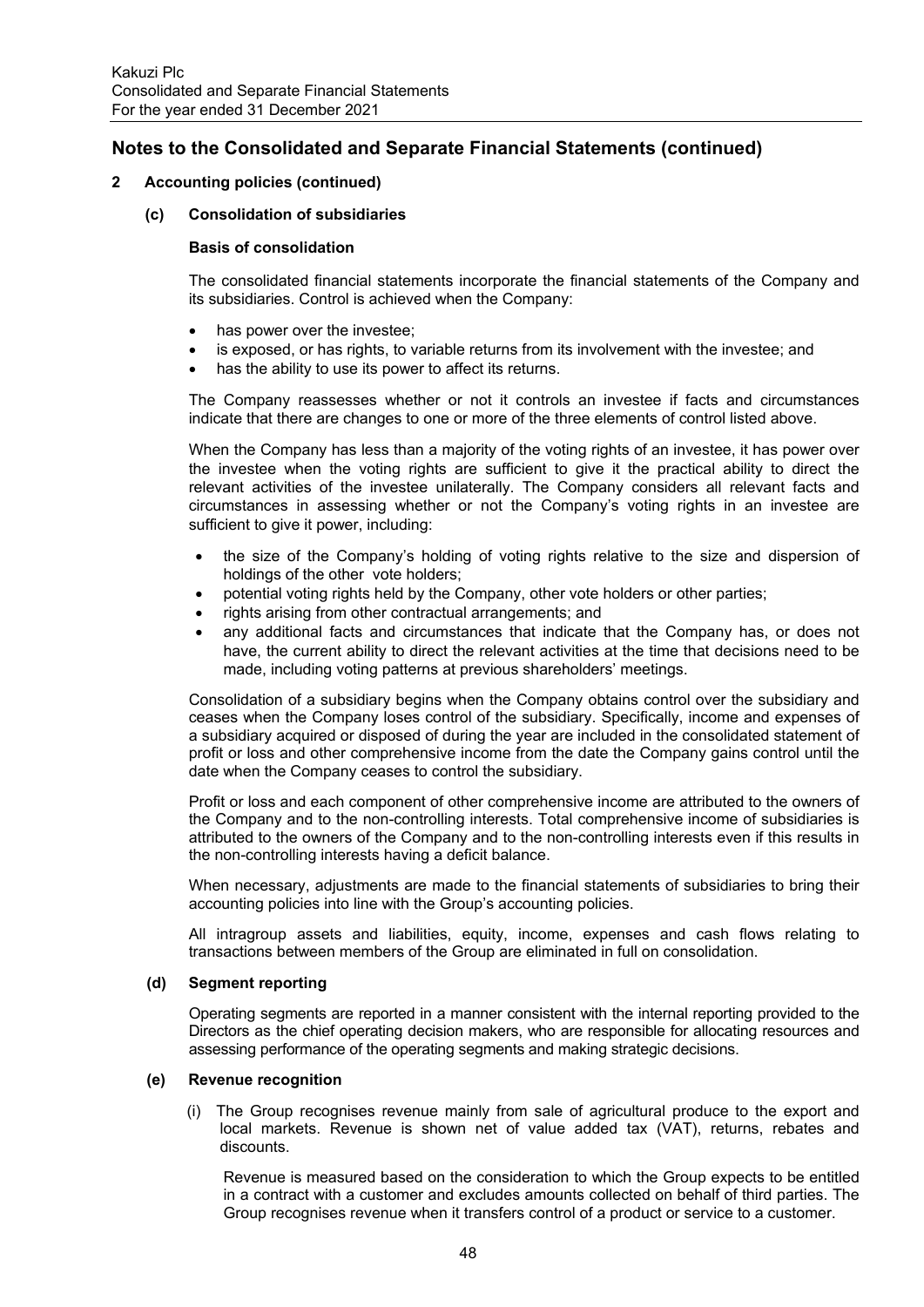## Notes to the Consolidated and Separate Financial Statements (continued)

### 2 Accounting policies (continued)

#### (c) Consolidation of subsidiaries

**Basis of consolidation**

The consolidated financial statements incorporate the financial statements of the Company and its subsidiaries. Control is achieved when the Company:

- has power over the investee;
- is exposed, or has rights, to variable returns from its involvement with the investee; and
- has the ability to use its power to affect its returns.

The Company reassesses whether or not it controls an investee if facts and circumstances indicate that there are changes to one or more of the three elements of control listed above.

When the Company has less than a majority of the voting rights of an investee, it has power over the investee when the voting rights are sufficient to give it the practical ability to direct the relevant activities of the investee unilaterally. The Company considers all relevant facts and circumstances in assessing whether or not the Company's voting rights in an investee are sufficient to give it power, including:

- the size of the Company's holding of voting rights relative to the size and dispersion of holdings of the other vote holders;
- potential voting rights held by the Company, other vote holders or other parties;
- rights arising from other contractual arrangements; and
- any additional facts and circumstances that indicate that the Company has, or does not have, the current ability to direct the relevant activities at the time that decisions need to be made, including voting patterns at previous shareholders' meetings.

Consolidation of a subsidiary begins when the Company obtains control over the subsidiary and ceases when the Company loses control of the subsidiary. Specifically, income and expenses of a subsidiary acquired or disposed of during the year are included in the consolidated statement of profit or loss and other comprehensive income from the date the Company gains control until the date when the Company ceases to control the subsidiary.

Profit or loss and each component of other comprehensive income are attributed to the owners of the Company and to the non-controlling interests. Total comprehensive income of subsidiaries is attributed to the owners of the Company and to the non-controlling interests even if this results in the non-controlling interests having a deficit balance.

When necessary, adjustments are made to the financial statements of subsidiaries to bring their accounting policies into line with the Group's accounting policies.

All intragroup assets and liabilities, equity, income, expenses and cash flows relating to transactions between members of the Group are eliminated in full on consolidation.

#### (d) Segment reporting

Operating segments are reported in a manner consistent with the internal reporting provided to the Directors as the chief operating decision makers, who are responsible for allocating resources and assessing performance of the operating segments and making strategic decisions.

#### (e) Revenue recognition

(i) The Group recognises revenue mainly from sale of agricultural produce to the export and local markets. Revenue is shown net of value added tax (VAT), returns, rebates and discounts.

Revenue is measured based on the consideration to which the Group expects to be entitled in a contract with a customer and excludes amounts collected on behalf of third parties. The Group recognises revenue when it transfers control of a product or service to a customer.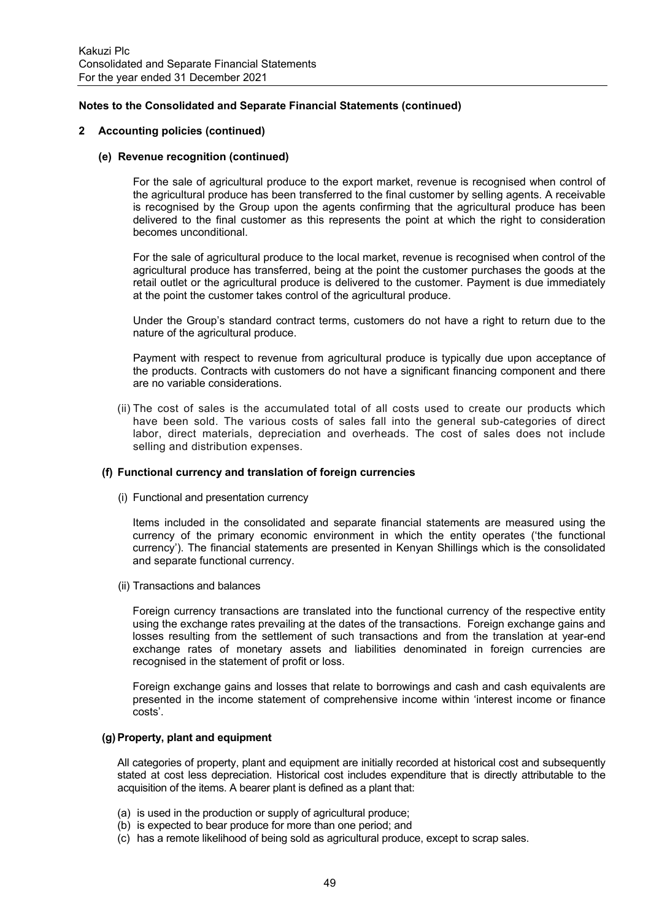**Notes to the Consolidated and Separate Financial Statements (continued)**

## 2 Accounting policies (continued)

### (e) Revenue recognition (continued)

For the sale of agricultural produce to the export market, revenue is recognised when control of the agricultural produce has been transferred to the final customer by selling agents. A receivable is recognised by the Group upon the agents confirming that the agricultural produce has been delivered to the final customer as this represents the point at which the right to consideration becomes unconditional.

For the sale of agricultural produce to the local market, revenue is recognised when control of the agricultural produce has transferred, being at the point the customer purchases the goods at the retail outlet or the agricultural produce is delivered to the customer. Payment is due immediately at the point the customer takes control of the agricultural produce.

Under the Group's standard contract terms, customers do not have a right to return due to the nature of the agricultural produce.

Payment with respect to revenue from agricultural produce is typically due upon acceptance of the products. Contracts with customers do not have a significant financing component and there are no variable considerations.

(ii) The cost of sales is the accumulated total of all costs used to create our products which have been sold. The various costs of sales fall into the general sub-categories of direct labor, direct materials, depreciation and overheads. The cost of sales does not include selling and distribution expenses.

### (f) Functional currency and translation of foreign currencies

(i) Functional and presentation currency

Items included in the consolidated and separate financial statements are measured using the currency of the primary economic environment in which the entity operates ('the functional currency'). The financial statements are presented in Kenyan Shillings which is the consolidated and separate functional currency.

(ii) Transactions and balances

Foreign currency transactions are translated into the functional currency of the respective entity using the exchange rates prevailing at the dates of the transactions. Foreign exchange gains and losses resulting from the settlement of such transactions and from the translation at year-end exchange rates of monetary assets and liabilities denominated in foreign currencies are recognised in the statement of profit or loss.

Foreign exchange gains and losses that relate to borrowings and cash and cash equivalents are presented in the income statement of comprehensive income within 'interest income or finance costs'.

### (g) Property, plant and equipment

All categories of property, plant and equipment are initially recorded at historical cost and subsequently stated at cost less depreciation. Historical cost includes expenditure that is directly attributable to the acquisition of the items. A bearer plant is defined as a plant that:

(a) is used in the production or supply of agricultural produce;
(b) is expected to bear produce for more than one period; and
(c) has a remote likelihood of being sold as agricultural produce, except to scrap sales.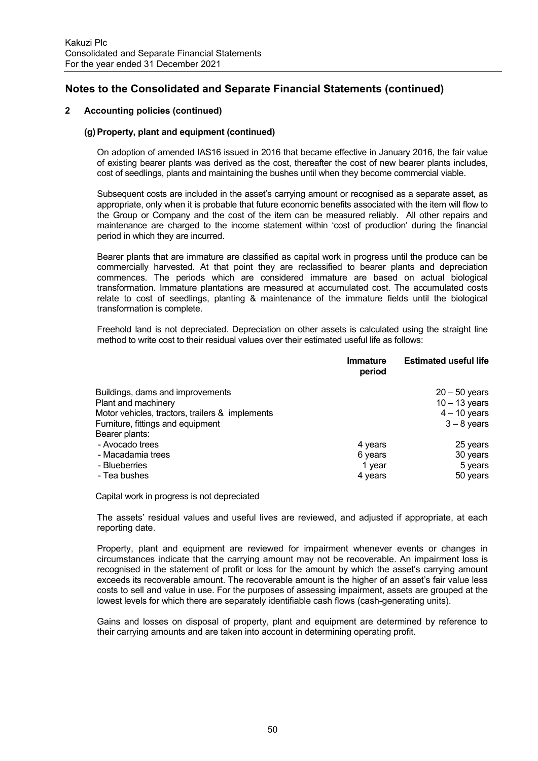# Notes to the Consolidated and Separate Financial Statements (continued)

## 2 Accounting policies (continued)

### (g) Property, plant and equipment (continued)

On adoption of amended IAS16 issued in 2016 that became effective in January 2016, the fair value of existing bearer plants was derived as the cost, thereafter the cost of new bearer plants includes, cost of seedlings, plants and maintaining the bushes until when they become commercial viable.

Subsequent costs are included in the asset's carrying amount or recognised as a separate asset, as appropriate, only when it is probable that future economic benefits associated with the item will flow to the Group or Company and the cost of the item can be measured reliably. All other repairs and maintenance are charged to the income statement within 'cost of production' during the financial period in which they are incurred.

Bearer plants that are immature are classified as capital work in progress until the produce can be commercially harvested. At that point they are reclassified to bearer plants and depreciation commences. The periods which are considered immature are based on actual biological transformation. Immature plantations are measured at accumulated cost. The accumulated costs relate to cost of seedlings, planting & maintenance of the immature fields until the biological transformation is complete.

Freehold land is not depreciated. Depreciation on other assets is calculated using the straight line method to write cost to their residual values over their estimated useful life as follows:

| | Immature period | Estimated useful life |
|---|---|---|
| Buildings, dams and improvements | | 20 – 50 years |
| Plant and machinery | | 10 – 13 years |
| Motor vehicles, tractors, trailers & implements | | 4 – 10 years |
| Furniture, fittings and equipment | | 3 – 8 years |
| Bearer plants: | | |
| - Avocado trees | 4 years | 25 years |
| - Macadamia trees | 6 years | 30 years |
| - Blueberries | 1 year | 5 years |
| - Tea bushes | 4 years | 50 years |

Capital work in progress is not depreciated

The assets' residual values and useful lives are reviewed, and adjusted if appropriate, at each reporting date.

Property, plant and equipment are reviewed for impairment whenever events or changes in circumstances indicate that the carrying amount may not be recoverable. An impairment loss is recognised in the statement of profit or loss for the amount by which the asset's carrying amount exceeds its recoverable amount. The recoverable amount is the higher of an asset's fair value less costs to sell and value in use. For the purposes of assessing impairment, assets are grouped at the lowest levels for which there are separately identifiable cash flows (cash-generating units).

Gains and losses on disposal of property, plant and equipment are determined by reference to their carrying amounts and are taken into account in determining operating profit.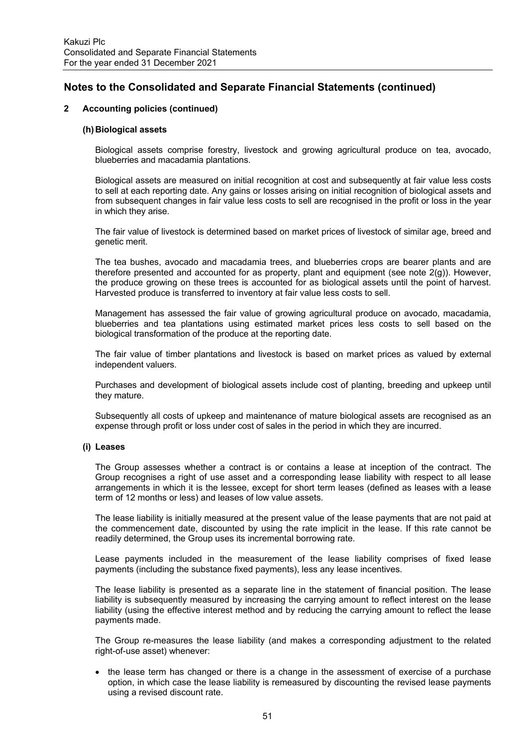## Notes to the Consolidated and Separate Financial Statements (continued)

### 2 Accounting policies (continued)

#### (h) Biological assets

Biological assets comprise forestry, livestock and growing agricultural produce on tea, avocado, blueberries and macadamia plantations.

Biological assets are measured on initial recognition at cost and subsequently at fair value less costs to sell at each reporting date. Any gains or losses arising on initial recognition of biological assets and from subsequent changes in fair value less costs to sell are recognised in the profit or loss in the year in which they arise.

The fair value of livestock is determined based on market prices of livestock of similar age, breed and genetic merit.

The tea bushes, avocado and macadamia trees, and blueberries crops are bearer plants and are therefore presented and accounted for as property, plant and equipment (see note 2(g)). However, the produce growing on these trees is accounted for as biological assets until the point of harvest. Harvested produce is transferred to inventory at fair value less costs to sell.

Management has assessed the fair value of growing agricultural produce on avocado, macadamia, blueberries and tea plantations using estimated market prices less costs to sell based on the biological transformation of the produce at the reporting date.

The fair value of timber plantations and livestock is based on market prices as valued by external independent valuers.

Purchases and development of biological assets include cost of planting, breeding and upkeep until they mature.

Subsequently all costs of upkeep and maintenance of mature biological assets are recognised as an expense through profit or loss under cost of sales in the period in which they are incurred.

#### (i) Leases

The Group assesses whether a contract is or contains a lease at inception of the contract. The Group recognises a right of use asset and a corresponding lease liability with respect to all lease arrangements in which it is the lessee, except for short term leases (defined as leases with a lease term of 12 months or less) and leases of low value assets.

The lease liability is initially measured at the present value of the lease payments that are not paid at the commencement date, discounted by using the rate implicit in the lease. If this rate cannot be readily determined, the Group uses its incremental borrowing rate.

Lease payments included in the measurement of the lease liability comprises of fixed lease payments (including the substance fixed payments), less any lease incentives.

The lease liability is presented as a separate line in the statement of financial position. The lease liability is subsequently measured by increasing the carrying amount to reflect interest on the lease liability (using the effective interest method and by reducing the carrying amount to reflect the lease payments made.

The Group re-measures the lease liability (and makes a corresponding adjustment to the related right-of-use asset) whenever:

- the lease term has changed or there is a change in the assessment of exercise of a purchase option, in which case the lease liability is remeasured by discounting the revised lease payments using a revised discount rate.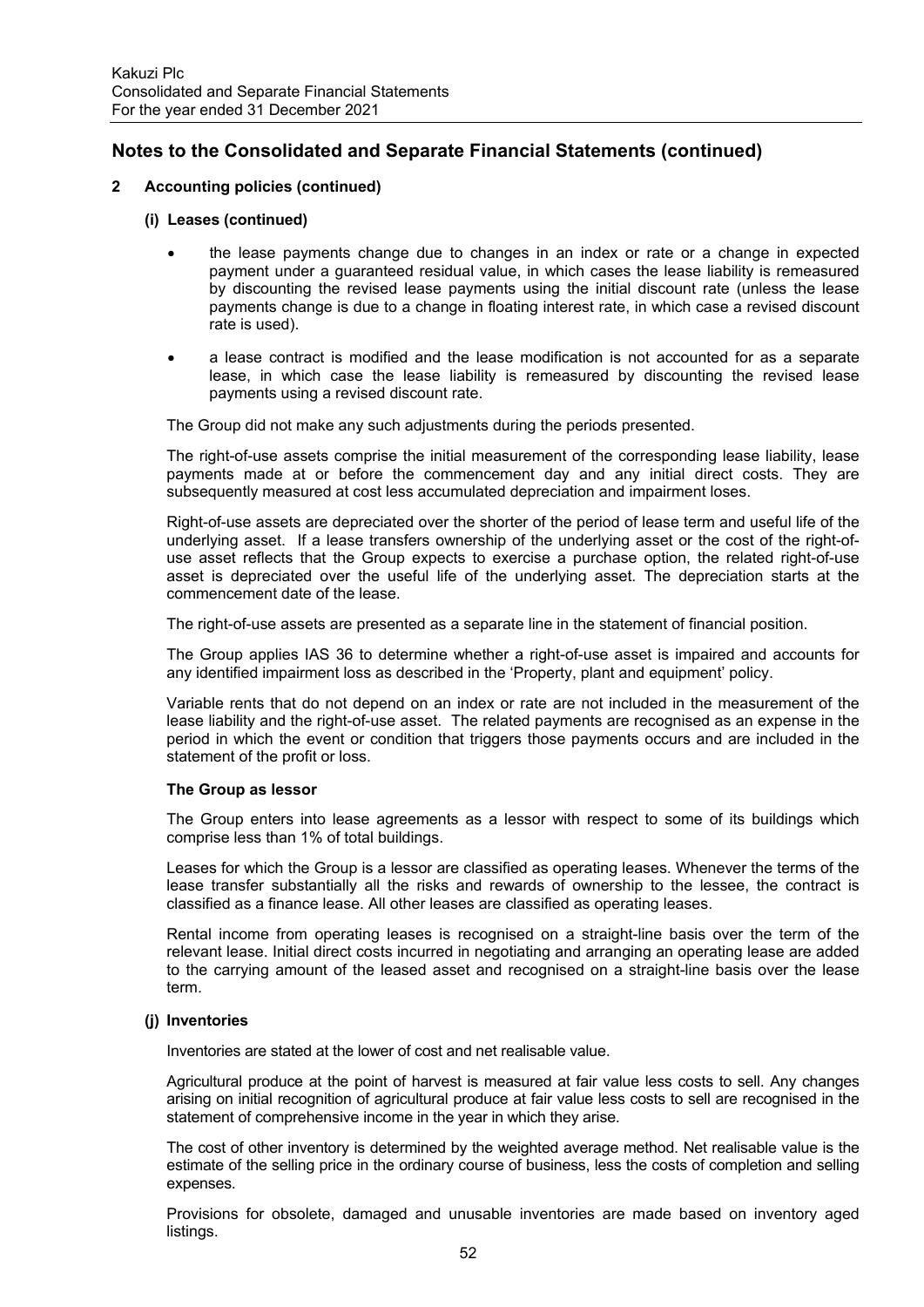# Notes to the Consolidated and Separate Financial Statements (continued)

## 2 Accounting policies (continued)

### (i) Leases (continued)

- the lease payments change due to changes in an index or rate or a change in expected payment under a guaranteed residual value, in which cases the lease liability is remeasured by discounting the revised lease payments using the initial discount rate (unless the lease payments change is due to a change in floating interest rate, in which case a revised discount rate is used).
- a lease contract is modified and the lease modification is not accounted for as a separate lease, in which case the lease liability is remeasured by discounting the revised lease payments using a revised discount rate.

The Group did not make any such adjustments during the periods presented.

The right-of-use assets comprise the initial measurement of the corresponding lease liability, lease payments made at or before the commencement day and any initial direct costs. They are subsequently measured at cost less accumulated depreciation and impairment loses.

Right-of-use assets are depreciated over the shorter of the period of lease term and useful life of the underlying asset. If a lease transfers ownership of the underlying asset or the cost of the right-of-use asset reflects that the Group expects to exercise a purchase option, the related right-of-use asset is depreciated over the useful life of the underlying asset. The depreciation starts at the commencement date of the lease.

The right-of-use assets are presented as a separate line in the statement of financial position.

The Group applies IAS 36 to determine whether a right-of-use asset is impaired and accounts for any identified impairment loss as described in the 'Property, plant and equipment' policy.

Variable rents that do not depend on an index or rate are not included in the measurement of the lease liability and the right-of-use asset. The related payments are recognised as an expense in the period in which the event or condition that triggers those payments occurs and are included in the statement of the profit or loss.

**The Group as lessor**

The Group enters into lease agreements as a lessor with respect to some of its buildings which comprise less than 1% of total buildings.

Leases for which the Group is a lessor are classified as operating leases. Whenever the terms of the lease transfer substantially all the risks and rewards of ownership to the lessee, the contract is classified as a finance lease. All other leases are classified as operating leases.

Rental income from operating leases is recognised on a straight-line basis over the term of the relevant lease. Initial direct costs incurred in negotiating and arranging an operating lease are added to the carrying amount of the leased asset and recognised on a straight-line basis over the lease term.

### (j) Inventories

Inventories are stated at the lower of cost and net realisable value.

Agricultural produce at the point of harvest is measured at fair value less costs to sell. Any changes arising on initial recognition of agricultural produce at fair value less costs to sell are recognised in the statement of comprehensive income in the year in which they arise.

The cost of other inventory is determined by the weighted average method. Net realisable value is the estimate of the selling price in the ordinary course of business, less the costs of completion and selling expenses.

Provisions for obsolete, damaged and unusable inventories are made based on inventory aged listings.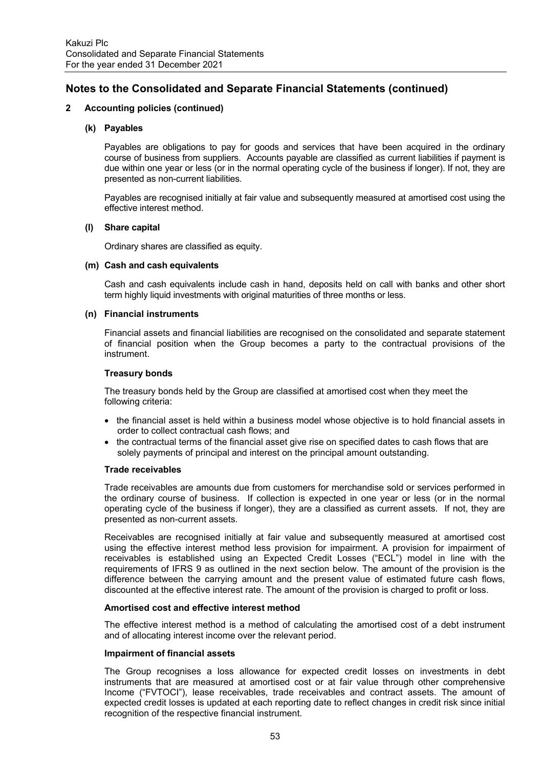# Notes to the Consolidated and Separate Financial Statements (continued)

## 2 Accounting policies (continued)

### (k) Payables

Payables are obligations to pay for goods and services that have been acquired in the ordinary course of business from suppliers. Accounts payable are classified as current liabilities if payment is due within one year or less (or in the normal operating cycle of the business if longer). If not, they are presented as non-current liabilities.

Payables are recognised initially at fair value and subsequently measured at amortised cost using the effective interest method.

### (l) Share capital

Ordinary shares are classified as equity.

### (m) Cash and cash equivalents

Cash and cash equivalents include cash in hand, deposits held on call with banks and other short term highly liquid investments with original maturities of three months or less.

### (n) Financial instruments

Financial assets and financial liabilities are recognised on the consolidated and separate statement of financial position when the Group becomes a party to the contractual provisions of the instrument.

**Treasury bonds**

The treasury bonds held by the Group are classified at amortised cost when they meet the following criteria:

- the financial asset is held within a business model whose objective is to hold financial assets in order to collect contractual cash flows; and
- the contractual terms of the financial asset give rise on specified dates to cash flows that are solely payments of principal and interest on the principal amount outstanding.

**Trade receivables**

Trade receivables are amounts due from customers for merchandise sold or services performed in the ordinary course of business. If collection is expected in one year or less (or in the normal operating cycle of the business if longer), they are a classified as current assets. If not, they are presented as non-current assets.

Receivables are recognised initially at fair value and subsequently measured at amortised cost using the effective interest method less provision for impairment. A provision for impairment of receivables is established using an Expected Credit Losses ("ECL") model in line with the requirements of IFRS 9 as outlined in the next section below. The amount of the provision is the difference between the carrying amount and the present value of estimated future cash flows, discounted at the effective interest rate. The amount of the provision is charged to profit or loss.

**Amortised cost and effective interest method**

The effective interest method is a method of calculating the amortised cost of a debt instrument and of allocating interest income over the relevant period.

**Impairment of financial assets**

The Group recognises a loss allowance for expected credit losses on investments in debt instruments that are measured at amortised cost or at fair value through other comprehensive Income ("FVTOCI"), lease receivables, trade receivables and contract assets. The amount of expected credit losses is updated at each reporting date to reflect changes in credit risk since initial recognition of the respective financial instrument.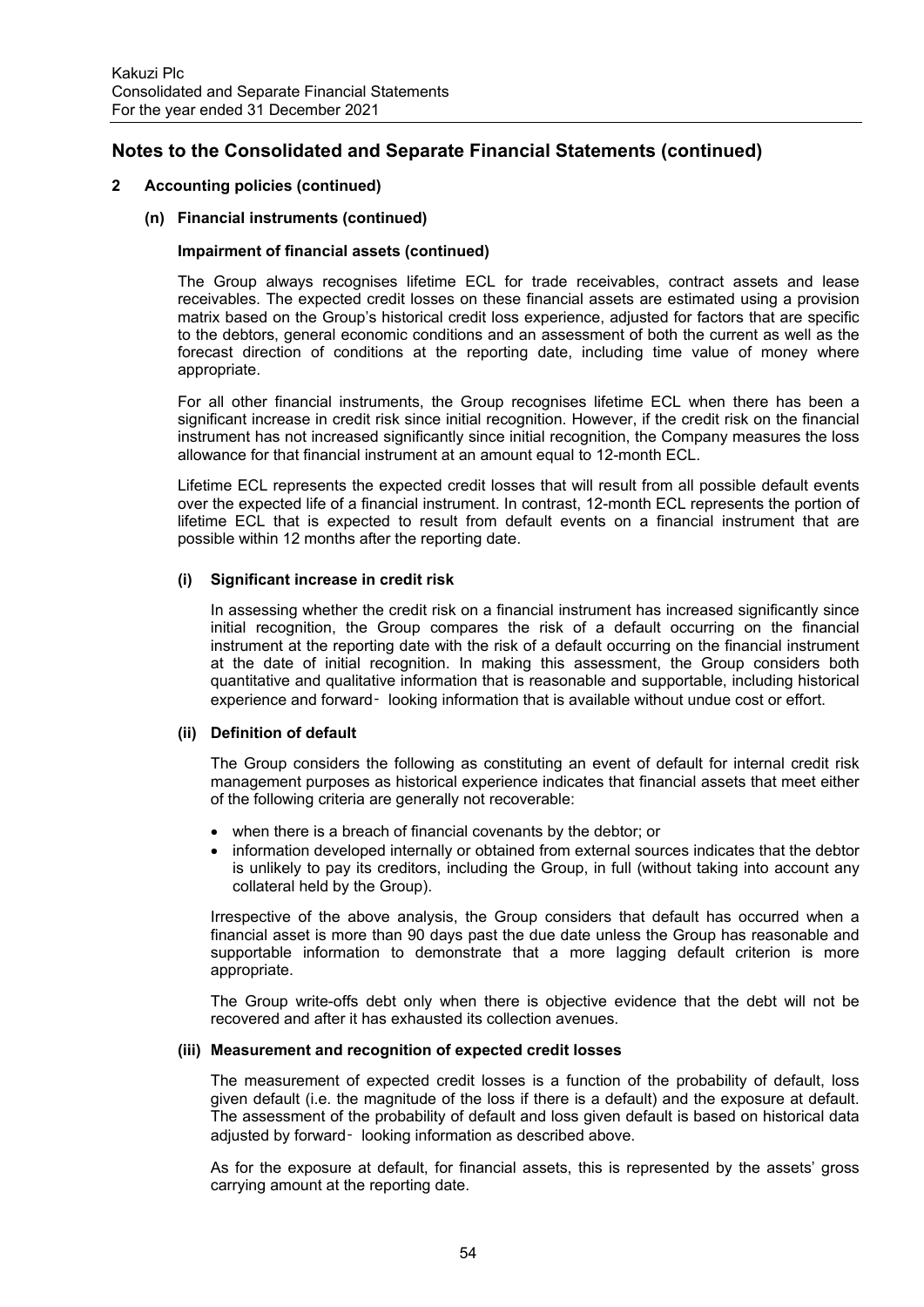## Notes to the Consolidated and Separate Financial Statements (continued)

### 2 Accounting policies (continued)

#### (n) Financial instruments (continued)

**Impairment of financial assets (continued)**

The Group always recognises lifetime ECL for trade receivables, contract assets and lease receivables. The expected credit losses on these financial assets are estimated using a provision matrix based on the Group's historical credit loss experience, adjusted for factors that are specific to the debtors, general economic conditions and an assessment of both the current as well as the forecast direction of conditions at the reporting date, including time value of money where appropriate.

For all other financial instruments, the Group recognises lifetime ECL when there has been a significant increase in credit risk since initial recognition. However, if the credit risk on the financial instrument has not increased significantly since initial recognition, the Company measures the loss allowance for that financial instrument at an amount equal to 12-month ECL.

Lifetime ECL represents the expected credit losses that will result from all possible default events over the expected life of a financial instrument. In contrast, 12-month ECL represents the portion of lifetime ECL that is expected to result from default events on a financial instrument that are possible within 12 months after the reporting date.

**(i) Significant increase in credit risk**

In assessing whether the credit risk on a financial instrument has increased significantly since initial recognition, the Group compares the risk of a default occurring on the financial instrument at the reporting date with the risk of a default occurring on the financial instrument at the date of initial recognition. In making this assessment, the Group considers both quantitative and qualitative information that is reasonable and supportable, including historical experience and forward‑ looking information that is available without undue cost or effort.

**(ii) Definition of default**

The Group considers the following as constituting an event of default for internal credit risk management purposes as historical experience indicates that financial assets that meet either of the following criteria are generally not recoverable:

- when there is a breach of financial covenants by the debtor; or
- information developed internally or obtained from external sources indicates that the debtor is unlikely to pay its creditors, including the Group, in full (without taking into account any collateral held by the Group).

Irrespective of the above analysis, the Group considers that default has occurred when a financial asset is more than 90 days past the due date unless the Group has reasonable and supportable information to demonstrate that a more lagging default criterion is more appropriate.

The Group write-offs debt only when there is objective evidence that the debt will not be recovered and after it has exhausted its collection avenues.

**(iii) Measurement and recognition of expected credit losses**

The measurement of expected credit losses is a function of the probability of default, loss given default (i.e. the magnitude of the loss if there is a default) and the exposure at default. The assessment of the probability of default and loss given default is based on historical data adjusted by forward‑ looking information as described above.

As for the exposure at default, for financial assets, this is represented by the assets' gross carrying amount at the reporting date.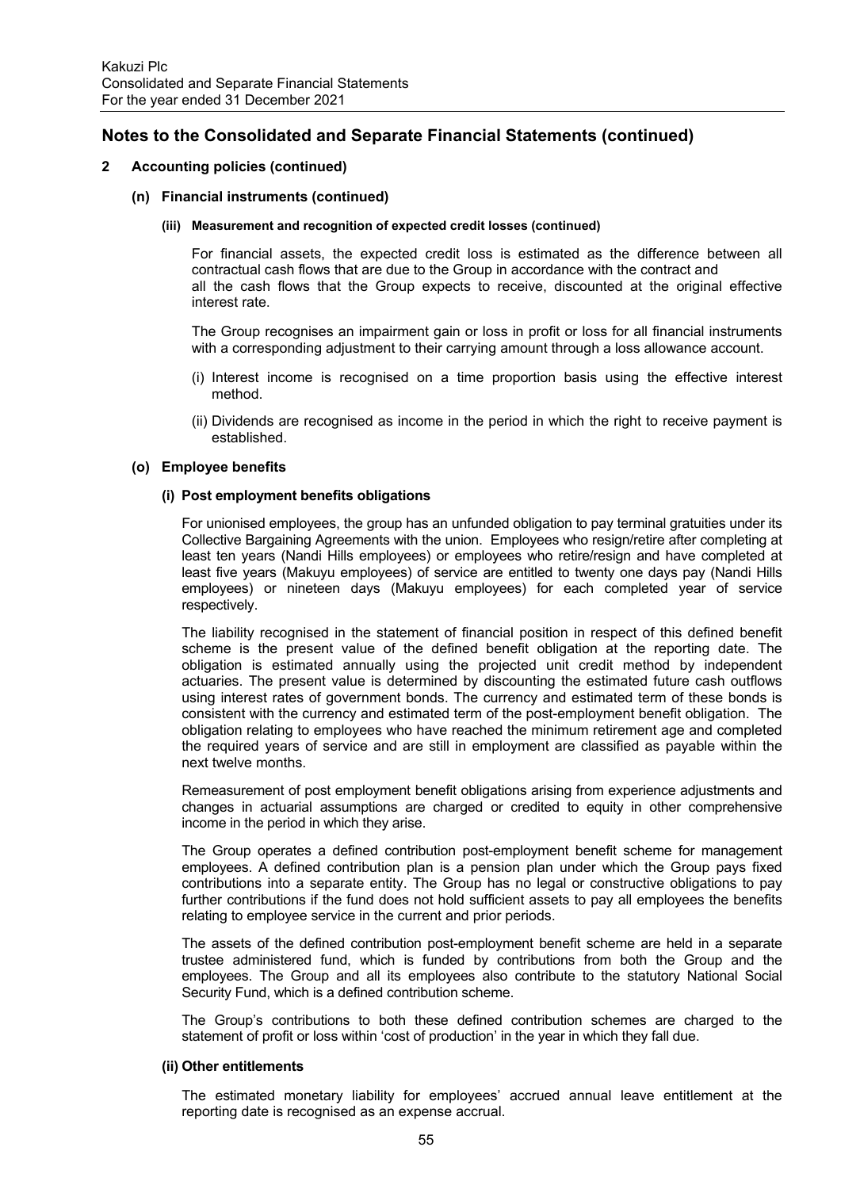## Notes to the Consolidated and Separate Financial Statements (continued)

### 2 Accounting policies (continued)

#### (n) Financial instruments (continued)

##### (iii) Measurement and recognition of expected credit losses (continued)

For financial assets, the expected credit loss is estimated as the difference between all contractual cash flows that are due to the Group in accordance with the contract and all the cash flows that the Group expects to receive, discounted at the original effective interest rate.

The Group recognises an impairment gain or loss in profit or loss for all financial instruments with a corresponding adjustment to their carrying amount through a loss allowance account.

(i) Interest income is recognised on a time proportion basis using the effective interest method.

(ii) Dividends are recognised as income in the period in which the right to receive payment is established.

#### (o) Employee benefits

##### (i) Post employment benefits obligations

For unionised employees, the group has an unfunded obligation to pay terminal gratuities under its Collective Bargaining Agreements with the union. Employees who resign/retire after completing at least ten years (Nandi Hills employees) or employees who retire/resign and have completed at least five years (Makuyu employees) of service are entitled to twenty one days pay (Nandi Hills employees) or nineteen days (Makuyu employees) for each completed year of service respectively.

The liability recognised in the statement of financial position in respect of this defined benefit scheme is the present value of the defined benefit obligation at the reporting date. The obligation is estimated annually using the projected unit credit method by independent actuaries. The present value is determined by discounting the estimated future cash outflows using interest rates of government bonds. The currency and estimated term of these bonds is consistent with the currency and estimated term of the post-employment benefit obligation. The obligation relating to employees who have reached the minimum retirement age and completed the required years of service and are still in employment are classified as payable within the next twelve months.

Remeasurement of post employment benefit obligations arising from experience adjustments and changes in actuarial assumptions are charged or credited to equity in other comprehensive income in the period in which they arise.

The Group operates a defined contribution post-employment benefit scheme for management employees. A defined contribution plan is a pension plan under which the Group pays fixed contributions into a separate entity. The Group has no legal or constructive obligations to pay further contributions if the fund does not hold sufficient assets to pay all employees the benefits relating to employee service in the current and prior periods.

The assets of the defined contribution post-employment benefit scheme are held in a separate trustee administered fund, which is funded by contributions from both the Group and the employees. The Group and all its employees also contribute to the statutory National Social Security Fund, which is a defined contribution scheme.

The Group's contributions to both these defined contribution schemes are charged to the statement of profit or loss within 'cost of production' in the year in which they fall due.

##### (ii) Other entitlements

The estimated monetary liability for employees' accrued annual leave entitlement at the reporting date is recognised as an expense accrual.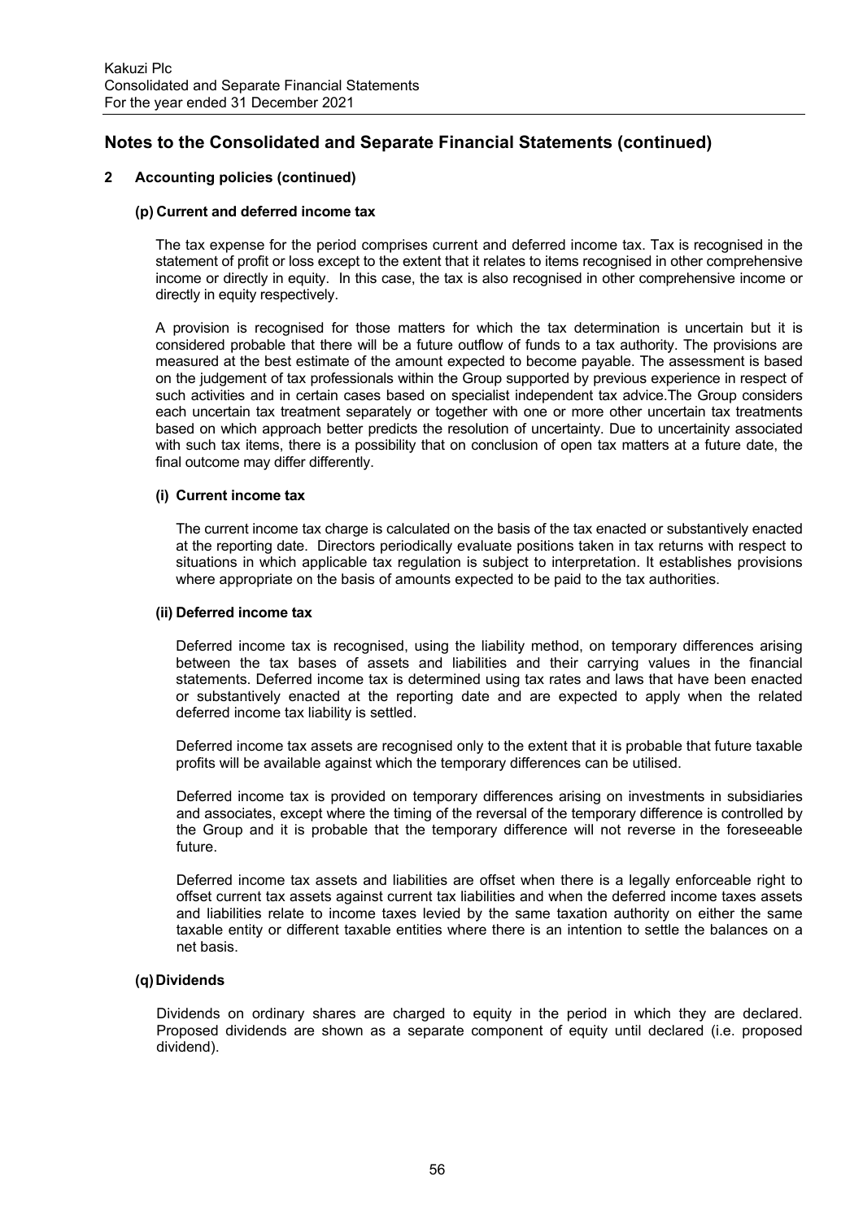## Notes to the Consolidated and Separate Financial Statements (continued)

### 2 Accounting policies (continued)

#### (p) Current and deferred income tax

The tax expense for the period comprises current and deferred income tax. Tax is recognised in the statement of profit or loss except to the extent that it relates to items recognised in other comprehensive income or directly in equity. In this case, the tax is also recognised in other comprehensive income or directly in equity respectively.

A provision is recognised for those matters for which the tax determination is uncertain but it is considered probable that there will be a future outflow of funds to a tax authority. The provisions are measured at the best estimate of the amount expected to become payable. The assessment is based on the judgement of tax professionals within the Group supported by previous experience in respect of such activities and in certain cases based on specialist independent tax advice.The Group considers each uncertain tax treatment separately or together with one or more other uncertain tax treatments based on which approach better predicts the resolution of uncertainty. Due to uncertainity associated with such tax items, there is a possibility that on conclusion of open tax matters at a future date, the final outcome may differ differently.

**(i) Current income tax**

The current income tax charge is calculated on the basis of the tax enacted or substantively enacted at the reporting date. Directors periodically evaluate positions taken in tax returns with respect to situations in which applicable tax regulation is subject to interpretation. It establishes provisions where appropriate on the basis of amounts expected to be paid to the tax authorities.

**(ii) Deferred income tax**

Deferred income tax is recognised, using the liability method, on temporary differences arising between the tax bases of assets and liabilities and their carrying values in the financial statements. Deferred income tax is determined using tax rates and laws that have been enacted or substantively enacted at the reporting date and are expected to apply when the related deferred income tax liability is settled.

Deferred income tax assets are recognised only to the extent that it is probable that future taxable profits will be available against which the temporary differences can be utilised.

Deferred income tax is provided on temporary differences arising on investments in subsidiaries and associates, except where the timing of the reversal of the temporary difference is controlled by the Group and it is probable that the temporary difference will not reverse in the foreseeable future.

Deferred income tax assets and liabilities are offset when there is a legally enforceable right to offset current tax assets against current tax liabilities and when the deferred income taxes assets and liabilities relate to income taxes levied by the same taxation authority on either the same taxable entity or different taxable entities where there is an intention to settle the balances on a net basis.

#### (q) Dividends

Dividends on ordinary shares are charged to equity in the period in which they are declared. Proposed dividends are shown as a separate component of equity until declared (i.e. proposed dividend).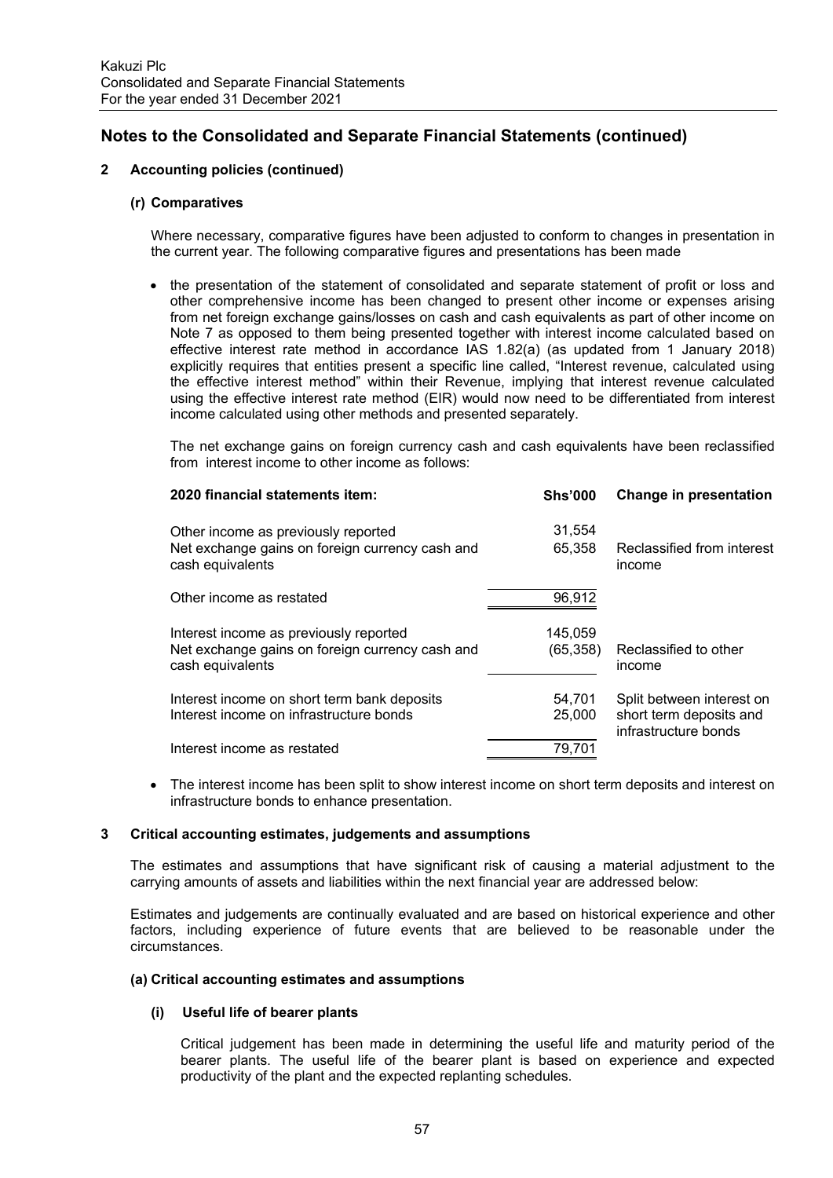## Notes to the Consolidated and Separate Financial Statements (continued)

### 2 Accounting policies (continued)

#### (r) Comparatives

Where necessary, comparative figures have been adjusted to conform to changes in presentation in the current year. The following comparative figures and presentations has been made

- the presentation of the statement of consolidated and separate statement of profit or loss and other comprehensive income has been changed to present other income or expenses arising from net foreign exchange gains/losses on cash and cash equivalents as part of other income on Note 7 as opposed to them being presented together with interest income calculated based on effective interest rate method in accordance IAS 1.82(a) (as updated from 1 January 2018) explicitly requires that entities present a specific line called, "Interest revenue, calculated using the effective interest method" within their Revenue, implying that interest revenue calculated using the effective interest rate method (EIR) would now need to be differentiated from interest income calculated using other methods and presented separately.

  The net exchange gains on foreign currency cash and cash equivalents have been reclassified from interest income to other income as follows:

| 2020 financial statements item: | Shs'000 | Change in presentation |
|---|---|---|
| Other income as previously reported | 31,554 | |
| Net exchange gains on foreign currency cash and cash equivalents | 65,358 | Reclassified from interest income |
| Other income as restated | 96,912 | |
| Interest income as previously reported | 145,059 | |
| Net exchange gains on foreign currency cash and cash equivalents | (65,358) | Reclassified to other income |
| Interest income on short term bank deposits | 54,701 | Split between interest on short term deposits and infrastructure bonds |
| Interest income on infrastructure bonds | 25,000 | |
| Interest income as restated | 79,701 | |

- The interest income has been split to show interest income on short term deposits and interest on infrastructure bonds to enhance presentation.

### 3 Critical accounting estimates, judgements and assumptions

The estimates and assumptions that have significant risk of causing a material adjustment to the carrying amounts of assets and liabilities within the next financial year are addressed below:

Estimates and judgements are continually evaluated and are based on historical experience and other factors, including experience of future events that are believed to be reasonable under the circumstances.

#### (a) Critical accounting estimates and assumptions

##### (i) Useful life of bearer plants

Critical judgement has been made in determining the useful life and maturity period of the bearer plants. The useful life of the bearer plant is based on experience and expected productivity of the plant and the expected replanting schedules.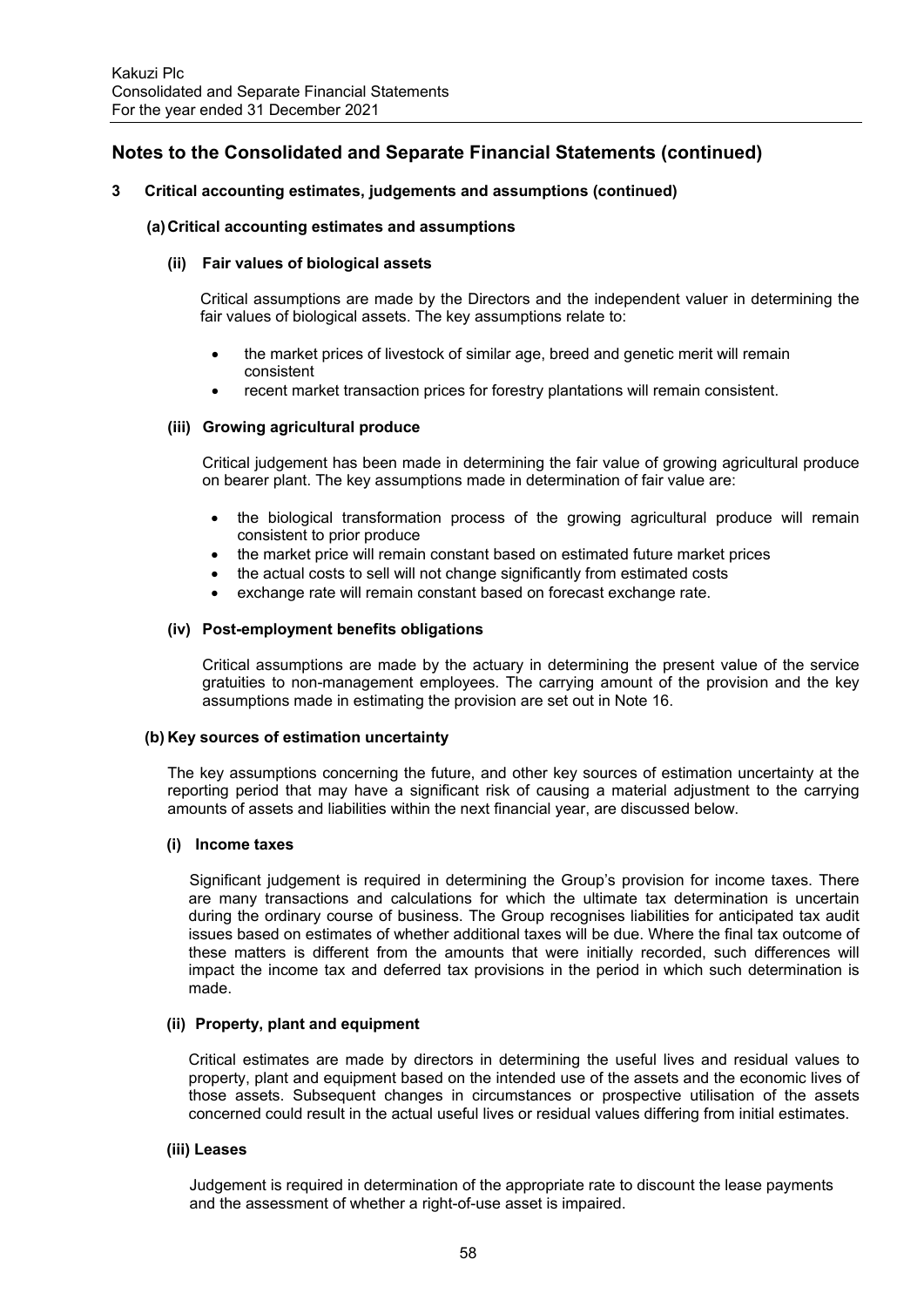## Notes to the Consolidated and Separate Financial Statements (continued)

### 3 Critical accounting estimates, judgements and assumptions (continued)

#### (a) Critical accounting estimates and assumptions

**(ii) Fair values of biological assets**

Critical assumptions are made by the Directors and the independent valuer in determining the fair values of biological assets. The key assumptions relate to:

- the market prices of livestock of similar age, breed and genetic merit will remain consistent
- recent market transaction prices for forestry plantations will remain consistent.

**(iii) Growing agricultural produce**

Critical judgement has been made in determining the fair value of growing agricultural produce on bearer plant. The key assumptions made in determination of fair value are:

- the biological transformation process of the growing agricultural produce will remain consistent to prior produce
- the market price will remain constant based on estimated future market prices
- the actual costs to sell will not change significantly from estimated costs
- exchange rate will remain constant based on forecast exchange rate.

**(iv) Post-employment benefits obligations**

Critical assumptions are made by the actuary in determining the present value of the service gratuities to non-management employees. The carrying amount of the provision and the key assumptions made in estimating the provision are set out in Note 16.

#### (b) Key sources of estimation uncertainty

The key assumptions concerning the future, and other key sources of estimation uncertainty at the reporting period that may have a significant risk of causing a material adjustment to the carrying amounts of assets and liabilities within the next financial year, are discussed below.

**(i) Income taxes**

Significant judgement is required in determining the Group's provision for income taxes. There are many transactions and calculations for which the ultimate tax determination is uncertain during the ordinary course of business. The Group recognises liabilities for anticipated tax audit issues based on estimates of whether additional taxes will be due. Where the final tax outcome of these matters is different from the amounts that were initially recorded, such differences will impact the income tax and deferred tax provisions in the period in which such determination is made.

**(ii) Property, plant and equipment**

Critical estimates are made by directors in determining the useful lives and residual values to property, plant and equipment based on the intended use of the assets and the economic lives of those assets. Subsequent changes in circumstances or prospective utilisation of the assets concerned could result in the actual useful lives or residual values differing from initial estimates.

**(iii) Leases**

Judgement is required in determination of the appropriate rate to discount the lease payments and the assessment of whether a right-of-use asset is impaired.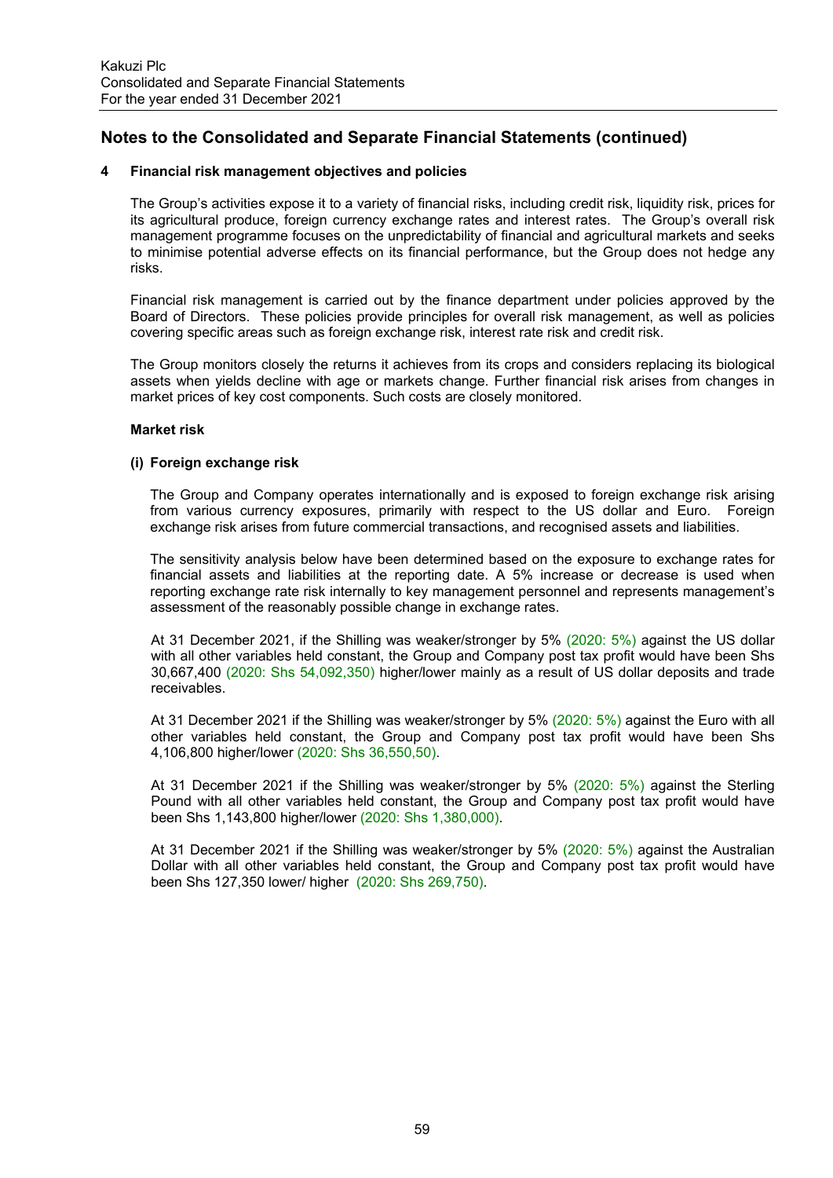## Notes to the Consolidated and Separate Financial Statements (continued)

### 4 Financial risk management objectives and policies

The Group's activities expose it to a variety of financial risks, including credit risk, liquidity risk, prices for its agricultural produce, foreign currency exchange rates and interest rates. The Group's overall risk management programme focuses on the unpredictability of financial and agricultural markets and seeks to minimise potential adverse effects on its financial performance, but the Group does not hedge any risks.

Financial risk management is carried out by the finance department under policies approved by the Board of Directors. These policies provide principles for overall risk management, as well as policies covering specific areas such as foreign exchange risk, interest rate risk and credit risk.

The Group monitors closely the returns it achieves from its crops and considers replacing its biological assets when yields decline with age or markets change. Further financial risk arises from changes in market prices of key cost components. Such costs are closely monitored.

**Market risk**

**(i) Foreign exchange risk**

The Group and Company operates internationally and is exposed to foreign exchange risk arising from various currency exposures, primarily with respect to the US dollar and Euro. Foreign exchange risk arises from future commercial transactions, and recognised assets and liabilities.

The sensitivity analysis below have been determined based on the exposure to exchange rates for financial assets and liabilities at the reporting date. A 5% increase or decrease is used when reporting exchange rate risk internally to key management personnel and represents management's assessment of the reasonably possible change in exchange rates.

At 31 December 2021, if the Shilling was weaker/stronger by 5% (2020: 5%) against the US dollar with all other variables held constant, the Group and Company post tax profit would have been Shs 30,667,400 (2020: Shs 54,092,350) higher/lower mainly as a result of US dollar deposits and trade receivables.

At 31 December 2021 if the Shilling was weaker/stronger by 5% (2020: 5%) against the Euro with all other variables held constant, the Group and Company post tax profit would have been Shs 4,106,800 higher/lower (2020: Shs 36,550,50).

At 31 December 2021 if the Shilling was weaker/stronger by 5% (2020: 5%) against the Sterling Pound with all other variables held constant, the Group and Company post tax profit would have been Shs 1,143,800 higher/lower (2020: Shs 1,380,000).

At 31 December 2021 if the Shilling was weaker/stronger by 5% (2020: 5%) against the Australian Dollar with all other variables held constant, the Group and Company post tax profit would have been Shs 127,350 lower/ higher (2020: Shs 269,750).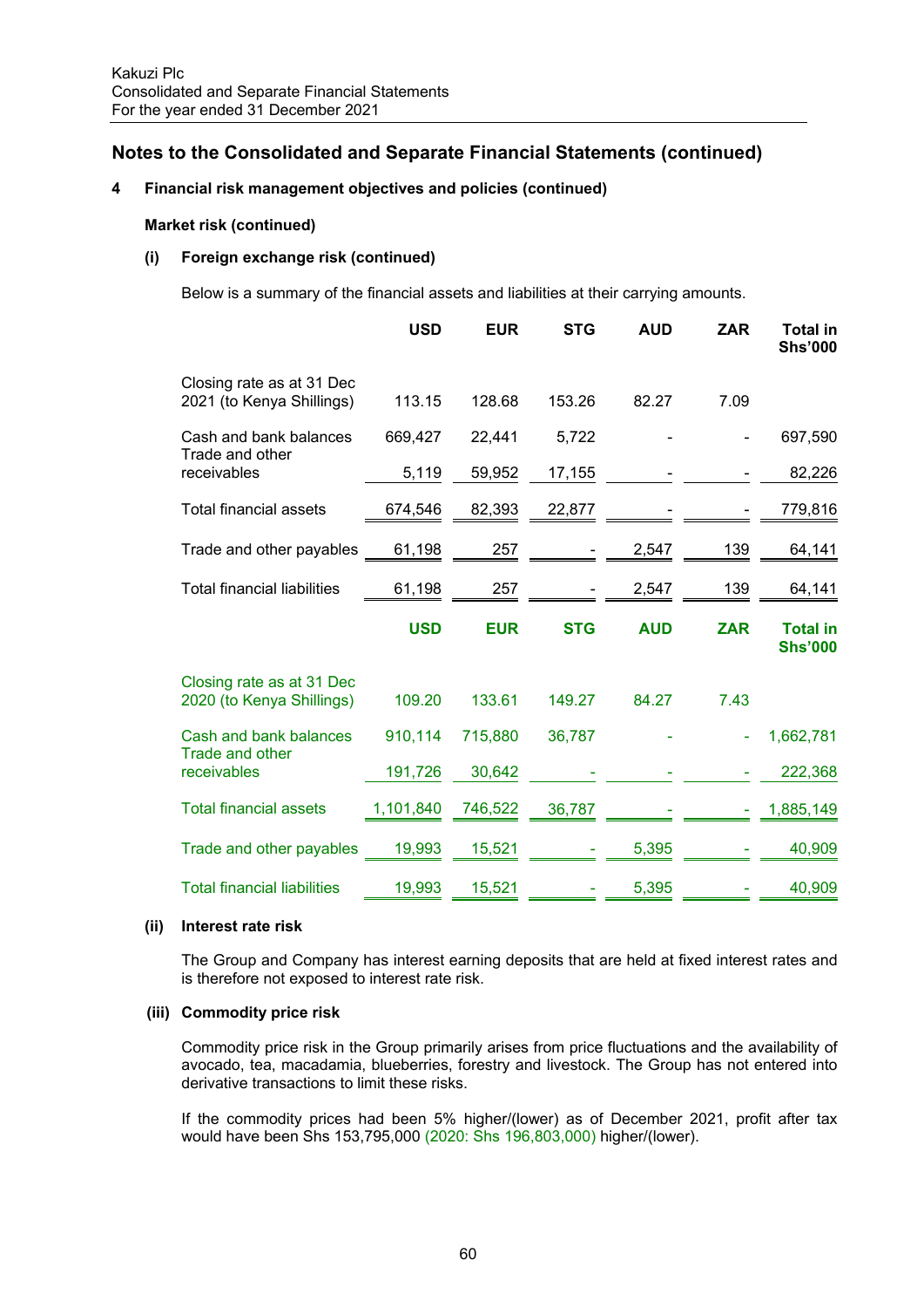## Notes to the Consolidated and Separate Financial Statements (continued)

### 4 Financial risk management objectives and policies (continued)

**Market risk (continued)**

**(i) Foreign exchange risk (continued)**

Below is a summary of the financial assets and liabilities at their carrying amounts.

| | USD | EUR | STG | AUD | ZAR | Total in Shs'000 |
|---|---|---|---|---|---|---|
| Closing rate as at 31 Dec 2021 (to Kenya Shillings) | 113.15 | 128.68 | 153.26 | 82.27 | 7.09 | |
| Cash and bank balances | 669,427 | 22,441 | 5,722 | - | - | 697,590 |
| Trade and other receivables | 5,119 | 59,952 | 17,155 | - | - | 82,226 |
| Total financial assets | 674,546 | 82,393 | 22,877 | - | - | 779,816 |
| Trade and other payables | 61,198 | 257 | - | 2,547 | 139 | 64,141 |
| Total financial liabilities | 61,198 | 257 | - | 2,547 | 139 | 64,141 |

| | USD | EUR | STG | AUD | ZAR | Total in Shs'000 |
|---|---|---|---|---|---|---|
| Closing rate as at 31 Dec 2020 (to Kenya Shillings) | 109.20 | 133.61 | 149.27 | 84.27 | 7.43 | |
| Cash and bank balances | 910,114 | 715,880 | 36,787 | - | - | 1,662,781 |
| Trade and other receivables | 191,726 | 30,642 | - | - | - | 222,368 |
| Total financial assets | 1,101,840 | 746,522 | 36,787 | - | - | 1,885,149 |
| Trade and other payables | 19,993 | 15,521 | - | 5,395 | - | 40,909 |
| Total financial liabilities | 19,993 | 15,521 | - | 5,395 | - | 40,909 |

**(ii) Interest rate risk**

The Group and Company has interest earning deposits that are held at fixed interest rates and is therefore not exposed to interest rate risk.

**(iii) Commodity price risk**

Commodity price risk in the Group primarily arises from price fluctuations and the availability of avocado, tea, macadamia, blueberries, forestry and livestock. The Group has not entered into derivative transactions to limit these risks.

If the commodity prices had been 5% higher/(lower) as of December 2021, profit after tax would have been Shs 153,795,000 (2020: Shs 196,803,000) higher/(lower).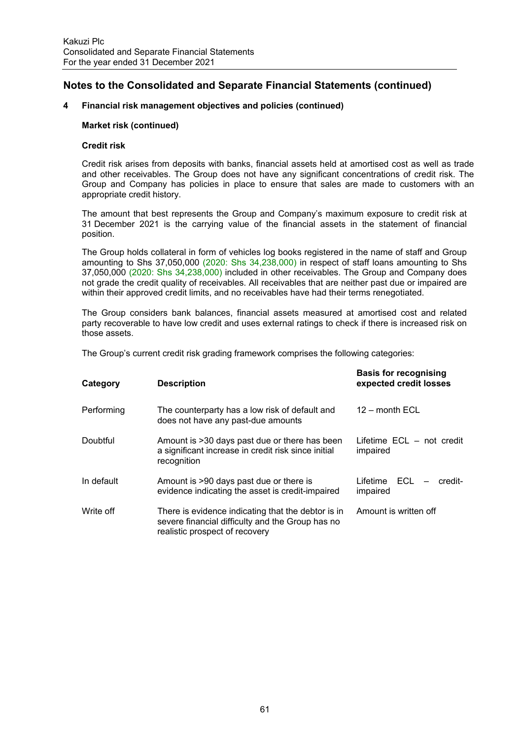## Notes to the Consolidated and Separate Financial Statements (continued)

### 4 Financial risk management objectives and policies (continued)

**Market risk (continued)**

**Credit risk**

Credit risk arises from deposits with banks, financial assets held at amortised cost as well as trade and other receivables. The Group does not have any significant concentrations of credit risk. The Group and Company has policies in place to ensure that sales are made to customers with an appropriate credit history.

The amount that best represents the Group and Company's maximum exposure to credit risk at 31 December 2021 is the carrying value of the financial assets in the statement of financial position.

The Group holds collateral in form of vehicles log books registered in the name of staff and Group amounting to Shs 37,050,000 (2020: Shs 34,238,000) in respect of staff loans amounting to Shs 37,050,000 (2020: Shs 34,238,000) included in other receivables. The Group and Company does not grade the credit quality of receivables. All receivables that are neither past due or impaired are within their approved credit limits, and no receivables have had their terms renegotiated.

The Group considers bank balances, financial assets measured at amortised cost and related party recoverable to have low credit and uses external ratings to check if there is increased risk on those assets.

The Group's current credit risk grading framework comprises the following categories:

| Category | Description | Basis for recognising expected credit losses |
|---|---|---|
| Performing | The counterparty has a low risk of default and does not have any past-due amounts | 12 – month ECL |
| Doubtful | Amount is >30 days past due or there has been a significant increase in credit risk since initial recognition | Lifetime ECL – not credit impaired |
| In default | Amount is >90 days past due or there is evidence indicating the asset is credit-impaired | Lifetime ECL – credit-impaired |
| Write off | There is evidence indicating that the debtor is in severe financial difficulty and the Group has no realistic prospect of recovery | Amount is written off |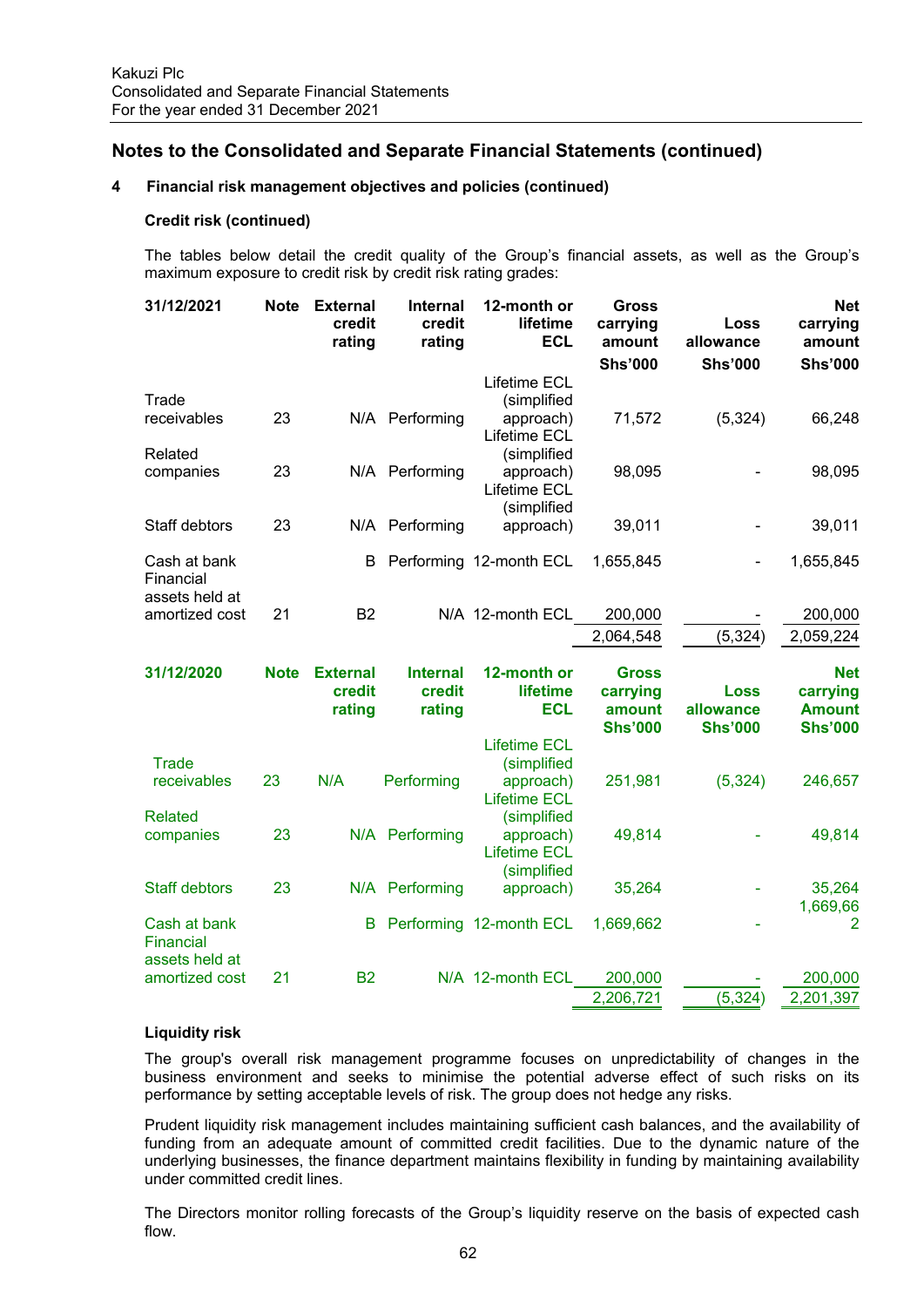## Notes to the Consolidated and Separate Financial Statements (continued)

### 4 Financial risk management objectives and policies (continued)

**Credit risk (continued)**

The tables below detail the credit quality of the Group's financial assets, as well as the Group's maximum exposure to credit risk by credit risk rating grades:

| 31/12/2021 | Note | External credit rating | Internal credit rating | 12-month or lifetime ECL | Gross carrying amount Shs'000 | Loss allowance Shs'000 | Net carrying amount Shs'000 |
|---|---|---|---|---|---|---|---|
| Trade receivables | 23 | N/A | Performing | Lifetime ECL (simplified approach) | 71,572 | (5,324) | 66,248 |
| Related companies | 23 | N/A | Performing | Lifetime ECL (simplified approach) | 98,095 | - | 98,095 |
| Staff debtors | 23 | N/A | Performing | Lifetime ECL (simplified approach) | 39,011 | - | 39,011 |
| Cash at bank | | B | Performing | 12-month ECL | 1,655,845 | - | 1,655,845 |
| Financial assets held at amortized cost | 21 | B2 | N/A | 12-month ECL | 200,000 | - | 200,000 |
| | | | | | 2,064,548 | (5,324) | 2,059,224 |

| 31/12/2020 | Note | External credit rating | Internal credit rating | 12-month or lifetime ECL | Gross carrying amount Shs'000 | Loss allowance Shs'000 | Net carrying Amount Shs'000 |
|---|---|---|---|---|---|---|---|
| Trade receivables | 23 | N/A | Performing | Lifetime ECL (simplified approach) | 251,981 | (5,324) | 246,657 |
| Related companies | 23 | N/A | Performing | Lifetime ECL (simplified approach) | 49,814 | - | 49,814 |
| Staff debtors | 23 | N/A | Performing | Lifetime ECL (simplified approach) | 35,264 | - | 35,264 |
| Cash at bank | | B | Performing | 12-month ECL | 1,669,662 | - | 1,669,662 |
| Financial assets held at amortized cost | 21 | B2 | N/A | 12-month ECL | 200,000 | - | 200,000 |
| | | | | | 2,206,721 | (5,324) | 2,201,397 |

**Liquidity risk**

The group's overall risk management programme focuses on unpredictability of changes in the business environment and seeks to minimise the potential adverse effect of such risks on its performance by setting acceptable levels of risk. The group does not hedge any risks.

Prudent liquidity risk management includes maintaining sufficient cash balances, and the availability of funding from an adequate amount of committed credit facilities. Due to the dynamic nature of the underlying businesses, the finance department maintains flexibility in funding by maintaining availability under committed credit lines.

The Directors monitor rolling forecasts of the Group's liquidity reserve on the basis of expected cash flow.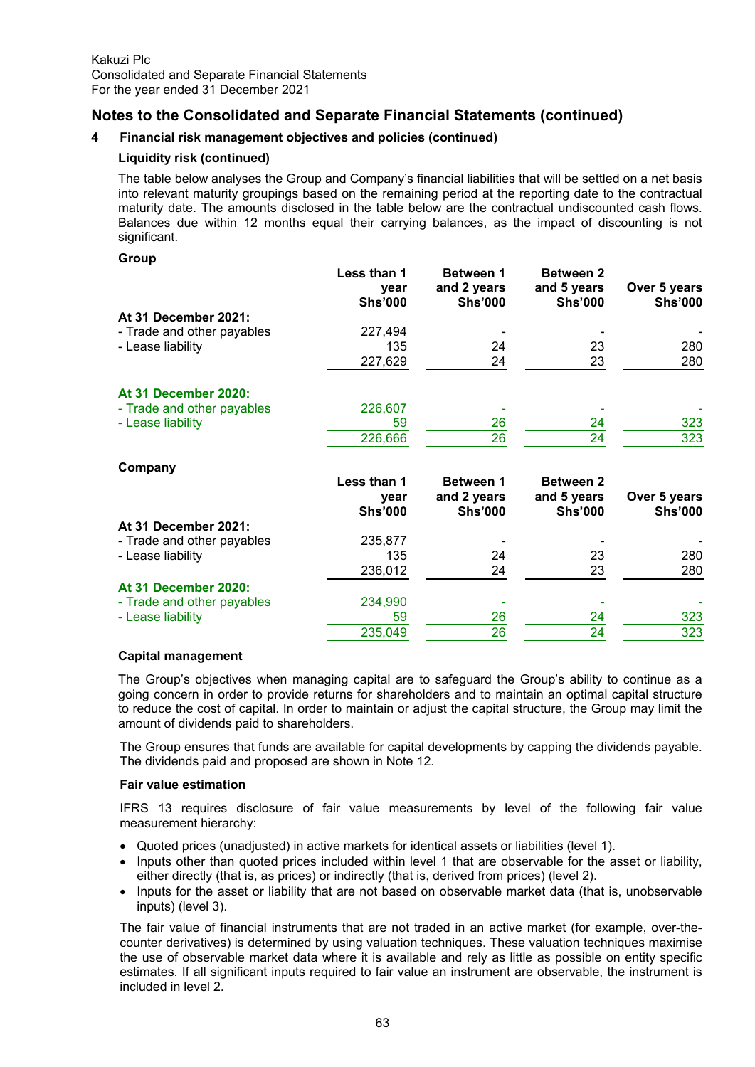## Notes to the Consolidated and Separate Financial Statements (continued)

### 4 Financial risk management objectives and policies (continued)

#### Liquidity risk (continued)

The table below analyses the Group and Company's financial liabilities that will be settled on a net basis into relevant maturity groupings based on the remaining period at the reporting date to the contractual maturity date. The amounts disclosed in the table below are the contractual undiscounted cash flows. Balances due within 12 months equal their carrying balances, as the impact of discounting is not significant.

**Group**

| | Less than 1 year Shs'000 | Between 1 and 2 years Shs'000 | Between 2 and 5 years Shs'000 | Over 5 years Shs'000 |
|---|---|---|---|---|
| **At 31 December 2021:** | | | | |
| - Trade and other payables | 227,494 | - | - | - |
| - Lease liability | 135 | 24 | 23 | 280 |
| | 227,629 | 24 | 23 | 280 |
| **At 31 December 2020:** | | | | |
| - Trade and other payables | 226,607 | - | - | - |
| - Lease liability | 59 | 26 | 24 | 323 |
| | 226,666 | 26 | 24 | 323 |

**Company**

| | Less than 1 year Shs'000 | Between 1 and 2 years Shs'000 | Between 2 and 5 years Shs'000 | Over 5 years Shs'000 |
|---|---|---|---|---|
| **At 31 December 2021:** | | | | |
| - Trade and other payables | 235,877 | - | - | - |
| - Lease liability | 135 | 24 | 23 | 280 |
| | 236,012 | 24 | 23 | 280 |
| **At 31 December 2020:** | | | | |
| - Trade and other payables | 234,990 | - | - | - |
| - Lease liability | 59 | 26 | 24 | 323 |
| | 235,049 | 26 | 24 | 323 |

#### Capital management

The Group's objectives when managing capital are to safeguard the Group's ability to continue as a going concern in order to provide returns for shareholders and to maintain an optimal capital structure to reduce the cost of capital. In order to maintain or adjust the capital structure, the Group may limit the amount of dividends paid to shareholders.

The Group ensures that funds are available for capital developments by capping the dividends payable. The dividends paid and proposed are shown in Note 12.

#### Fair value estimation

IFRS 13 requires disclosure of fair value measurements by level of the following fair value measurement hierarchy:

- Quoted prices (unadjusted) in active markets for identical assets or liabilities (level 1).
- Inputs other than quoted prices included within level 1 that are observable for the asset or liability, either directly (that is, as prices) or indirectly (that is, derived from prices) (level 2).
- Inputs for the asset or liability that are not based on observable market data (that is, unobservable inputs) (level 3).

The fair value of financial instruments that are not traded in an active market (for example, over-the-counter derivatives) is determined by using valuation techniques. These valuation techniques maximise the use of observable market data where it is available and rely as little as possible on entity specific estimates. If all significant inputs required to fair value an instrument are observable, the instrument is included in level 2.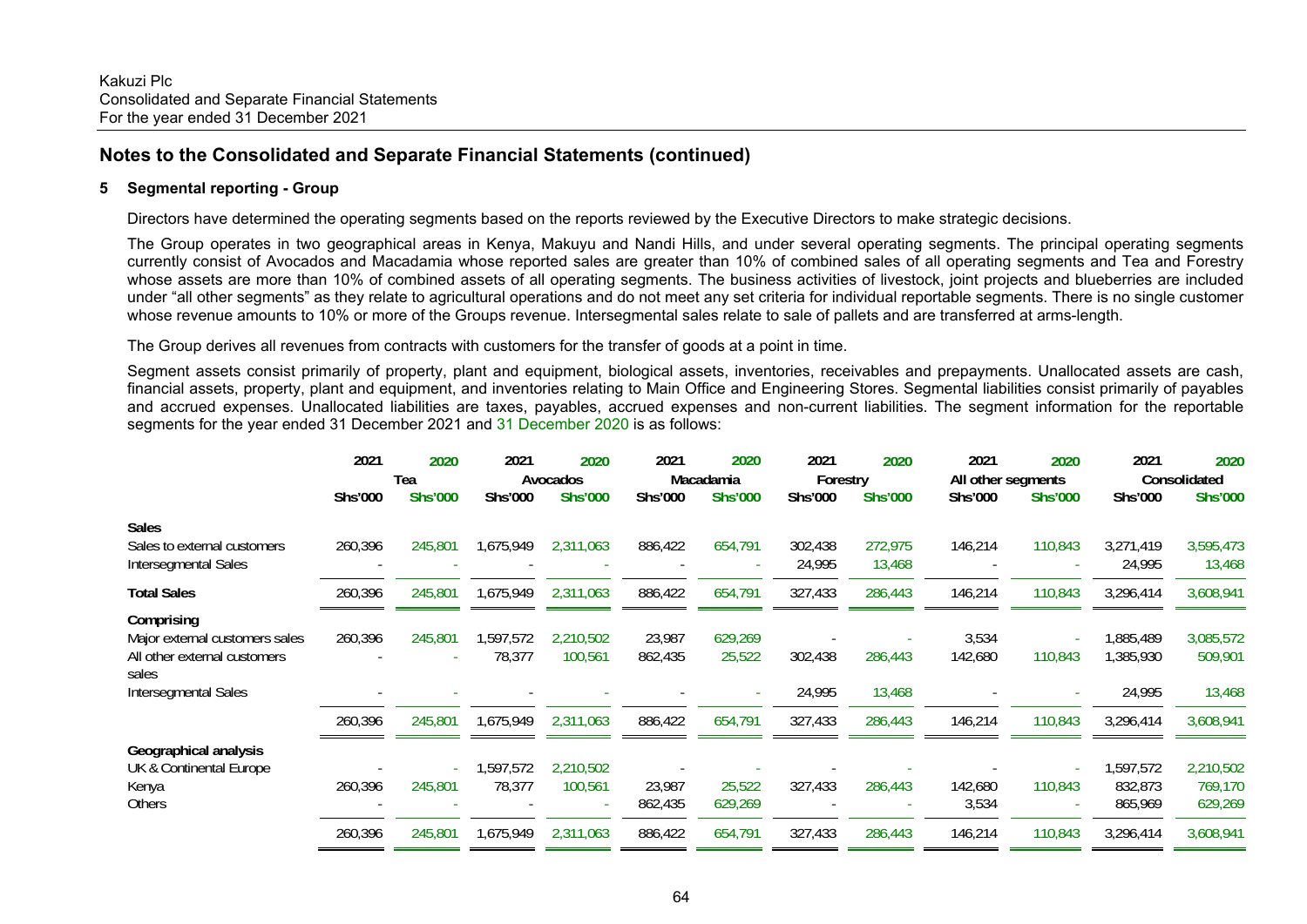## Notes to the Consolidated and Separate Financial Statements (continued)

### 5 Segmental reporting - Group

Directors have determined the operating segments based on the reports reviewed by the Executive Directors to make strategic decisions.

The Group operates in two geographical areas in Kenya, Makuyu and Nandi Hills, and under several operating segments. The principal operating segments currently consist of Avocados and Macadamia whose reported sales are greater than 10% of combined sales of all operating segments and Tea and Forestry whose assets are more than 10% of combined assets of all operating segments. The business activities of livestock, joint projects and blueberries are included under "all other segments" as they relate to agricultural operations and do not meet any set criteria for individual reportable segments. There is no single customer whose revenue amounts to 10% or more of the Groups revenue. Intersegmental sales relate to sale of pallets and are transferred at arms-length.

The Group derives all revenues from contracts with customers for the transfer of goods at a point in time.

Segment assets consist primarily of property, plant and equipment, biological assets, inventories, receivables and prepayments. Unallocated assets are cash, financial assets, property, plant and equipment, and inventories relating to Main Office and Engineering Stores. Segmental liabilities consist primarily of payables and accrued expenses. Unallocated liabilities are taxes, payables, accrued expenses and non-current liabilities. The segment information for the reportable segments for the year ended 31 December 2021 and 31 December 2020 is as follows:

| | 2021 | 2020 | 2021 | 2020 | 2021 | 2020 | 2021 | 2020 | 2021 | 2020 | 2021 | 2020 |
|---|---|---|---|---|---|---|---|---|---|---|---|---|
| | Tea | | Avocados | | Macadamia | | Forestry | | All other segments | | Consolidated | |
| | Shs'000 | Shs'000 | Shs'000 | Shs'000 | Shs'000 | Shs'000 | Shs'000 | Shs'000 | Shs'000 | Shs'000 | Shs'000 | Shs'000 |
| **Sales** | | | | | | | | | | | | |
| Sales to external customers | 260,396 | 245,801 | 1,675,949 | 2,311,063 | 886,422 | 654,791 | 302,438 | 272,975 | 146,214 | 110,843 | 3,271,419 | 3,595,473 |
| Intersegmental Sales | - | - | - | - | - | - | 24,995 | 13,468 | - | - | 24,995 | 13,468 |
| **Total Sales** | 260,396 | 245,801 | 1,675,949 | 2,311,063 | 886,422 | 654,791 | 327,433 | 286,443 | 146,214 | 110,843 | 3,296,414 | 3,608,941 |
| **Comprising** | | | | | | | | | | | | |
| Major external customers sales | 260,396 | 245,801 | 1,597,572 | 2,210,502 | 23,987 | 629,269 | - | - | 3,534 | - | 1,885,489 | 3,085,572 |
| All other external customers sales | - | - | 78,377 | 100,561 | 862,435 | 25,522 | 302,438 | 286,443 | 142,680 | 110,843 | 1,385,930 | 509,901 |
| Intersegmental Sales | - | - | - | - | - | - | 24,995 | 13,468 | - | - | 24,995 | 13,468 |
| | 260,396 | 245,801 | 1,675,949 | 2,311,063 | 886,422 | 654,791 | 327,433 | 286,443 | 146,214 | 110,843 | 3,296,414 | 3,608,941 |
| **Geographical analysis** | | | | | | | | | | | | |
| UK & Continental Europe | - | - | 1,597,572 | 2,210,502 | - | - | - | - | - | - | 1,597,572 | 2,210,502 |
| Kenya | 260,396 | 245,801 | 78,377 | 100,561 | 23,987 | 25,522 | 327,433 | 286,443 | 142,680 | 110,843 | 832,873 | 769,170 |
| Others | - | - | - | - | 862,435 | 629,269 | - | - | 3,534 | - | 865,969 | 629,269 |
| | 260,396 | 245,801 | 1,675,949 | 2,311,063 | 886,422 | 654,791 | 327,433 | 286,443 | 146,214 | 110,843 | 3,296,414 | 3,608,941 |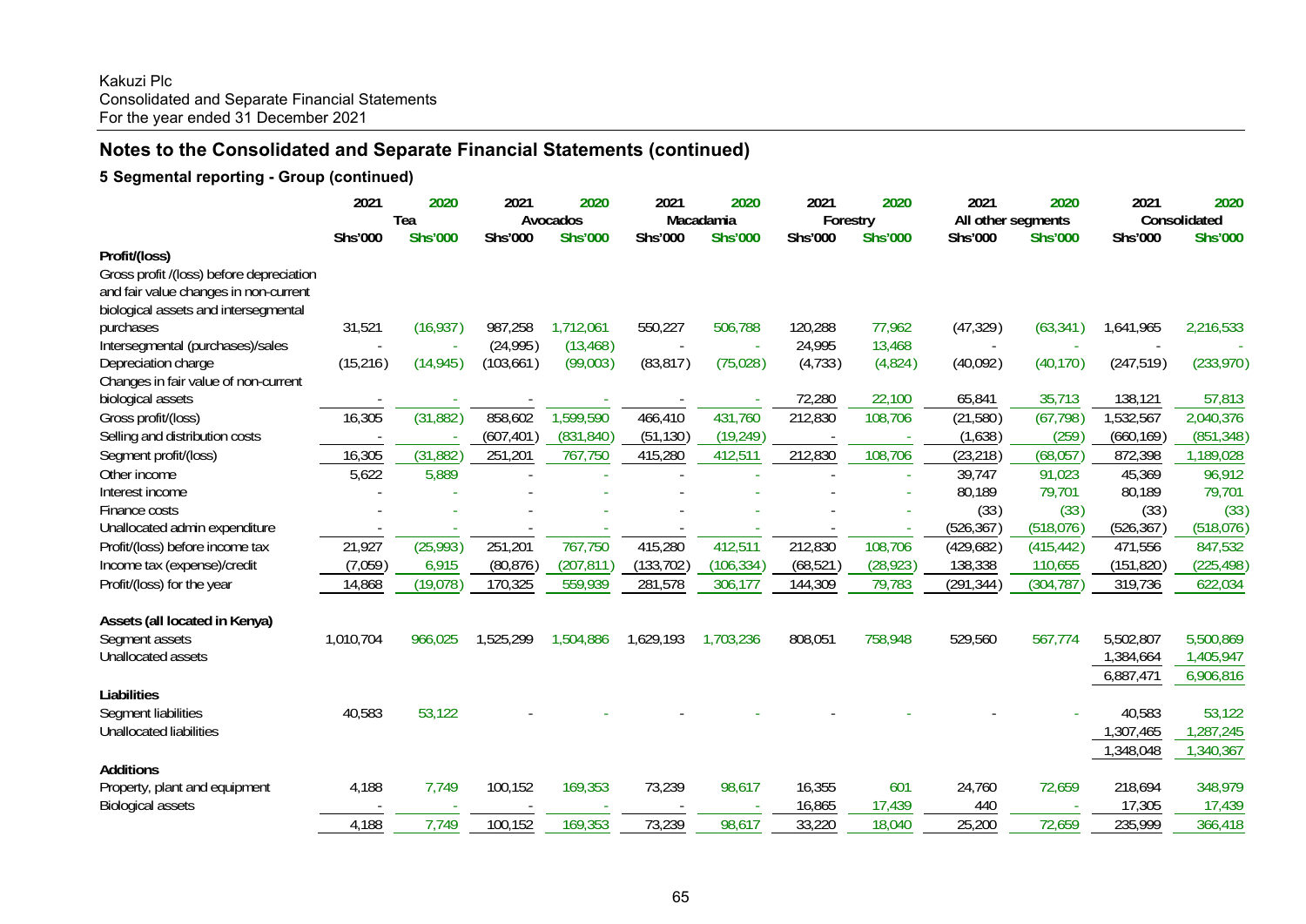Kakuzi Plc
Consolidated and Separate Financial Statements
For the year ended 31 December 2021

## Notes to the Consolidated and Separate Financial Statements (continued)

### 5 Segmental reporting - Group (continued)

| | 2021 | 2020 | 2021 | 2020 | 2021 | 2020 | 2021 | 2020 | 2021 | 2020 | 2021 | 2020 |
|---|---|---|---|---|---|---|---|---|---|---|---|---|
| | Tea | | Avocados | | Macadamia | | Forestry | | All other segments | | Consolidated | |
| | Shs'000 | Shs'000 | Shs'000 | Shs'000 | Shs'000 | Shs'000 | Shs'000 | Shs'000 | Shs'000 | Shs'000 | Shs'000 | Shs'000 |
| **Profit/(loss)** | | | | | | | | | | | | |
| Gross profit /(loss) before depreciation and fair value changes in non-current biological assets and intersegmental purchases | 31,521 | (16,937) | 987,258 | 1,712,061 | 550,227 | 506,788 | 120,288 | 77,962 | (47,329) | (63,341) | 1,641,965 | 2,216,533 |
| Intersegmental (purchases)/sales | - | - | (24,995) | (13,468) | - | - | 24,995 | 13,468 | - | - | - | - |
| Depreciation charge | (15,216) | (14,945) | (103,661) | (99,003) | (83,817) | (75,028) | (4,733) | (4,824) | (40,092) | (40,170) | (247,519) | (233,970) |
| Changes in fair value of non-current biological assets | - | - | - | - | - | - | 72,280 | 22,100 | 65,841 | 35,713 | 138,121 | 57,813 |
| Gross profit/(loss) | 16,305 | (31,882) | 858,602 | 1,599,590 | 466,410 | 431,760 | 212,830 | 108,706 | (21,580) | (67,798) | 1,532,567 | 2,040,376 |
| Selling and distribution costs | - | - | (607,401) | (831,840) | (51,130) | (19,249) | - | - | (1,638) | (259) | (660,169) | (851,348) |
| Segment profit/(loss) | 16,305 | (31,882) | 251,201 | 767,750 | 415,280 | 412,511 | 212,830 | 108,706 | (23,218) | (68,057) | 872,398 | 1,189,028 |
| Other income | 5,622 | 5,889 | - | - | - | - | - | - | 39,747 | 91,023 | 45,369 | 96,912 |
| Interest income | - | - | - | - | - | - | - | - | 80,189 | 79,701 | 80,189 | 79,701 |
| Finance costs | - | - | - | - | - | - | - | - | (33) | (33) | (33) | (33) |
| Unallocated admin expenditure | - | - | - | - | - | - | - | - | (526,367) | (518,076) | (526,367) | (518,076) |
| Profit/(loss) before income tax | 21,927 | (25,993) | 251,201 | 767,750 | 415,280 | 412,511 | 212,830 | 108,706 | (429,682) | (415,442) | 471,556 | 847,532 |
| Income tax (expense)/credit | (7,059) | 6,915 | (80,876) | (207,811) | (133,702) | (106,334) | (68,521) | (28,923) | 138,338 | 110,655 | (151,820) | (225,498) |
| Profit/(loss) for the year | 14,868 | (19,078) | 170,325 | 559,939 | 281,578 | 306,177 | 144,309 | 79,783 | (291,344) | (304,787) | 319,736 | 622,034 |
| **Assets (all located in Kenya)** | | | | | | | | | | | | |
| Segment assets | 1,010,704 | 966,025 | 1,525,299 | 1,504,886 | 1,629,193 | 1,703,236 | 808,051 | 758,948 | 529,560 | 567,774 | 5,502,807 | 5,500,869 |
| Unallocated assets | | | | | | | | | | | 1,384,664 | 1,405,947 |
| | | | | | | | | | | | 6,887,471 | 6,906,816 |
| **Liabilities** | | | | | | | | | | | | |
| Segment liabilities | 40,583 | 53,122 | - | - | - | - | - | - | - | - | 40,583 | 53,122 |
| Unallocated liabilities | | | | | | | | | | | 1,307,465 | 1,287,245 |
| | | | | | | | | | | | 1,348,048 | 1,340,367 |
| **Additions** | | | | | | | | | | | | |
| Property, plant and equipment | 4,188 | 7,749 | 100,152 | 169,353 | 73,239 | 98,617 | 16,355 | 601 | 24,760 | 72,659 | 218,694 | 348,979 |
| Biological assets | - | - | - | - | - | - | 16,865 | 17,439 | 440 | - | 17,305 | 17,439 |
| | 4,188 | 7,749 | 100,152 | 169,353 | 73,239 | 98,617 | 33,220 | 18,040 | 25,200 | 72,659 | 235,999 | 366,418 |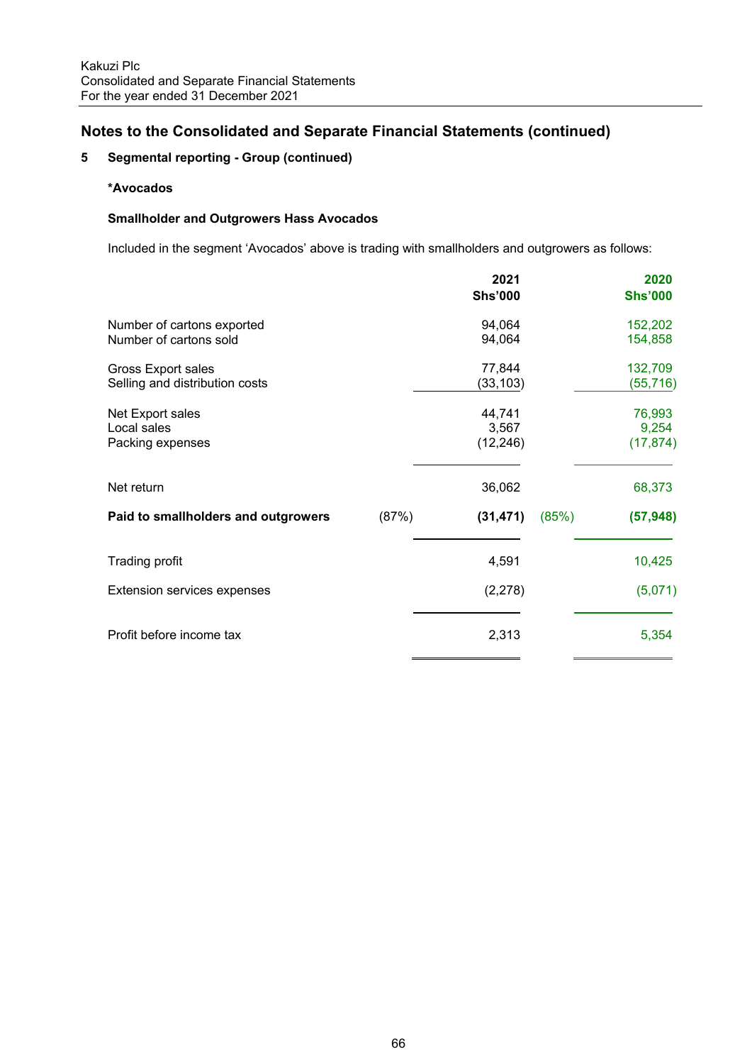## Notes to the Consolidated and Separate Financial Statements (continued)

### 5 Segmental reporting - Group (continued)

**\*Avocados**

**Smallholder and Outgrowers Hass Avocados**

Included in the segment 'Avocados' above is trading with smallholders and outgrowers as follows:

| | | 2021 Shs'000 | | 2020 Shs'000 |
|---|---|---|---|---|
| Number of cartons exported | | 94,064 | | 152,202 |
| Number of cartons sold | | 94,064 | | 154,858 |
| Gross Export sales | | 77,844 | | 132,709 |
| Selling and distribution costs | | (33,103) | | (55,716) |
| Net Export sales | | 44,741 | | 76,993 |
| Local sales | | 3,567 | | 9,254 |
| Packing expenses | | (12,246) | | (17,874) |
| Net return | | 36,062 | | 68,373 |
| **Paid to smallholders and outgrowers** | (87%) | **(31,471)** | (85%) | **(57,948)** |
| Trading profit | | 4,591 | | 10,425 |
| Extension services expenses | | (2,278) | | (5,071) |
| Profit before income tax | | 2,313 | | 5,354 |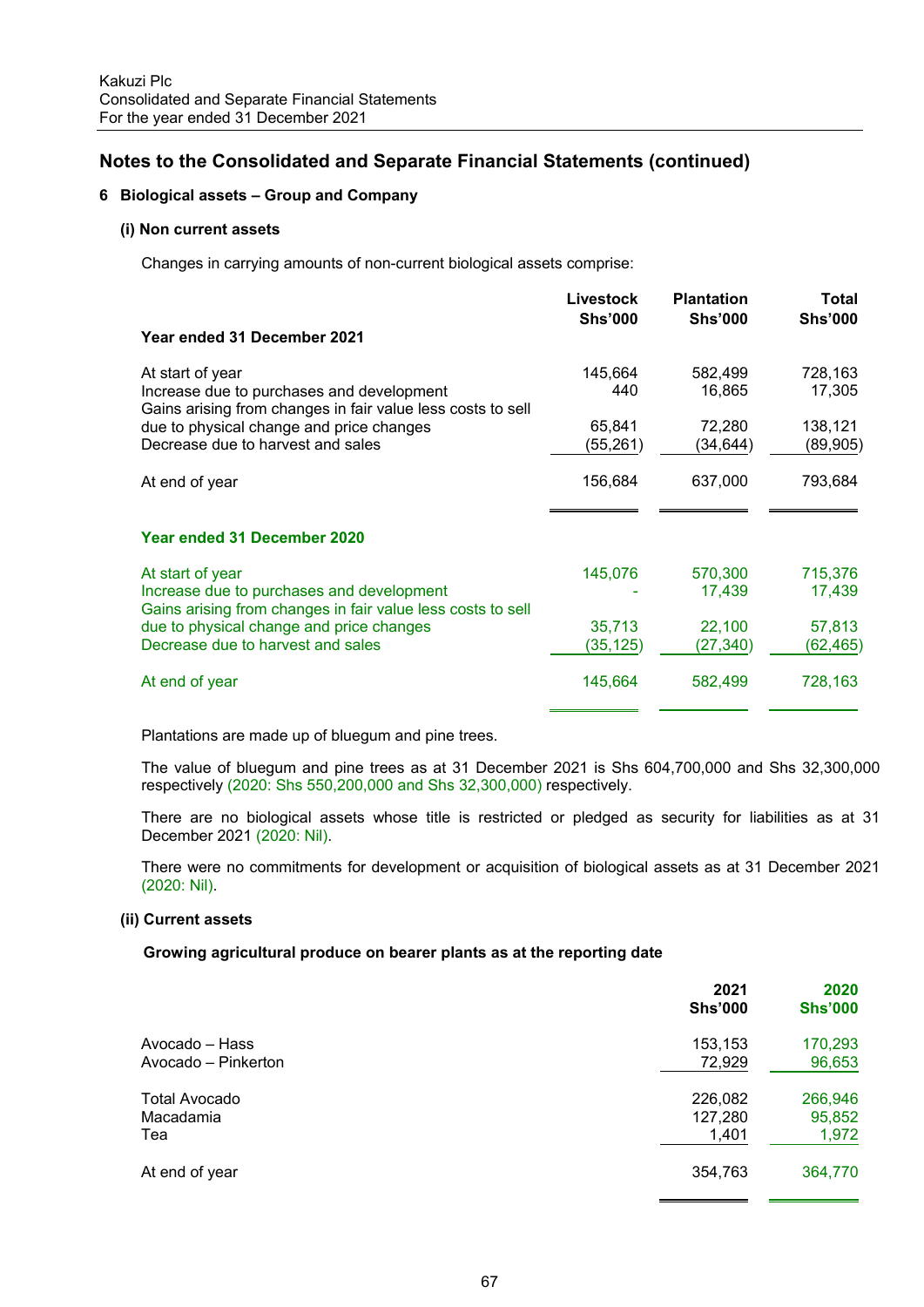Kakuzi Plc
Consolidated and Separate Financial Statements
For the year ended 31 December 2021

## Notes to the Consolidated and Separate Financial Statements (continued)

### 6 Biological assets – Group and Company

#### (i) Non current assets

Changes in carrying amounts of non-current biological assets comprise:

| | Livestock Shs'000 | Plantation Shs'000 | Total Shs'000 |
|---|---|---|---|
| **Year ended 31 December 2021** | | | |
| At start of year | 145,664 | 582,499 | 728,163 |
| Increase due to purchases and development | 440 | 16,865 | 17,305 |
| Gains arising from changes in fair value less costs to sell due to physical change and price changes | 65,841 | 72,280 | 138,121 |
| Decrease due to harvest and sales | (55,261) | (34,644) | (89,905) |
| At end of year | 156,684 | 637,000 | 793,684 |
| **Year ended 31 December 2020** | | | |
| At start of year | 145,076 | 570,300 | 715,376 |
| Increase due to purchases and development | - | 17,439 | 17,439 |
| Gains arising from changes in fair value less costs to sell due to physical change and price changes | 35,713 | 22,100 | 57,813 |
| Decrease due to harvest and sales | (35,125) | (27,340) | (62,465) |
| At end of year | 145,664 | 582,499 | 728,163 |

Plantations are made up of bluegum and pine trees.

The value of bluegum and pine trees as at 31 December 2021 is Shs 604,700,000 and Shs 32,300,000 respectively (2020: Shs 550,200,000 and Shs 32,300,000) respectively.

There are no biological assets whose title is restricted or pledged as security for liabilities as at 31 December 2021 (2020: Nil).

There were no commitments for development or acquisition of biological assets as at 31 December 2021 (2020: Nil).

#### (ii) Current assets

**Growing agricultural produce on bearer plants as at the reporting date**

| | 2021 Shs'000 | 2020 Shs'000 |
|---|---|---|
| Avocado – Hass | 153,153 | 170,293 |
| Avocado – Pinkerton | 72,929 | 96,653 |
| Total Avocado | 226,082 | 266,946 |
| Macadamia | 127,280 | 95,852 |
| Tea | 1,401 | 1,972 |
| At end of year | 354,763 | 364,770 |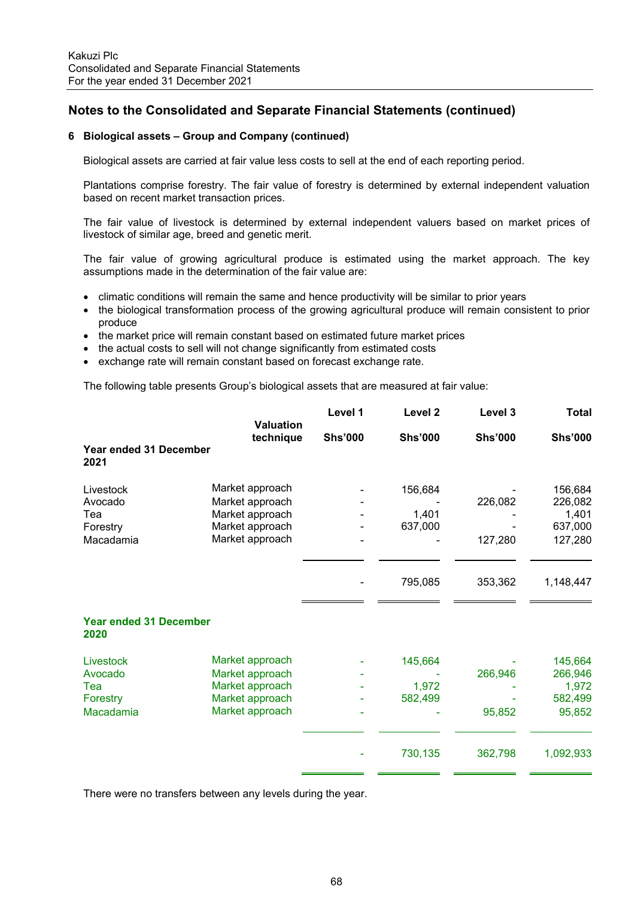## Notes to the Consolidated and Separate Financial Statements (continued)

### 6 Biological assets – Group and Company (continued)

Biological assets are carried at fair value less costs to sell at the end of each reporting period.

Plantations comprise forestry. The fair value of forestry is determined by external independent valuation based on recent market transaction prices.

The fair value of livestock is determined by external independent valuers based on market prices of livestock of similar age, breed and genetic merit.

The fair value of growing agricultural produce is estimated using the market approach. The key assumptions made in the determination of the fair value are:

- climatic conditions will remain the same and hence productivity will be similar to prior years
- the biological transformation process of the growing agricultural produce will remain consistent to prior produce
- the market price will remain constant based on estimated future market prices
- the actual costs to sell will not change significantly from estimated costs
- exchange rate will remain constant based on forecast exchange rate.

The following table presents Group's biological assets that are measured at fair value:

| | Valuation technique | Level 1 Shs'000 | Level 2 Shs'000 | Level 3 Shs'000 | Total Shs'000 |
|---|---|---|---|---|---|
| **Year ended 31 December 2021** | | | | | |
| Livestock | Market approach | - | 156,684 | - | 156,684 |
| Avocado | Market approach | - | - | 226,082 | 226,082 |
| Tea | Market approach | - | 1,401 | - | 1,401 |
| Forestry | Market approach | - | 637,000 | - | 637,000 |
| Macadamia | Market approach | - | - | 127,280 | 127,280 |
| | | - | 795,085 | 353,362 | 1,148,447 |
| **Year ended 31 December 2020** | | | | | |
| Livestock | Market approach | - | 145,664 | - | 145,664 |
| Avocado | Market approach | - | - | 266,946 | 266,946 |
| Tea | Market approach | - | 1,972 | - | 1,972 |
| Forestry | Market approach | - | 582,499 | - | 582,499 |
| Macadamia | Market approach | - | - | 95,852 | 95,852 |
| | | - | 730,135 | 362,798 | 1,092,933 |

There were no transfers between any levels during the year.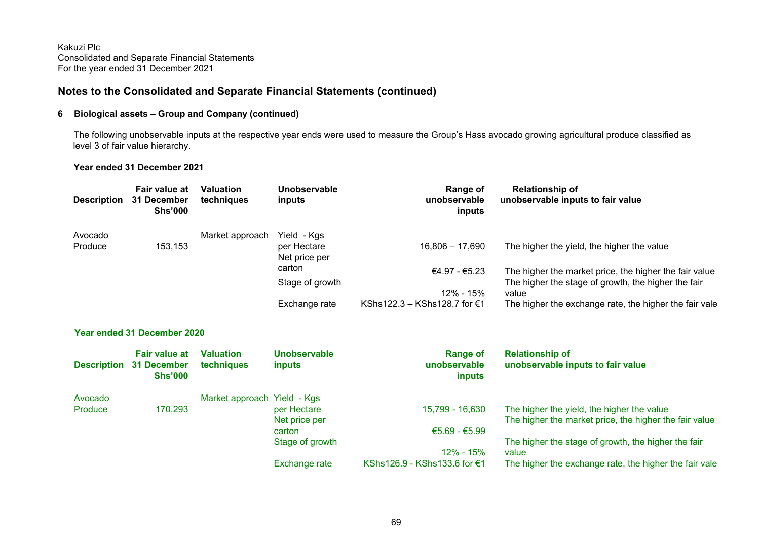## Notes to the Consolidated and Separate Financial Statements (continued)

### 6 Biological assets – Group and Company (continued)

The following unobservable inputs at the respective year ends were used to measure the Group's Hass avocado growing agricultural produce classified as level 3 of fair value hierarchy.

**Year ended 31 December 2021**

| Description | Fair value at 31 December Shs'000 | Valuation techniques | Unobservable inputs | Range of unobservable inputs | Relationship of unobservable inputs to fair value |
|---|---|---|---|---|---|
| Avocado Produce | 153,153 | Market approach | Yield - Kgs per Hectare | 16,806 – 17,690 | The higher the yield, the higher the value |
| | | | Net price per carton | €4.97 - €5.23 | The higher the market price, the higher the fair value |
| | | | Stage of growth | 12% - 15% | The higher the stage of growth, the higher the fair value |
| | | | Exchange rate | KShs122.3 – KShs128.7 for €1 | The higher the exchange rate, the higher the fair vale |

**Year ended 31 December 2020**

| Description | Fair value at 31 December Shs'000 | Valuation techniques | Unobservable inputs | Range of unobservable inputs | Relationship of unobservable inputs to fair value |
|---|---|---|---|---|---|
| Avocado Produce | 170,293 | Market approach | Yield - Kgs per Hectare | 15,799 - 16,630 | The higher the yield, the higher the value |
| | | | Net price per carton | €5.69 - €5.99 | The higher the market price, the higher the fair value |
| | | | Stage of growth | 12% - 15% | The higher the stage of growth, the higher the fair value |
| | | | Exchange rate | KShs126.9 - KShs133.6 for €1 | The higher the exchange rate, the higher the fair vale |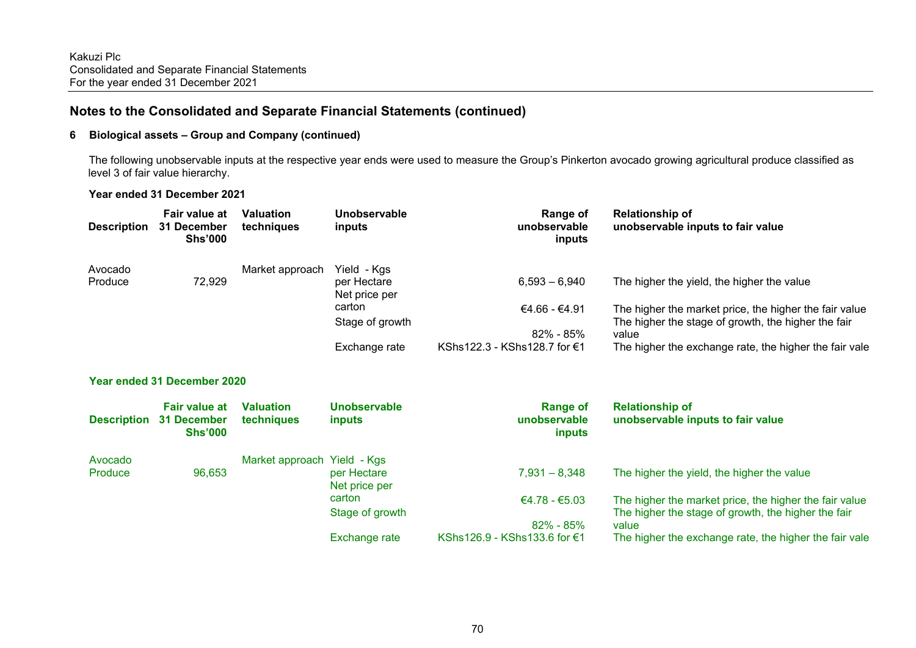## Notes to the Consolidated and Separate Financial Statements (continued)

### 6 Biological assets – Group and Company (continued)

The following unobservable inputs at the respective year ends were used to measure the Group's Pinkerton avocado growing agricultural produce classified as level 3 of fair value hierarchy.

**Year ended 31 December 2021**

| Description | Fair value at 31 December Shs'000 | Valuation techniques | Unobservable inputs | Range of unobservable inputs | Relationship of unobservable inputs to fair value |
|---|---|---|---|---|---|
| Avocado Produce | 72,929 | Market approach | Yield - Kgs per Hectare | 6,593 – 6,940 | The higher the yield, the higher the value |
| | | | Net price per carton | €4.66 - €4.91 | The higher the market price, the higher the fair value |
| | | | Stage of growth | 82% - 85% | The higher the stage of growth, the higher the fair value |
| | | | Exchange rate | KShs122.3 - KShs128.7 for €1 | The higher the exchange rate, the higher the fair vale |

**Year ended 31 December 2020**

| Description | Fair value at 31 December Shs'000 | Valuation techniques | Unobservable inputs | Range of unobservable inputs | Relationship of unobservable inputs to fair value |
|---|---|---|---|---|---|
| Avocado Produce | 96,653 | Market approach | Yield - Kgs per Hectare | 7,931 – 8,348 | The higher the yield, the higher the value |
| | | | Net price per carton | €4.78 - €5.03 | The higher the market price, the higher the fair value |
| | | | Stage of growth | 82% - 85% | The higher the stage of growth, the higher the fair value |
| | | | Exchange rate | KShs126.9 - KShs133.6 for €1 | The higher the exchange rate, the higher the fair vale |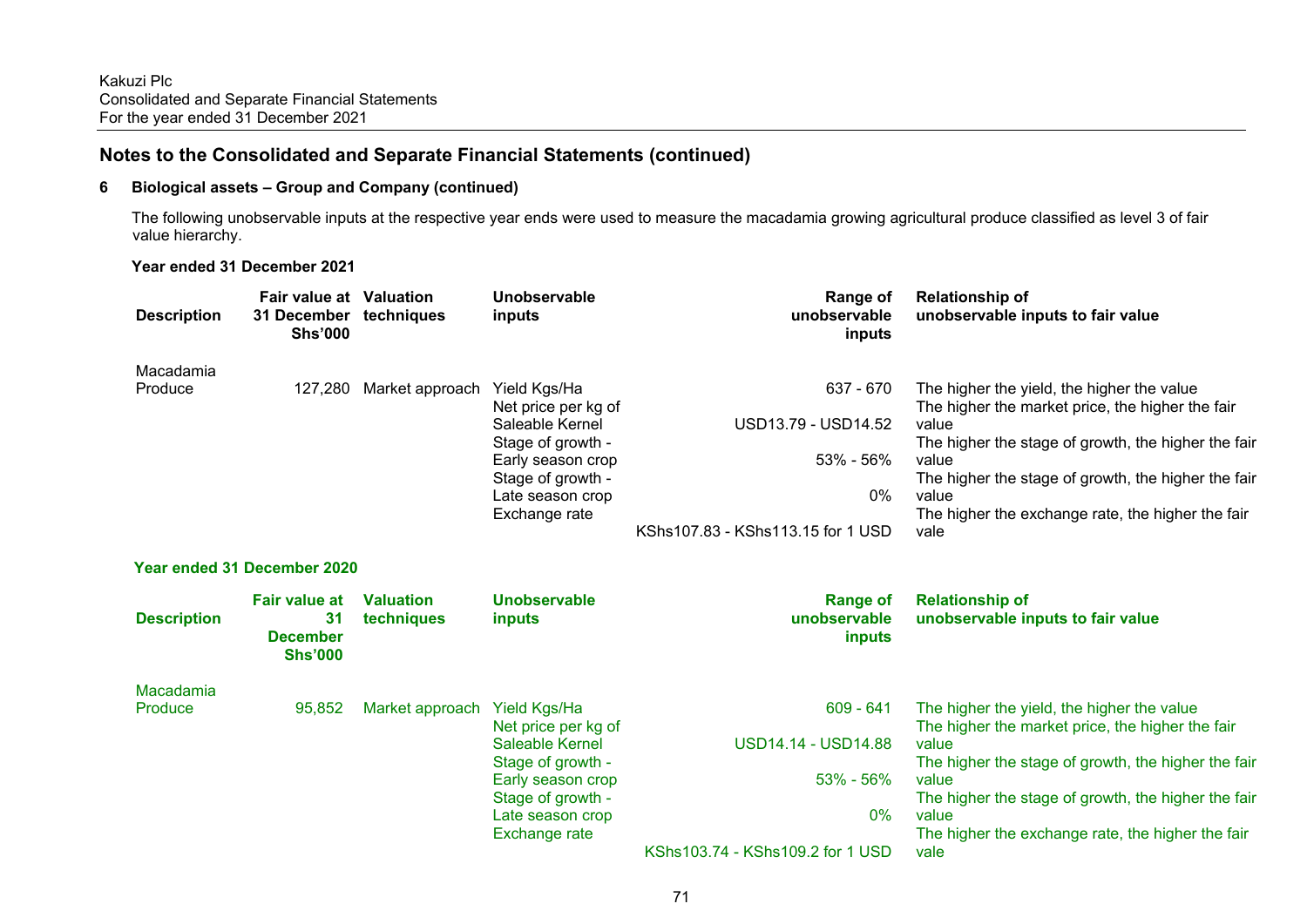## Notes to the Consolidated and Separate Financial Statements (continued)

### 6 Biological assets – Group and Company (continued)

The following unobservable inputs at the respective year ends were used to measure the macadamia growing agricultural produce classified as level 3 of fair value hierarchy.

**Year ended 31 December 2021**

| Description | Fair value at 31 December Shs'000 | Valuation techniques | Unobservable inputs | Range of unobservable inputs | Relationship of unobservable inputs to fair value |
|---|---|---|---|---|---|
| Macadamia Produce | 127,280 | Market approach | Yield Kgs/Ha | 637 - 670 | The higher the yield, the higher the value |
| | | | Net price per kg of Saleable Kernel | USD13.79 - USD14.52 | The higher the market price, the higher the fair value |
| | | | Stage of growth - Early season crop | 53% - 56% | The higher the stage of growth, the higher the fair value |
| | | | Stage of growth - Late season crop | 0% | The higher the stage of growth, the higher the fair value |
| | | | Exchange rate | KShs107.83 - KShs113.15 for 1 USD | The higher the exchange rate, the higher the fair vale |

**Year ended 31 December 2020**

| Description | Fair value at 31 December Shs'000 | Valuation techniques | Unobservable inputs | Range of unobservable inputs | Relationship of unobservable inputs to fair value |
|---|---|---|---|---|---|
| Macadamia Produce | 95,852 | Market approach | Yield Kgs/Ha | 609 - 641 | The higher the yield, the higher the value |
| | | | Net price per kg of Saleable Kernel | USD14.14 - USD14.88 | The higher the market price, the higher the fair value |
| | | | Stage of growth - Early season crop | 53% - 56% | The higher the stage of growth, the higher the fair value |
| | | | Stage of growth - Late season crop | 0% | The higher the stage of growth, the higher the fair value |
| | | | Exchange rate | KShs103.74 - KShs109.2 for 1 USD | The higher the exchange rate, the higher the fair vale |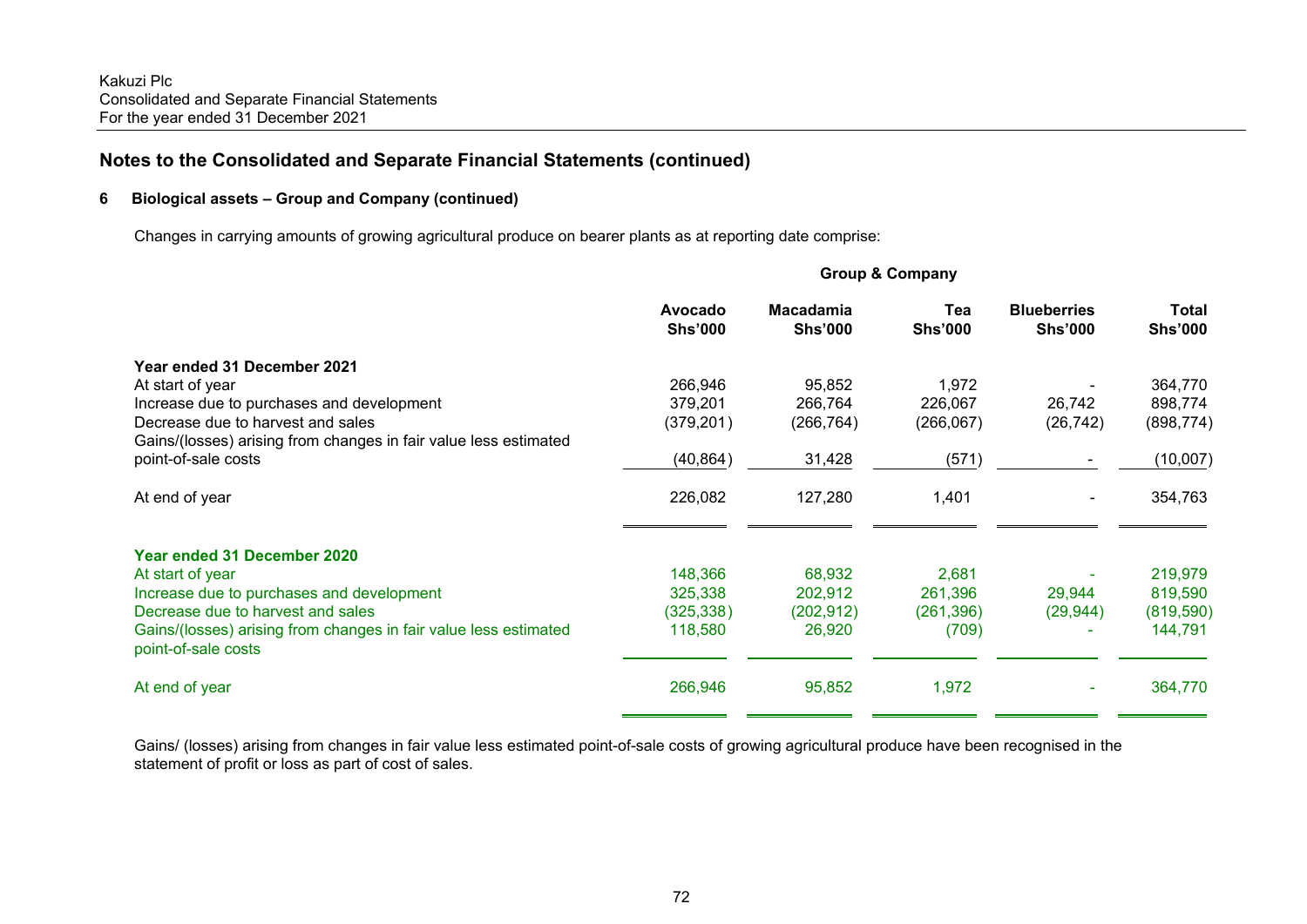## Notes to the Consolidated and Separate Financial Statements (continued)

### 6 Biological assets – Group and Company (continued)

Changes in carrying amounts of growing agricultural produce on bearer plants as at reporting date comprise:

| | Group & Company | | | | |
|---|---|---|---|---|---|
| | **Avocado Shs'000** | **Macadamia Shs'000** | **Tea Shs'000** | **Blueberries Shs'000** | **Total Shs'000** |
| **Year ended 31 December 2021** | | | | | |
| At start of year | 266,946 | 95,852 | 1,972 | - | 364,770 |
| Increase due to purchases and development | 379,201 | 266,764 | 226,067 | 26,742 | 898,774 |
| Decrease due to harvest and sales | (379,201) | (266,764) | (266,067) | (26,742) | (898,774) |
| Gains/(losses) arising from changes in fair value less estimated point-of-sale costs | (40,864) | 31,428 | (571) | - | (10,007) |
| At end of year | 226,082 | 127,280 | 1,401 | - | 354,763 |
| **Year ended 31 December 2020** | | | | | |
| At start of year | 148,366 | 68,932 | 2,681 | - | 219,979 |
| Increase due to purchases and development | 325,338 | 202,912 | 261,396 | 29,944 | 819,590 |
| Decrease due to harvest and sales | (325,338) | (202,912) | (261,396) | (29,944) | (819,590) |
| Gains/(losses) arising from changes in fair value less estimated point-of-sale costs | 118,580 | 26,920 | (709) | - | 144,791 |
| At end of year | 266,946 | 95,852 | 1,972 | - | 364,770 |

Gains/ (losses) arising from changes in fair value less estimated point-of-sale costs of growing agricultural produce have been recognised in the statement of profit or loss as part of cost of sales.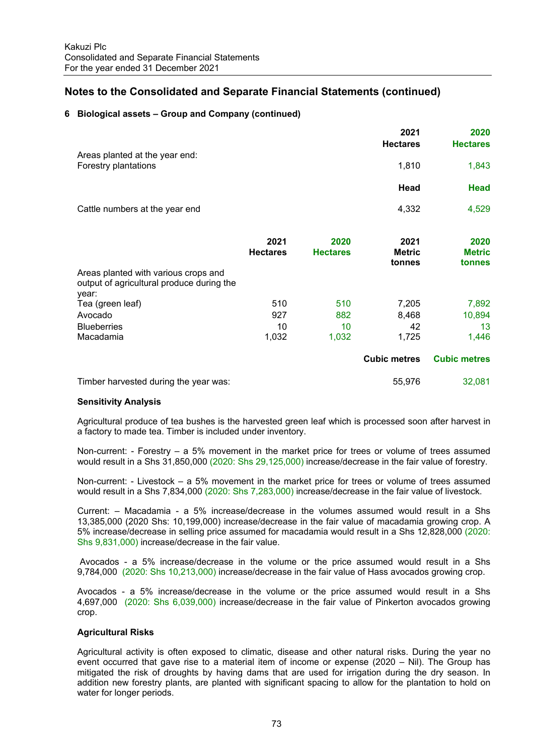## Notes to the Consolidated and Separate Financial Statements (continued)

### 6 Biological assets – Group and Company (continued)

| | 2021 Hectares | 2020 Hectares |
|---|---|---|
| Areas planted at the year end: | | |
| Forestry plantations | 1,810 | 1,843 |
| | **Head** | **Head** |
| Cattle numbers at the year end | 4,332 | 4,529 |

| | 2021 Hectares | 2020 Hectares | 2021 Metric tonnes | 2020 Metric tonnes |
|---|---|---|---|---|
| Areas planted with various crops and output of agricultural produce during the year: | | | | |
| Tea (green leaf) | 510 | 510 | 7,205 | 7,892 |
| Avocado | 927 | 882 | 8,468 | 10,894 |
| Blueberries | 10 | 10 | 42 | 13 |
| Macadamia | 1,032 | 1,032 | 1,725 | 1,446 |
| | | | **Cubic metres** | **Cubic metres** |
| Timber harvested during the year was: | | | 55,976 | 32,081 |

**Sensitivity Analysis**

Agricultural produce of tea bushes is the harvested green leaf which is processed soon after harvest in a factory to made tea. Timber is included under inventory.

Non-current: - Forestry – a 5% movement in the market price for trees or volume of trees assumed would result in a Shs 31,850,000 (2020: Shs 29,125,000) increase/decrease in the fair value of forestry.

Non-current: - Livestock – a 5% movement in the market price for trees or volume of trees assumed would result in a Shs 7,834,000 (2020: Shs 7,283,000) increase/decrease in the fair value of livestock.

Current: – Macadamia - a 5% increase/decrease in the volumes assumed would result in a Shs 13,385,000 (2020 Shs: 10,199,000) increase/decrease in the fair value of macadamia growing crop. A 5% increase/decrease in selling price assumed for macadamia would result in a Shs 12,828,000 (2020: Shs 9,831,000) increase/decrease in the fair value.

Avocados - a 5% increase/decrease in the volume or the price assumed would result in a Shs 9,784,000 (2020: Shs 10,213,000) increase/decrease in the fair value of Hass avocados growing crop.

Avocados - a 5% increase/decrease in the volume or the price assumed would result in a Shs 4,697,000 (2020: Shs 6,039,000) increase/decrease in the fair value of Pinkerton avocados growing crop.

**Agricultural Risks**

Agricultural activity is often exposed to climatic, disease and other natural risks. During the year no event occurred that gave rise to a material item of income or expense (2020 – Nil). The Group has mitigated the risk of droughts by having dams that are used for irrigation during the dry season. In addition new forestry plants, are planted with significant spacing to allow for the plantation to hold on water for longer periods.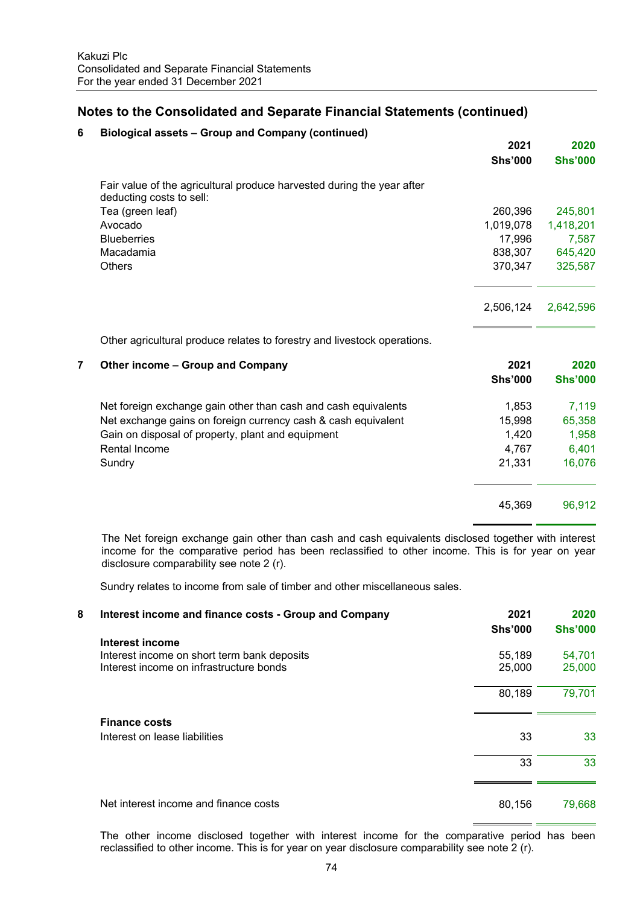Kakuzi Plc
Consolidated and Separate Financial Statements
For the year ended 31 December 2021

## Notes to the Consolidated and Separate Financial Statements (continued)

### 6 Biological assets – Group and Company (continued)

| | 2021 Shs'000 | 2020 Shs'000 |
|---|---|---|
| Fair value of the agricultural produce harvested during the year after deducting costs to sell: | | |
| Tea (green leaf) | 260,396 | 245,801 |
| Avocado | 1,019,078 | 1,418,201 |
| Blueberries | 17,996 | 7,587 |
| Macadamia | 838,307 | 645,420 |
| Others | 370,347 | 325,587 |
| | 2,506,124 | 2,642,596 |

Other agricultural produce relates to forestry and livestock operations.

### 7 Other income – Group and Company

| | 2021 Shs'000 | 2020 Shs'000 |
|---|---|---|
| Net foreign exchange gain other than cash and cash equivalents | 1,853 | 7,119 |
| Net exchange gains on foreign currency cash & cash equivalent | 15,998 | 65,358 |
| Gain on disposal of property, plant and equipment | 1,420 | 1,958 |
| Rental Income | 4,767 | 6,401 |
| Sundry | 21,331 | 16,076 |
| | 45,369 | 96,912 |

The Net foreign exchange gain other than cash and cash equivalents disclosed together with interest income for the comparative period has been reclassified to other income. This is for year on year disclosure comparability see note 2 (r).

Sundry relates to income from sale of timber and other miscellaneous sales.

### 8 Interest income and finance costs - Group and Company

| | 2021 Shs'000 | 2020 Shs'000 |
|---|---|---|
| **Interest income** | | |
| Interest income on short term bank deposits | 55,189 | 54,701 |
| Interest income on infrastructure bonds | 25,000 | 25,000 |
| | 80,189 | 79,701 |
| **Finance costs** | | |
| Interest on lease liabilities | 33 | 33 |
| | 33 | 33 |
| Net interest income and finance costs | 80,156 | 79,668 |

The other income disclosed together with interest income for the comparative period has been reclassified to other income. This is for year on year disclosure comparability see note 2 (r).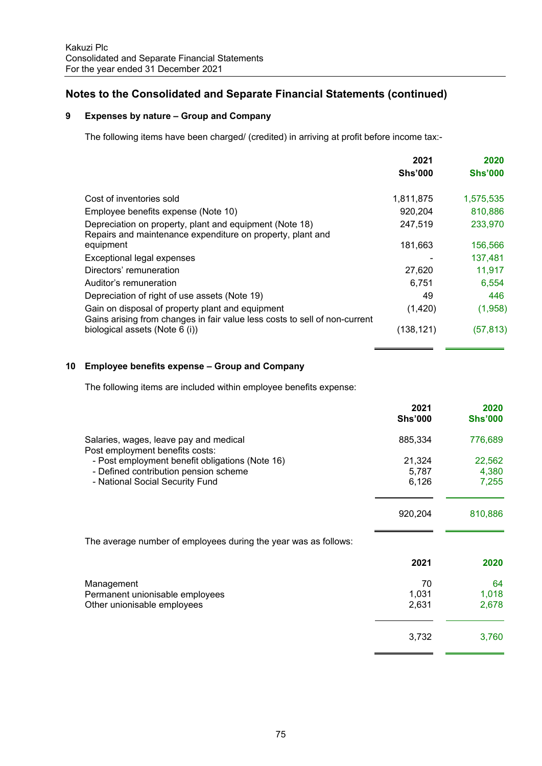Kakuzi Plc
Consolidated and Separate Financial Statements
For the year ended 31 December 2021

## Notes to the Consolidated and Separate Financial Statements (continued)

### 9 Expenses by nature – Group and Company

The following items have been charged/ (credited) in arriving at profit before income tax:-

| | 2021 Shs'000 | 2020 Shs'000 |
|---|---|---|
| Cost of inventories sold | 1,811,875 | 1,575,535 |
| Employee benefits expense (Note 10) | 920,204 | 810,886 |
| Depreciation on property, plant and equipment (Note 18) | 247,519 | 233,970 |
| Repairs and maintenance expenditure on property, plant and equipment | 181,663 | 156,566 |
| Exceptional legal expenses | - | 137,481 |
| Directors' remuneration | 27,620 | 11,917 |
| Auditor's remuneration | 6,751 | 6,554 |
| Depreciation of right of use assets (Note 19) | 49 | 446 |
| Gain on disposal of property plant and equipment | (1,420) | (1,958) |
| Gains arising from changes in fair value less costs to sell of non-current biological assets (Note 6 (i)) | (138,121) | (57,813) |

### 10 Employee benefits expense – Group and Company

The following items are included within employee benefits expense:

| | 2021 Shs'000 | 2020 Shs'000 |
|---|---|---|
| Salaries, wages, leave pay and medical | 885,334 | 776,689 |
| Post employment benefits costs: | | |
| - Post employment benefit obligations (Note 16) | 21,324 | 22,562 |
| - Defined contribution pension scheme | 5,787 | 4,380 |
| - National Social Security Fund | 6,126 | 7,255 |
| | 920,204 | 810,886 |

The average number of employees during the year was as follows:

| | 2021 | 2020 |
|---|---|---|
| Management | 70 | 64 |
| Permanent unionisable employees | 1,031 | 1,018 |
| Other unionisable employees | 2,631 | 2,678 |
| | 3,732 | 3,760 |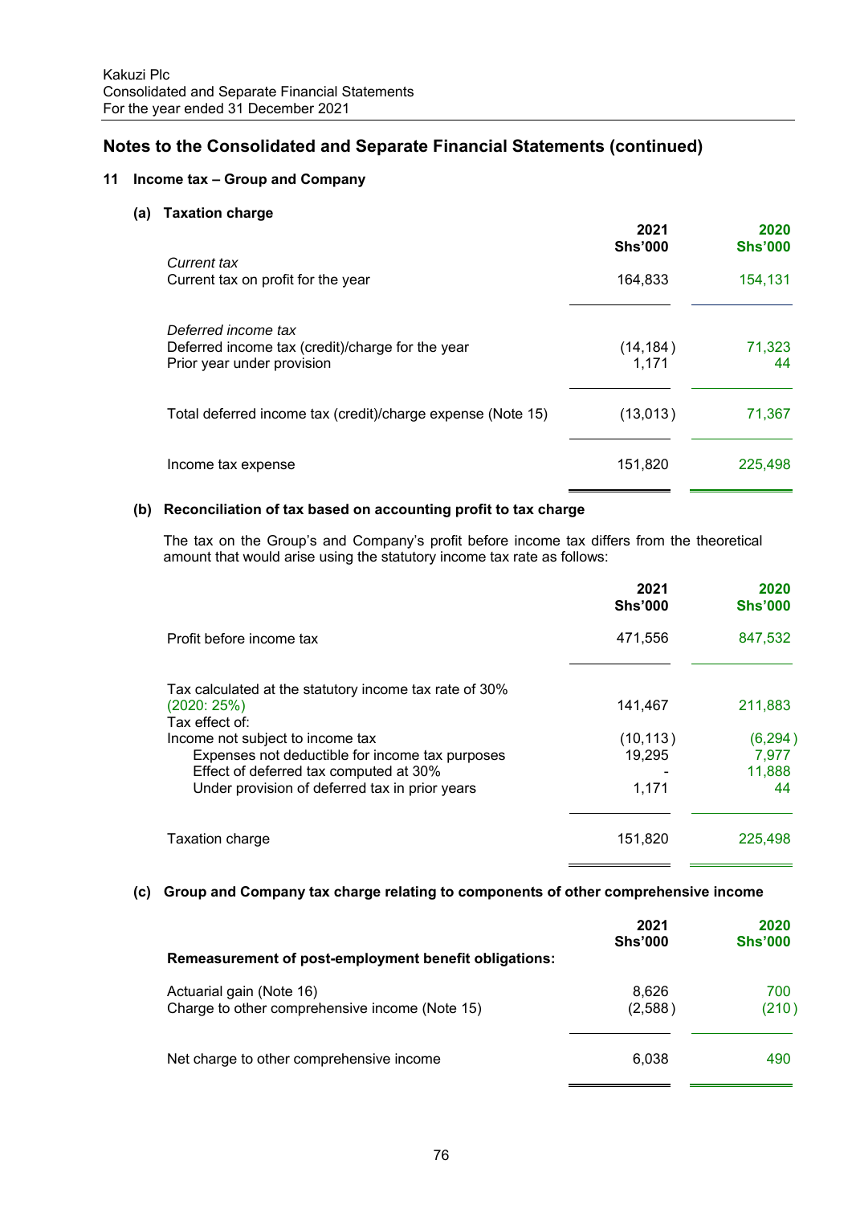Kakuzi Plc
Consolidated and Separate Financial Statements
For the year ended 31 December 2021

## Notes to the Consolidated and Separate Financial Statements (continued)

### 11 Income tax – Group and Company

#### (a) Taxation charge

| | 2021 Shs'000 | 2020 Shs'000 |
|---|---|---|
| *Current tax* | | |
| Current tax on profit for the year | 164,833 | 154,131 |
| *Deferred income tax* | | |
| Deferred income tax (credit)/charge for the year | (14,184) | 71,323 |
| Prior year under provision | 1,171 | 44 |
| Total deferred income tax (credit)/charge expense (Note 15) | (13,013) | 71,367 |
| Income tax expense | 151,820 | 225,498 |

#### (b) Reconciliation of tax based on accounting profit to tax charge

The tax on the Group's and Company's profit before income tax differs from the theoretical amount that would arise using the statutory income tax rate as follows:

| | 2021 Shs'000 | 2020 Shs'000 |
|---|---|---|
| Profit before income tax | 471,556 | 847,532 |
| Tax calculated at the statutory income tax rate of 30% (2020: 25%) | 141,467 | 211,883 |
| Tax effect of: | | |
| Income not subject to income tax | (10,113) | (6,294) |
| Expenses not deductible for income tax purposes | 19,295 | 7,977 |
| Effect of deferred tax computed at 30% | - | 11,888 |
| Under provision of deferred tax in prior years | 1,171 | 44 |
| Taxation charge | 151,820 | 225,498 |

#### (c) Group and Company tax charge relating to components of other comprehensive income

| **Remeasurement of post-employment benefit obligations:** | 2021 Shs'000 | 2020 Shs'000 |
|---|---|---|
| Actuarial gain (Note 16) | 8,626 | 700 |
| Charge to other comprehensive income (Note 15) | (2,588) | (210) |
| Net charge to other comprehensive income | 6,038 | 490 |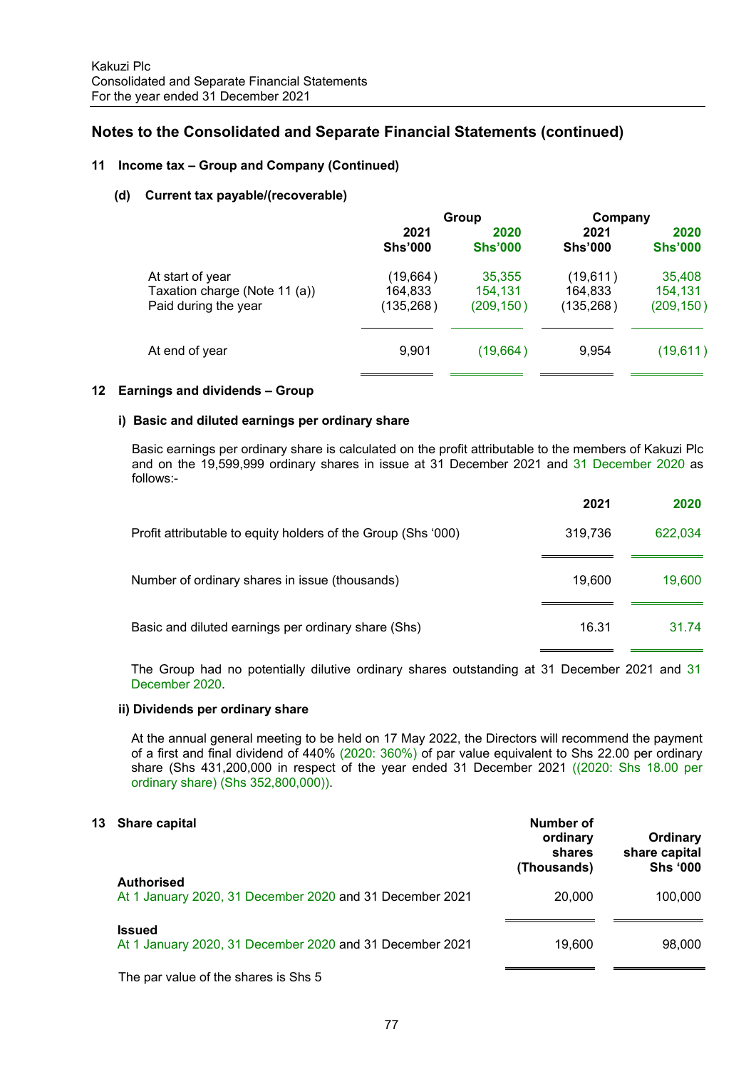## Notes to the Consolidated and Separate Financial Statements (continued)

### 11 Income tax – Group and Company (Continued)

#### (d) Current tax payable/(recoverable)

| | Group | | Company | |
|---|---|---|---|---|
| | 2021 Shs'000 | 2020 Shs'000 | 2021 Shs'000 | 2020 Shs'000 |
| At start of year | (19,664) | 35,355 | (19,611) | 35,408 |
| Taxation charge (Note 11 (a)) | 164,833 | 154,131 | 164,833 | 154,131 |
| Paid during the year | (135,268) | (209,150) | (135,268) | (209,150) |
| At end of year | 9,901 | (19,664) | 9,954 | (19,611) |

### 12 Earnings and dividends – Group

#### i) Basic and diluted earnings per ordinary share

Basic earnings per ordinary share is calculated on the profit attributable to the members of Kakuzi Plc and on the 19,599,999 ordinary shares in issue at 31 December 2021 and 31 December 2020 as follows:-

| | 2021 | 2020 |
|---|---|---|
| Profit attributable to equity holders of the Group (Shs '000) | 319,736 | 622,034 |
| Number of ordinary shares in issue (thousands) | 19,600 | 19,600 |
| Basic and diluted earnings per ordinary share (Shs) | 16.31 | 31.74 |

The Group had no potentially dilutive ordinary shares outstanding at 31 December 2021 and 31 December 2020.

#### ii) Dividends per ordinary share

At the annual general meeting to be held on 17 May 2022, the Directors will recommend the payment of a first and final dividend of 440% (2020: 360%) of par value equivalent to Shs 22.00 per ordinary share (Shs 431,200,000 in respect of the year ended 31 December 2021 ((2020: Shs 18.00 per ordinary share) (Shs 352,800,000)).

### 13 Share capital

| | Number of ordinary shares (Thousands) | Ordinary share capital Shs '000 |
|---|---|---|
| **Authorised** | | |
| At 1 January 2020, 31 December 2020 and 31 December 2021 | 20,000 | 100,000 |
| **Issued** | | |
| At 1 January 2020, 31 December 2020 and 31 December 2021 | 19,600 | 98,000 |

The par value of the shares is Shs 5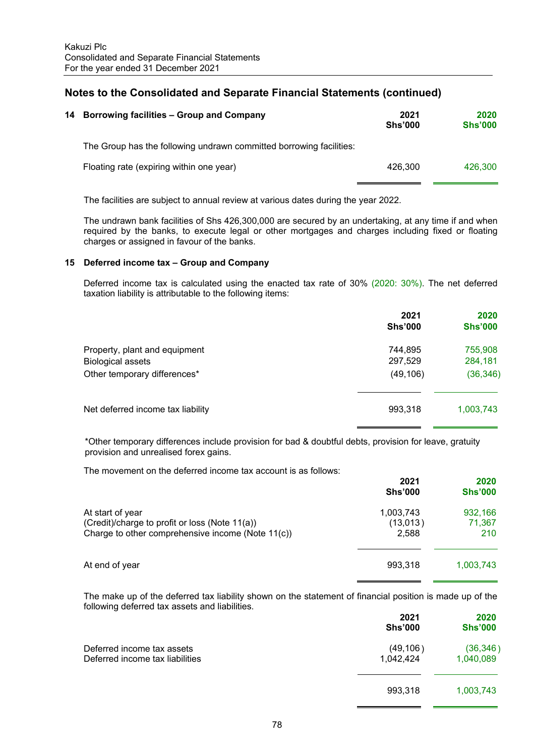## Notes to the Consolidated and Separate Financial Statements (continued)

### 14 Borrowing facilities – Group and Company

The Group has the following undrawn committed borrowing facilities:

| | 2021 Shs'000 | 2020 Shs'000 |
|---|---|---|
| Floating rate (expiring within one year) | 426,300 | 426,300 |

The facilities are subject to annual review at various dates during the year 2022.

The undrawn bank facilities of Shs 426,300,000 are secured by an undertaking, at any time if and when required by the banks, to execute legal or other mortgages and charges including fixed or floating charges or assigned in favour of the banks.

### 15 Deferred income tax – Group and Company

Deferred income tax is calculated using the enacted tax rate of 30% (2020: 30%). The net deferred taxation liability is attributable to the following items:

| | 2021 Shs'000 | 2020 Shs'000 |
|---|---|---|
| Property, plant and equipment | 744,895 | 755,908 |
| Biological assets | 297,529 | 284,181 |
| Other temporary differences* | (49,106) | (36,346) |
| Net deferred income tax liability | 993,318 | 1,003,743 |

*Other temporary differences include provision for bad & doubtful debts, provision for leave, gratuity provision and unrealised forex gains.

The movement on the deferred income tax account is as follows:

| | 2021 Shs'000 | 2020 Shs'000 |
|---|---|---|
| At start of year | 1,003,743 | 932,166 |
| (Credit)/charge to profit or loss (Note 11(a)) | (13,013) | 71,367 |
| Charge to other comprehensive income (Note 11(c)) | 2,588 | 210 |
| At end of year | 993,318 | 1,003,743 |

The make up of the deferred tax liability shown on the statement of financial position is made up of the following deferred tax assets and liabilities.

| | 2021 Shs'000 | 2020 Shs'000 |
|---|---|---|
| Deferred income tax assets | (49,106) | (36,346) |
| Deferred income tax liabilities | 1,042,424 | 1,040,089 |
| | 993,318 | 1,003,743 |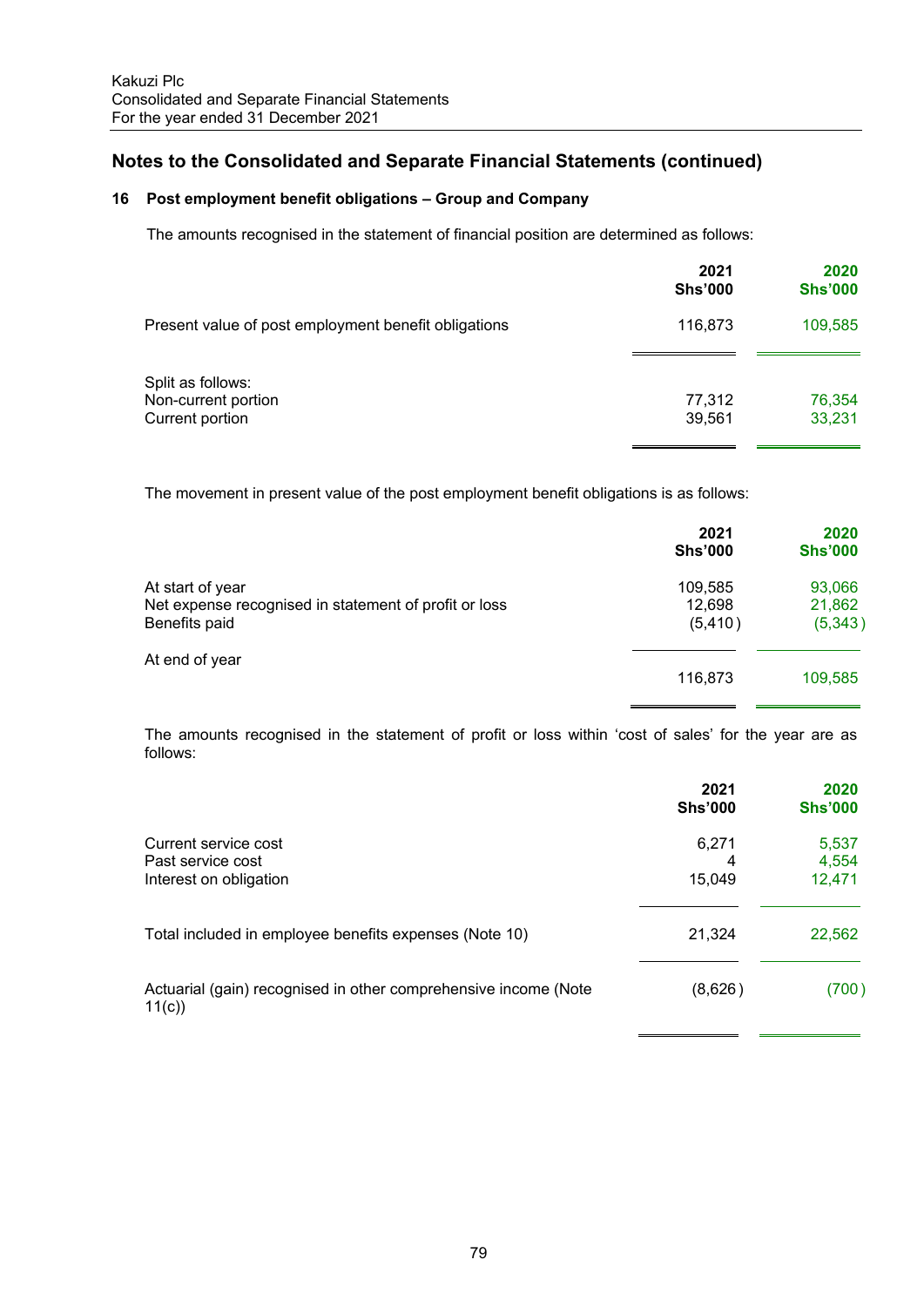## Notes to the Consolidated and Separate Financial Statements (continued)

### 16 Post employment benefit obligations – Group and Company

The amounts recognised in the statement of financial position are determined as follows:

| | 2021 Shs'000 | 2020 Shs'000 |
|---|---|---|
| Present value of post employment benefit obligations | 116,873 | 109,585 |
| Split as follows: | | |
| Non-current portion | 77,312 | 76,354 |
| Current portion | 39,561 | 33,231 |

The movement in present value of the post employment benefit obligations is as follows:

| | 2021 Shs'000 | 2020 Shs'000 |
|---|---|---|
| At start of year | 109,585 | 93,066 |
| Net expense recognised in statement of profit or loss | 12,698 | 21,862 |
| Benefits paid | (5,410) | (5,343) |
| At end of year | 116,873 | 109,585 |

The amounts recognised in the statement of profit or loss within 'cost of sales' for the year are as follows:

| | 2021 Shs'000 | 2020 Shs'000 |
|---|---|---|
| Current service cost | 6,271 | 5,537 |
| Past service cost | 4 | 4,554 |
| Interest on obligation | 15,049 | 12,471 |
| Total included in employee benefits expenses (Note 10) | 21,324 | 22,562 |
| Actuarial (gain) recognised in other comprehensive income (Note 11(c)) | (8,626) | (700) |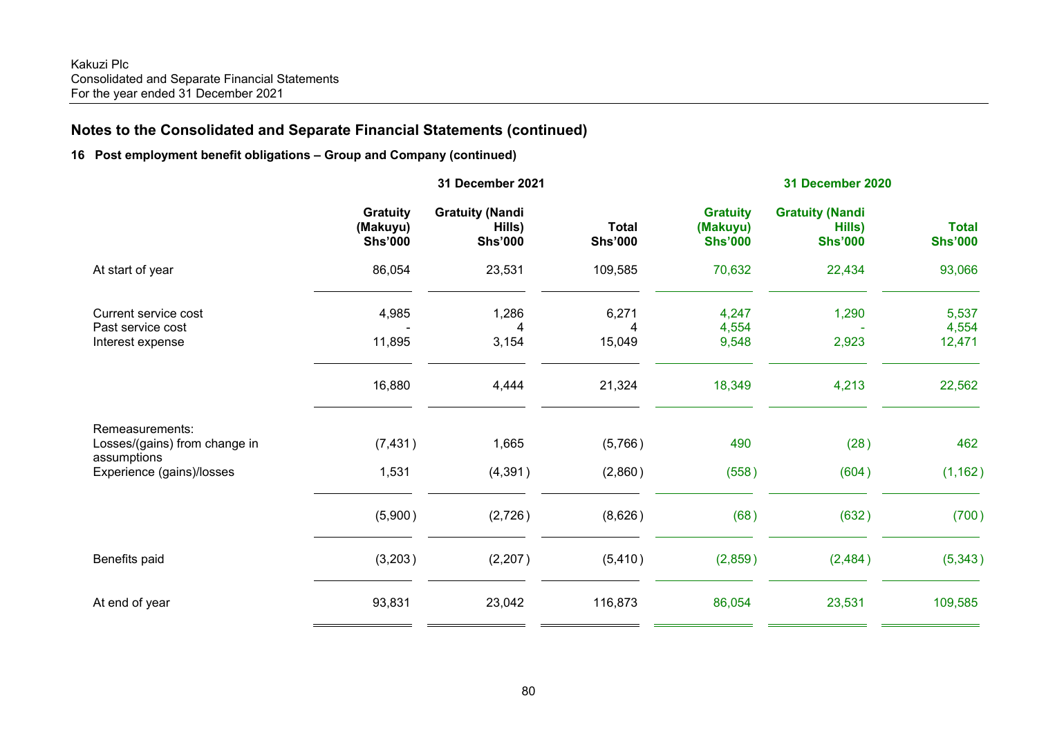## Notes to the Consolidated and Separate Financial Statements (continued)

### 16 Post employment benefit obligations – Group and Company (continued)

| | 31 December 2021 | | | 31 December 2020 | | |
|---|---|---|---|---|---|---|
| | Gratuity (Makuyu) Shs'000 | Gratuity (Nandi Hills) Shs'000 | Total Shs'000 | Gratuity (Makuyu) Shs'000 | Gratuity (Nandi Hills) Shs'000 | Total Shs'000 |
| At start of year | 86,054 | 23,531 | 109,585 | 70,632 | 22,434 | 93,066 |
| Current service cost | 4,985 | 1,286 | 6,271 | 4,247 | 1,290 | 5,537 |
| Past service cost | - | 4 | 4 | 4,554 | - | 4,554 |
| Interest expense | 11,895 | 3,154 | 15,049 | 9,548 | 2,923 | 12,471 |
| | 16,880 | 4,444 | 21,324 | 18,349 | 4,213 | 22,562 |
| Remeasurements: | | | | | | |
| Losses/(gains) from change in assumptions | (7,431) | 1,665 | (5,766) | 490 | (28) | 462 |
| Experience (gains)/losses | 1,531 | (4,391) | (2,860) | (558) | (604) | (1,162) |
| | (5,900) | (2,726) | (8,626) | (68) | (632) | (700) |
| Benefits paid | (3,203) | (2,207) | (5,410) | (2,859) | (2,484) | (5,343) |
| At end of year | 93,831 | 23,042 | 116,873 | 86,054 | 23,531 | 109,585 |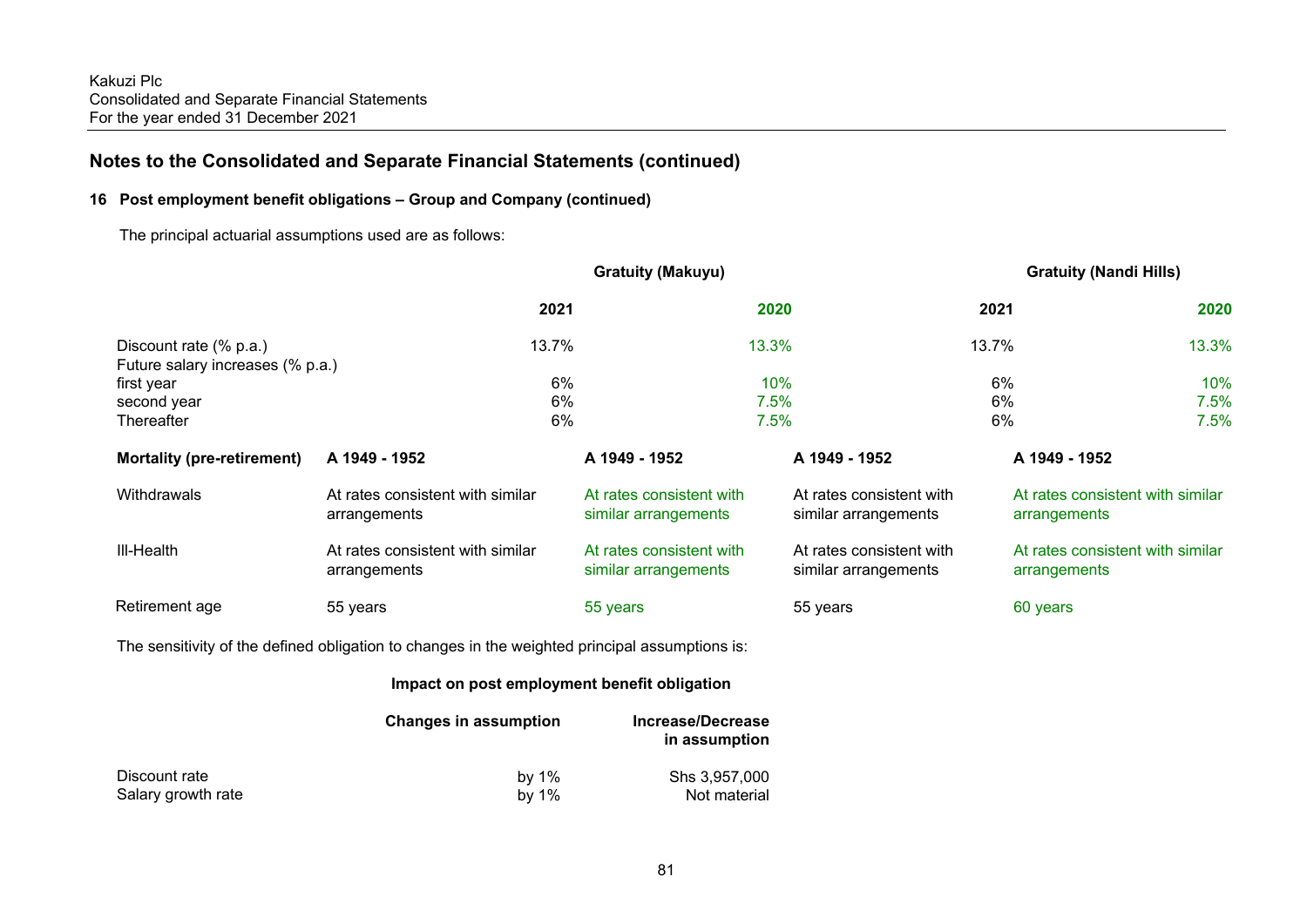## Notes to the Consolidated and Separate Financial Statements (continued)

### 16 Post employment benefit obligations – Group and Company (continued)

The principal actuarial assumptions used are as follows:

| | Gratuity (Makuyu) | | Gratuity (Nandi Hills) | |
|---|---|---|---|---|
| | **2021** | **2020** | **2021** | **2020** |
| Discount rate (% p.a.) | 13.7% | 13.3% | 13.7% | 13.3% |
| Future salary increases (% p.a.) | | | | |
| first year | 6% | 10% | 6% | 10% |
| second year | 6% | 7.5% | 6% | 7.5% |
| Thereafter | 6% | 7.5% | 6% | 7.5% |
| **Mortality (pre-retirement)** | **A 1949 - 1952** | **A 1949 - 1952** | **A 1949 - 1952** | **A 1949 - 1952** |
| Withdrawals | At rates consistent with similar arrangements | At rates consistent with similar arrangements | At rates consistent with similar arrangements | At rates consistent with similar arrangements |
| Ill-Health | At rates consistent with similar arrangements | At rates consistent with similar arrangements | At rates consistent with similar arrangements | At rates consistent with similar arrangements |
| Retirement age | 55 years | 55 years | 55 years | 60 years |

The sensitivity of the defined obligation to changes in the weighted principal assumptions is:

**Impact on post employment benefit obligation**

| | Changes in assumption | Increase/Decrease in assumption |
|---|---|---|
| Discount rate | by 1% | Shs 3,957,000 |
| Salary growth rate | by 1% | Not material |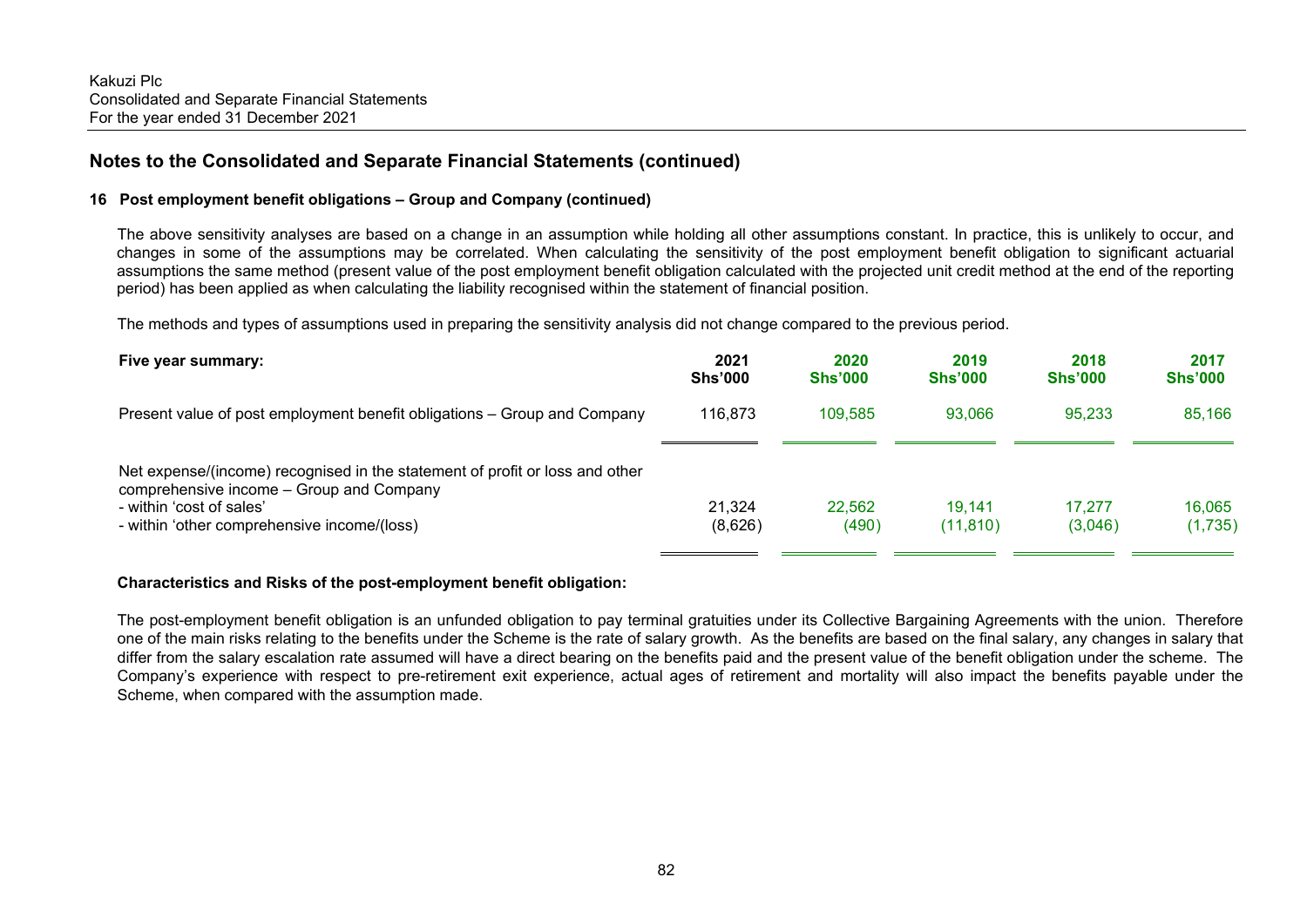## Notes to the Consolidated and Separate Financial Statements (continued)

### 16 Post employment benefit obligations – Group and Company (continued)

The above sensitivity analyses are based on a change in an assumption while holding all other assumptions constant. In practice, this is unlikely to occur, and changes in some of the assumptions may be correlated. When calculating the sensitivity of the post employment benefit obligation to significant actuarial assumptions the same method (present value of the post employment benefit obligation calculated with the projected unit credit method at the end of the reporting period) has been applied as when calculating the liability recognised within the statement of financial position.

The methods and types of assumptions used in preparing the sensitivity analysis did not change compared to the previous period.

| Five year summary: | 2021 Shs'000 | 2020 Shs'000 | 2019 Shs'000 | 2018 Shs'000 | 2017 Shs'000 |
|---|---|---|---|---|---|
| Present value of post employment benefit obligations – Group and Company | 116,873 | 109,585 | 93,066 | 95,233 | 85,166 |
| Net expense/(income) recognised in the statement of profit or loss and other comprehensive income – Group and Company | | | | | |
| - within 'cost of sales' | 21,324 | 22,562 | 19,141 | 17,277 | 16,065 |
| - within 'other comprehensive income/(loss) | (8,626) | (490) | (11,810) | (3,046) | (1,735) |

**Characteristics and Risks of the post-employment benefit obligation:**

The post-employment benefit obligation is an unfunded obligation to pay terminal gratuities under its Collective Bargaining Agreements with the union. Therefore one of the main risks relating to the benefits under the Scheme is the rate of salary growth. As the benefits are based on the final salary, any changes in salary that differ from the salary escalation rate assumed will have a direct bearing on the benefits paid and the present value of the benefit obligation under the scheme. The Company's experience with respect to pre-retirement exit experience, actual ages of retirement and mortality will also impact the benefits payable under the Scheme, when compared with the assumption made.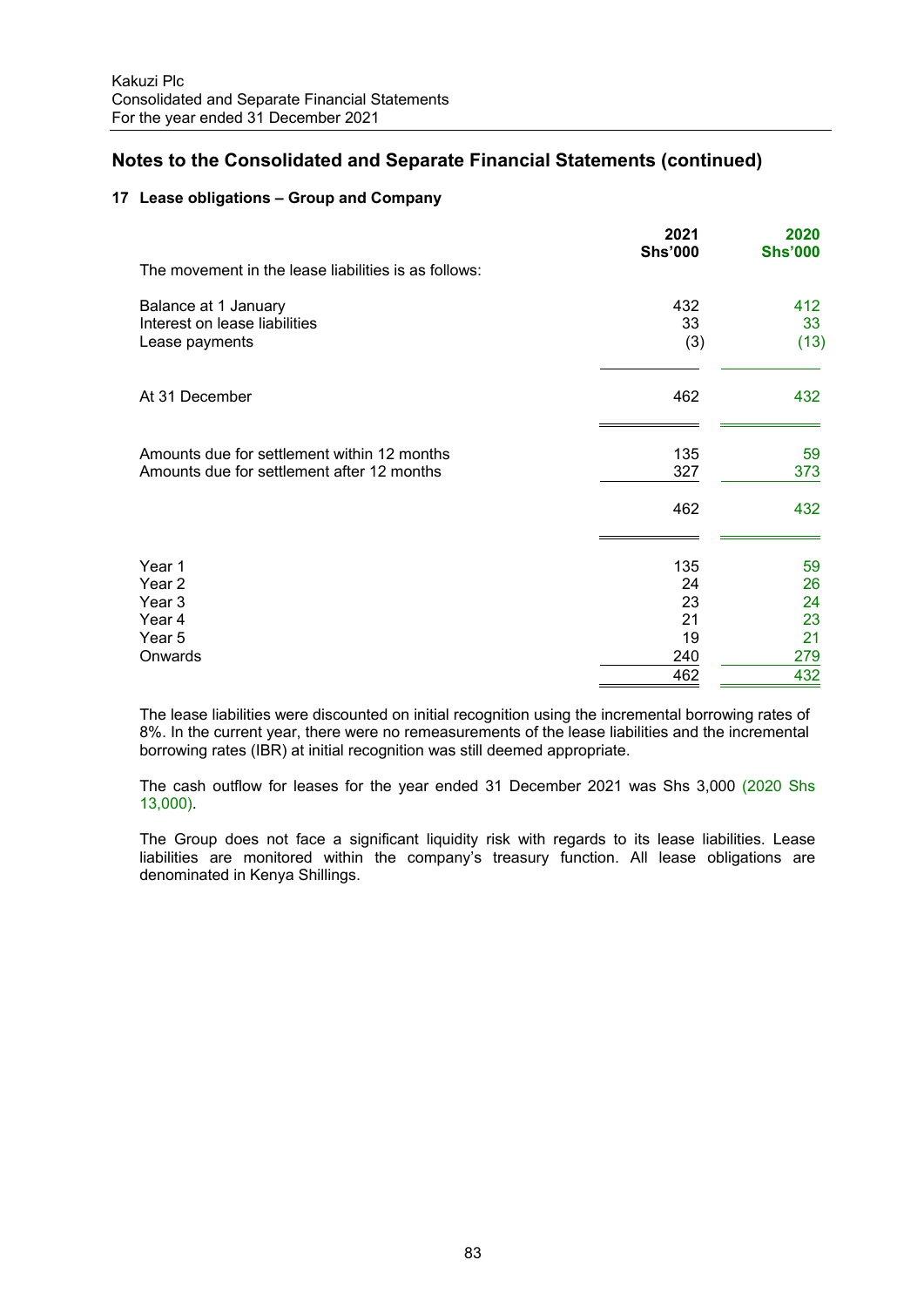## Notes to the Consolidated and Separate Financial Statements (continued)

### 17 Lease obligations – Group and Company

| | 2021 Shs'000 | 2020 Shs'000 |
|---|---|---|
| The movement in the lease liabilities is as follows: | | |
| Balance at 1 January | 432 | 412 |
| Interest on lease liabilities | 33 | 33 |
| Lease payments | (3) | (13) |
| At 31 December | 462 | 432 |
| Amounts due for settlement within 12 months | 135 | 59 |
| Amounts due for settlement after 12 months | 327 | 373 |
| | 462 | 432 |
| Year 1 | 135 | 59 |
| Year 2 | 24 | 26 |
| Year 3 | 23 | 24 |
| Year 4 | 21 | 23 |
| Year 5 | 19 | 21 |
| Onwards | 240 | 279 |
| | 462 | 432 |

The lease liabilities were discounted on initial recognition using the incremental borrowing rates of 8%. In the current year, there were no remeasurements of the lease liabilities and the incremental borrowing rates (IBR) at initial recognition was still deemed appropriate.

The cash outflow for leases for the year ended 31 December 2021 was Shs 3,000 (2020 Shs 13,000).

The Group does not face a significant liquidity risk with regards to its lease liabilities. Lease liabilities are monitored within the company's treasury function. All lease obligations are denominated in Kenya Shillings.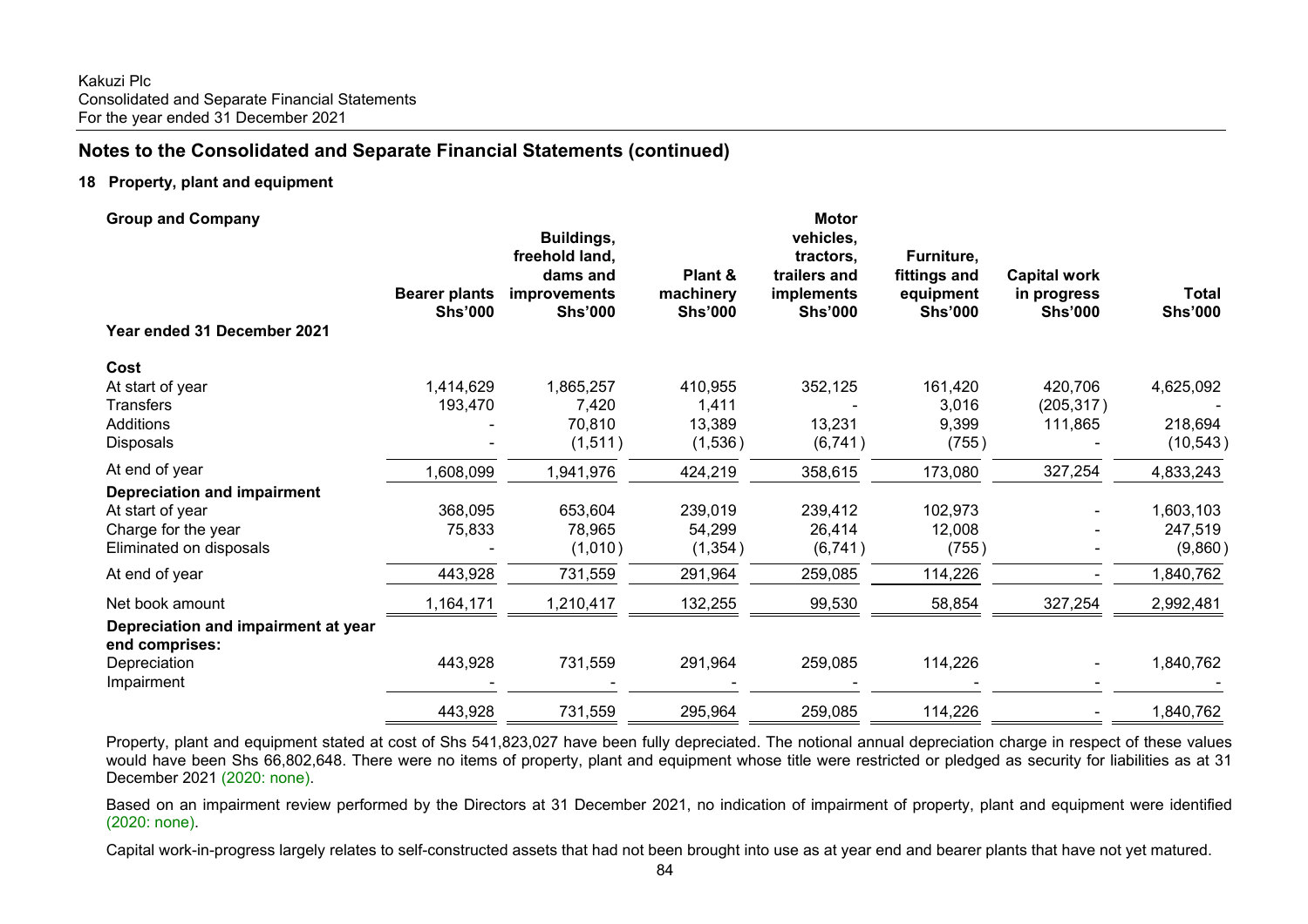Kakuzi Plc
Consolidated and Separate Financial Statements
For the year ended 31 December 2021

## Notes to the Consolidated and Separate Financial Statements (continued)

### 18 Property, plant and equipment

**Group and Company**

| Year ended 31 December 2021 | Bearer plants Shs'000 | Buildings, freehold land, dams and improvements Shs'000 | Plant & machinery Shs'000 | Motor vehicles, tractors, trailers and implements Shs'000 | Furniture, fittings and equipment Shs'000 | Capital work in progress Shs'000 | Total Shs'000 |
|---|---|---|---|---|---|---|---|
| **Cost** | | | | | | | |
| At start of year | 1,414,629 | 1,865,257 | 410,955 | 352,125 | 161,420 | 420,706 | 4,625,092 |
| Transfers | 193,470 | 7,420 | 1,411 | - | 3,016 | (205,317) | - |
| Additions | - | 70,810 | 13,389 | 13,231 | 9,399 | 111,865 | 218,694 |
| Disposals | - | (1,511) | (1,536) | (6,741) | (755) | - | (10,543) |
| At end of year | 1,608,099 | 1,941,976 | 424,219 | 358,615 | 173,080 | 327,254 | 4,833,243 |
| **Depreciation and impairment** | | | | | | | |
| At start of year | 368,095 | 653,604 | 239,019 | 239,412 | 102,973 | - | 1,603,103 |
| Charge for the year | 75,833 | 78,965 | 54,299 | 26,414 | 12,008 | - | 247,519 |
| Eliminated on disposals | - | (1,010) | (1,354) | (6,741) | (755) | - | (9,860) |
| At end of year | 443,928 | 731,559 | 291,964 | 259,085 | 114,226 | - | 1,840,762 |
| Net book amount | 1,164,171 | 1,210,417 | 132,255 | 99,530 | 58,854 | 327,254 | 2,992,481 |
| **Depreciation and impairment at year end comprises:** | | | | | | | |
| Depreciation | 443,928 | 731,559 | 291,964 | 259,085 | 114,226 | - | 1,840,762 |
| Impairment | - | - | - | - | - | - | - |
| | 443,928 | 731,559 | 295,964 | 259,085 | 114,226 | - | 1,840,762 |

Property, plant and equipment stated at cost of Shs 541,823,027 have been fully depreciated. The notional annual depreciation charge in respect of these values would have been Shs 66,802,648. There were no items of property, plant and equipment whose title were restricted or pledged as security for liabilities as at 31 December 2021 (2020: none).

Based on an impairment review performed by the Directors at 31 December 2021, no indication of impairment of property, plant and equipment were identified (2020: none).

Capital work-in-progress largely relates to self-constructed assets that had not been brought into use as at year end and bearer plants that have not yet matured.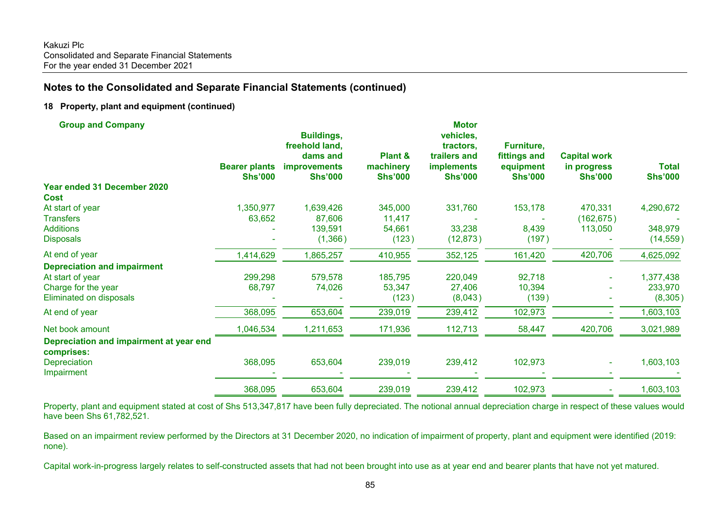## Notes to the Consolidated and Separate Financial Statements (continued)

### 18 Property, plant and equipment (continued)

**Group and Company**

| | Bearer plants Shs'000 | Buildings, freehold land, dams and improvements Shs'000 | Plant & machinery Shs'000 | Motor vehicles, tractors, trailers and implements Shs'000 | Furniture, fittings and equipment Shs'000 | Capital work in progress Shs'000 | Total Shs'000 |
|---|---|---|---|---|---|---|---|
| **Year ended 31 December 2020** | | | | | | | |
| **Cost** | | | | | | | |
| At start of year | 1,350,977 | 1,639,426 | 345,000 | 331,760 | 153,178 | 470,331 | 4,290,672 |
| Transfers | 63,652 | 87,606 | 11,417 | - | - | (162,675) | - |
| Additions | - | 139,591 | 54,661 | 33,238 | 8,439 | 113,050 | 348,979 |
| Disposals | - | (1,366) | (123) | (12,873) | (197) | - | (14,559) |
| At end of year | 1,414,629 | 1,865,257 | 410,955 | 352,125 | 161,420 | 420,706 | 4,625,092 |
| **Depreciation and impairment** | | | | | | | |
| At start of year | 299,298 | 579,578 | 185,795 | 220,049 | 92,718 | - | 1,377,438 |
| Charge for the year | 68,797 | 74,026 | 53,347 | 27,406 | 10,394 | - | 233,970 |
| Eliminated on disposals | - | - | (123) | (8,043) | (139) | - | (8,305) |
| At end of year | 368,095 | 653,604 | 239,019 | 239,412 | 102,973 | - | 1,603,103 |
| Net book amount | 1,046,534 | 1,211,653 | 171,936 | 112,713 | 58,447 | 420,706 | 3,021,989 |
| **Depreciation and impairment at year end comprises:** | | | | | | | |
| Depreciation | 368,095 | 653,604 | 239,019 | 239,412 | 102,973 | - | 1,603,103 |
| Impairment | - | - | - | - | - | - | - |
| | 368,095 | 653,604 | 239,019 | 239,412 | 102,973 | - | 1,603,103 |

Property, plant and equipment stated at cost of Shs 513,347,817 have been fully depreciated. The notional annual depreciation charge in respect of these values would have been Shs 61,782,521.

Based on an impairment review performed by the Directors at 31 December 2020, no indication of impairment of property, plant and equipment were identified (2019: none).

Capital work-in-progress largely relates to self-constructed assets that had not been brought into use as at year end and bearer plants that have not yet matured.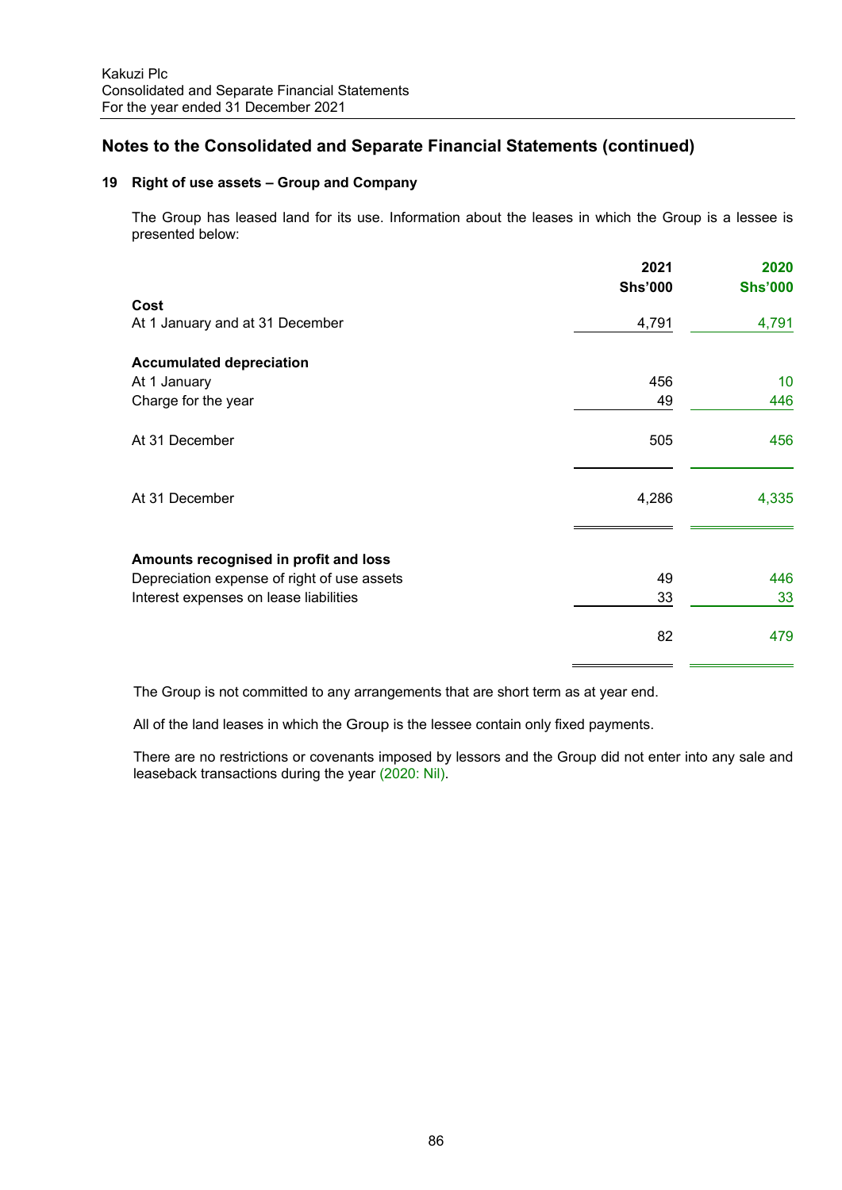## Notes to the Consolidated and Separate Financial Statements (continued)

### 19 Right of use assets – Group and Company

The Group has leased land for its use. Information about the leases in which the Group is a lessee is presented below:

| | 2021<br>Shs'000 | 2020<br>Shs'000 |
|---|---|---|
| **Cost** | | |
| At 1 January and at 31 December | 4,791 | 4,791 |
| **Accumulated depreciation** | | |
| At 1 January | 456 | 10 |
| Charge for the year | 49 | 446 |
| At 31 December | 505 | 456 |
| At 31 December | 4,286 | 4,335 |
| **Amounts recognised in profit and loss** | | |
| Depreciation expense of right of use assets | 49 | 446 |
| Interest expenses on lease liabilities | 33 | 33 |
| | 82 | 479 |

The Group is not committed to any arrangements that are short term as at year end.

All of the land leases in which the Group is the lessee contain only fixed payments.

There are no restrictions or covenants imposed by lessors and the Group did not enter into any sale and leaseback transactions during the year (2020: Nil).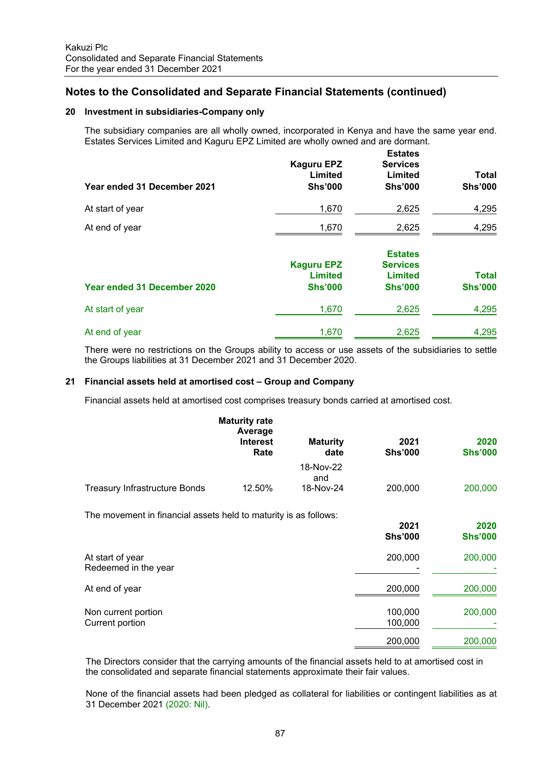## Notes to the Consolidated and Separate Financial Statements (continued)

### 20 Investment in subsidiaries-Company only

The subsidiary companies are all wholly owned, incorporated in Kenya and have the same year end. Estates Services Limited and Kaguru EPZ Limited are wholly owned and are dormant.

| Year ended 31 December 2021 | Kaguru EPZ Limited Shs'000 | Estates Services Limited Shs'000 | Total Shs'000 |
|---|---|---|---|
| At start of year | 1,670 | 2,625 | 4,295 |
| At end of year | 1,670 | 2,625 | 4,295 |

| Year ended 31 December 2020 | Kaguru EPZ Limited Shs'000 | Estates Services Limited Shs'000 | Total Shs'000 |
|---|---|---|---|
| At start of year | 1,670 | 2,625 | 4,295 |
| At end of year | 1,670 | 2,625 | 4,295 |

There were no restrictions on the Groups ability to access or use assets of the subsidiaries to settle the Groups liabilities at 31 December 2021 and 31 December 2020.

### 21 Financial assets held at amortised cost – Group and Company

Financial assets held at amortised cost comprises treasury bonds carried at amortised cost.

| | Maturity rate Average Interest Rate | Maturity date | 2021 Shs'000 | 2020 Shs'000 |
|---|---|---|---|---|
| Treasury Infrastructure Bonds | 12.50% | 18-Nov-22 and 18-Nov-24 | 200,000 | 200,000 |

The movement in financial assets held to maturity is as follows:

| | 2021 Shs'000 | 2020 Shs'000 |
|---|---|---|
| At start of year | 200,000 | 200,000 |
| Redeemed in the year | - | - |
| At end of year | 200,000 | 200,000 |
| Non current portion | 100,000 | 200,000 |
| Current portion | 100,000 | - |
| | 200,000 | 200,000 |

The Directors consider that the carrying amounts of the financial assets held to at amortised cost in the consolidated and separate financial statements approximate their fair values.

None of the financial assets had been pledged as collateral for liabilities or contingent liabilities as at 31 December 2021 (2020: Nil).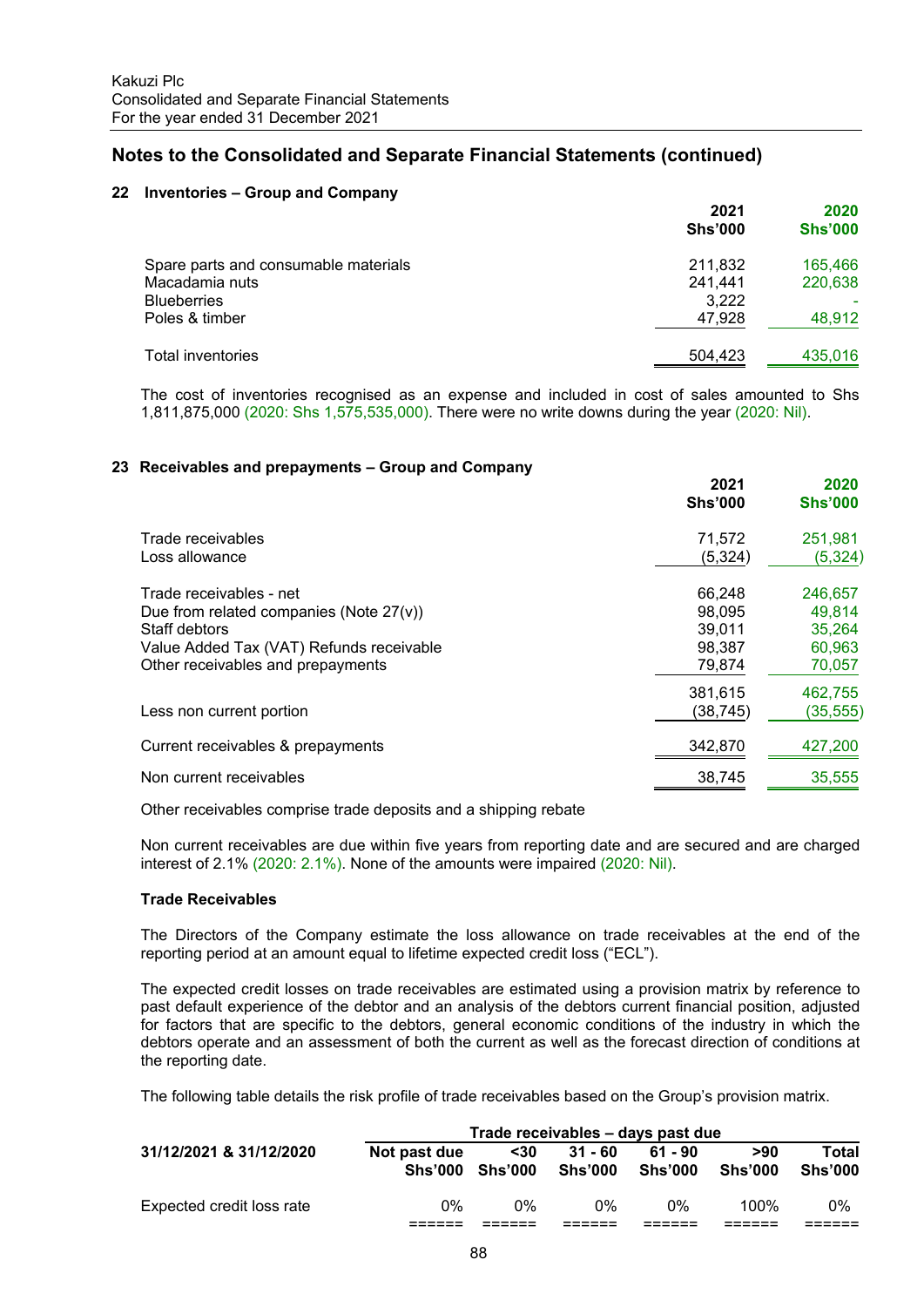## Notes to the Consolidated and Separate Financial Statements (continued)

### 22 Inventories – Group and Company

| | 2021 Shs'000 | 2020 Shs'000 |
|---|---|---|
| Spare parts and consumable materials | 211,832 | 165,466 |
| Macadamia nuts | 241,441 | 220,638 |
| Blueberries | 3,222 | - |
| Poles & timber | 47,928 | 48,912 |
| Total inventories | 504,423 | 435,016 |

The cost of inventories recognised as an expense and included in cost of sales amounted to Shs 1,811,875,000 (2020: Shs 1,575,535,000). There were no write downs during the year (2020: Nil).

### 23 Receivables and prepayments – Group and Company

| | 2021 Shs'000 | 2020 Shs'000 |
|---|---|---|
| Trade receivables | 71,572 | 251,981 |
| Loss allowance | (5,324) | (5,324) |
| Trade receivables - net | 66,248 | 246,657 |
| Due from related companies (Note 27(v)) | 98,095 | 49,814 |
| Staff debtors | 39,011 | 35,264 |
| Value Added Tax (VAT) Refunds receivable | 98,387 | 60,963 |
| Other receivables and prepayments | 79,874 | 70,057 |
| | 381,615 | 462,755 |
| Less non current portion | (38,745) | (35,555) |
| Current receivables & prepayments | 342,870 | 427,200 |
| Non current receivables | 38,745 | 35,555 |

Other receivables comprise trade deposits and a shipping rebate

Non current receivables are due within five years from reporting date and are secured and are charged interest of 2.1% (2020: 2.1%). None of the amounts were impaired (2020: Nil).

**Trade Receivables**

The Directors of the Company estimate the loss allowance on trade receivables at the end of the reporting period at an amount equal to lifetime expected credit loss ("ECL").

The expected credit losses on trade receivables are estimated using a provision matrix by reference to past default experience of the debtor and an analysis of the debtors current financial position, adjusted for factors that are specific to the debtors, general economic conditions of the industry in which the debtors operate and an assessment of both the current as well as the forecast direction of conditions at the reporting date.

The following table details the risk profile of trade receivables based on the Group's provision matrix.

| | Trade receivables – days past due | | | | | |
|---|---|---|---|---|---|---|
| **31/12/2021 & 31/12/2020** | **Not past due Shs'000** | **<30 Shs'000** | **31 - 60 Shs'000** | **61 - 90 Shs'000** | **>90 Shs'000** | **Total Shs'000** |
| Expected credit loss rate | 0% | 0% | 0% | 0% | 100% | 0% |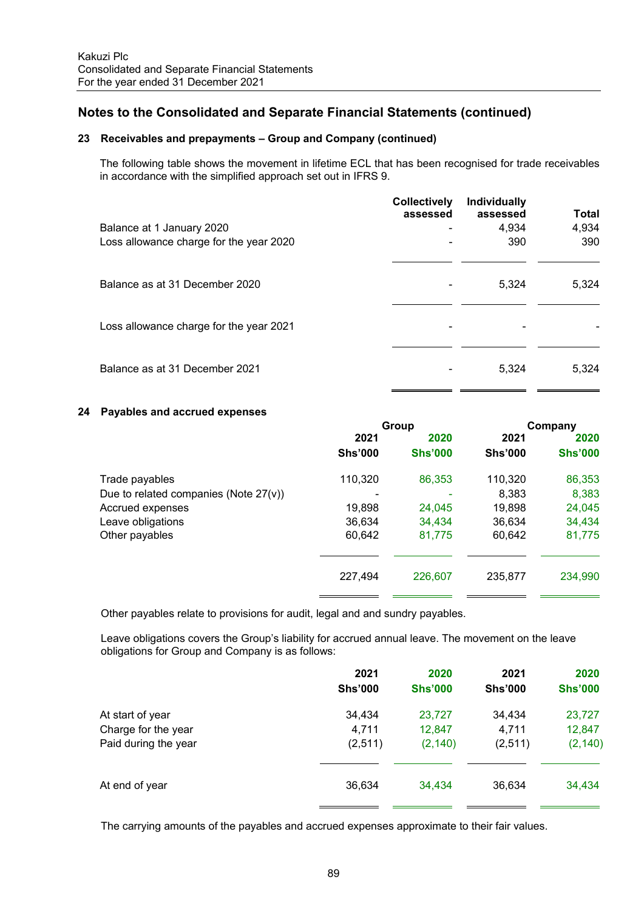## Notes to the Consolidated and Separate Financial Statements (continued)

### 23 Receivables and prepayments – Group and Company (continued)

The following table shows the movement in lifetime ECL that has been recognised for trade receivables in accordance with the simplified approach set out in IFRS 9.

| | Collectively assessed | Individually assessed | Total |
|---|---|---|---|
| Balance at 1 January 2020 | - | 4,934 | 4,934 |
| Loss allowance charge for the year 2020 | - | 390 | 390 |
| Balance as at 31 December 2020 | - | 5,324 | 5,324 |
| Loss allowance charge for the year 2021 | - | - | - |
| Balance as at 31 December 2021 | - | 5,324 | 5,324 |

### 24 Payables and accrued expenses

| | Group | | Company | |
|---|---|---|---|---|
| | 2021 | 2020 | 2021 | 2020 |
| | Shs'000 | Shs'000 | Shs'000 | Shs'000 |
| Trade payables | 110,320 | 86,353 | 110,320 | 86,353 |
| Due to related companies (Note 27(v)) | - | - | 8,383 | 8,383 |
| Accrued expenses | 19,898 | 24,045 | 19,898 | 24,045 |
| Leave obligations | 36,634 | 34,434 | 36,634 | 34,434 |
| Other payables | 60,642 | 81,775 | 60,642 | 81,775 |
| | 227,494 | 226,607 | 235,877 | 234,990 |

Other payables relate to provisions for audit, legal and and sundry payables.

Leave obligations covers the Group's liability for accrued annual leave. The movement on the leave obligations for Group and Company is as follows:

| | 2021 | 2020 | 2021 | 2020 |
|---|---|---|---|---|
| | Shs'000 | Shs'000 | Shs'000 | Shs'000 |
| At start of year | 34,434 | 23,727 | 34,434 | 23,727 |
| Charge for the year | 4,711 | 12,847 | 4,711 | 12,847 |
| Paid during the year | (2,511) | (2,140) | (2,511) | (2,140) |
| At end of year | 36,634 | 34,434 | 36,634 | 34,434 |

The carrying amounts of the payables and accrued expenses approximate to their fair values.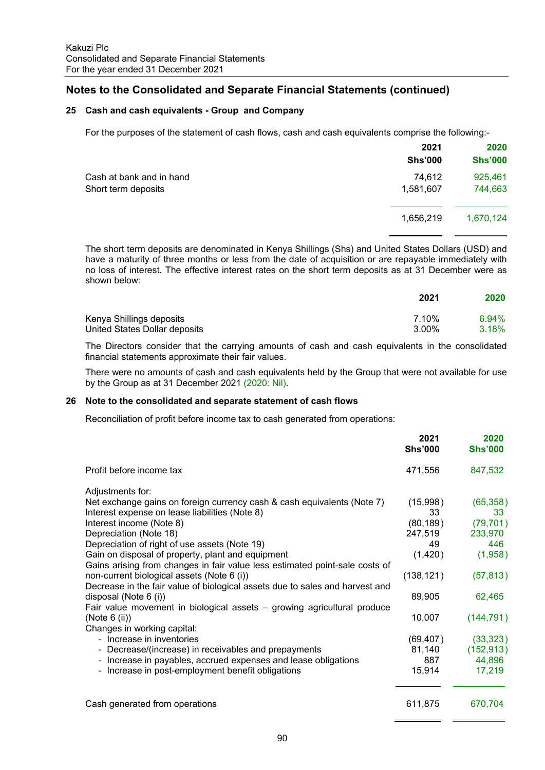## Notes to the Consolidated and Separate Financial Statements (continued)

### 25 Cash and cash equivalents - Group and Company

For the purposes of the statement of cash flows, cash and cash equivalents comprise the following:-

| | 2021 Shs'000 | 2020 Shs'000 |
|---|---|---|
| Cash at bank and in hand | 74,612 | 925,461 |
| Short term deposits | 1,581,607 | 744,663 |
| | 1,656,219 | 1,670,124 |

The short term deposits are denominated in Kenya Shillings (Shs) and United States Dollars (USD) and have a maturity of three months or less from the date of acquisition or are repayable immediately with no loss of interest. The effective interest rates on the short term deposits as at 31 December were as shown below:

| | 2021 | 2020 |
|---|---|---|
| Kenya Shillings deposits | 7.10% | 6.94% |
| United States Dollar deposits | 3.00% | 3.18% |

The Directors consider that the carrying amounts of cash and cash equivalents in the consolidated financial statements approximate their fair values.

There were no amounts of cash and cash equivalents held by the Group that were not available for use by the Group as at 31 December 2021 (2020: Nil).

### 26 Note to the consolidated and separate statement of cash flows

Reconciliation of profit before income tax to cash generated from operations:

| | 2021 Shs'000 | 2020 Shs'000 |
|---|---|---|
| Profit before income tax | 471,556 | 847,532 |
| Adjustments for: | | |
| Net exchange gains on foreign currency cash & cash equivalents (Note 7) | (15,998) | (65,358) |
| Interest expense on lease liabilities (Note 8) | 33 | 33 |
| Interest income (Note 8) | (80,189) | (79,701) |
| Depreciation (Note 18) | 247,519 | 233,970 |
| Depreciation of right of use assets (Note 19) | 49 | 446 |
| Gain on disposal of property, plant and equipment | (1,420) | (1,958) |
| Gains arising from changes in fair value less estimated point-sale costs of non-current biological assets (Note 6 (i)) | (138,121) | (57,813) |
| Decrease in the fair value of biological assets due to sales and harvest and disposal (Note 6 (i)) | 89,905 | 62,465 |
| Fair value movement in biological assets – growing agricultural produce (Note 6 (ii)) | 10,007 | (144,791) |
| Changes in working capital: | | |
| - Increase in inventories | (69,407) | (33,323) |
| - Decrease/(increase) in receivables and prepayments | 81,140 | (152,913) |
| - Increase in payables, accrued expenses and lease obligations | 887 | 44,896 |
| - Increase in post-employment benefit obligations | 15,914 | 17,219 |
| Cash generated from operations | 611,875 | 670,704 |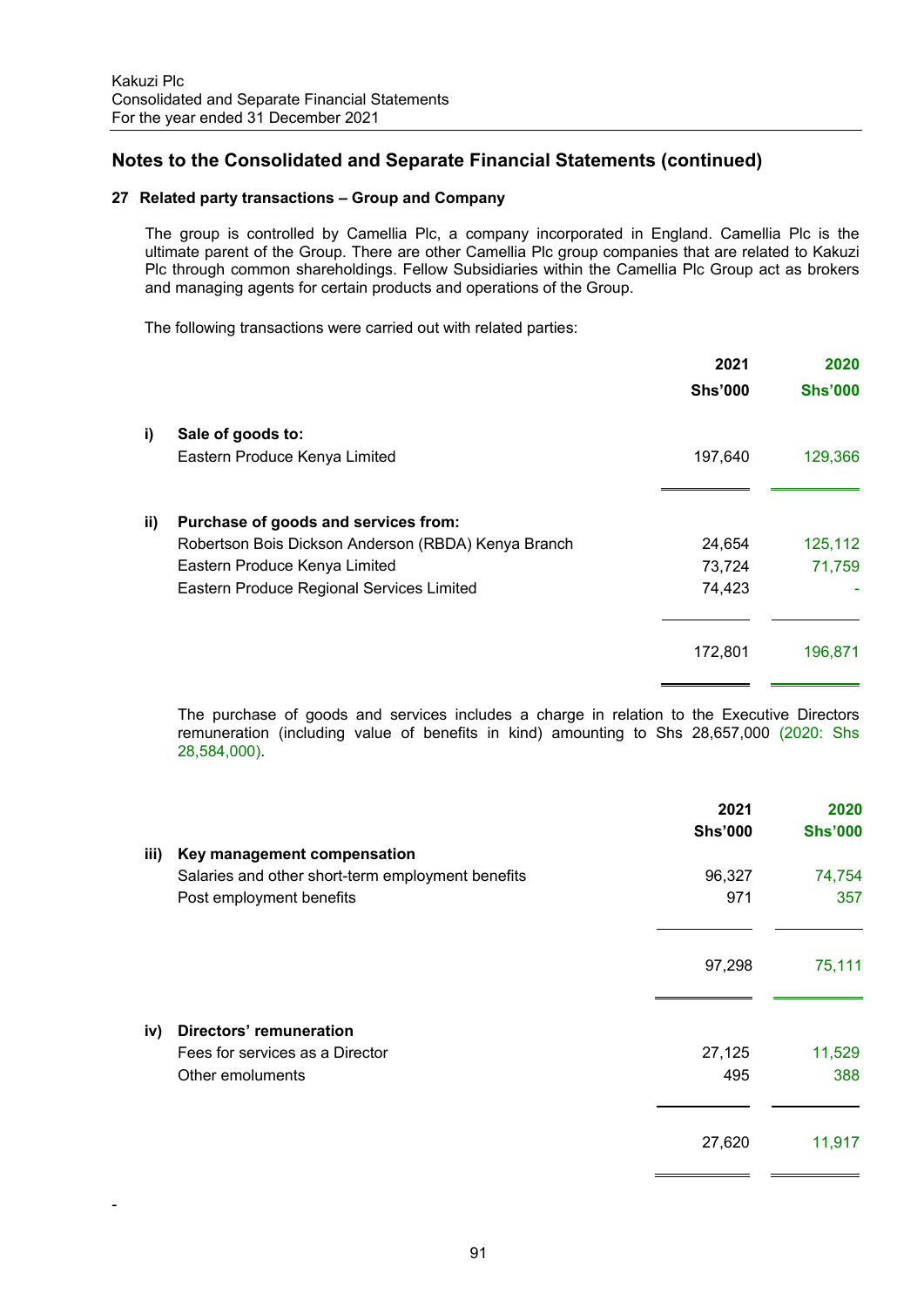## Notes to the Consolidated and Separate Financial Statements (continued)

### 27 Related party transactions – Group and Company

The group is controlled by Camellia Plc, a company incorporated in England. Camellia Plc is the ultimate parent of the Group. There are other Camellia Plc group companies that are related to Kakuzi Plc through common shareholdings. Fellow Subsidiaries within the Camellia Plc Group act as brokers and managing agents for certain products and operations of the Group.

The following transactions were carried out with related parties:

| | | 2021 | 2020 |
|---|---|---|---|
| | | **Shs'000** | **Shs'000** |
| **i)** | **Sale of goods to:** | | |
| | Eastern Produce Kenya Limited | 197,640 | 129,366 |
| **ii)** | **Purchase of goods and services from:** | | |
| | Robertson Bois Dickson Anderson (RBDA) Kenya Branch | 24,654 | 125,112 |
| | Eastern Produce Kenya Limited | 73,724 | 71,759 |
| | Eastern Produce Regional Services Limited | 74,423 | - |
| | | 172,801 | 196,871 |

The purchase of goods and services includes a charge in relation to the Executive Directors remuneration (including value of benefits in kind) amounting to Shs 28,657,000 (2020: Shs 28,584,000).

| | | 2021 | 2020 |
|---|---|---|---|
| | | **Shs'000** | **Shs'000** |
| **iii)** | **Key management compensation** | | |
| | Salaries and other short-term employment benefits | 96,327 | 74,754 |
| | Post employment benefits | 971 | 357 |
| | | 97,298 | 75,111 |
| **iv)** | **Directors' remuneration** | | |
| | Fees for services as a Director | 27,125 | 11,529 |
| | Other emoluments | 495 | 388 |
| | | 27,620 | 11,917 |

-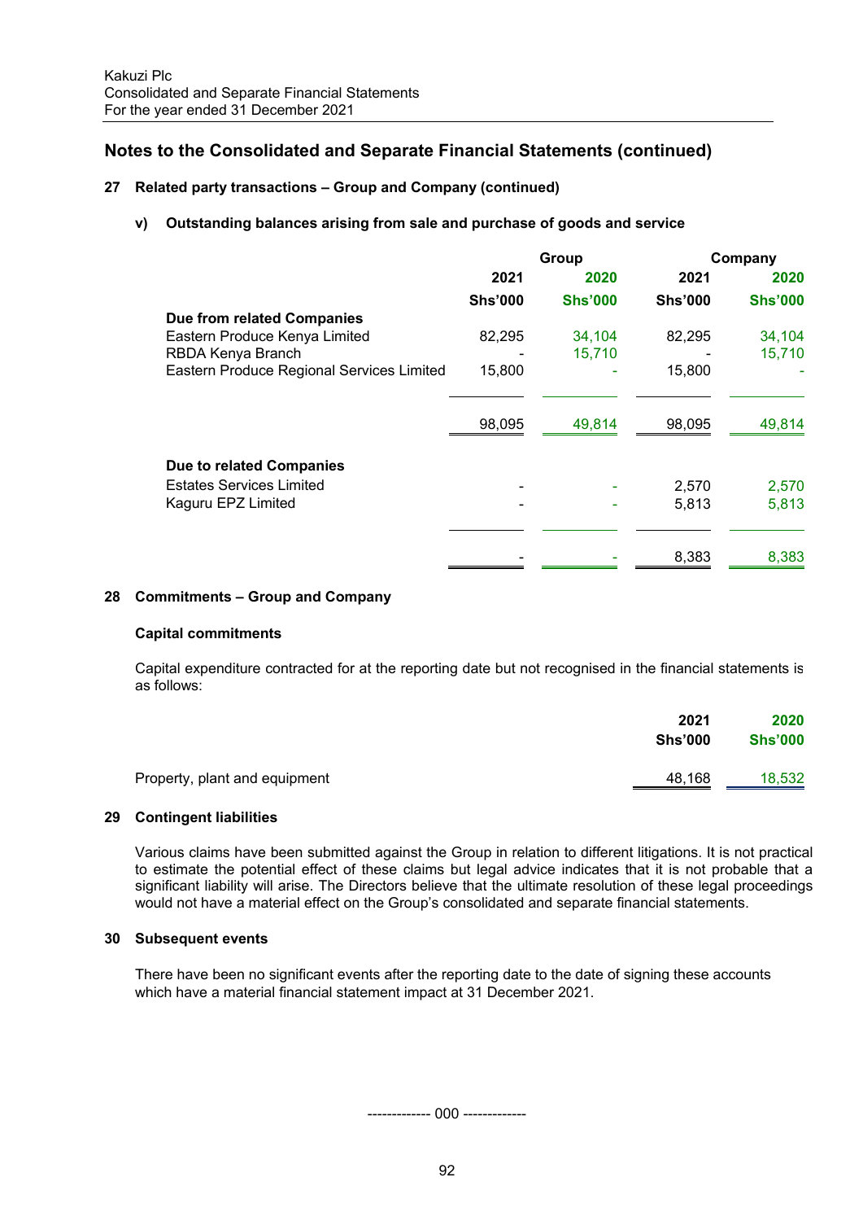## Notes to the Consolidated and Separate Financial Statements (continued)

### 27 Related party transactions – Group and Company (continued)

#### v) Outstanding balances arising from sale and purchase of goods and service

| | Group | | Company | |
|---|---|---|---|---|
| | 2021 | 2020 | 2021 | 2020 |
| | Shs'000 | Shs'000 | Shs'000 | Shs'000 |
| **Due from related Companies** | | | | |
| Eastern Produce Kenya Limited | 82,295 | 34,104 | 82,295 | 34,104 |
| RBDA Kenya Branch | - | 15,710 | - | 15,710 |
| Eastern Produce Regional Services Limited | 15,800 | - | 15,800 | - |
| | 98,095 | 49,814 | 98,095 | 49,814 |
| **Due to related Companies** | | | | |
| Estates Services Limited | - | - | 2,570 | 2,570 |
| Kaguru EPZ Limited | - | - | 5,813 | 5,813 |
| | - | - | 8,383 | 8,383 |

### 28 Commitments – Group and Company

**Capital commitments**

Capital expenditure contracted for at the reporting date but not recognised in the financial statements is as follows:

| | 2021 | 2020 |
|---|---|---|
| | Shs'000 | Shs'000 |
| Property, plant and equipment | 48,168 | 18,532 |

### 29 Contingent liabilities

Various claims have been submitted against the Group in relation to different litigations. It is not practical to estimate the potential effect of these claims but legal advice indicates that it is not probable that a significant liability will arise. The Directors believe that the ultimate resolution of these legal proceedings would not have a material effect on the Group's consolidated and separate financial statements.

### 30 Subsequent events

There have been no significant events after the reporting date to the date of signing these accounts which have a material financial statement impact at 31 December 2021.

------------- 000 -------------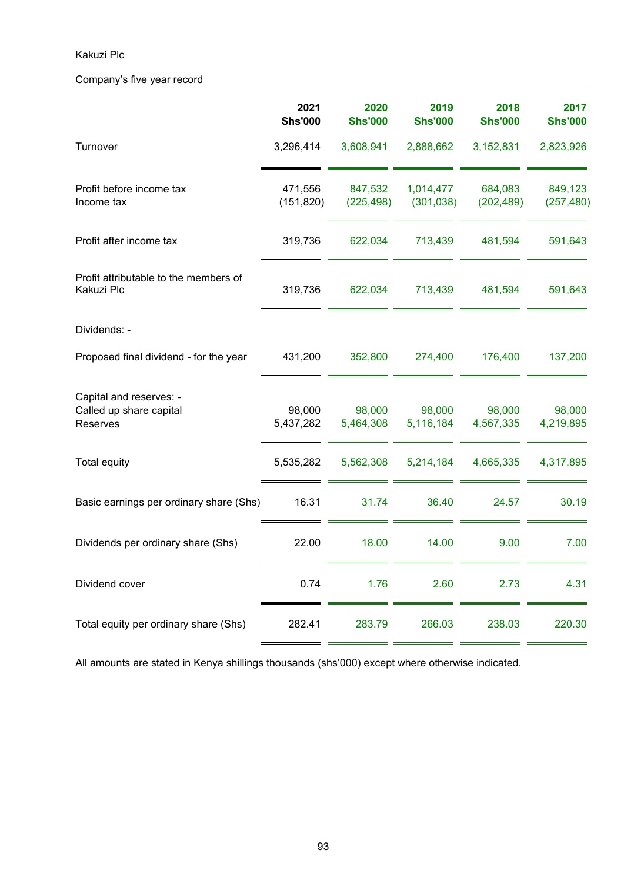Kakuzi Plc

Company's five year record

| | 2021 Shs'000 | 2020 Shs'000 | 2019 Shs'000 | 2018 Shs'000 | 2017 Shs'000 |
|---|---|---|---|---|---|
| Turnover | 3,296,414 | 3,608,941 | 2,888,662 | 3,152,831 | 2,823,926 |
| Profit before income tax | 471,556 | 847,532 | 1,014,477 | 684,083 | 849,123 |
| Income tax | (151,820) | (225,498) | (301,038) | (202,489) | (257,480) |
| Profit after income tax | 319,736 | 622,034 | 713,439 | 481,594 | 591,643 |
| Profit attributable to the members of Kakuzi Plc | 319,736 | 622,034 | 713,439 | 481,594 | 591,643 |
| Dividends: - | | | | | |
| Proposed final dividend - for the year | 431,200 | 352,800 | 274,400 | 176,400 | 137,200 |
| Capital and reserves: - | | | | | |
| Called up share capital | 98,000 | 98,000 | 98,000 | 98,000 | 98,000 |
| Reserves | 5,437,282 | 5,464,308 | 5,116,184 | 4,567,335 | 4,219,895 |
| Total equity | 5,535,282 | 5,562,308 | 5,214,184 | 4,665,335 | 4,317,895 |
| Basic earnings per ordinary share (Shs) | 16.31 | 31.74 | 36.40 | 24.57 | 30.19 |
| Dividends per ordinary share (Shs) | 22.00 | 18.00 | 14.00 | 9.00 | 7.00 |
| Dividend cover | 0.74 | 1.76 | 2.60 | 2.73 | 4.31 |
| Total equity per ordinary share (Shs) | 282.41 | 283.79 | 266.03 | 238.03 | 220.30 |

All amounts are stated in Kenya shillings thousands (shs'000) except where otherwise indicated.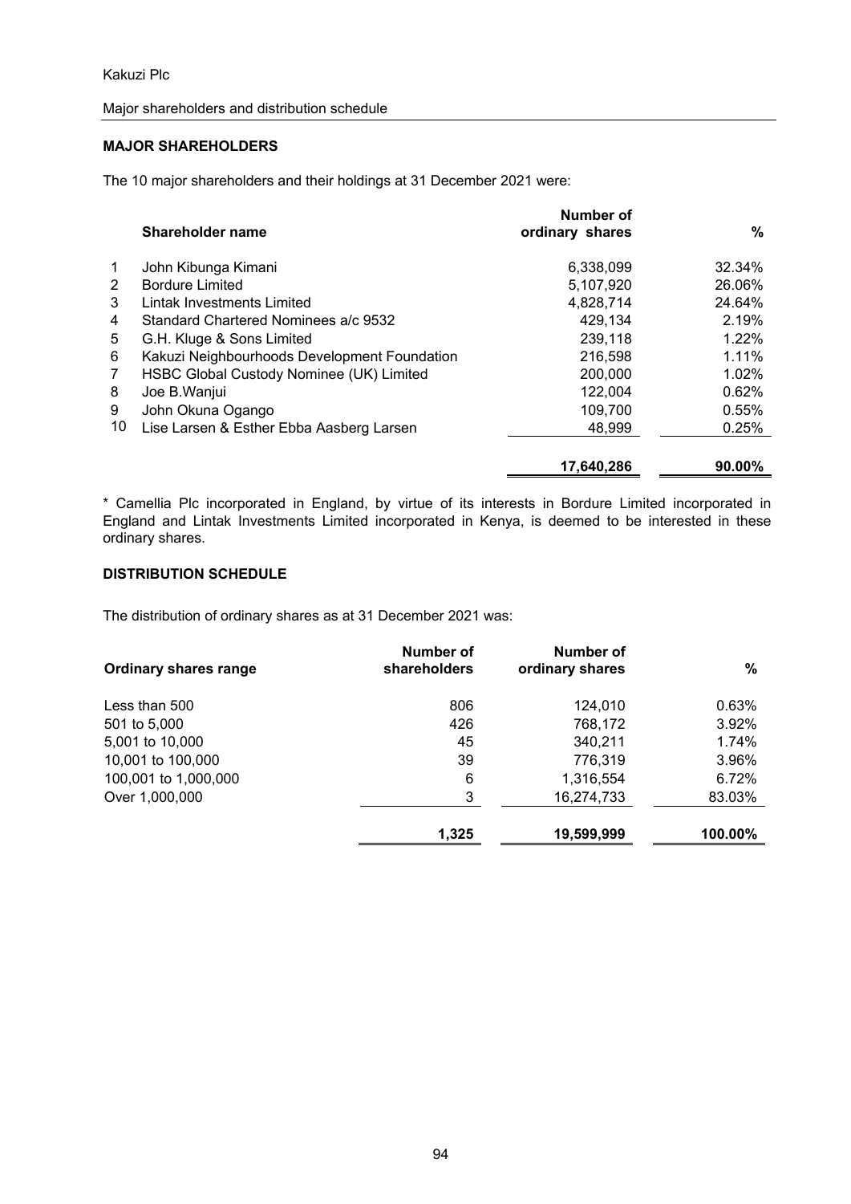Kakuzi Plc

Major shareholders and distribution schedule

## MAJOR SHAREHOLDERS

The 10 major shareholders and their holdings at 31 December 2021 were:

| | Shareholder name | Number of ordinary shares | % |
|---|---|---|---|
| 1 | John Kibunga Kimani | 6,338,099 | 32.34% |
| 2 | Bordure Limited | 5,107,920 | 26.06% |
| 3 | Lintak Investments Limited | 4,828,714 | 24.64% |
| 4 | Standard Chartered Nominees a/c 9532 | 429,134 | 2.19% |
| 5 | G.H. Kluge & Sons Limited | 239,118 | 1.22% |
| 6 | Kakuzi Neighbourhoods Development Foundation | 216,598 | 1.11% |
| 7 | HSBC Global Custody Nominee (UK) Limited | 200,000 | 1.02% |
| 8 | Joe B.Wanjui | 122,004 | 0.62% |
| 9 | John Okuna Ogango | 109,700 | 0.55% |
| 10 | Lise Larsen & Esther Ebba Aasberg Larsen | 48,999 | 0.25% |
| | | **17,640,286** | **90.00%** |

* Camellia Plc incorporated in England, by virtue of its interests in Bordure Limited incorporated in England and Lintak Investments Limited incorporated in Kenya, is deemed to be interested in these ordinary shares.

## DISTRIBUTION SCHEDULE

The distribution of ordinary shares as at 31 December 2021 was:

| Ordinary shares range | Number of shareholders | Number of ordinary shares | % |
|---|---|---|---|
| Less than 500 | 806 | 124,010 | 0.63% |
| 501 to 5,000 | 426 | 768,172 | 3.92% |
| 5,001 to 10,000 | 45 | 340,211 | 1.74% |
| 10,001 to 100,000 | 39 | 776,319 | 3.96% |
| 100,001 to 1,000,000 | 6 | 1,316,554 | 6.72% |
| Over 1,000,000 | 3 | 16,274,733 | 83.03% |
| | **1,325** | **19,599,999** | **100.00%** |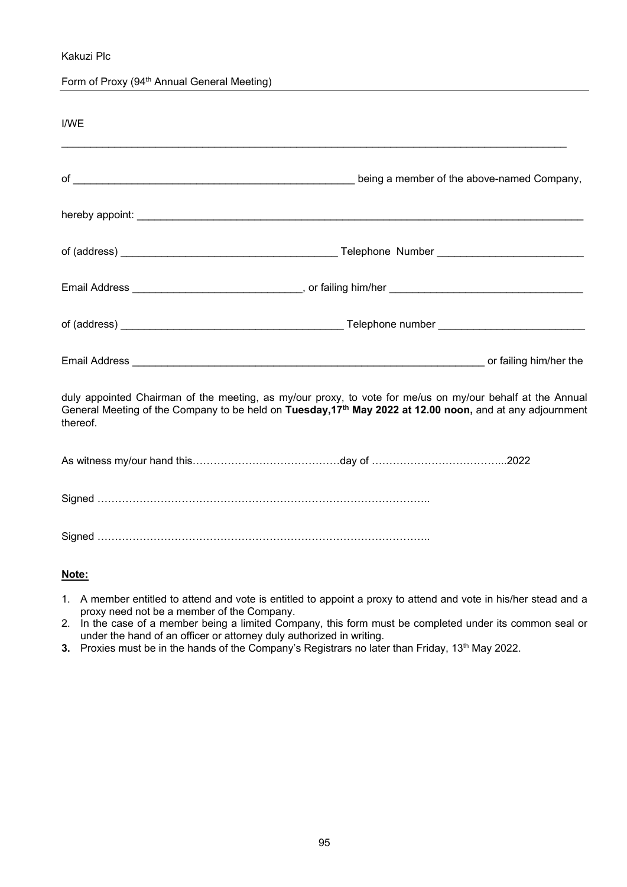Kakuzi Plc

Form of Proxy (94th Annual General Meeting)

I/WE

_______________________________________________________________________________________

of _______________________________________________ being a member of the above-named Company,

hereby appoint: ___________________________________________________________________________

of (address) ___________________________________ Telephone Number ________________________

Email Address ____________________________, or failing him/her ________________________________

of (address) _____________________________________ Telephone number ________________________

Email Address ___________________________________________________________ or failing him/her the

duly appointed Chairman of the meeting, as my/our proxy, to vote for me/us on my/our behalf at the Annual General Meeting of the Company to be held on **Tuesday,17th May 2022 at 12.00 noon,** and at any adjournment thereof.

As witness my/our hand this……………………………………day of ………………………………..2022

Signed ……………………………………………………………………………………..

Signed ……………………………………………………………………………………..

**Note:**

1. A member entitled to attend and vote is entitled to appoint a proxy to attend and vote in his/her stead and a proxy need not be a member of the Company.
2. In the case of a member being a limited Company, this form must be completed under its common seal or under the hand of an officer or attorney duly authorized in writing.
3. Proxies must be in the hands of the Company's Registrars no later than Friday, 13th May 2022.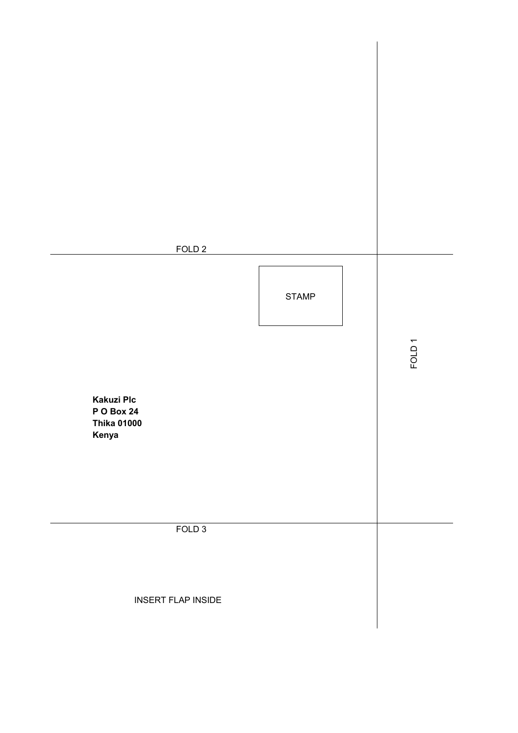FOLD 2

STAMP

FOLD 1

**Kakuzi Plc**
**P O Box 24**
**Thika 01000**
**Kenya**

FOLD 3

INSERT FLAP INSIDE